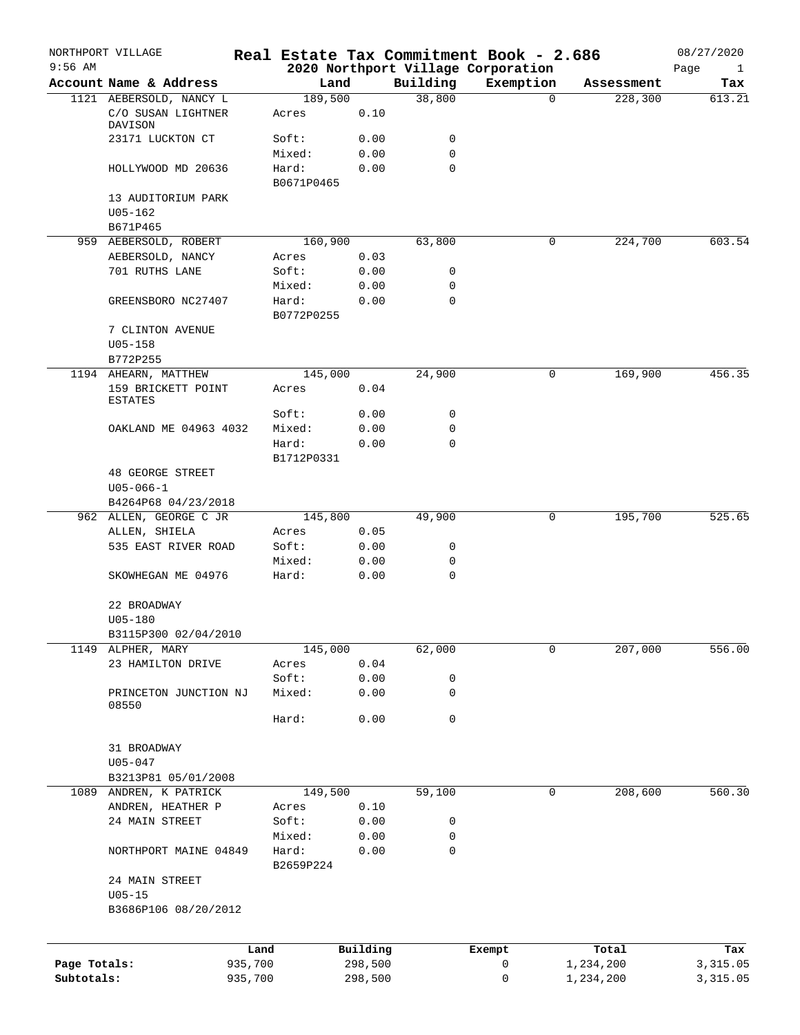NORTHPORT VILLAGE — 9:56 AM

# Real Estate Tax Commitment Book - 2.686

## 2020 Northport Village Corporation

08/27/2020 — Page 1

| Account | Name & Address | Land | | Building | Exemption | Assessment | Tax |
|---|---|---|---|---|---|---|---|
| 1121 | AEBERSOLD, NANCY L | 189,500 | | 38,800 | 0 | 228,300 | 613.21 |
| | C/O SUSAN LIGHTNER DAVISON | Acres | 0.10 | | | | |
| | 23171 LUCKTON CT | Soft: | 0.00 | 0 | | | |
| | | Mixed: | 0.00 | 0 | | | |
| | HOLLYWOOD MD 20636 | Hard: | 0.00 | 0 | | | |
| | | B0671P0465 | | | | | |
| | 13 AUDITORIUM PARK | | | | | | |
| | U05-162 | | | | | | |
| | B671P465 | | | | | | |
| 959 | AEBERSOLD, ROBERT | 160,900 | | 63,800 | 0 | 224,700 | 603.54 |
| | AEBERSOLD, NANCY | Acres | 0.03 | | | | |
| | 701 RUTHS LANE | Soft: | 0.00 | 0 | | | |
| | | Mixed: | 0.00 | 0 | | | |
| | GREENSBORO NC27407 | Hard: | 0.00 | 0 | | | |
| | | B0772P0255 | | | | | |
| | 7 CLINTON AVENUE | | | | | | |
| | U05-158 | | | | | | |
| | B772P255 | | | | | | |
| 1194 | AHEARN, MATTHEW | 145,000 | | 24,900 | 0 | 169,900 | 456.35 |
| | 159 BRICKETT POINT ESTATES | Acres | 0.04 | | | | |
| | | Soft: | 0.00 | 0 | | | |
| | OAKLAND ME 04963 4032 | Mixed: | 0.00 | 0 | | | |
| | | Hard: | 0.00 | 0 | | | |
| | | B1712P0331 | | | | | |
| | 48 GEORGE STREET | | | | | | |
| | U05-066-1 | | | | | | |
| | B4264P68 04/23/2018 | | | | | | |
| 962 | ALLEN, GEORGE C JR | 145,800 | | 49,900 | 0 | 195,700 | 525.65 |
| | ALLEN, SHIELA | Acres | 0.05 | | | | |
| | 535 EAST RIVER ROAD | Soft: | 0.00 | 0 | | | |
| | | Mixed: | 0.00 | 0 | | | |
| | SKOWHEGAN ME 04976 | Hard: | 0.00 | 0 | | | |
| | 22 BROADWAY | | | | | | |
| | U05-180 | | | | | | |
| | B3115P300 02/04/2010 | | | | | | |
| 1149 | ALPHER, MARY | 145,000 | | 62,000 | 0 | 207,000 | 556.00 |
| | 23 HAMILTON DRIVE | Acres | 0.04 | | | | |
| | | Soft: | 0.00 | 0 | | | |
| | PRINCETON JUNCTION NJ 08550 | Mixed: | 0.00 | 0 | | | |
| | | Hard: | 0.00 | 0 | | | |
| | 31 BROADWAY | | | | | | |
| | U05-047 | | | | | | |
| | B3213P81 05/01/2008 | | | | | | |
| 1089 | ANDREN, K PATRICK | 149,500 | | 59,100 | 0 | 208,600 | 560.30 |
| | ANDREN, HEATHER P | Acres | 0.10 | | | | |
| | 24 MAIN STREET | Soft: | 0.00 | 0 | | | |
| | | Mixed: | 0.00 | 0 | | | |
| | NORTHPORT MAINE 04849 | Hard: | 0.00 | 0 | | | |
| | | B2659P224 | | | | | |
| | 24 MAIN STREET | | | | | | |
| | U05-15 | | | | | | |
| | B3686P106 08/20/2012 | | | | | | |

| | Land | Building | Exempt | Total | Tax |
|---|---|---|---|---|---|
| Page Totals: | 935,700 | 298,500 | 0 | 1,234,200 | 3,315.05 |
| Subtotals: | 935,700 | 298,500 | 0 | 1,234,200 | 3,315.05 |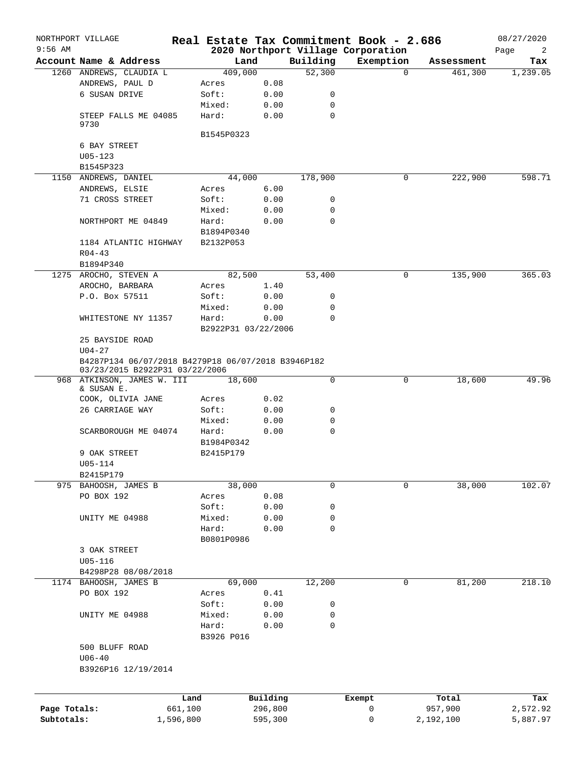NORTHPORT VILLAGE 9:56 AM

# Real Estate Tax Commitment Book - 2.686

## 2020 Northport Village Corporation

08/27/2020

| Account | Name & Address | Land | | Building | Exemption | Assessment | Tax |
|---|---|---|---|---|---|---|---|
| 1260 | ANDREWS, CLAUDIA L | 409,000 | | 52,300 | 0 | 461,300 | 1,239.05 |
| | ANDREWS, PAUL D | Acres | 0.08 | | | | |
| | 6 SUSAN DRIVE | Soft: | 0.00 | 0 | | | |
| | | Mixed: | 0.00 | 0 | | | |
| | STEEP FALLS ME 04085 9730 | Hard: | 0.00 | 0 | | | |
| | | B1545P0323 | | | | | |
| | 6 BAY STREET | | | | | | |
| | U05-123 | | | | | | |
| | B1545P323 | | | | | | |
| 1150 | ANDREWS, DANIEL | 44,000 | | 178,900 | 0 | 222,900 | 598.71 |
| | ANDREWS, ELSIE | Acres | 6.00 | | | | |
| | 71 CROSS STREET | Soft: | 0.00 | 0 | | | |
| | | Mixed: | 0.00 | 0 | | | |
| | NORTHPORT ME 04849 | Hard: | 0.00 | 0 | | | |
| | | B1894P0340 | | | | | |
| | 1184 ATLANTIC HIGHWAY | B2132P053 | | | | | |
| | R04-43 | | | | | | |
| | B1894P340 | | | | | | |
| 1275 | AROCHO, STEVEN A | 82,500 | | 53,400 | 0 | 135,900 | 365.03 |
| | AROCHO, BARBARA | Acres | 1.40 | | | | |
| | P.O. Box 57511 | Soft: | 0.00 | 0 | | | |
| | | Mixed: | 0.00 | 0 | | | |
| | WHITESTONE NY 11357 | Hard: | 0.00 | 0 | | | |
| | | B2922P31 03/22/2006 | | | | | |
| | 25 BAYSIDE ROAD | | | | | | |
| | U04-27 | | | | | | |
| | B4287P134 06/07/2018 B4279P18 06/07/2018 B3946P182 03/23/2015 B2922P31 03/22/2006 | | | | | | |
| 968 | ATKINSON, JAMES W. III & SUSAN E. | 18,600 | | 0 | 0 | 18,600 | 49.96 |
| | COOK, OLIVIA JANE | Acres | 0.02 | | | | |
| | 26 CARRIAGE WAY | Soft: | 0.00 | 0 | | | |
| | | Mixed: | 0.00 | 0 | | | |
| | SCARBOROUGH ME 04074 | Hard: | 0.00 | 0 | | | |
| | | B1984P0342 | | | | | |
| | 9 OAK STREET | B2415P179 | | | | | |
| | U05-114 | | | | | | |
| | B2415P179 | | | | | | |
| 975 | BAHOOSH, JAMES B | 38,000 | | 0 | 0 | 38,000 | 102.07 |
| | PO BOX 192 | Acres | 0.08 | | | | |
| | | Soft: | 0.00 | 0 | | | |
| | UNITY ME 04988 | Mixed: | 0.00 | 0 | | | |
| | | Hard: | 0.00 | 0 | | | |
| | | B0801P0986 | | | | | |
| | 3 OAK STREET | | | | | | |
| | U05-116 | | | | | | |
| | B4298P28 08/08/2018 | | | | | | |
| 1174 | BAHOOSH, JAMES B | 69,000 | | 12,200 | 0 | 81,200 | 218.10 |
| | PO BOX 192 | Acres | 0.41 | | | | |
| | | Soft: | 0.00 | 0 | | | |
| | UNITY ME 04988 | Mixed: | 0.00 | 0 | | | |
| | | Hard: | 0.00 | 0 | | | |
| | | B3926 P016 | | | | | |
| | 500 BLUFF ROAD | | | | | | |
| | U06-40 | | | | | | |
| | B3926P16 12/19/2014 | | | | | | |

| | Land | Building | Exempt | Total | Tax |
|---|---|---|---|---|---|
| Page Totals: | 661,100 | 296,800 | 0 | 957,900 | 2,572.92 |
| Subtotals: | 1,596,800 | 595,300 | 0 | 2,192,100 | 5,887.97 |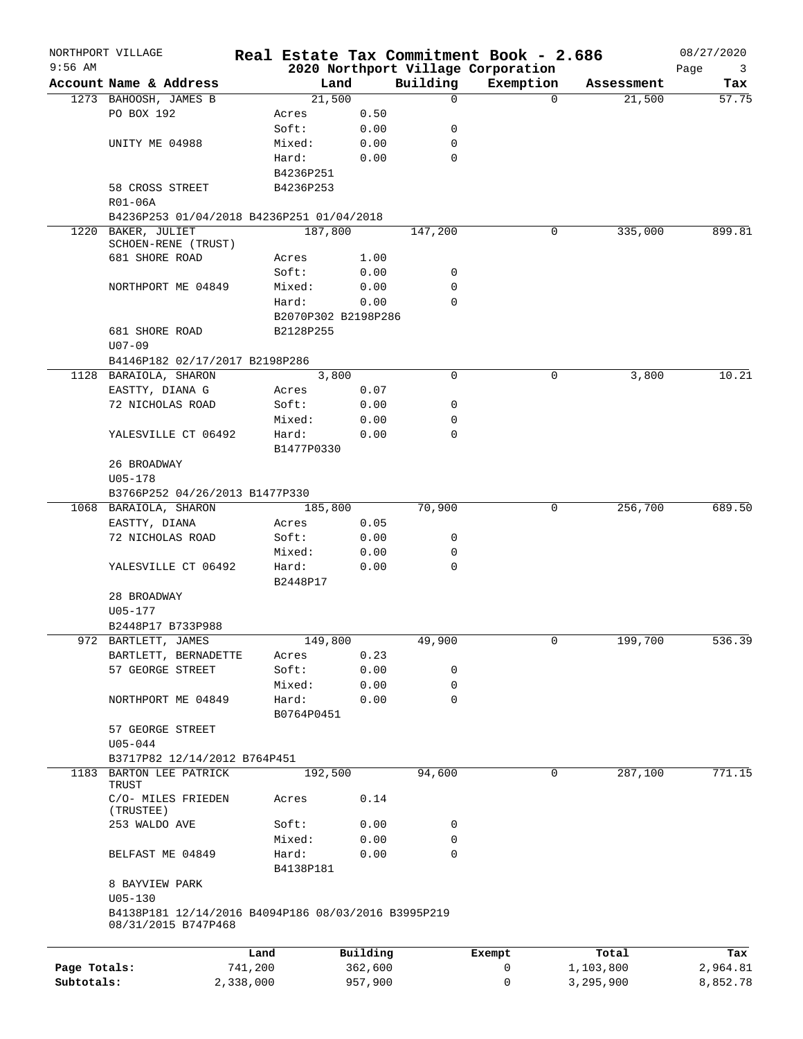NORTHPORT VILLAGE — Real Estate Tax Commitment Book - 2.686 — 08/27/2020
9:56 AM — 2020 Northport Village Corporation

| Account | Name & Address | Land | | Building | Exemption | Assessment | Tax |
|---|---|---|---|---|---|---|---|
| 1273 | BAHOOSH, JAMES B | 21,500 | | 0 | 0 | 21,500 | 57.75 |
| | PO BOX 192 | Acres | 0.50 | | | | |
| | | Soft: | 0.00 | 0 | | | |
| | UNITY ME 04988 | Mixed: | 0.00 | 0 | | | |
| | | Hard: | 0.00 | 0 | | | |
| | | B4236P251 | | | | | |
| | 58 CROSS STREET | B4236P253 | | | | | |
| | R01-06A | | | | | | |
| | B4236P253 01/04/2018 B4236P251 01/04/2018 | | | | | | |
| 1220 | BAKER, JULIET SCHOEN-RENE (TRUST) | 187,800 | | 147,200 | 0 | 335,000 | 899.81 |
| | 681 SHORE ROAD | Acres | 1.00 | | | | |
| | | Soft: | 0.00 | 0 | | | |
| | NORTHPORT ME 04849 | Mixed: | 0.00 | 0 | | | |
| | | Hard: | 0.00 | 0 | | | |
| | | B2070P302 B2198P286 | | | | | |
| | 681 SHORE ROAD | B2128P255 | | | | | |
| | U07-09 | | | | | | |
| | B4146P182 02/17/2017 B2198P286 | | | | | | |
| 1128 | BARAIOLA, SHARON | 3,800 | | 0 | 0 | 3,800 | 10.21 |
| | EASTTY, DIANA G | Acres | 0.07 | | | | |
| | 72 NICHOLAS ROAD | Soft: | 0.00 | 0 | | | |
| | | Mixed: | 0.00 | 0 | | | |
| | YALESVILLE CT 06492 | Hard: | 0.00 | 0 | | | |
| | | B1477P0330 | | | | | |
| | 26 BROADWAY | | | | | | |
| | U05-178 | | | | | | |
| | B3766P252 04/26/2013 B1477P330 | | | | | | |
| 1068 | BARAIOLA, SHARON | 185,800 | | 70,900 | 0 | 256,700 | 689.50 |
| | EASTTY, DIANA | Acres | 0.05 | | | | |
| | 72 NICHOLAS ROAD | Soft: | 0.00 | 0 | | | |
| | | Mixed: | 0.00 | 0 | | | |
| | YALESVILLE CT 06492 | Hard: | 0.00 | 0 | | | |
| | | B2448P17 | | | | | |
| | 28 BROADWAY | | | | | | |
| | U05-177 | | | | | | |
| | B2448P17 B733P988 | | | | | | |
| 972 | BARTLETT, JAMES | 149,800 | | 49,900 | 0 | 199,700 | 536.39 |
| | BARTLETT, BERNADETTE | Acres | 0.23 | | | | |
| | 57 GEORGE STREET | Soft: | 0.00 | 0 | | | |
| | | Mixed: | 0.00 | 0 | | | |
| | NORTHPORT ME 04849 | Hard: | 0.00 | 0 | | | |
| | | B0764P0451 | | | | | |
| | 57 GEORGE STREET | | | | | | |
| | U05-044 | | | | | | |
| | B3717P82 12/14/2012 B764P451 | | | | | | |
| 1183 | BARTON LEE PATRICK TRUST | 192,500 | | 94,600 | 0 | 287,100 | 771.15 |
| | C/O- MILES FRIEDEN (TRUSTEE) | Acres | 0.14 | | | | |
| | 253 WALDO AVE | Soft: | 0.00 | 0 | | | |
| | | Mixed: | 0.00 | 0 | | | |
| | BELFAST ME 04849 | Hard: | 0.00 | 0 | | | |
| | | B4138P181 | | | | | |
| | 8 BAYVIEW PARK | | | | | | |
| | U05-130 | | | | | | |
| | B4138P181 12/14/2016 B4094P186 08/03/2016 B3995P219 08/31/2015 B747P468 | | | | | | |

| | Land | Building | Exempt | Total | Tax |
|---|---|---|---|---|---|
| Page Totals: | 741,200 | 362,600 | 0 | 1,103,800 | 2,964.81 |
| Subtotals: | 2,338,000 | 957,900 | 0 | 3,295,900 | 8,852.78 |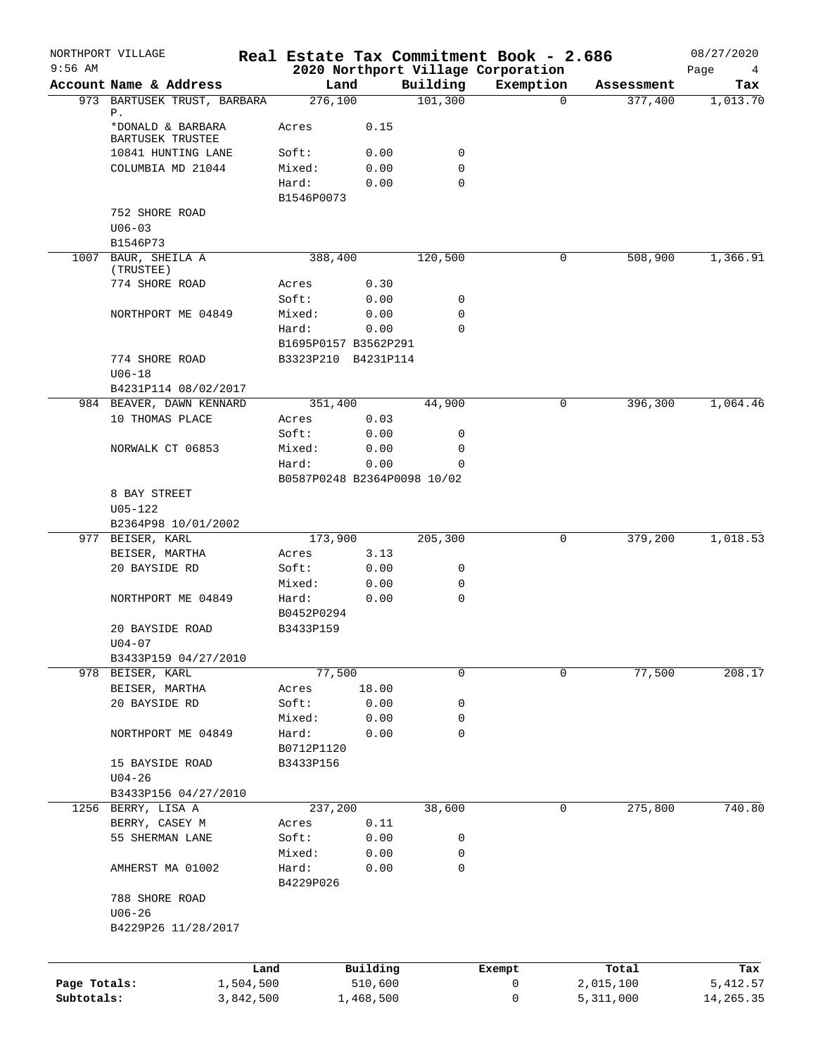# Real Estate Tax Commitment Book - 2.686

NORTHPORT VILLAGE
9:56 AM

## 2020 Northport Village Corporation

08/27/2020

| Account | Name & Address | Land | | Building | Exemption | Assessment | Tax |
|---|---|---|---|---|---|---|---|
| 973 | BARTUSEK TRUST, BARBARA P. | 276,100 | | 101,300 | 0 | 377,400 | 1,013.70 |
| | *DONALD & BARBARA BARTUSEK TRUSTEE | Acres | 0.15 | | | | |
| | 10841 HUNTING LANE | Soft: | 0.00 | 0 | | | |
| | COLUMBIA MD 21044 | Mixed: | 0.00 | 0 | | | |
| | | Hard: | 0.00 | 0 | | | |
| | | B1546P0073 | | | | | |
| | 752 SHORE ROAD | | | | | | |
| | U06-03 | | | | | | |
| | B1546P73 | | | | | | |
| 1007 | BAUR, SHEILA A (TRUSTEE) | 388,400 | | 120,500 | 0 | 508,900 | 1,366.91 |
| | 774 SHORE ROAD | Acres | 0.30 | | | | |
| | | Soft: | 0.00 | 0 | | | |
| | NORTHPORT ME 04849 | Mixed: | 0.00 | 0 | | | |
| | | Hard: | 0.00 | 0 | | | |
| | | B1695P0157 B3562P291 | | | | | |
| | 774 SHORE ROAD | B3323P210 B4231P114 | | | | | |
| | U06-18 | | | | | | |
| | B4231P114 08/02/2017 | | | | | | |
| 984 | BEAVER, DAWN KENNARD | 351,400 | | 44,900 | 0 | 396,300 | 1,064.46 |
| | 10 THOMAS PLACE | Acres | 0.03 | | | | |
| | | Soft: | 0.00 | 0 | | | |
| | NORWALK CT 06853 | Mixed: | 0.00 | 0 | | | |
| | | Hard: | 0.00 | 0 | | | |
| | | B0587P0248 B2364P0098 10/02 | | | | | |
| | 8 BAY STREET | | | | | | |
| | U05-122 | | | | | | |
| | B2364P98 10/01/2002 | | | | | | |
| 977 | BEISER, KARL | 173,900 | | 205,300 | 0 | 379,200 | 1,018.53 |
| | BEISER, MARTHA | Acres | 3.13 | | | | |
| | 20 BAYSIDE RD | Soft: | 0.00 | 0 | | | |
| | | Mixed: | 0.00 | 0 | | | |
| | NORTHPORT ME 04849 | Hard: | 0.00 | 0 | | | |
| | | B0452P0294 | | | | | |
| | 20 BAYSIDE ROAD | B3433P159 | | | | | |
| | U04-07 | | | | | | |
| | B3433P159 04/27/2010 | | | | | | |
| 978 | BEISER, KARL | 77,500 | | 0 | 0 | 77,500 | 208.17 |
| | BEISER, MARTHA | Acres | 18.00 | | | | |
| | 20 BAYSIDE RD | Soft: | 0.00 | 0 | | | |
| | | Mixed: | 0.00 | 0 | | | |
| | NORTHPORT ME 04849 | Hard: | 0.00 | 0 | | | |
| | | B0712P1120 | | | | | |
| | 15 BAYSIDE ROAD | B3433P156 | | | | | |
| | U04-26 | | | | | | |
| | B3433P156 04/27/2010 | | | | | | |
| 1256 | BERRY, LISA A | 237,200 | | 38,600 | 0 | 275,800 | 740.80 |
| | BERRY, CASEY M | Acres | 0.11 | | | | |
| | 55 SHERMAN LANE | Soft: | 0.00 | 0 | | | |
| | | Mixed: | 0.00 | 0 | | | |
| | AMHERST MA 01002 | Hard: | 0.00 | 0 | | | |
| | | B4229P026 | | | | | |
| | 788 SHORE ROAD | | | | | | |
| | U06-26 | | | | | | |
| | B4229P26 11/28/2017 | | | | | | |

| | Land | Building | Exempt | Total | Tax |
|---|---|---|---|---|---|
| Page Totals: | 1,504,500 | 510,600 | 0 | 2,015,100 | 5,412.57 |
| Subtotals: | 3,842,500 | 1,468,500 | 0 | 5,311,000 | 14,265.35 |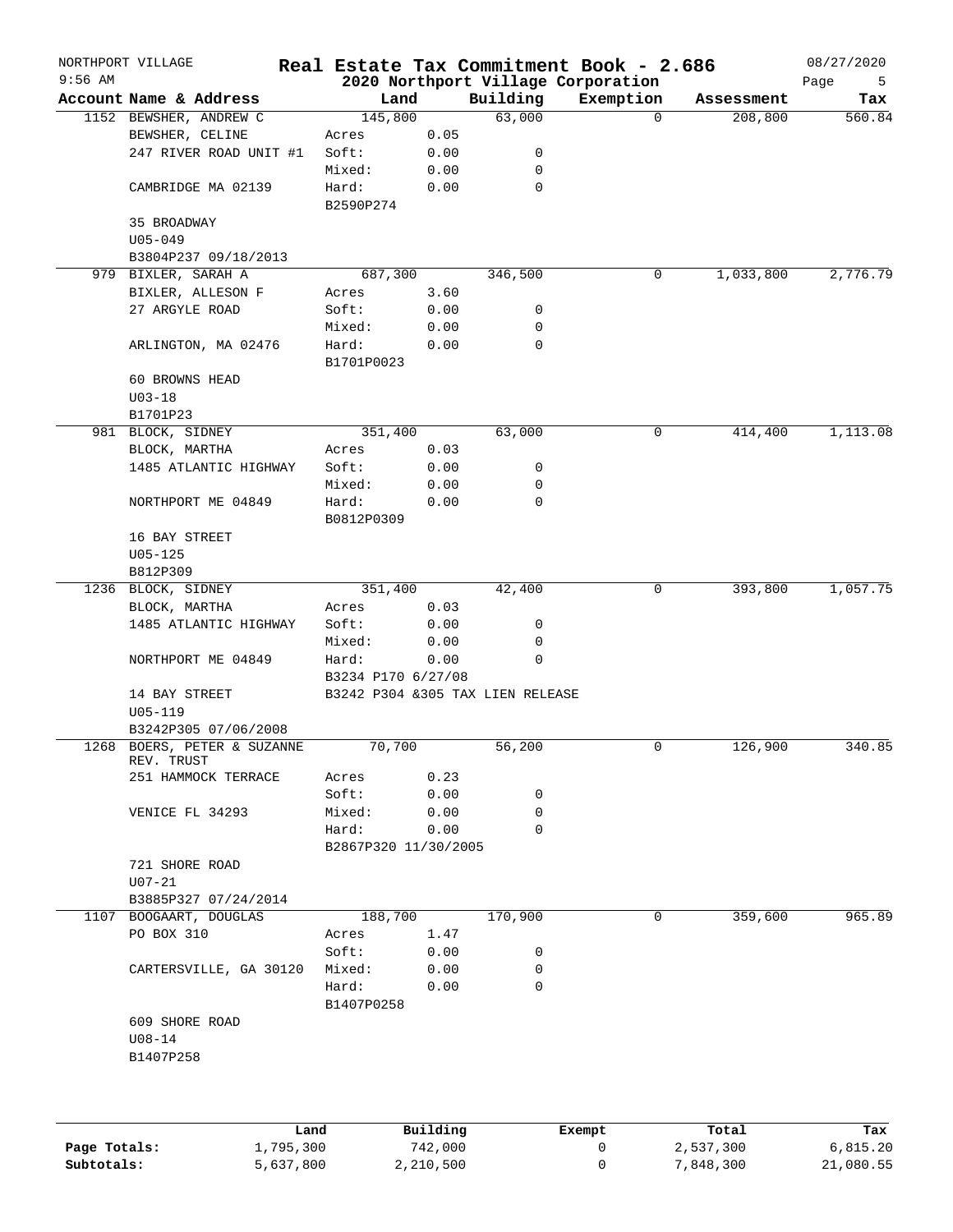NORTHPORT VILLAGE — 9:56 AM

# Real Estate Tax Commitment Book - 2.686

## 2020 Northport Village Corporation

08/27/2020

| Account Name & Address | Land | | Building | Exemption | Assessment | Tax |
|---|---|---|---|---|---|---|
| 1152 BEWSHER, ANDREW C | 145,800 | | 63,000 | 0 | 208,800 | 560.84 |
| BEWSHER, CELINE | Acres | 0.05 | | | | |
| 247 RIVER ROAD UNIT #1 | Soft: | 0.00 | 0 | | | |
| | Mixed: | 0.00 | 0 | | | |
| CAMBRIDGE MA 02139 | Hard: | 0.00 | 0 | | | |
| | B2590P274 | | | | | |
| 35 BROADWAY | | | | | | |
| U05-049 | | | | | | |
| B3804P237 09/18/2013 | | | | | | |
| 979 BIXLER, SARAH A | 687,300 | | 346,500 | 0 | 1,033,800 | 2,776.79 |
| BIXLER, ALLESON F | Acres | 3.60 | | | | |
| 27 ARGYLE ROAD | Soft: | 0.00 | 0 | | | |
| | Mixed: | 0.00 | 0 | | | |
| ARLINGTON, MA 02476 | Hard: | 0.00 | 0 | | | |
| | B1701P0023 | | | | | |
| 60 BROWNS HEAD | | | | | | |
| U03-18 | | | | | | |
| B1701P23 | | | | | | |
| 981 BLOCK, SIDNEY | 351,400 | | 63,000 | 0 | 414,400 | 1,113.08 |
| BLOCK, MARTHA | Acres | 0.03 | | | | |
| 1485 ATLANTIC HIGHWAY | Soft: | 0.00 | 0 | | | |
| | Mixed: | 0.00 | 0 | | | |
| NORTHPORT ME 04849 | Hard: | 0.00 | 0 | | | |
| | B0812P0309 | | | | | |
| 16 BAY STREET | | | | | | |
| U05-125 | | | | | | |
| B812P309 | | | | | | |
| 1236 BLOCK, SIDNEY | 351,400 | | 42,400 | 0 | 393,800 | 1,057.75 |
| BLOCK, MARTHA | Acres | 0.03 | | | | |
| 1485 ATLANTIC HIGHWAY | Soft: | 0.00 | 0 | | | |
| | Mixed: | 0.00 | 0 | | | |
| NORTHPORT ME 04849 | Hard: | 0.00 | 0 | | | |
| | B3234 P170 6/27/08 | | | | | |
| 14 BAY STREET | B3242 P304 &305 TAX LIEN RELEASE | | | | | |
| U05-119 | | | | | | |
| B3242P305 07/06/2008 | | | | | | |
| 1268 BOERS, PETER & SUZANNE REV. TRUST | 70,700 | | 56,200 | 0 | 126,900 | 340.85 |
| 251 HAMMOCK TERRACE | Acres | 0.23 | | | | |
| | Soft: | 0.00 | 0 | | | |
| VENICE FL 34293 | Mixed: | 0.00 | 0 | | | |
| | Hard: | 0.00 | 0 | | | |
| | B2867P320 11/30/2005 | | | | | |
| 721 SHORE ROAD | | | | | | |
| U07-21 | | | | | | |
| B3885P327 07/24/2014 | | | | | | |
| 1107 BOOGAART, DOUGLAS | 188,700 | | 170,900 | 0 | 359,600 | 965.89 |
| PO BOX 310 | Acres | 1.47 | | | | |
| | Soft: | 0.00 | 0 | | | |
| CARTERSVILLE, GA 30120 | Mixed: | 0.00 | 0 | | | |
| | Hard: | 0.00 | 0 | | | |
| | B1407P0258 | | | | | |
| 609 SHORE ROAD | | | | | | |
| U08-14 | | | | | | |
| B1407P258 | | | | | | |

| | Land | Building | Exempt | Total | Tax |
|---|---|---|---|---|---|
| Page Totals: | 1,795,300 | 742,000 | 0 | 2,537,300 | 6,815.20 |
| Subtotals: | 5,637,800 | 2,210,500 | 0 | 7,848,300 | 21,080.55 |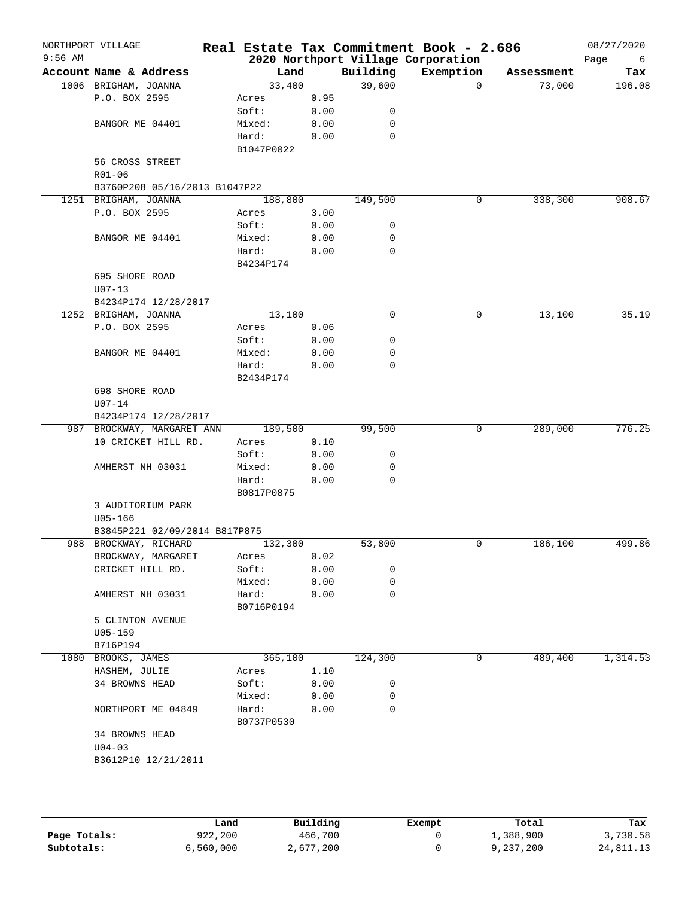NORTHPORT VILLAGE — Real Estate Tax Commitment Book - 2.686 — 08/27/2020
9:56 AM — 2020 Northport Village Corporation

| Account | Name & Address | Land | | Building | Exemption | Assessment | Tax |
|---|---|---|---|---|---|---|---|
| 1006 | BRIGHAM, JOANNA | 33,400 | | 39,600 | 0 | 73,000 | 196.08 |
| | P.O. BOX 2595 | Acres | 0.95 | | | | |
| | | Soft: | 0.00 | 0 | | | |
| | BANGOR ME 04401 | Mixed: | 0.00 | 0 | | | |
| | | Hard: | 0.00 | 0 | | | |
| | | B1047P0022 | | | | | |
| | 56 CROSS STREET | | | | | | |
| | R01-06 | | | | | | |
| | B3760P208 05/16/2013 B1047P22 | | | | | | |
| 1251 | BRIGHAM, JOANNA | 188,800 | | 149,500 | 0 | 338,300 | 908.67 |
| | P.O. BOX 2595 | Acres | 3.00 | | | | |
| | | Soft: | 0.00 | 0 | | | |
| | BANGOR ME 04401 | Mixed: | 0.00 | 0 | | | |
| | | Hard: | 0.00 | 0 | | | |
| | | B4234P174 | | | | | |
| | 695 SHORE ROAD | | | | | | |
| | U07-13 | | | | | | |
| | B4234P174 12/28/2017 | | | | | | |
| 1252 | BRIGHAM, JOANNA | 13,100 | | 0 | 0 | 13,100 | 35.19 |
| | P.O. BOX 2595 | Acres | 0.06 | | | | |
| | | Soft: | 0.00 | 0 | | | |
| | BANGOR ME 04401 | Mixed: | 0.00 | 0 | | | |
| | | Hard: | 0.00 | 0 | | | |
| | | B2434P174 | | | | | |
| | 698 SHORE ROAD | | | | | | |
| | U07-14 | | | | | | |
| | B4234P174 12/28/2017 | | | | | | |
| 987 | BROCKWAY, MARGARET ANN | 189,500 | | 99,500 | 0 | 289,000 | 776.25 |
| | 10 CRICKET HILL RD. | Acres | 0.10 | | | | |
| | | Soft: | 0.00 | 0 | | | |
| | AMHERST NH 03031 | Mixed: | 0.00 | 0 | | | |
| | | Hard: | 0.00 | 0 | | | |
| | | B0817P0875 | | | | | |
| | 3 AUDITORIUM PARK | | | | | | |
| | U05-166 | | | | | | |
| | B3845P221 02/09/2014 B817P875 | | | | | | |
| 988 | BROCKWAY, RICHARD | 132,300 | | 53,800 | 0 | 186,100 | 499.86 |
| | BROCKWAY, MARGARET | Acres | 0.02 | | | | |
| | CRICKET HILL RD. | Soft: | 0.00 | 0 | | | |
| | | Mixed: | 0.00 | 0 | | | |
| | AMHERST NH 03031 | Hard: | 0.00 | 0 | | | |
| | | B0716P0194 | | | | | |
| | 5 CLINTON AVENUE | | | | | | |
| | U05-159 | | | | | | |
| | B716P194 | | | | | | |
| 1080 | BROOKS, JAMES | 365,100 | | 124,300 | 0 | 489,400 | 1,314.53 |
| | HASHEM, JULIE | Acres | 1.10 | | | | |
| | 34 BROWNS HEAD | Soft: | 0.00 | 0 | | | |
| | | Mixed: | 0.00 | 0 | | | |
| | NORTHPORT ME 04849 | Hard: | 0.00 | 0 | | | |
| | | B0737P0530 | | | | | |
| | 34 BROWNS HEAD | | | | | | |
| | U04-03 | | | | | | |
| | B3612P10 12/21/2011 | | | | | | |

| | Land | Building | Exempt | Total | Tax |
|---|---|---|---|---|---|
| Page Totals: | 922,200 | 466,700 | 0 | 1,388,900 | 3,730.58 |
| Subtotals: | 6,560,000 | 2,677,200 | 0 | 9,237,200 | 24,811.13 |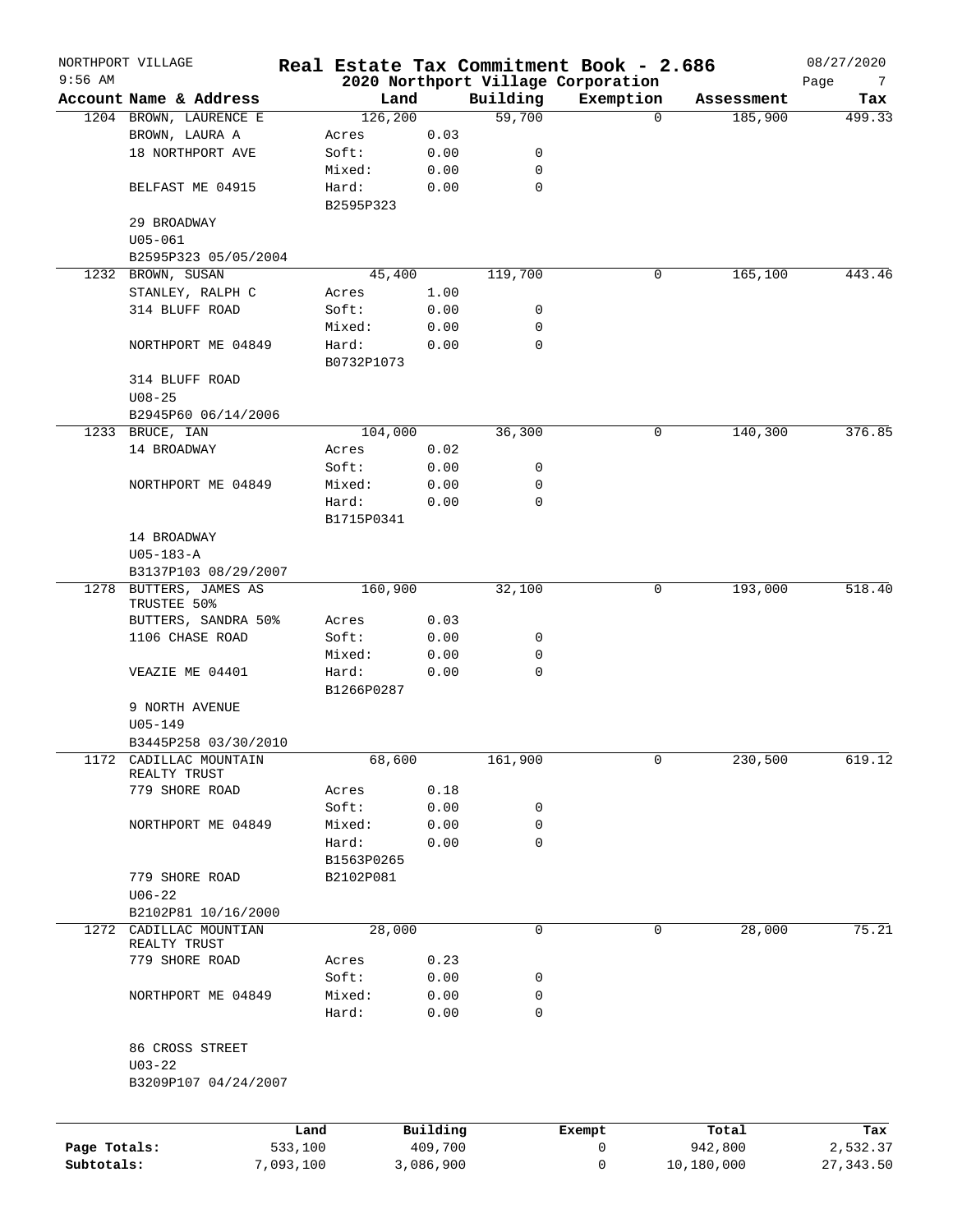NORTHPORT VILLAGE
9:56 AM

# Real Estate Tax Commitment Book - 2.686
## 2020 Northport Village Corporation

08/27/2020

| Account Name & Address | Land | | Building | Exemption | Assessment | Tax |
|---|---|---|---|---|---|---|
| 1204 BROWN, LAURENCE E | 126,200 | | 59,700 | 0 | 185,900 | 499.33 |
| BROWN, LAURA A | Acres | 0.03 | | | | |
| 18 NORTHPORT AVE | Soft: | 0.00 | 0 | | | |
| | Mixed: | 0.00 | 0 | | | |
| BELFAST ME 04915 | Hard: | 0.00 | 0 | | | |
| | B2595P323 | | | | | |
| 29 BROADWAY | | | | | | |
| U05-061 | | | | | | |
| B2595P323 05/05/2004 | | | | | | |
| 1232 BROWN, SUSAN | 45,400 | | 119,700 | 0 | 165,100 | 443.46 |
| STANLEY, RALPH C | Acres | 1.00 | | | | |
| 314 BLUFF ROAD | Soft: | 0.00 | 0 | | | |
| | Mixed: | 0.00 | 0 | | | |
| NORTHPORT ME 04849 | Hard: | 0.00 | 0 | | | |
| | B0732P1073 | | | | | |
| 314 BLUFF ROAD | | | | | | |
| U08-25 | | | | | | |
| B2945P60 06/14/2006 | | | | | | |
| 1233 BRUCE, IAN | 104,000 | | 36,300 | 0 | 140,300 | 376.85 |
| 14 BROADWAY | Acres | 0.02 | | | | |
| | Soft: | 0.00 | 0 | | | |
| NORTHPORT ME 04849 | Mixed: | 0.00 | 0 | | | |
| | Hard: | 0.00 | 0 | | | |
| | B1715P0341 | | | | | |
| 14 BROADWAY | | | | | | |
| U05-183-A | | | | | | |
| B3137P103 08/29/2007 | | | | | | |
| 1278 BUTTERS, JAMES AS TRUSTEE 50% | 160,900 | | 32,100 | 0 | 193,000 | 518.40 |
| BUTTERS, SANDRA 50% | Acres | 0.03 | | | | |
| 1106 CHASE ROAD | Soft: | 0.00 | 0 | | | |
| | Mixed: | 0.00 | 0 | | | |
| VEAZIE ME 04401 | Hard: | 0.00 | 0 | | | |
| | B1266P0287 | | | | | |
| 9 NORTH AVENUE | | | | | | |
| U05-149 | | | | | | |
| B3445P258 03/30/2010 | | | | | | |
| 1172 CADILLAC MOUNTAIN REALTY TRUST | 68,600 | | 161,900 | 0 | 230,500 | 619.12 |
| 779 SHORE ROAD | Acres | 0.18 | | | | |
| | Soft: | 0.00 | 0 | | | |
| NORTHPORT ME 04849 | Mixed: | 0.00 | 0 | | | |
| | Hard: | 0.00 | 0 | | | |
| | B1563P0265 | | | | | |
| 779 SHORE ROAD | B2102P081 | | | | | |
| U06-22 | | | | | | |
| B2102P81 10/16/2000 | | | | | | |
| 1272 CADILLAC MOUNTIAN REALTY TRUST | 28,000 | | 0 | 0 | 28,000 | 75.21 |
| 779 SHORE ROAD | Acres | 0.23 | | | | |
| | Soft: | 0.00 | 0 | | | |
| NORTHPORT ME 04849 | Mixed: | 0.00 | 0 | | | |
| | Hard: | 0.00 | 0 | | | |
| 86 CROSS STREET | | | | | | |
| U03-22 | | | | | | |
| B3209P107 04/24/2007 | | | | | | |

| | Land | Building | Exempt | Total | Tax |
|---|---|---|---|---|---|
| Page Totals: | 533,100 | 409,700 | 0 | 942,800 | 2,532.37 |
| Subtotals: | 7,093,100 | 3,086,900 | 0 | 10,180,000 | 27,343.50 |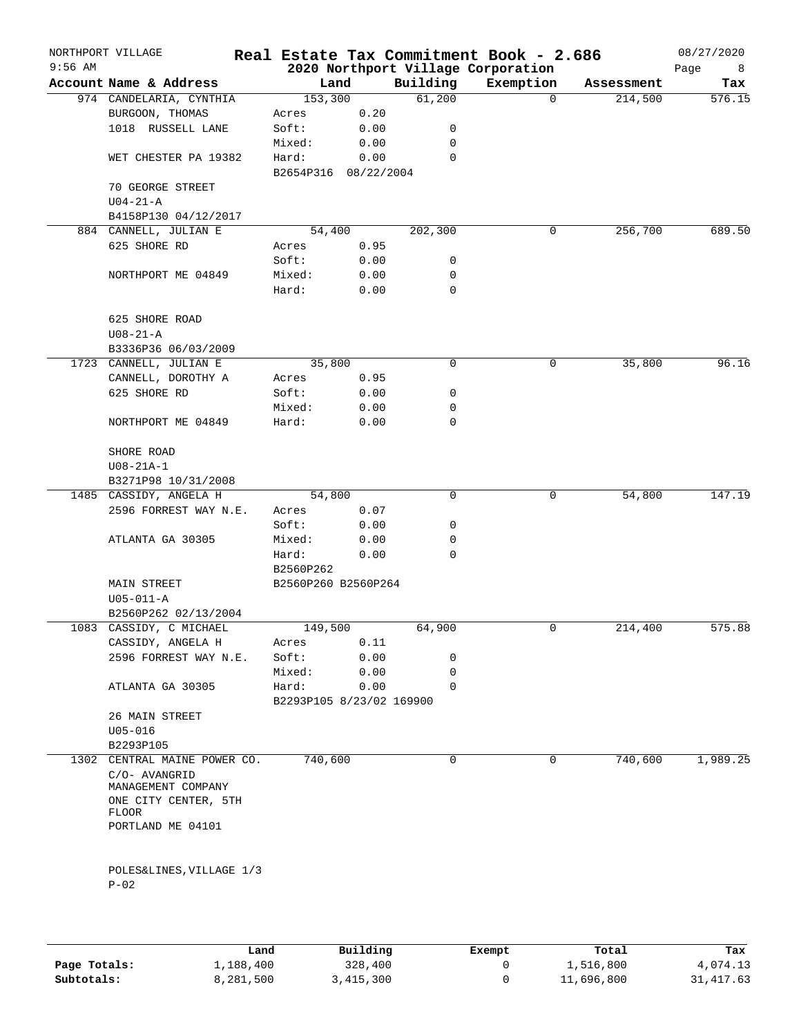NORTHPORT VILLAGE

9:56 AM

# Real Estate Tax Commitment Book - 2.686

## 2020 Northport Village Corporation

08/27/2020

| Account Name & Address | Land | | Building | Exemption | Assessment | Tax |
|---|---|---|---|---|---|---|
| 974 CANDELARIA, CYNTHIA | 153,300 | | 61,200 | 0 | 214,500 | 576.15 |
| BURGOON, THOMAS | Acres | 0.20 | | | | |
| 1018 RUSSELL LANE | Soft: | 0.00 | 0 | | | |
| | Mixed: | 0.00 | 0 | | | |
| WET CHESTER PA 19382 | Hard: | 0.00 | 0 | | | |
| | B2654P316 08/22/2004 | | | | | |
| 70 GEORGE STREET | | | | | | |
| U04-21-A | | | | | | |
| B4158P130 04/12/2017 | | | | | | |
| 884 CANNELL, JULIAN E | 54,400 | | 202,300 | 0 | 256,700 | 689.50 |
| 625 SHORE RD | Acres | 0.95 | | | | |
| | Soft: | 0.00 | 0 | | | |
| NORTHPORT ME 04849 | Mixed: | 0.00 | 0 | | | |
| | Hard: | 0.00 | 0 | | | |
| 625 SHORE ROAD | | | | | | |
| U08-21-A | | | | | | |
| B3336P36 06/03/2009 | | | | | | |
| 1723 CANNELL, JULIAN E | 35,800 | | 0 | 0 | 35,800 | 96.16 |
| CANNELL, DOROTHY A | Acres | 0.95 | | | | |
| 625 SHORE RD | Soft: | 0.00 | 0 | | | |
| | Mixed: | 0.00 | 0 | | | |
| NORTHPORT ME 04849 | Hard: | 0.00 | 0 | | | |
| SHORE ROAD | | | | | | |
| U08-21A-1 | | | | | | |
| B3271P98 10/31/2008 | | | | | | |
| 1485 CASSIDY, ANGELA H | 54,800 | | 0 | 0 | 54,800 | 147.19 |
| 2596 FORREST WAY N.E. | Acres | 0.07 | | | | |
| | Soft: | 0.00 | 0 | | | |
| ATLANTA GA 30305 | Mixed: | 0.00 | 0 | | | |
| | Hard: | 0.00 | 0 | | | |
| | B2560P262 | | | | | |
| MAIN STREET | B2560P260 B2560P264 | | | | | |
| U05-011-A | | | | | | |
| B2560P262 02/13/2004 | | | | | | |
| 1083 CASSIDY, C MICHAEL | 149,500 | | 64,900 | 0 | 214,400 | 575.88 |
| CASSIDY, ANGELA H | Acres | 0.11 | | | | |
| 2596 FORREST WAY N.E. | Soft: | 0.00 | 0 | | | |
| | Mixed: | 0.00 | 0 | | | |
| ATLANTA GA 30305 | Hard: | 0.00 | 0 | | | |
| | B2293P105 8/23/02 169900 | | | | | |
| 26 MAIN STREET | | | | | | |
| U05-016 | | | | | | |
| B2293P105 | | | | | | |
| 1302 CENTRAL MAINE POWER CO. | 740,600 | | 0 | 0 | 740,600 | 1,989.25 |
| C/O- AVANGRID MANAGEMENT COMPANY | | | | | | |
| ONE CITY CENTER, 5TH FLOOR | | | | | | |
| PORTLAND ME 04101 | | | | | | |
| POLES&LINES,VILLAGE 1/3 | | | | | | |
| P-02 | | | | | | |

| | Land | Building | Exempt | Total | Tax |
|---|---|---|---|---|---|
| **Page Totals:** | 1,188,400 | 328,400 | 0 | 1,516,800 | 4,074.13 |
| **Subtotals:** | 8,281,500 | 3,415,300 | 0 | 11,696,800 | 31,417.63 |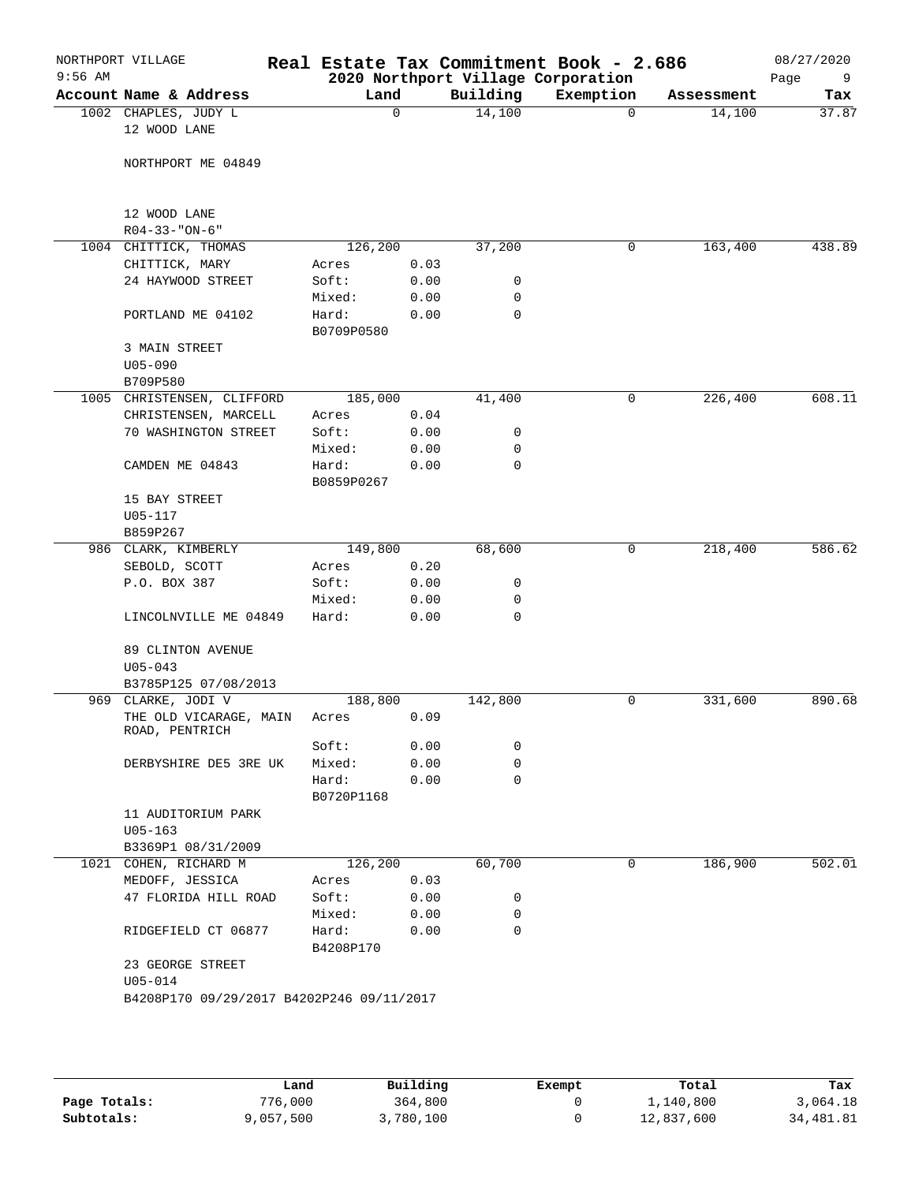NORTHPORT VILLAGE | 9:56 AM

# Real Estate Tax Commitment Book - 2.686

## 2020 Northport Village Corporation

08/27/2020

| Account Name & Address | Land | | Building | Exemption | Assessment | Tax |
|---|---|---|---|---|---|---|
| 1002 CHAPLES, JUDY L | 0 | | 14,100 | 0 | 14,100 | 37.87 |
| 12 WOOD LANE | | | | | | |
| NORTHPORT ME 04849 | | | | | | |
| 12 WOOD LANE | | | | | | |
| R04-33-"ON-6" | | | | | | |
| 1004 CHITTICK, THOMAS | 126,200 | | 37,200 | 0 | 163,400 | 438.89 |
| CHITTICK, MARY | Acres | 0.03 | | | | |
| 24 HAYWOOD STREET | Soft: | 0.00 | 0 | | | |
| | Mixed: | 0.00 | 0 | | | |
| PORTLAND ME 04102 | Hard: | 0.00 | 0 | | | |
| | B0709P0580 | | | | | |
| 3 MAIN STREET | | | | | | |
| U05-090 | | | | | | |
| B709P580 | | | | | | |
| 1005 CHRISTENSEN, CLIFFORD | 185,000 | | 41,400 | 0 | 226,400 | 608.11 |
| CHRISTENSEN, MARCELL | Acres | 0.04 | | | | |
| 70 WASHINGTON STREET | Soft: | 0.00 | 0 | | | |
| | Mixed: | 0.00 | 0 | | | |
| CAMDEN ME 04843 | Hard: | 0.00 | 0 | | | |
| | B0859P0267 | | | | | |
| 15 BAY STREET | | | | | | |
| U05-117 | | | | | | |
| B859P267 | | | | | | |
| 986 CLARK, KIMBERLY | 149,800 | | 68,600 | 0 | 218,400 | 586.62 |
| SEBOLD, SCOTT | Acres | 0.20 | | | | |
| P.O. BOX 387 | Soft: | 0.00 | 0 | | | |
| | Mixed: | 0.00 | 0 | | | |
| LINCOLNVILLE ME 04849 | Hard: | 0.00 | 0 | | | |
| 89 CLINTON AVENUE | | | | | | |
| U05-043 | | | | | | |
| B3785P125 07/08/2013 | | | | | | |
| 969 CLARKE, JODI V | 188,800 | | 142,800 | 0 | 331,600 | 890.68 |
| THE OLD VICARAGE, MAIN ROAD, PENTRICH | Acres | 0.09 | | | | |
| | Soft: | 0.00 | 0 | | | |
| DERBYSHIRE DE5 3RE UK | Mixed: | 0.00 | 0 | | | |
| | Hard: | 0.00 | 0 | | | |
| | B0720P1168 | | | | | |
| 11 AUDITORIUM PARK | | | | | | |
| U05-163 | | | | | | |
| B3369P1 08/31/2009 | | | | | | |
| 1021 COHEN, RICHARD M | 126,200 | | 60,700 | 0 | 186,900 | 502.01 |
| MEDOFF, JESSICA | Acres | 0.03 | | | | |
| 47 FLORIDA HILL ROAD | Soft: | 0.00 | 0 | | | |
| | Mixed: | 0.00 | 0 | | | |
| RIDGEFIELD CT 06877 | Hard: | 0.00 | 0 | | | |
| | B4208P170 | | | | | |
| 23 GEORGE STREET | | | | | | |
| U05-014 | | | | | | |
| B4208P170 09/29/2017 B4202P246 09/11/2017 | | | | | | |

| | Land | Building | Exempt | Total | Tax |
|---|---|---|---|---|---|
| Page Totals: | 776,000 | 364,800 | 0 | 1,140,800 | 3,064.18 |
| Subtotals: | 9,057,500 | 3,780,100 | 0 | 12,837,600 | 34,481.81 |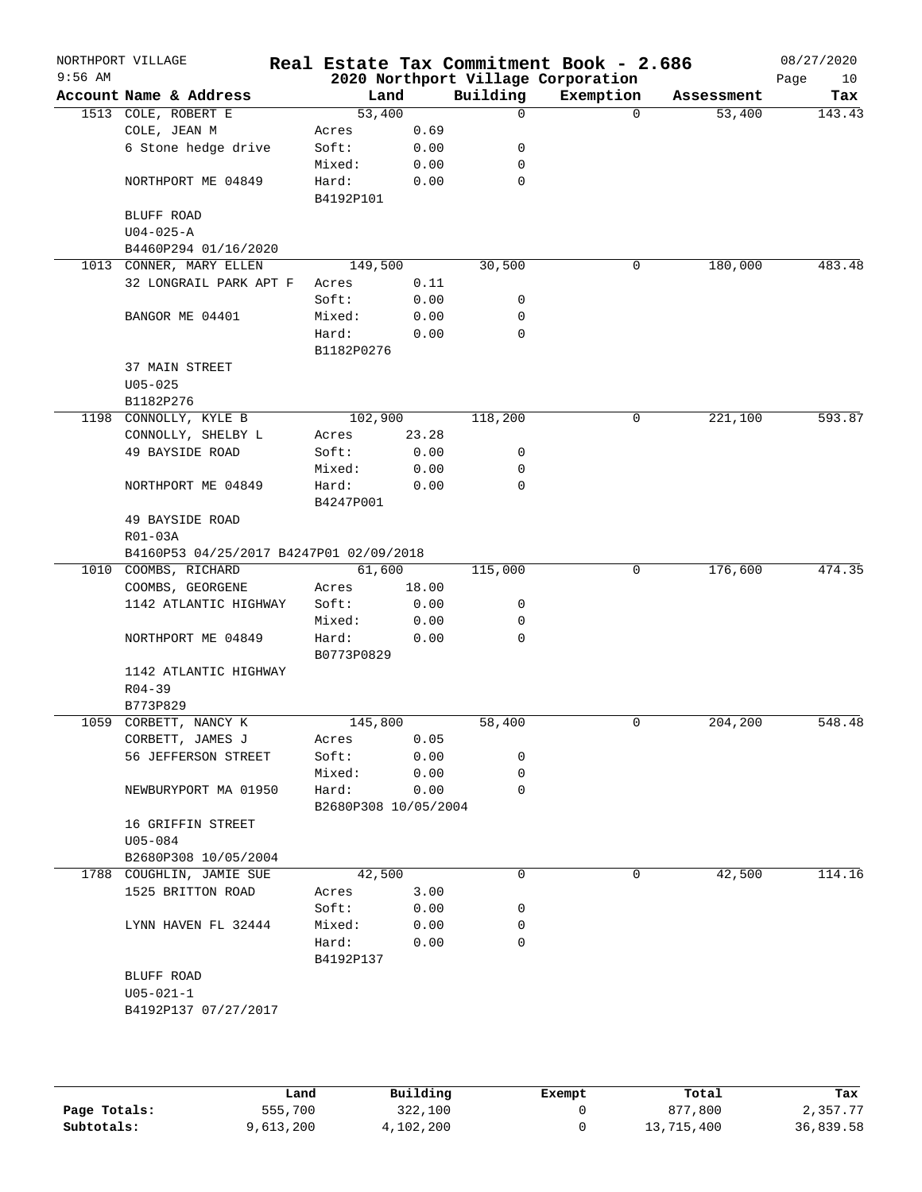NORTHPORT VILLAGE
9:56 AM

# Real Estate Tax Commitment Book - 2.686

## 2020 Northport Village Corporation

08/27/2020

| Account | Name & Address | Land | | Building | Exemption | Assessment | Tax |
|---|---|---|---|---|---|---|---|
| 1513 | COLE, ROBERT E | 53,400 | | 0 | 0 | 53,400 | 143.43 |
| | COLE, JEAN M | Acres | 0.69 | | | | |
| | 6 Stone hedge drive | Soft: | 0.00 | 0 | | | |
| | | Mixed: | 0.00 | 0 | | | |
| | NORTHPORT ME 04849 | Hard: | 0.00 | 0 | | | |
| | | B4192P101 | | | | | |
| | BLUFF ROAD | | | | | | |
| | U04-025-A | | | | | | |
| | B4460P294 01/16/2020 | | | | | | |
| 1013 | CONNER, MARY ELLEN | 149,500 | | 30,500 | 0 | 180,000 | 483.48 |
| | 32 LONGRAIL PARK APT F | Acres | 0.11 | | | | |
| | | Soft: | 0.00 | 0 | | | |
| | BANGOR ME 04401 | Mixed: | 0.00 | 0 | | | |
| | | Hard: | 0.00 | 0 | | | |
| | | B1182P0276 | | | | | |
| | 37 MAIN STREET | | | | | | |
| | U05-025 | | | | | | |
| | B1182P276 | | | | | | |
| 1198 | CONNOLLY, KYLE B | 102,900 | | 118,200 | 0 | 221,100 | 593.87 |
| | CONNOLLY, SHELBY L | Acres | 23.28 | | | | |
| | 49 BAYSIDE ROAD | Soft: | 0.00 | 0 | | | |
| | | Mixed: | 0.00 | 0 | | | |
| | NORTHPORT ME 04849 | Hard: | 0.00 | 0 | | | |
| | | B4247P001 | | | | | |
| | 49 BAYSIDE ROAD | | | | | | |
| | R01-03A | | | | | | |
| | B4160P53 04/25/2017 B4247P01 02/09/2018 | | | | | | |
| 1010 | COOMBS, RICHARD | 61,600 | | 115,000 | 0 | 176,600 | 474.35 |
| | COOMBS, GEORGENE | Acres | 18.00 | | | | |
| | 1142 ATLANTIC HIGHWAY | Soft: | 0.00 | 0 | | | |
| | | Mixed: | 0.00 | 0 | | | |
| | NORTHPORT ME 04849 | Hard: | 0.00 | 0 | | | |
| | | B0773P0829 | | | | | |
| | 1142 ATLANTIC HIGHWAY | | | | | | |
| | R04-39 | | | | | | |
| | B773P829 | | | | | | |
| 1059 | CORBETT, NANCY K | 145,800 | | 58,400 | 0 | 204,200 | 548.48 |
| | CORBETT, JAMES J | Acres | 0.05 | | | | |
| | 56 JEFFERSON STREET | Soft: | 0.00 | 0 | | | |
| | | Mixed: | 0.00 | 0 | | | |
| | NEWBURYPORT MA 01950 | Hard: | 0.00 | 0 | | | |
| | | B2680P308 10/05/2004 | | | | | |
| | 16 GRIFFIN STREET | | | | | | |
| | U05-084 | | | | | | |
| | B2680P308 10/05/2004 | | | | | | |
| 1788 | COUGHLIN, JAMIE SUE | 42,500 | | 0 | 0 | 42,500 | 114.16 |
| | 1525 BRITTON ROAD | Acres | 3.00 | | | | |
| | | Soft: | 0.00 | 0 | | | |
| | LYNN HAVEN FL 32444 | Mixed: | 0.00 | 0 | | | |
| | | Hard: | 0.00 | 0 | | | |
| | | B4192P137 | | | | | |
| | BLUFF ROAD | | | | | | |
| | U05-021-1 | | | | | | |
| | B4192P137 07/27/2017 | | | | | | |

| | Land | Building | Exempt | Total | Tax |
|---|---|---|---|---|---|
| Page Totals: | 555,700 | 322,100 | 0 | 877,800 | 2,357.77 |
| Subtotals: | 9,613,200 | 4,102,200 | 0 | 13,715,400 | 36,839.58 |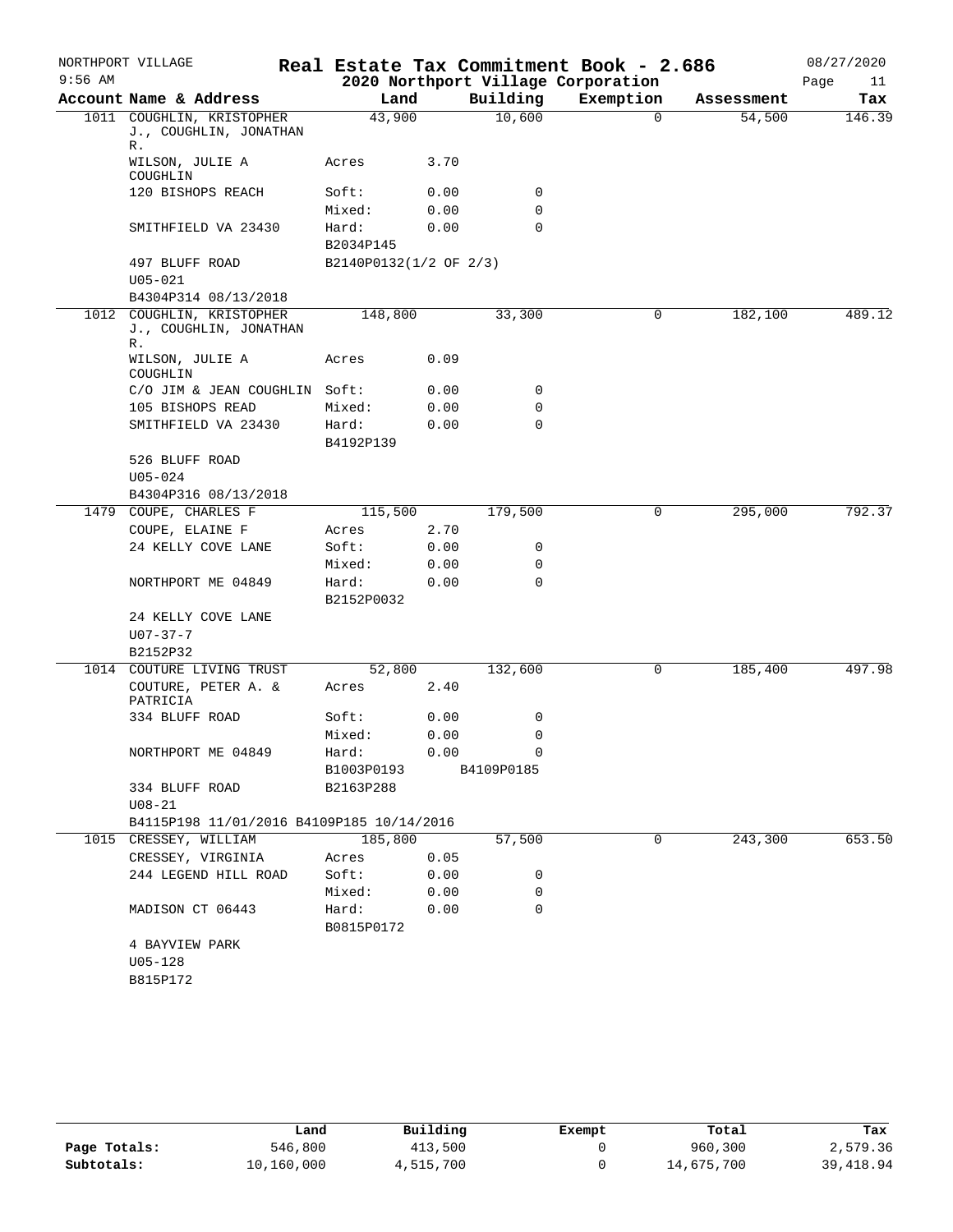NORTHPORT VILLAGE | Real Estate Tax Commitment Book - 2.686 | 08/27/2020
9:56 AM | 2020 Northport Village Corporation | Page 11

| Account Name & Address | Land | | Building | Exemption | Assessment | Tax |
|---|---|---|---|---|---|---|
| 1011 COUGHLIN, KRISTOPHER J., COUGHLIN, JONATHAN R. | 43,900 | | 10,600 | 0 | 54,500 | 146.39 |
| WILSON, JULIE A COUGHLIN | Acres | 3.70 | | | | |
| 120 BISHOPS REACH | Soft: | 0.00 | 0 | | | |
| | Mixed: | 0.00 | 0 | | | |
| SMITHFIELD VA 23430 | Hard: | 0.00 | 0 | | | |
| | B2034P145 | | | | | |
| 497 BLUFF ROAD | B2140P0132(1/2 OF 2/3) | | | | | |
| U05-021 | | | | | | |
| B4304P314 08/13/2018 | | | | | | |
| 1012 COUGHLIN, KRISTOPHER J., COUGHLIN, JONATHAN R. | 148,800 | | 33,300 | 0 | 182,100 | 489.12 |
| WILSON, JULIE A COUGHLIN | Acres | 0.09 | | | | |
| C/O JIM & JEAN COUGHLIN | Soft: | 0.00 | 0 | | | |
| 105 BISHOPS READ | Mixed: | 0.00 | 0 | | | |
| SMITHFIELD VA 23430 | Hard: | 0.00 | 0 | | | |
| | B4192P139 | | | | | |
| 526 BLUFF ROAD | | | | | | |
| U05-024 | | | | | | |
| B4304P316 08/13/2018 | | | | | | |
| 1479 COUPE, CHARLES F | 115,500 | | 179,500 | 0 | 295,000 | 792.37 |
| COUPE, ELAINE F | Acres | 2.70 | | | | |
| 24 KELLY COVE LANE | Soft: | 0.00 | 0 | | | |
| | Mixed: | 0.00 | 0 | | | |
| NORTHPORT ME 04849 | Hard: | 0.00 | 0 | | | |
| | B2152P0032 | | | | | |
| 24 KELLY COVE LANE | | | | | | |
| U07-37-7 | | | | | | |
| B2152P32 | | | | | | |
| 1014 COUTURE LIVING TRUST | 52,800 | | 132,600 | 0 | 185,400 | 497.98 |
| COUTURE, PETER A. & PATRICIA | Acres | 2.40 | | | | |
| 334 BLUFF ROAD | Soft: | 0.00 | 0 | | | |
| | Mixed: | 0.00 | 0 | | | |
| NORTHPORT ME 04849 | Hard: | 0.00 | 0 | | | |
| | B1003P0193 | | B4109P0185 | | | |
| 334 BLUFF ROAD | B2163P288 | | | | | |
| U08-21 | | | | | | |
| B4115P198 11/01/2016 B4109P185 10/14/2016 | | | | | | |
| 1015 CRESSEY, WILLIAM | 185,800 | | 57,500 | 0 | 243,300 | 653.50 |
| CRESSEY, VIRGINIA | Acres | 0.05 | | | | |
| 244 LEGEND HILL ROAD | Soft: | 0.00 | 0 | | | |
| | Mixed: | 0.00 | 0 | | | |
| MADISON CT 06443 | Hard: | 0.00 | 0 | | | |
| | B0815P0172 | | | | | |
| 4 BAYVIEW PARK | | | | | | |
| U05-128 | | | | | | |
| B815P172 | | | | | | |

| | Land | Building | Exempt | Total | Tax |
|---|---|---|---|---|---|
| Page Totals: | 546,800 | 413,500 | 0 | 960,300 | 2,579.36 |
| Subtotals: | 10,160,000 | 4,515,700 | 0 | 14,675,700 | 39,418.94 |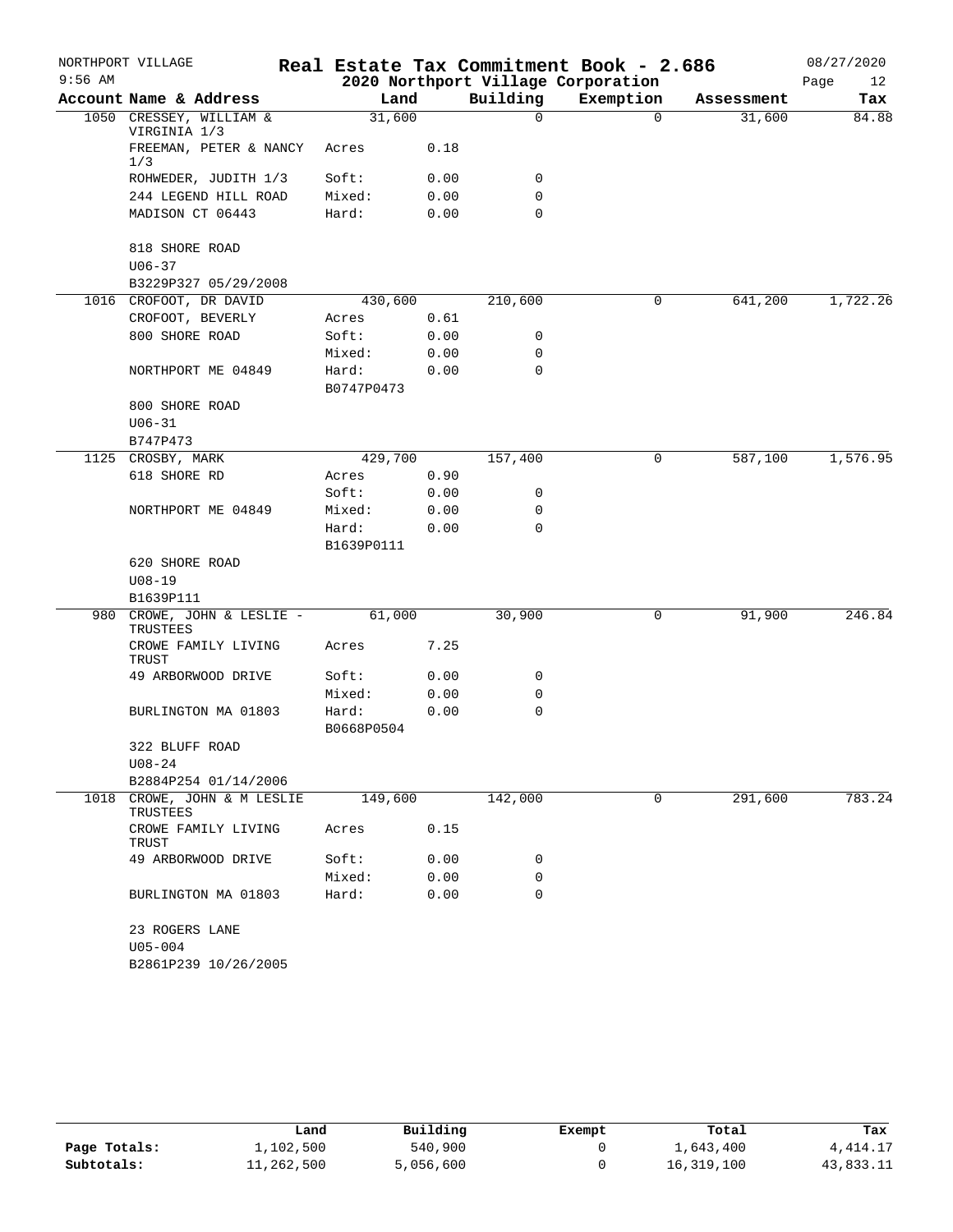NORTHPORT VILLAGE
9:56 AM

# Real Estate Tax Commitment Book - 2.686

## 2020 Northport Village Corporation

08/27/2020

| Account | Name & Address | Land | | Building | Exemption | Assessment | Tax |
|---|---|---|---|---|---|---|---|
| 1050 | CRESSEY, WILLIAM & VIRGINIA 1/3 | 31,600 | | 0 | 0 | 31,600 | 84.88 |
| | FREEMAN, PETER & NANCY 1/3 | Acres | 0.18 | | | | |
| | ROHWEDER, JUDITH 1/3 | Soft: | 0.00 | 0 | | | |
| | 244 LEGEND HILL ROAD | Mixed: | 0.00 | 0 | | | |
| | MADISON CT 06443 | Hard: | 0.00 | 0 | | | |
| | 818 SHORE ROAD | | | | | | |
| | U06-37 | | | | | | |
| | B3229P327 05/29/2008 | | | | | | |
| 1016 | CROFOOT, DR DAVID | 430,600 | | 210,600 | 0 | 641,200 | 1,722.26 |
| | CROFOOT, BEVERLY | Acres | 0.61 | | | | |
| | 800 SHORE ROAD | Soft: | 0.00 | 0 | | | |
| | | Mixed: | 0.00 | 0 | | | |
| | NORTHPORT ME 04849 | Hard: | 0.00 | 0 | | | |
| | | B0747P0473 | | | | | |
| | 800 SHORE ROAD | | | | | | |
| | U06-31 | | | | | | |
| | B747P473 | | | | | | |
| 1125 | CROSBY, MARK | 429,700 | | 157,400 | 0 | 587,100 | 1,576.95 |
| | 618 SHORE RD | Acres | 0.90 | | | | |
| | | Soft: | 0.00 | 0 | | | |
| | NORTHPORT ME 04849 | Mixed: | 0.00 | 0 | | | |
| | | Hard: | 0.00 | 0 | | | |
| | | B1639P0111 | | | | | |
| | 620 SHORE ROAD | | | | | | |
| | U08-19 | | | | | | |
| | B1639P111 | | | | | | |
| 980 | CROWE, JOHN & LESLIE - TRUSTEES | 61,000 | | 30,900 | 0 | 91,900 | 246.84 |
| | CROWE FAMILY LIVING TRUST | Acres | 7.25 | | | | |
| | 49 ARBORWOOD DRIVE | Soft: | 0.00 | 0 | | | |
| | | Mixed: | 0.00 | 0 | | | |
| | BURLINGTON MA 01803 | Hard: | 0.00 | 0 | | | |
| | | B0668P0504 | | | | | |
| | 322 BLUFF ROAD | | | | | | |
| | U08-24 | | | | | | |
| | B2884P254 01/14/2006 | | | | | | |
| 1018 | CROWE, JOHN & M LESLIE TRUSTEES | 149,600 | | 142,000 | 0 | 291,600 | 783.24 |
| | CROWE FAMILY LIVING TRUST | Acres | 0.15 | | | | |
| | 49 ARBORWOOD DRIVE | Soft: | 0.00 | 0 | | | |
| | | Mixed: | 0.00 | 0 | | | |
| | BURLINGTON MA 01803 | Hard: | 0.00 | 0 | | | |
| | 23 ROGERS LANE | | | | | | |
| | U05-004 | | | | | | |
| | B2861P239 10/26/2005 | | | | | | |

| | Land | Building | Exempt | Total | Tax |
|---|---|---|---|---|---|
| Page Totals: | 1,102,500 | 540,900 | 0 | 1,643,400 | 4,414.17 |
| Subtotals: | 11,262,500 | 5,056,600 | 0 | 16,319,100 | 43,833.11 |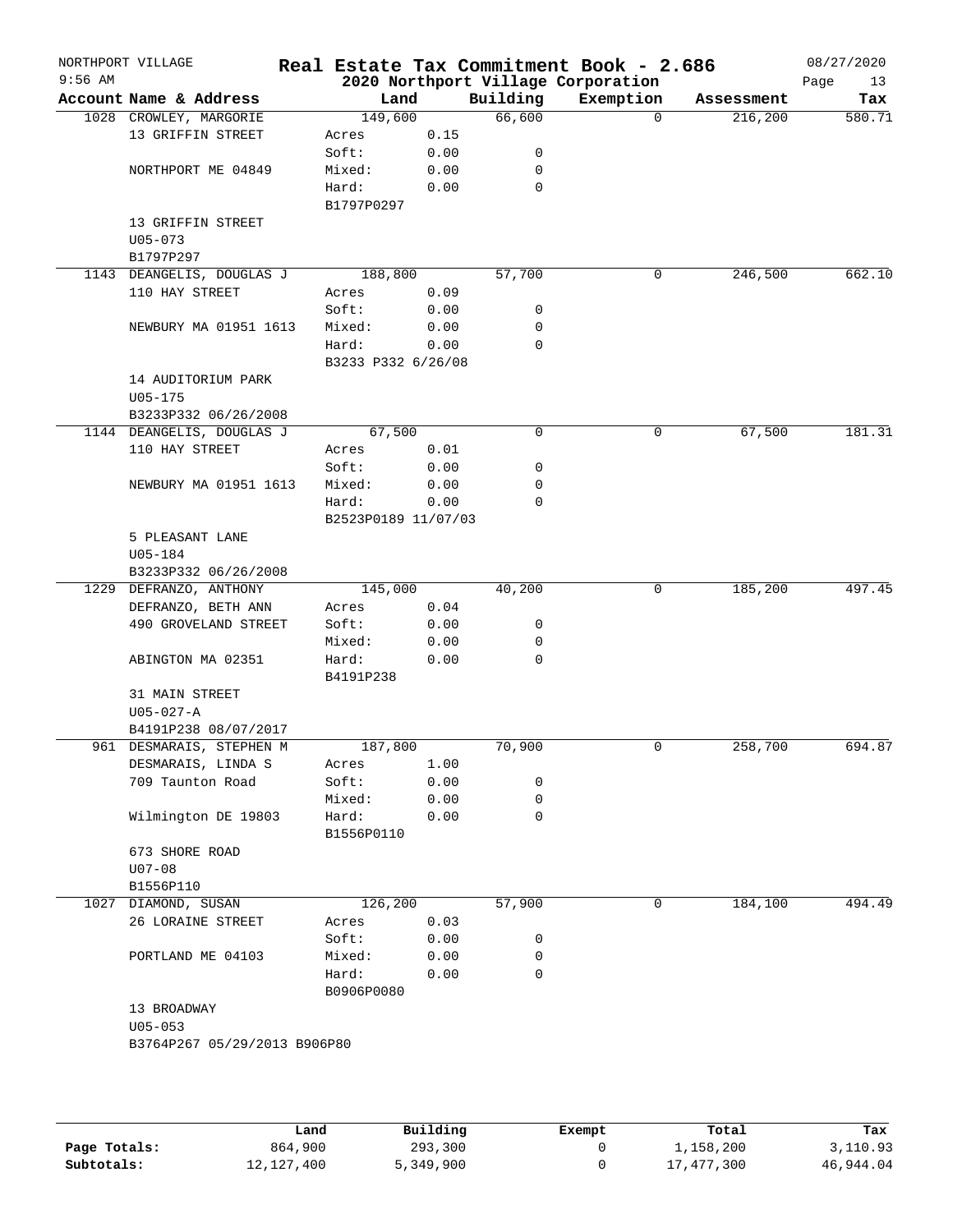# Real Estate Tax Commitment Book - 2.686

## 2020 Northport Village Corporation

NORTHPORT VILLAGE
9:56 AM
08/27/2020
Page 13

| Account | Name & Address | Land | | Building | Exemption | Assessment | Tax |
|---|---|---|---|---|---|---|---|
| 1028 | CROWLEY, MARGORIE | 149,600 | | 66,600 | 0 | 216,200 | 580.71 |
| | 13 GRIFFIN STREET | Acres | 0.15 | | | | |
| | | Soft: | 0.00 | 0 | | | |
| | NORTHPORT ME 04849 | Mixed: | 0.00 | 0 | | | |
| | | Hard: | 0.00 | 0 | | | |
| | | B1797P0297 | | | | | |
| | 13 GRIFFIN STREET | | | | | | |
| | U05-073 | | | | | | |
| | B1797P297 | | | | | | |
| 1143 | DEANGELIS, DOUGLAS J | 188,800 | | 57,700 | 0 | 246,500 | 662.10 |
| | 110 HAY STREET | Acres | 0.09 | | | | |
| | | Soft: | 0.00 | 0 | | | |
| | NEWBURY MA 01951 1613 | Mixed: | 0.00 | 0 | | | |
| | | Hard: | 0.00 | 0 | | | |
| | | B3233 P332 6/26/08 | | | | | |
| | 14 AUDITORIUM PARK | | | | | | |
| | U05-175 | | | | | | |
| | B3233P332 06/26/2008 | | | | | | |
| 1144 | DEANGELIS, DOUGLAS J | 67,500 | | 0 | 0 | 67,500 | 181.31 |
| | 110 HAY STREET | Acres | 0.01 | | | | |
| | | Soft: | 0.00 | 0 | | | |
| | NEWBURY MA 01951 1613 | Mixed: | 0.00 | 0 | | | |
| | | Hard: | 0.00 | 0 | | | |
| | | B2523P0189 11/07/03 | | | | | |
| | 5 PLEASANT LANE | | | | | | |
| | U05-184 | | | | | | |
| | B3233P332 06/26/2008 | | | | | | |
| 1229 | DEFRANZO, ANTHONY | 145,000 | | 40,200 | 0 | 185,200 | 497.45 |
| | DEFRANZO, BETH ANN | Acres | 0.04 | | | | |
| | 490 GROVELAND STREET | Soft: | 0.00 | 0 | | | |
| | | Mixed: | 0.00 | 0 | | | |
| | ABINGTON MA 02351 | Hard: | 0.00 | 0 | | | |
| | | B4191P238 | | | | | |
| | 31 MAIN STREET | | | | | | |
| | U05-027-A | | | | | | |
| | B4191P238 08/07/2017 | | | | | | |
| 961 | DESMARAIS, STEPHEN M | 187,800 | | 70,900 | 0 | 258,700 | 694.87 |
| | DESMARAIS, LINDA S | Acres | 1.00 | | | | |
| | 709 Taunton Road | Soft: | 0.00 | 0 | | | |
| | | Mixed: | 0.00 | 0 | | | |
| | Wilmington DE 19803 | Hard: | 0.00 | 0 | | | |
| | | B1556P0110 | | | | | |
| | 673 SHORE ROAD | | | | | | |
| | U07-08 | | | | | | |
| | B1556P110 | | | | | | |
| 1027 | DIAMOND, SUSAN | 126,200 | | 57,900 | 0 | 184,100 | 494.49 |
| | 26 LORAINE STREET | Acres | 0.03 | | | | |
| | | Soft: | 0.00 | 0 | | | |
| | PORTLAND ME 04103 | Mixed: | 0.00 | 0 | | | |
| | | Hard: | 0.00 | 0 | | | |
| | | B0906P0080 | | | | | |
| | 13 BROADWAY | | | | | | |
| | U05-053 | | | | | | |
| | B3764P267 05/29/2013 B906P80 | | | | | | |

| | Land | Building | Exempt | Total | Tax |
|---|---|---|---|---|---|
| **Page Totals:** | 864,900 | 293,300 | 0 | 1,158,200 | 3,110.93 |
| **Subtotals:** | 12,127,400 | 5,349,900 | 0 | 17,477,300 | 46,944.04 |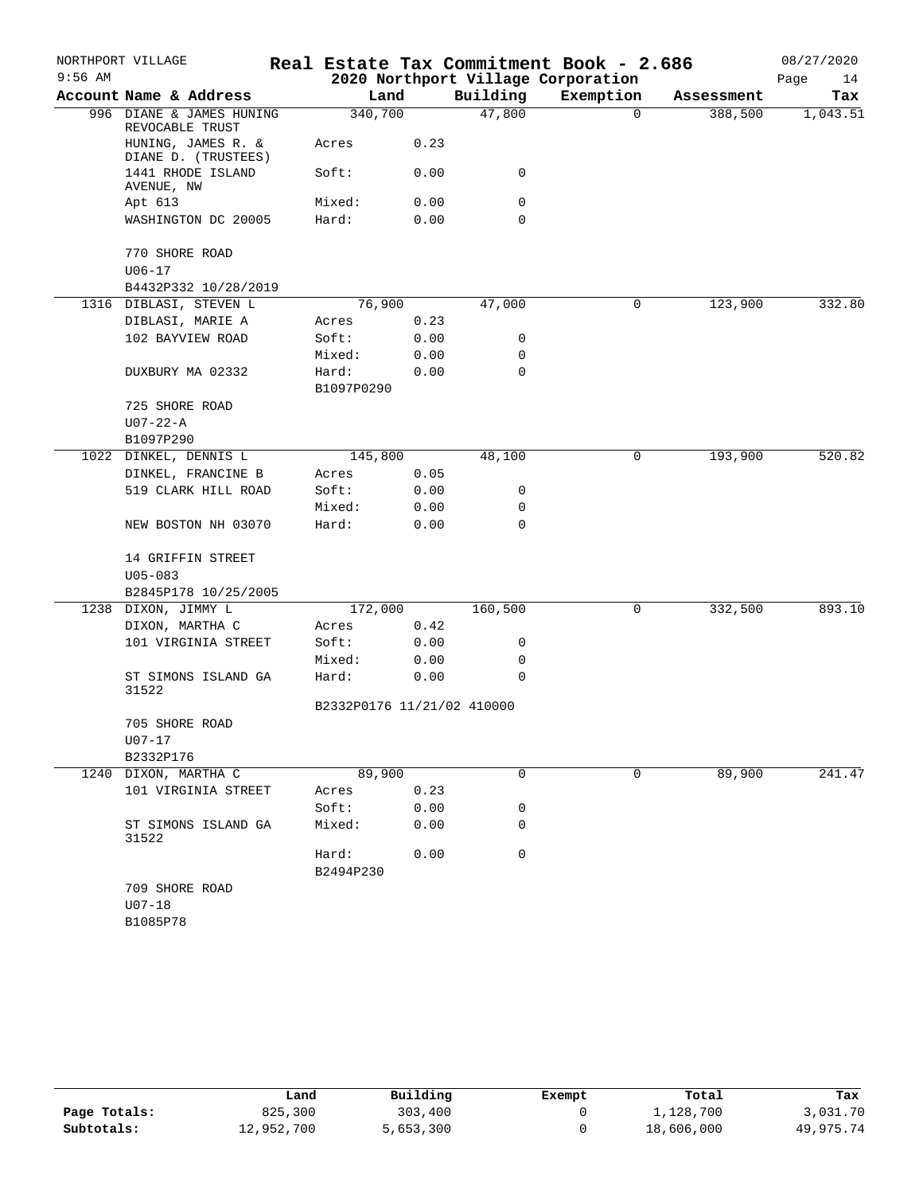NORTHPORT VILLAGE 9:56 AM

# Real Estate Tax Commitment Book - 2.686
## 2020 Northport Village Corporation

08/27/2020 Page 14

| Account Name & Address | Land | | Building | Exemption | Assessment | Tax |
|---|---|---|---|---|---|---|
| 996 DIANE & JAMES HUNING REVOCABLE TRUST | 340,700 | | 47,800 | 0 | 388,500 | 1,043.51 |
| HUNING, JAMES R. & DIANE D. (TRUSTEES) | Acres | 0.23 | | | | |
| 1441 RHODE ISLAND AVENUE, NW | Soft: | 0.00 | 0 | | | |
| Apt 613 | Mixed: | 0.00 | 0 | | | |
| WASHINGTON DC 20005 | Hard: | 0.00 | 0 | | | |
| 770 SHORE ROAD | | | | | | |
| U06-17 | | | | | | |
| B4432P332 10/28/2019 | | | | | | |
| 1316 DIBLASI, STEVEN L | 76,900 | | 47,000 | 0 | 123,900 | 332.80 |
| DIBLASI, MARIE A | Acres | 0.23 | | | | |
| 102 BAYVIEW ROAD | Soft: | 0.00 | 0 | | | |
| | Mixed: | 0.00 | 0 | | | |
| DUXBURY MA 02332 | Hard: | 0.00 | 0 | | | |
| | B1097P0290 | | | | | |
| 725 SHORE ROAD | | | | | | |
| U07-22-A | | | | | | |
| B1097P290 | | | | | | |
| 1022 DINKEL, DENNIS L | 145,800 | | 48,100 | 0 | 193,900 | 520.82 |
| DINKEL, FRANCINE B | Acres | 0.05 | | | | |
| 519 CLARK HILL ROAD | Soft: | 0.00 | 0 | | | |
| | Mixed: | 0.00 | 0 | | | |
| NEW BOSTON NH 03070 | Hard: | 0.00 | 0 | | | |
| 14 GRIFFIN STREET | | | | | | |
| U05-083 | | | | | | |
| B2845P178 10/25/2005 | | | | | | |
| 1238 DIXON, JIMMY L | 172,000 | | 160,500 | 0 | 332,500 | 893.10 |
| DIXON, MARTHA C | Acres | 0.42 | | | | |
| 101 VIRGINIA STREET | Soft: | 0.00 | 0 | | | |
| | Mixed: | 0.00 | 0 | | | |
| ST SIMONS ISLAND GA 31522 | Hard: | 0.00 | 0 | | | |
| | B2332P0176 11/21/02 410000 | | | | | |
| 705 SHORE ROAD | | | | | | |
| U07-17 | | | | | | |
| B2332P176 | | | | | | |
| 1240 DIXON, MARTHA C | 89,900 | | 0 | 0 | 89,900 | 241.47 |
| 101 VIRGINIA STREET | Acres | 0.23 | | | | |
| | Soft: | 0.00 | 0 | | | |
| ST SIMONS ISLAND GA 31522 | Mixed: | 0.00 | 0 | | | |
| | Hard: | 0.00 | 0 | | | |
| | B2494P230 | | | | | |
| 709 SHORE ROAD | | | | | | |
| U07-18 | | | | | | |
| B1085P78 | | | | | | |

| | Land | Building | Exempt | Total | Tax |
|---|---|---|---|---|---|
| Page Totals: | 825,300 | 303,400 | 0 | 1,128,700 | 3,031.70 |
| Subtotals: | 12,952,700 | 5,653,300 | 0 | 18,606,000 | 49,975.74 |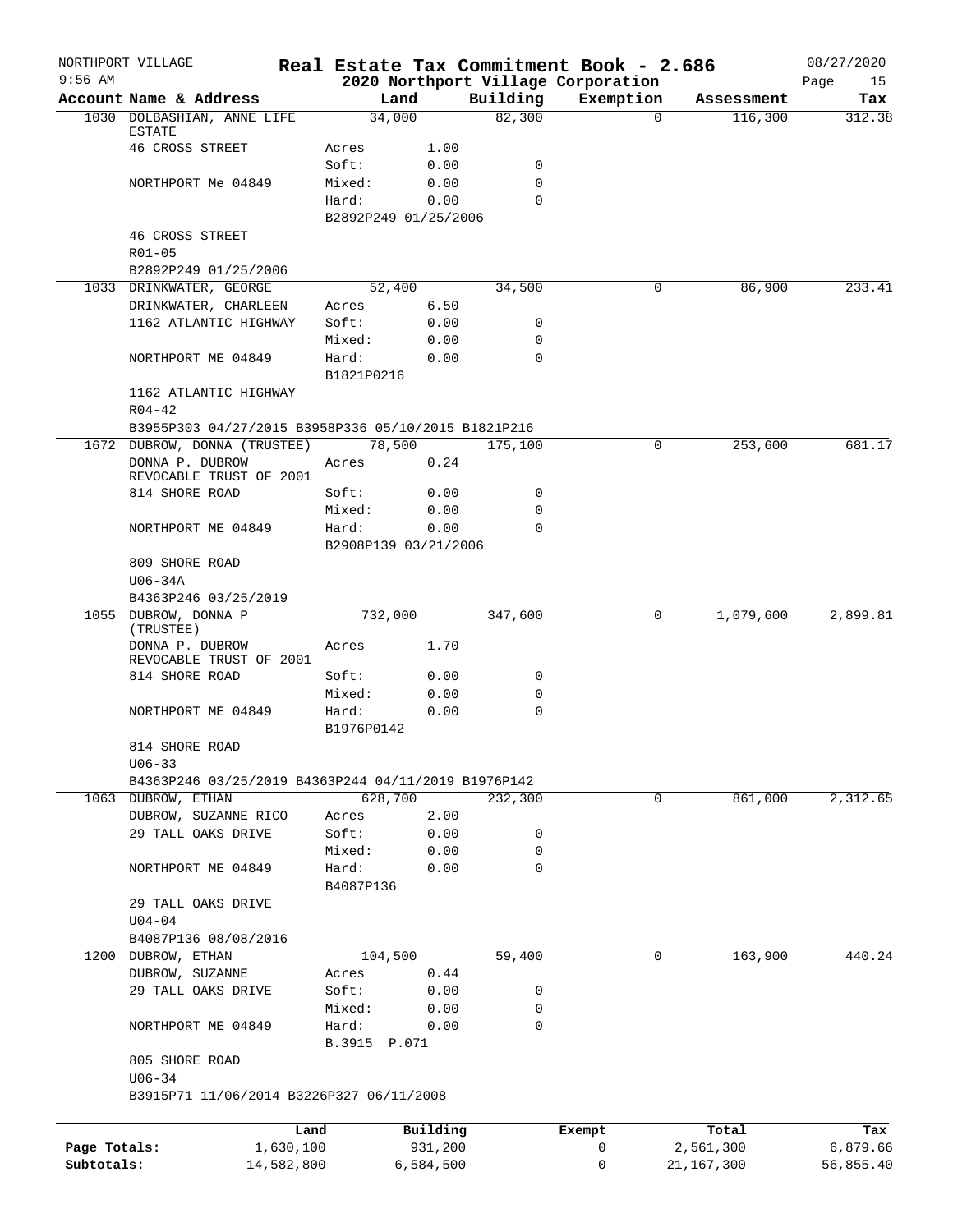NORTHPORT VILLAGE 9:56 AM

# Real Estate Tax Commitment Book - 2.686

## 2020 Northport Village Corporation

08/27/2020

| Account | Name & Address | Land | | Building | Exemption | Assessment | Tax |
|---|---|---|---|---|---|---|---|
| 1030 | DOLBASHIAN, ANNE LIFE ESTATE | 34,000 | | 82,300 | 0 | 116,300 | 312.38 |
| | 46 CROSS STREET | Acres | 1.00 | | | | |
| | | Soft: | 0.00 | 0 | | | |
| | NORTHPORT Me 04849 | Mixed: | 0.00 | 0 | | | |
| | | Hard: | 0.00 | 0 | | | |
| | | B2892P249 01/25/2006 | | | | | |
| | 46 CROSS STREET | | | | | | |
| | R01-05 | | | | | | |
| | B2892P249 01/25/2006 | | | | | | |
| 1033 | DRINKWATER, GEORGE | 52,400 | | 34,500 | 0 | 86,900 | 233.41 |
| | DRINKWATER, CHARLEEN | Acres | 6.50 | | | | |
| | 1162 ATLANTIC HIGHWAY | Soft: | 0.00 | 0 | | | |
| | | Mixed: | 0.00 | 0 | | | |
| | NORTHPORT ME 04849 | Hard: | 0.00 | 0 | | | |
| | | B1821P0216 | | | | | |
| | 1162 ATLANTIC HIGHWAY | | | | | | |
| | R04-42 | | | | | | |
| | B3955P303 04/27/2015 B3958P336 05/10/2015 B1821P216 | | | | | | |
| 1672 | DUBROW, DONNA (TRUSTEE) | 78,500 | | 175,100 | 0 | 253,600 | 681.17 |
| | DONNA P. DUBROW REVOCABLE TRUST OF 2001 | Acres | 0.24 | | | | |
| | 814 SHORE ROAD | Soft: | 0.00 | 0 | | | |
| | | Mixed: | 0.00 | 0 | | | |
| | NORTHPORT ME 04849 | Hard: | 0.00 | 0 | | | |
| | | B2908P139 03/21/2006 | | | | | |
| | 809 SHORE ROAD | | | | | | |
| | U06-34A | | | | | | |
| | B4363P246 03/25/2019 | | | | | | |
| 1055 | DUBROW, DONNA P (TRUSTEE) | 732,000 | | 347,600 | 0 | 1,079,600 | 2,899.81 |
| | DONNA P. DUBROW REVOCABLE TRUST OF 2001 | Acres | 1.70 | | | | |
| | 814 SHORE ROAD | Soft: | 0.00 | 0 | | | |
| | | Mixed: | 0.00 | 0 | | | |
| | NORTHPORT ME 04849 | Hard: | 0.00 | 0 | | | |
| | | B1976P0142 | | | | | |
| | 814 SHORE ROAD | | | | | | |
| | U06-33 | | | | | | |
| | B4363P246 03/25/2019 B4363P244 04/11/2019 B1976P142 | | | | | | |
| 1063 | DUBROW, ETHAN | 628,700 | | 232,300 | 0 | 861,000 | 2,312.65 |
| | DUBROW, SUZANNE RICO | Acres | 2.00 | | | | |
| | 29 TALL OAKS DRIVE | Soft: | 0.00 | 0 | | | |
| | | Mixed: | 0.00 | 0 | | | |
| | NORTHPORT ME 04849 | Hard: | 0.00 | 0 | | | |
| | | B4087P136 | | | | | |
| | 29 TALL OAKS DRIVE | | | | | | |
| | U04-04 | | | | | | |
| | B4087P136 08/08/2016 | | | | | | |
| 1200 | DUBROW, ETHAN | 104,500 | | 59,400 | 0 | 163,900 | 440.24 |
| | DUBROW, SUZANNE | Acres | 0.44 | | | | |
| | 29 TALL OAKS DRIVE | Soft: | 0.00 | 0 | | | |
| | | Mixed: | 0.00 | 0 | | | |
| | NORTHPORT ME 04849 | Hard: | 0.00 | 0 | | | |
| | | B.3915 P.071 | | | | | |
| | 805 SHORE ROAD | | | | | | |
| | U06-34 | | | | | | |
| | B3915P71 11/06/2014 B3226P327 06/11/2008 | | | | | | |

| | Land | Building | Exempt | Total | Tax |
|---|---|---|---|---|---|
| Page Totals: | 1,630,100 | 931,200 | 0 | 2,561,300 | 6,879.66 |
| Subtotals: | 14,582,800 | 6,584,500 | 0 | 21,167,300 | 56,855.40 |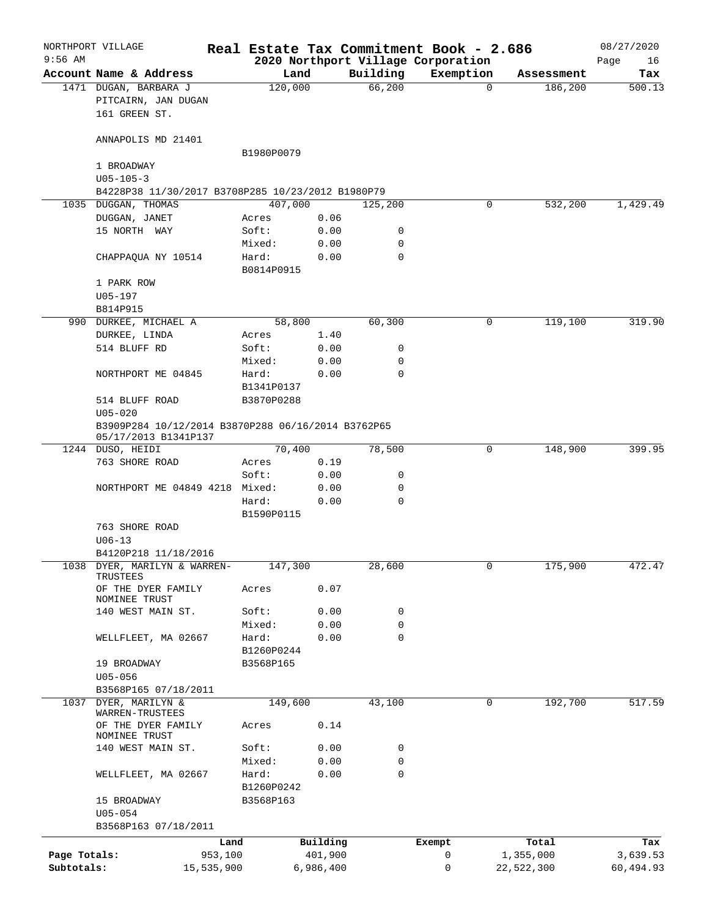NORTHPORT VILLAGE 9:56 AM

# Real Estate Tax Commitment Book - 2.686

## 2020 Northport Village Corporation

08/27/2020

| Account | Name & Address | Land | | Building | Exemption | Assessment | Tax |
|---|---|---|---|---|---|---|---|
| 1471 | DUGAN, BARBARA J | 120,000 | | 66,200 | 0 | 186,200 | 500.13 |
| | PITCAIRN, JAN DUGAN | | | | | | |
| | 161 GREEN ST. | | | | | | |
| | ANNAPOLIS MD 21401 | | | | | | |
| | | B1980P0079 | | | | | |
| | 1 BROADWAY | | | | | | |
| | U05-105-3 | | | | | | |
| | B4228P38 11/30/2017 B3708P285 10/23/2012 B1980P79 | | | | | | |
| 1035 | DUGGAN, THOMAS | 407,000 | | 125,200 | 0 | 532,200 | 1,429.49 |
| | DUGGAN, JANET | Acres | 0.06 | | | | |
| | 15 NORTH WAY | Soft: | 0.00 | 0 | | | |
| | | Mixed: | 0.00 | 0 | | | |
| | CHAPPAQUA NY 10514 | Hard: | 0.00 | 0 | | | |
| | | B0814P0915 | | | | | |
| | 1 PARK ROW | | | | | | |
| | U05-197 | | | | | | |
| | B814P915 | | | | | | |
| 990 | DURKEE, MICHAEL A | 58,800 | | 60,300 | 0 | 119,100 | 319.90 |
| | DURKEE, LINDA | Acres | 1.40 | | | | |
| | 514 BLUFF RD | Soft: | 0.00 | 0 | | | |
| | | Mixed: | 0.00 | 0 | | | |
| | NORTHPORT ME 04845 | Hard: | 0.00 | 0 | | | |
| | | B1341P0137 | | | | | |
| | 514 BLUFF ROAD | B3870P0288 | | | | | |
| | U05-020 | | | | | | |
| | B3909P284 10/12/2014 B3870P288 06/16/2014 B3762P65 05/17/2013 B1341P137 | | | | | | |
| 1244 | DUSO, HEIDI | 70,400 | | 78,500 | 0 | 148,900 | 399.95 |
| | 763 SHORE ROAD | Acres | 0.19 | | | | |
| | | Soft: | 0.00 | 0 | | | |
| | NORTHPORT ME 04849 4218 | Mixed: | 0.00 | 0 | | | |
| | | Hard: | 0.00 | 0 | | | |
| | | B1590P0115 | | | | | |
| | 763 SHORE ROAD | | | | | | |
| | U06-13 | | | | | | |
| | B4120P218 11/18/2016 | | | | | | |
| 1038 | DYER, MARILYN & WARREN-TRUSTEES | 147,300 | | 28,600 | 0 | 175,900 | 472.47 |
| | OF THE DYER FAMILY NOMINEE TRUST | Acres | 0.07 | | | | |
| | 140 WEST MAIN ST. | Soft: | 0.00 | 0 | | | |
| | | Mixed: | 0.00 | 0 | | | |
| | WELLFLEET, MA 02667 | Hard: | 0.00 | 0 | | | |
| | | B1260P0244 | | | | | |
| | 19 BROADWAY | B3568P165 | | | | | |
| | U05-056 | | | | | | |
| | B3568P165 07/18/2011 | | | | | | |
| 1037 | DYER, MARILYN & WARREN-TRUSTEES | 149,600 | | 43,100 | 0 | 192,700 | 517.59 |
| | OF THE DYER FAMILY NOMINEE TRUST | Acres | 0.14 | | | | |
| | 140 WEST MAIN ST. | Soft: | 0.00 | 0 | | | |
| | | Mixed: | 0.00 | 0 | | | |
| | WELLFLEET, MA 02667 | Hard: | 0.00 | 0 | | | |
| | | B1260P0242 | | | | | |
| | 15 BROADWAY | B3568P163 | | | | | |
| | U05-054 | | | | | | |
| | B3568P163 07/18/2011 | | | | | | |

| | Land | Building | Exempt | Total | Tax |
|---|---|---|---|---|---|
| Page Totals: | 953,100 | 401,900 | 0 | 1,355,000 | 3,639.53 |
| Subtotals: | 15,535,900 | 6,986,400 | 0 | 22,522,300 | 60,494.93 |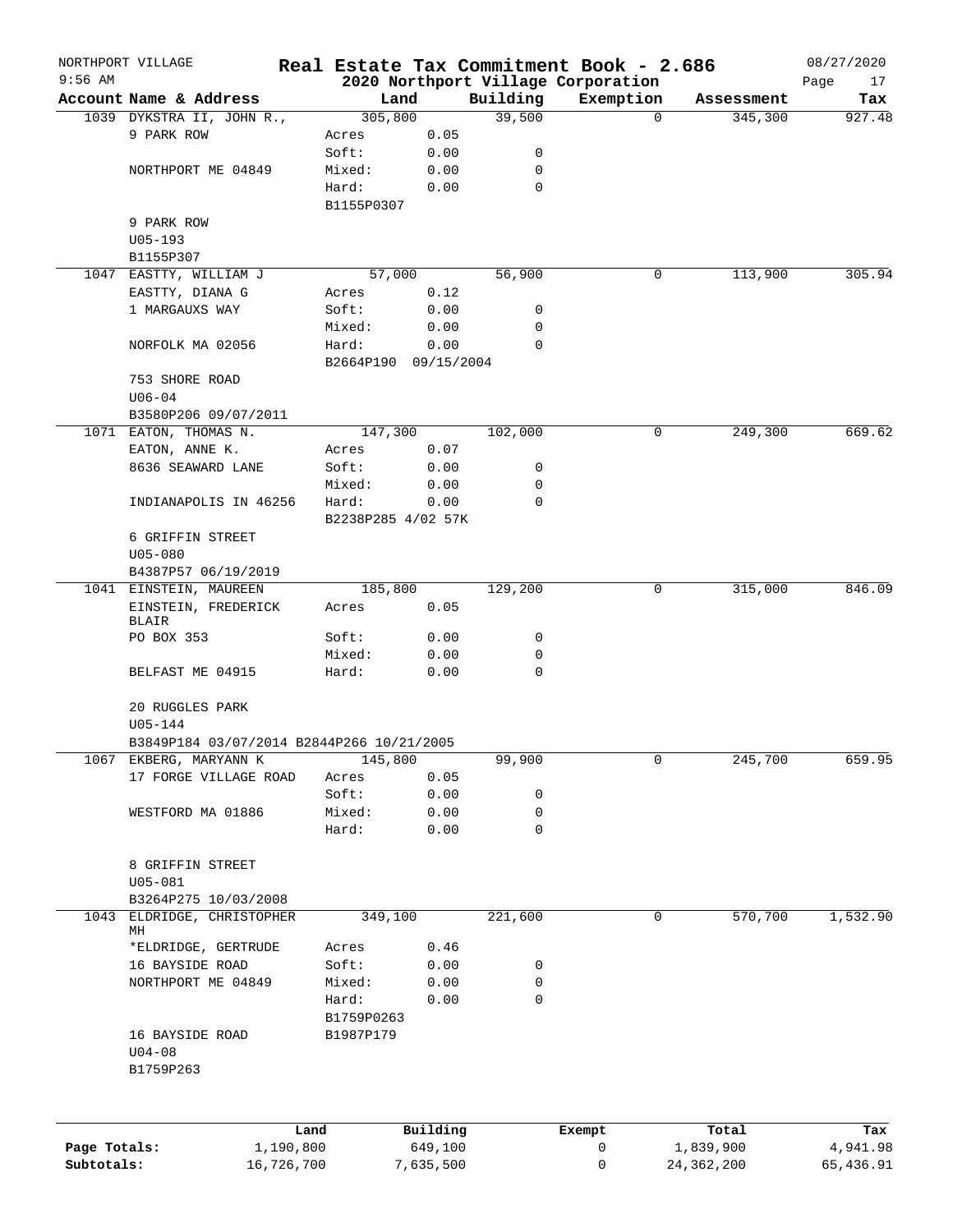NORTHPORT VILLAGE — Real Estate Tax Commitment Book - 2.686 — 08/27/2020
9:56 AM — 2020 Northport Village Corporation

| Account | Name & Address | Land | | Building | Exemption | Assessment | Tax |
|---|---|---|---|---|---|---|---|
| 1039 | DYKSTRA II, JOHN R., | 305,800 | | 39,500 | 0 | 345,300 | 927.48 |
| | 9 PARK ROW | Acres | 0.05 | | | | |
| | | Soft: | 0.00 | 0 | | | |
| | NORTHPORT ME 04849 | Mixed: | 0.00 | 0 | | | |
| | | Hard: | 0.00 | 0 | | | |
| | | B1155P0307 | | | | | |
| | 9 PARK ROW | | | | | | |
| | U05-193 | | | | | | |
| | B1155P307 | | | | | | |
| 1047 | EASTTY, WILLIAM J | 57,000 | | 56,900 | 0 | 113,900 | 305.94 |
| | EASTTY, DIANA G | Acres | 0.12 | | | | |
| | 1 MARGAUXS WAY | Soft: | 0.00 | 0 | | | |
| | | Mixed: | 0.00 | 0 | | | |
| | NORFOLK MA 02056 | Hard: | 0.00 | 0 | | | |
| | | B2664P190 09/15/2004 | | | | | |
| | 753 SHORE ROAD | | | | | | |
| | U06-04 | | | | | | |
| | B3580P206 09/07/2011 | | | | | | |
| 1071 | EATON, THOMAS N. | 147,300 | | 102,000 | 0 | 249,300 | 669.62 |
| | EATON, ANNE K. | Acres | 0.07 | | | | |
| | 8636 SEAWARD LANE | Soft: | 0.00 | 0 | | | |
| | | Mixed: | 0.00 | 0 | | | |
| | INDIANAPOLIS IN 46256 | Hard: | 0.00 | 0 | | | |
| | | B2238P285 4/02 57K | | | | | |
| | 6 GRIFFIN STREET | | | | | | |
| | U05-080 | | | | | | |
| | B4387P57 06/19/2019 | | | | | | |
| 1041 | EINSTEIN, MAUREEN | 185,800 | | 129,200 | 0 | 315,000 | 846.09 |
| | EINSTEIN, FREDERICK BLAIR | Acres | 0.05 | | | | |
| | PO BOX 353 | Soft: | 0.00 | 0 | | | |
| | | Mixed: | 0.00 | 0 | | | |
| | BELFAST ME 04915 | Hard: | 0.00 | 0 | | | |
| | 20 RUGGLES PARK | | | | | | |
| | U05-144 | | | | | | |
| | B3849P184 03/07/2014 B2844P266 10/21/2005 | | | | | | |
| 1067 | EKBERG, MARYANN K | 145,800 | | 99,900 | 0 | 245,700 | 659.95 |
| | 17 FORGE VILLAGE ROAD | Acres | 0.05 | | | | |
| | | Soft: | 0.00 | 0 | | | |
| | WESTFORD MA 01886 | Mixed: | 0.00 | 0 | | | |
| | | Hard: | 0.00 | 0 | | | |
| | 8 GRIFFIN STREET | | | | | | |
| | U05-081 | | | | | | |
| | B3264P275 10/03/2008 | | | | | | |
| 1043 | ELDRIDGE, CHRISTOPHER MH | 349,100 | | 221,600 | 0 | 570,700 | 1,532.90 |
| | *ELDRIDGE, GERTRUDE | Acres | 0.46 | | | | |
| | 16 BAYSIDE ROAD | Soft: | 0.00 | 0 | | | |
| | NORTHPORT ME 04849 | Mixed: | 0.00 | 0 | | | |
| | | Hard: | 0.00 | 0 | | | |
| | | B1759P0263 | | | | | |
| | 16 BAYSIDE ROAD | B1987P179 | | | | | |
| | U04-08 | | | | | | |
| | B1759P263 | | | | | | |

| | Land | Building | Exempt | Total | Tax |
|---|---|---|---|---|---|
| Page Totals: | 1,190,800 | 649,100 | 0 | 1,839,900 | 4,941.98 |
| Subtotals: | 16,726,700 | 7,635,500 | 0 | 24,362,200 | 65,436.91 |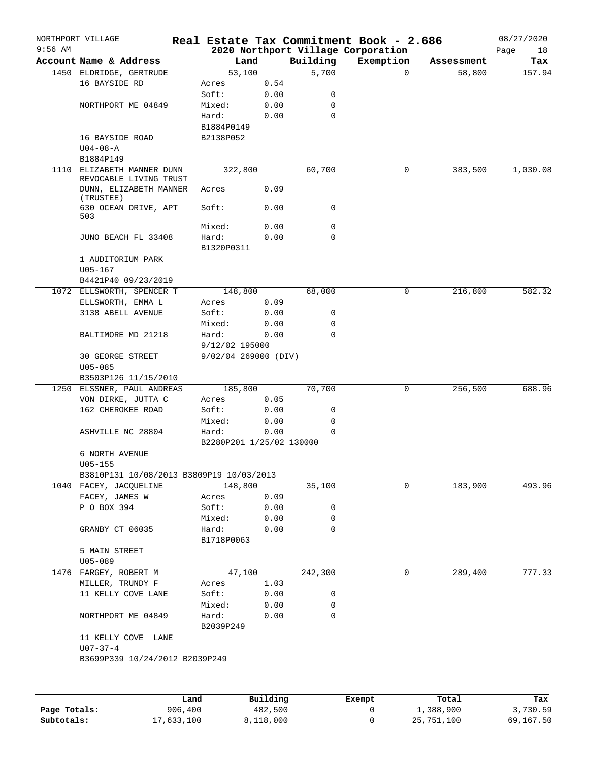NORTHPORT VILLAGE 9:56 AM

# Real Estate Tax Commitment Book - 2.686

## 2020 Northport Village Corporation

08/27/2020

| Account | Name & Address | Land | | Building | Exemption | Assessment | Tax |
|---|---|---|---|---|---|---|---|
| 1450 | ELDRIDGE, GERTRUDE | 53,100 | | 5,700 | 0 | 58,800 | 157.94 |
| | 16 BAYSIDE RD | Acres | 0.54 | | | | |
| | | Soft: | 0.00 | 0 | | | |
| | NORTHPORT ME 04849 | Mixed: | 0.00 | 0 | | | |
| | | Hard: | 0.00 | 0 | | | |
| | | B1884P0149 | | | | | |
| | 16 BAYSIDE ROAD | B2138P052 | | | | | |
| | U04-08-A | | | | | | |
| | B1884P149 | | | | | | |
| 1110 | ELIZABETH MANNER DUNN REVOCABLE LIVING TRUST | 322,800 | | 60,700 | 0 | 383,500 | 1,030.08 |
| | DUNN, ELIZABETH MANNER (TRUSTEE) | Acres | 0.09 | | | | |
| | 630 OCEAN DRIVE, APT 503 | Soft: | 0.00 | 0 | | | |
| | | Mixed: | 0.00 | 0 | | | |
| | JUNO BEACH FL 33408 | Hard: | 0.00 | 0 | | | |
| | | B1320P0311 | | | | | |
| | 1 AUDITORIUM PARK | | | | | | |
| | U05-167 | | | | | | |
| | B4421P40 09/23/2019 | | | | | | |
| 1072 | ELLSWORTH, SPENCER T | 148,800 | | 68,000 | 0 | 216,800 | 582.32 |
| | ELLSWORTH, EMMA L | Acres | 0.09 | | | | |
| | 3138 ABELL AVENUE | Soft: | 0.00 | 0 | | | |
| | | Mixed: | 0.00 | 0 | | | |
| | BALTIMORE MD 21218 | Hard: | 0.00 | 0 | | | |
| | | 9/12/02 195000 | | | | | |
| | 30 GEORGE STREET | 9/02/04 269000 (DIV) | | | | | |
| | U05-085 | | | | | | |
| | B3503P126 11/15/2010 | | | | | | |
| 1250 | ELSSNER, PAUL ANDREAS | 185,800 | | 70,700 | 0 | 256,500 | 688.96 |
| | VON DIRKE, JUTTA C | Acres | 0.05 | | | | |
| | 162 CHEROKEE ROAD | Soft: | 0.00 | 0 | | | |
| | | Mixed: | 0.00 | 0 | | | |
| | ASHVILLE NC 28804 | Hard: | 0.00 | 0 | | | |
| | | B2280P201 1/25/02 130000 | | | | | |
| | 6 NORTH AVENUE | | | | | | |
| | U05-155 | | | | | | |
| | B3810P131 10/08/2013 B3809P19 10/03/2013 | | | | | | |
| 1040 | FACEY, JACQUELINE | 148,800 | | 35,100 | 0 | 183,900 | 493.96 |
| | FACEY, JAMES W | Acres | 0.09 | | | | |
| | P O BOX 394 | Soft: | 0.00 | 0 | | | |
| | | Mixed: | 0.00 | 0 | | | |
| | GRANBY CT 06035 | Hard: | 0.00 | 0 | | | |
| | | B1718P0063 | | | | | |
| | 5 MAIN STREET | | | | | | |
| | U05-089 | | | | | | |
| 1476 | FARGEY, ROBERT M | 47,100 | | 242,300 | 0 | 289,400 | 777.33 |
| | MILLER, TRUNDY F | Acres | 1.03 | | | | |
| | 11 KELLY COVE LANE | Soft: | 0.00 | 0 | | | |
| | | Mixed: | 0.00 | 0 | | | |
| | NORTHPORT ME 04849 | Hard: | 0.00 | 0 | | | |
| | | B2039P249 | | | | | |
| | 11 KELLY COVE LANE | | | | | | |
| | U07-37-4 | | | | | | |
| | B3699P339 10/24/2012 B2039P249 | | | | | | |

| | Land | Building | Exempt | Total | Tax |
|---|---|---|---|---|---|
| Page Totals: | 906,400 | 482,500 | 0 | 1,388,900 | 3,730.59 |
| Subtotals: | 17,633,100 | 8,118,000 | 0 | 25,751,100 | 69,167.50 |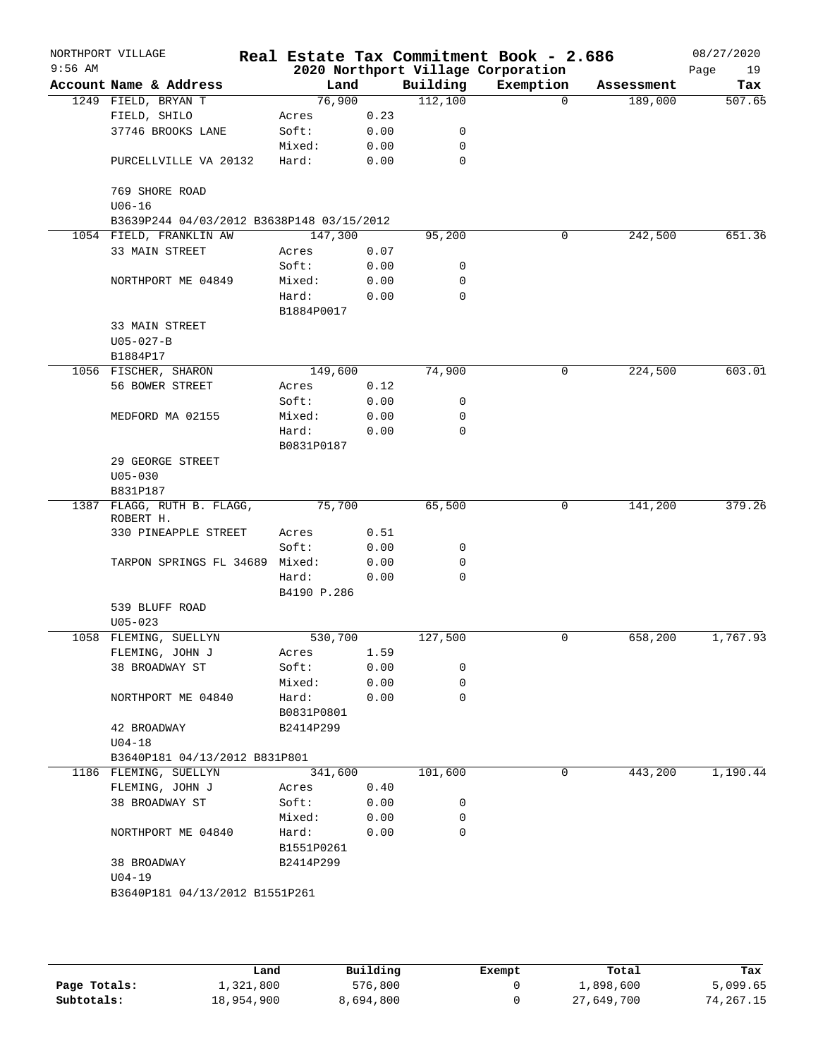# Real Estate Tax Commitment Book - 2.686

## 2020 Northport Village Corporation

NORTHPORT VILLAGE
9:56 AM

08/27/2020

| Account Name & Address | Land | | Building | Exemption | Assessment | Tax |
|---|---|---|---|---|---|---|
| 1249 FIELD, BRYAN T | 76,900 | | 112,100 | 0 | 189,000 | 507.65 |
| FIELD, SHILO | Acres | 0.23 | | | | |
| 37746 BROOKS LANE | Soft: | 0.00 | 0 | | | |
| | Mixed: | 0.00 | 0 | | | |
| PURCELLVILLE VA 20132 | Hard: | 0.00 | 0 | | | |
| 769 SHORE ROAD | | | | | | |
| U06-16 | | | | | | |
| B3639P244 04/03/2012 B3638P148 03/15/2012 | | | | | | |
| 1054 FIELD, FRANKLIN AW | 147,300 | | 95,200 | 0 | 242,500 | 651.36 |
| 33 MAIN STREET | Acres | 0.07 | | | | |
| | Soft: | 0.00 | 0 | | | |
| NORTHPORT ME 04849 | Mixed: | 0.00 | 0 | | | |
| | Hard: | 0.00 | 0 | | | |
| | B1884P0017 | | | | | |
| 33 MAIN STREET | | | | | | |
| U05-027-B | | | | | | |
| B1884P17 | | | | | | |
| 1056 FISCHER, SHARON | 149,600 | | 74,900 | 0 | 224,500 | 603.01 |
| 56 BOWER STREET | Acres | 0.12 | | | | |
| | Soft: | 0.00 | 0 | | | |
| MEDFORD MA 02155 | Mixed: | 0.00 | 0 | | | |
| | Hard: | 0.00 | 0 | | | |
| | B0831P0187 | | | | | |
| 29 GEORGE STREET | | | | | | |
| U05-030 | | | | | | |
| B831P187 | | | | | | |
| 1387 FLAGG, RUTH B. FLAGG, ROBERT H. | 75,700 | | 65,500 | 0 | 141,200 | 379.26 |
| 330 PINEAPPLE STREET | Acres | 0.51 | | | | |
| | Soft: | 0.00 | 0 | | | |
| TARPON SPRINGS FL 34689 | Mixed: | 0.00 | 0 | | | |
| | Hard: | 0.00 | 0 | | | |
| | B4190 P.286 | | | | | |
| 539 BLUFF ROAD | | | | | | |
| U05-023 | | | | | | |
| 1058 FLEMING, SUELLYN | 530,700 | | 127,500 | 0 | 658,200 | 1,767.93 |
| FLEMING, JOHN J | Acres | 1.59 | | | | |
| 38 BROADWAY ST | Soft: | 0.00 | 0 | | | |
| | Mixed: | 0.00 | 0 | | | |
| NORTHPORT ME 04840 | Hard: | 0.00 | 0 | | | |
| | B0831P0801 | | | | | |
| 42 BROADWAY | B2414P299 | | | | | |
| U04-18 | | | | | | |
| B3640P181 04/13/2012 B831P801 | | | | | | |
| 1186 FLEMING, SUELLYN | 341,600 | | 101,600 | 0 | 443,200 | 1,190.44 |
| FLEMING, JOHN J | Acres | 0.40 | | | | |
| 38 BROADWAY ST | Soft: | 0.00 | 0 | | | |
| | Mixed: | 0.00 | 0 | | | |
| NORTHPORT ME 04840 | Hard: | 0.00 | 0 | | | |
| | B1551P0261 | | | | | |
| 38 BROADWAY | B2414P299 | | | | | |
| U04-19 | | | | | | |
| B3640P181 04/13/2012 B1551P261 | | | | | | |

| | Land | Building | Exempt | Total | Tax |
|---|---|---|---|---|---|
| Page Totals: | 1,321,800 | 576,800 | 0 | 1,898,600 | 5,099.65 |
| Subtotals: | 18,954,900 | 8,694,800 | 0 | 27,649,700 | 74,267.15 |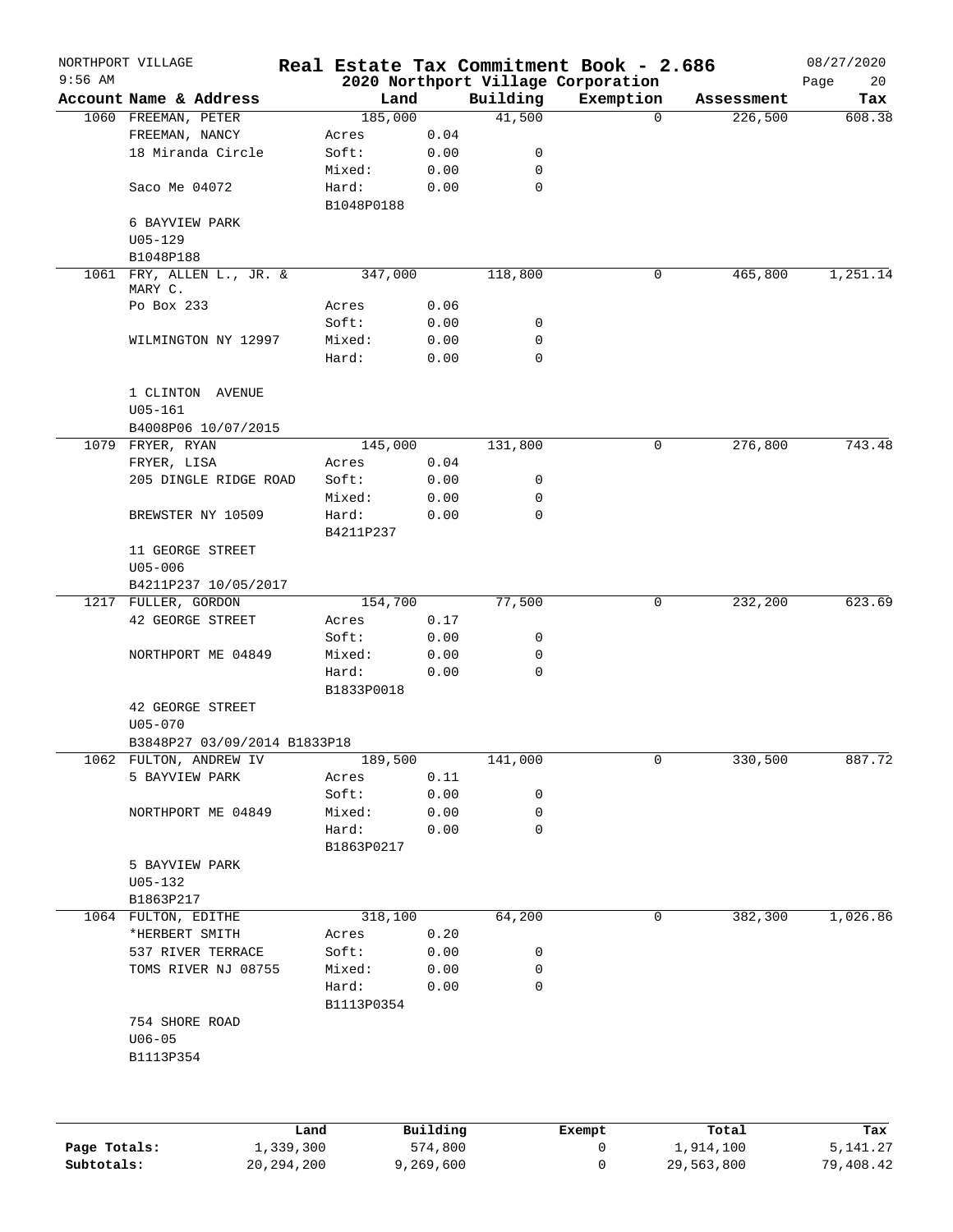NORTHPORT VILLAGE

9:56 AM

# Real Estate Tax Commitment Book - 2.686

## 2020 Northport Village Corporation

08/27/2020

| Account | Name & Address | Land | | Building | Exemption | Assessment | Tax |
|---|---|---|---|---|---|---|---|
| 1060 | FREEMAN, PETER | 185,000 | | 41,500 | 0 | 226,500 | 608.38 |
| | FREEMAN, NANCY | Acres | 0.04 | | | | |
| | 18 Miranda Circle | Soft: | 0.00 | 0 | | | |
| | | Mixed: | 0.00 | 0 | | | |
| | Saco Me 04072 | Hard: | 0.00 | 0 | | | |
| | | B1048P0188 | | | | | |
| | 6 BAYVIEW PARK | | | | | | |
| | U05-129 | | | | | | |
| | B1048P188 | | | | | | |
| 1061 | FRY, ALLEN L., JR. & MARY C. | 347,000 | | 118,800 | 0 | 465,800 | 1,251.14 |
| | Po Box 233 | Acres | 0.06 | | | | |
| | | Soft: | 0.00 | 0 | | | |
| | WILMINGTON NY 12997 | Mixed: | 0.00 | 0 | | | |
| | | Hard: | 0.00 | 0 | | | |
| | 1 CLINTON AVENUE | | | | | | |
| | U05-161 | | | | | | |
| | B4008P06 10/07/2015 | | | | | | |
| 1079 | FRYER, RYAN | 145,000 | | 131,800 | 0 | 276,800 | 743.48 |
| | FRYER, LISA | Acres | 0.04 | | | | |
| | 205 DINGLE RIDGE ROAD | Soft: | 0.00 | 0 | | | |
| | | Mixed: | 0.00 | 0 | | | |
| | BREWSTER NY 10509 | Hard: | 0.00 | 0 | | | |
| | | B4211P237 | | | | | |
| | 11 GEORGE STREET | | | | | | |
| | U05-006 | | | | | | |
| | B4211P237 10/05/2017 | | | | | | |
| 1217 | FULLER, GORDON | 154,700 | | 77,500 | 0 | 232,200 | 623.69 |
| | 42 GEORGE STREET | Acres | 0.17 | | | | |
| | | Soft: | 0.00 | 0 | | | |
| | NORTHPORT ME 04849 | Mixed: | 0.00 | 0 | | | |
| | | Hard: | 0.00 | 0 | | | |
| | | B1833P0018 | | | | | |
| | 42 GEORGE STREET | | | | | | |
| | U05-070 | | | | | | |
| | B3848P27 03/09/2014 B1833P18 | | | | | | |
| 1062 | FULTON, ANDREW IV | 189,500 | | 141,000 | 0 | 330,500 | 887.72 |
| | 5 BAYVIEW PARK | Acres | 0.11 | | | | |
| | | Soft: | 0.00 | 0 | | | |
| | NORTHPORT ME 04849 | Mixed: | 0.00 | 0 | | | |
| | | Hard: | 0.00 | 0 | | | |
| | | B1863P0217 | | | | | |
| | 5 BAYVIEW PARK | | | | | | |
| | U05-132 | | | | | | |
| | B1863P217 | | | | | | |
| 1064 | FULTON, EDITHE | 318,100 | | 64,200 | 0 | 382,300 | 1,026.86 |
| | *HERBERT SMITH | Acres | 0.20 | | | | |
| | 537 RIVER TERRACE | Soft: | 0.00 | 0 | | | |
| | TOMS RIVER NJ 08755 | Mixed: | 0.00 | 0 | | | |
| | | Hard: | 0.00 | 0 | | | |
| | | B1113P0354 | | | | | |
| | 754 SHORE ROAD | | | | | | |
| | U06-05 | | | | | | |
| | B1113P354 | | | | | | |

| | Land | Building | Exempt | Total | Tax |
|---|---|---|---|---|---|
| Page Totals: | 1,339,300 | 574,800 | 0 | 1,914,100 | 5,141.27 |
| Subtotals: | 20,294,200 | 9,269,600 | 0 | 29,563,800 | 79,408.42 |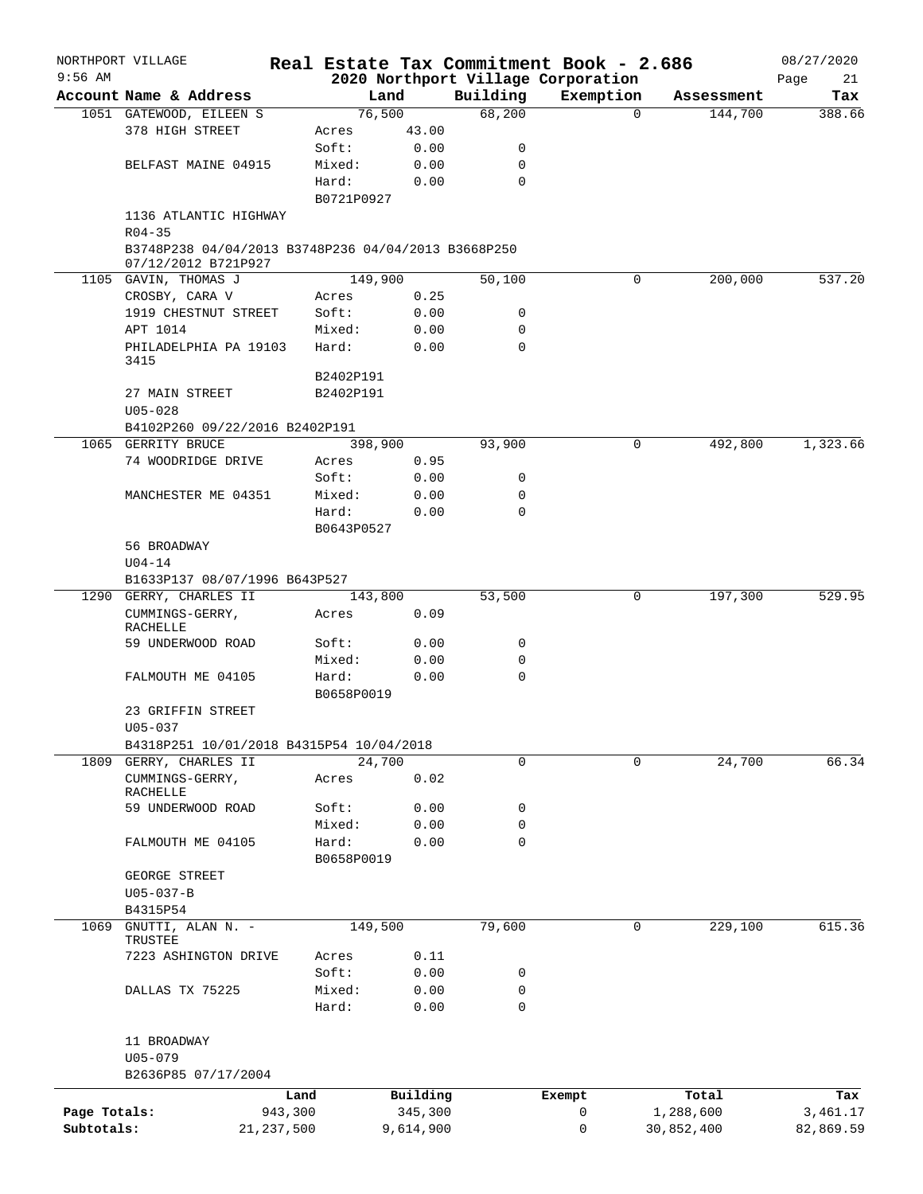NORTHPORT VILLAGE — Real Estate Tax Commitment Book - 2.686 — 08/27/2020

9:56 AM — 2020 Northport Village Corporation — Page 21

| Account Name & Address | Land | | Building | Exemption | Assessment | Tax |
|---|---|---|---|---|---|---|
| 1051 GATEWOOD, EILEEN S | 76,500 | | 68,200 | 0 | 144,700 | 388.66 |
| 378 HIGH STREET | Acres | 43.00 | | | | |
| | Soft: | 0.00 | 0 | | | |
| BELFAST MAINE 04915 | Mixed: | 0.00 | 0 | | | |
| | Hard: | 0.00 | 0 | | | |
| | B0721P0927 | | | | | |
| 1136 ATLANTIC HIGHWAY | | | | | | |
| R04-35 | | | | | | |
| B3748P238 04/04/2013 B3748P236 04/04/2013 B3668P250 07/12/2012 B721P927 | | | | | | |
| 1105 GAVIN, THOMAS J | 149,900 | | 50,100 | 0 | 200,000 | 537.20 |
| CROSBY, CARA V | Acres | 0.25 | | | | |
| 1919 CHESTNUT STREET | Soft: | 0.00 | 0 | | | |
| APT 1014 | Mixed: | 0.00 | 0 | | | |
| PHILADELPHIA PA 19103 3415 | Hard: | 0.00 | 0 | | | |
| | B2402P191 | | | | | |
| 27 MAIN STREET | B2402P191 | | | | | |
| U05-028 | | | | | | |
| B4102P260 09/22/2016 B2402P191 | | | | | | |
| 1065 GERRITY BRUCE | 398,900 | | 93,900 | 0 | 492,800 | 1,323.66 |
| 74 WOODRIDGE DRIVE | Acres | 0.95 | | | | |
| | Soft: | 0.00 | 0 | | | |
| MANCHESTER ME 04351 | Mixed: | 0.00 | 0 | | | |
| | Hard: | 0.00 | 0 | | | |
| | B0643P0527 | | | | | |
| 56 BROADWAY | | | | | | |
| U04-14 | | | | | | |
| B1633P137 08/07/1996 B643P527 | | | | | | |
| 1290 GERRY, CHARLES II | 143,800 | | 53,500 | 0 | 197,300 | 529.95 |
| CUMMINGS-GERRY, RACHELLE | Acres | 0.09 | | | | |
| 59 UNDERWOOD ROAD | Soft: | 0.00 | 0 | | | |
| | Mixed: | 0.00 | 0 | | | |
| FALMOUTH ME 04105 | Hard: | 0.00 | 0 | | | |
| | B0658P0019 | | | | | |
| 23 GRIFFIN STREET | | | | | | |
| U05-037 | | | | | | |
| B4318P251 10/01/2018 B4315P54 10/04/2018 | | | | | | |
| 1809 GERRY, CHARLES II | 24,700 | | 0 | 0 | 24,700 | 66.34 |
| CUMMINGS-GERRY, RACHELLE | Acres | 0.02 | | | | |
| 59 UNDERWOOD ROAD | Soft: | 0.00 | 0 | | | |
| | Mixed: | 0.00 | 0 | | | |
| FALMOUTH ME 04105 | Hard: | 0.00 | 0 | | | |
| | B0658P0019 | | | | | |
| GEORGE STREET | | | | | | |
| U05-037-B | | | | | | |
| B4315P54 | | | | | | |
| 1069 GNUTTI, ALAN N. - TRUSTEE | 149,500 | | 79,600 | 0 | 229,100 | 615.36 |
| 7223 ASHINGTON DRIVE | Acres | 0.11 | | | | |
| | Soft: | 0.00 | 0 | | | |
| DALLAS TX 75225 | Mixed: | 0.00 | 0 | | | |
| | Hard: | 0.00 | 0 | | | |
| 11 BROADWAY | | | | | | |
| U05-079 | | | | | | |
| B2636P85 07/17/2004 | | | | | | |

| | Land | Building | Exempt | Total | Tax |
|---|---|---|---|---|---|
| Page Totals: | 943,300 | 345,300 | 0 | 1,288,600 | 3,461.17 |
| Subtotals: | 21,237,500 | 9,614,900 | 0 | 30,852,400 | 82,869.59 |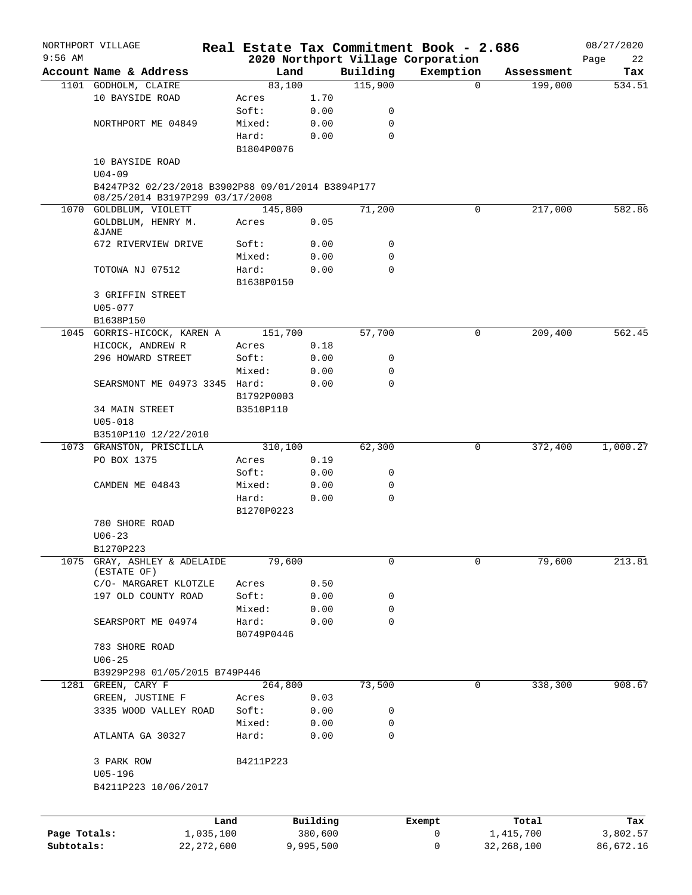NORTHPORT VILLAGE — Real Estate Tax Commitment Book - 2.686 — 08/27/2020
9:56 AM — 2020 Northport Village Corporation — Page 22

| Account Name & Address | | Land | | Building | Exemption | Assessment | Tax |
|---|---|---|---|---|---|---|---|
| 1101 GODHOLM, CLAIRE | | 83,100 | | 115,900 | 0 | 199,000 | 534.51 |
| 10 BAYSIDE ROAD | Acres | | 1.70 | | | | |
| | Soft: | | 0.00 | 0 | | | |
| NORTHPORT ME 04849 | Mixed: | | 0.00 | 0 | | | |
| | Hard: | | 0.00 | 0 | | | |
| | B1804P0076 | | | | | | |
| 10 BAYSIDE ROAD | | | | | | | |
| U04-09 | | | | | | | |
| B4247P32 02/23/2018 B3902P88 09/01/2014 B3894P177 08/25/2014 B3197P299 03/17/2008 | | | | | | | |
| 1070 GOLDBLUM, VIOLETT | | 145,800 | | 71,200 | 0 | 217,000 | 582.86 |
| GOLDBLUM, HENRY M. &JANE | Acres | | 0.05 | | | | |
| 672 RIVERVIEW DRIVE | Soft: | | 0.00 | 0 | | | |
| | Mixed: | | 0.00 | 0 | | | |
| TOTOWA NJ 07512 | Hard: | | 0.00 | 0 | | | |
| | B1638P0150 | | | | | | |
| 3 GRIFFIN STREET | | | | | | | |
| U05-077 | | | | | | | |
| B1638P150 | | | | | | | |
| 1045 GORRIS-HICOCK, KAREN A | | 151,700 | | 57,700 | 0 | 209,400 | 562.45 |
| HICOCK, ANDREW R | Acres | | 0.18 | | | | |
| 296 HOWARD STREET | Soft: | | 0.00 | 0 | | | |
| | Mixed: | | 0.00 | 0 | | | |
| SEARSMONT ME 04973 3345 | Hard: | | 0.00 | 0 | | | |
| | B1792P0003 | | | | | | |
| 34 MAIN STREET | B3510P110 | | | | | | |
| U05-018 | | | | | | | |
| B3510P110 12/22/2010 | | | | | | | |
| 1073 GRANSTON, PRISCILLA | | 310,100 | | 62,300 | 0 | 372,400 | 1,000.27 |
| PO BOX 1375 | Acres | | 0.19 | | | | |
| | Soft: | | 0.00 | 0 | | | |
| CAMDEN ME 04843 | Mixed: | | 0.00 | 0 | | | |
| | Hard: | | 0.00 | 0 | | | |
| | B1270P0223 | | | | | | |
| 780 SHORE ROAD | | | | | | | |
| U06-23 | | | | | | | |
| B1270P223 | | | | | | | |
| 1075 GRAY, ASHLEY & ADELAIDE (ESTATE OF) | | 79,600 | | 0 | 0 | 79,600 | 213.81 |
| C/O- MARGARET KLOTZLE | Acres | | 0.50 | | | | |
| 197 OLD COUNTY ROAD | Soft: | | 0.00 | 0 | | | |
| | Mixed: | | 0.00 | 0 | | | |
| SEARSPORT ME 04974 | Hard: | | 0.00 | 0 | | | |
| | B0749P0446 | | | | | | |
| 783 SHORE ROAD | | | | | | | |
| U06-25 | | | | | | | |
| B3929P298 01/05/2015 B749P446 | | | | | | | |
| 1281 GREEN, CARY F | | 264,800 | | 73,500 | 0 | 338,300 | 908.67 |
| GREEN, JUSTINE F | Acres | | 0.03 | | | | |
| 3335 WOOD VALLEY ROAD | Soft: | | 0.00 | 0 | | | |
| | Mixed: | | 0.00 | 0 | | | |
| ATLANTA GA 30327 | Hard: | | 0.00 | 0 | | | |
| 3 PARK ROW | B4211P223 | | | | | | |
| U05-196 | | | | | | | |
| B4211P223 10/06/2017 | | | | | | | |

| | Land | Building | Exempt | Total | Tax |
|---|---|---|---|---|---|
| Page Totals: | 1,035,100 | 380,600 | 0 | 1,415,700 | 3,802.57 |
| Subtotals: | 22,272,600 | 9,995,500 | 0 | 32,268,100 | 86,672.16 |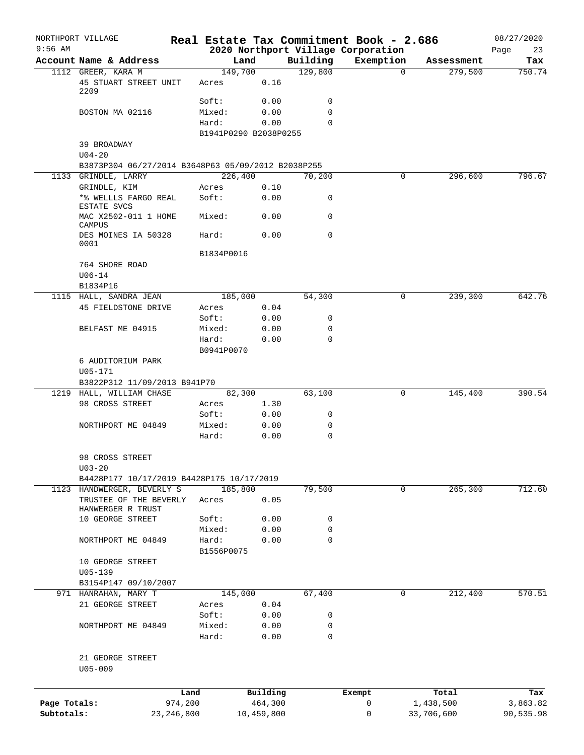NORTHPORT VILLAGE — Real Estate Tax Commitment Book - 2.686 — 08/27/2020
9:56 AM — 2020 Northport Village Corporation

| Account Name & Address | Land | | Building | Exemption | Assessment | Tax |
|---|---|---|---|---|---|---|
| 1112 GREER, KARA M | 149,700 | | 129,800 | 0 | 279,500 | 750.74 |
| 45 STUART STREET UNIT 2209 | Acres | 0.16 | | | | |
| | Soft: | 0.00 | 0 | | | |
| BOSTON MA 02116 | Mixed: | 0.00 | 0 | | | |
| | Hard: | 0.00 | 0 | | | |
| | B1941P0290 B2038P0255 | | | | | |
| 39 BROADWAY | | | | | | |
| U04-20 | | | | | | |
| B3873P304 06/27/2014 B3648P63 05/09/2012 B2038P255 | | | | | | |
| 1133 GRINDLE, LARRY | 226,400 | | 70,200 | 0 | 296,600 | 796.67 |
| GRINDLE, KIM | Acres | 0.10 | | | | |
| *% WELLLS FARGO REAL ESTATE SVCS | Soft: | 0.00 | 0 | | | |
| MAC X2502-011 1 HOME CAMPUS | Mixed: | 0.00 | 0 | | | |
| DES MOINES IA 50328 0001 | Hard: | 0.00 | 0 | | | |
| | B1834P0016 | | | | | |
| 764 SHORE ROAD | | | | | | |
| U06-14 | | | | | | |
| B1834P16 | | | | | | |
| 1115 HALL, SANDRA JEAN | 185,000 | | 54,300 | 0 | 239,300 | 642.76 |
| 45 FIELDSTONE DRIVE | Acres | 0.04 | | | | |
| | Soft: | 0.00 | 0 | | | |
| BELFAST ME 04915 | Mixed: | 0.00 | 0 | | | |
| | Hard: | 0.00 | 0 | | | |
| | B0941P0070 | | | | | |
| 6 AUDITORIUM PARK | | | | | | |
| U05-171 | | | | | | |
| B3822P312 11/09/2013 B941P70 | | | | | | |
| 1219 HALL, WILLIAM CHASE | 82,300 | | 63,100 | 0 | 145,400 | 390.54 |
| 98 CROSS STREET | Acres | 1.30 | | | | |
| | Soft: | 0.00 | 0 | | | |
| NORTHPORT ME 04849 | Mixed: | 0.00 | 0 | | | |
| | Hard: | 0.00 | 0 | | | |
| 98 CROSS STREET | | | | | | |
| U03-20 | | | | | | |
| B4428P177 10/17/2019 B4428P175 10/17/2019 | | | | | | |
| 1123 HANDWERGER, BEVERLY S | 185,800 | | 79,500 | 0 | 265,300 | 712.60 |
| TRUSTEE OF THE BEVERLY HANWERGER R TRUST | Acres | 0.05 | | | | |
| 10 GEORGE STREET | Soft: | 0.00 | 0 | | | |
| | Mixed: | 0.00 | 0 | | | |
| NORTHPORT ME 04849 | Hard: | 0.00 | 0 | | | |
| | B1556P0075 | | | | | |
| 10 GEORGE STREET | | | | | | |
| U05-139 | | | | | | |
| B3154P147 09/10/2007 | | | | | | |
| 971 HANRAHAN, MARY T | 145,000 | | 67,400 | 0 | 212,400 | 570.51 |
| 21 GEORGE STREET | Acres | 0.04 | | | | |
| | Soft: | 0.00 | 0 | | | |
| NORTHPORT ME 04849 | Mixed: | 0.00 | 0 | | | |
| | Hard: | 0.00 | 0 | | | |
| 21 GEORGE STREET | | | | | | |
| U05-009 | | | | | | |

| | Land | Building | Exempt | Total | Tax |
|---|---|---|---|---|---|
| Page Totals: | 974,200 | 464,300 | 0 | 1,438,500 | 3,863.82 |
| Subtotals: | 23,246,800 | 10,459,800 | 0 | 33,706,600 | 90,535.98 |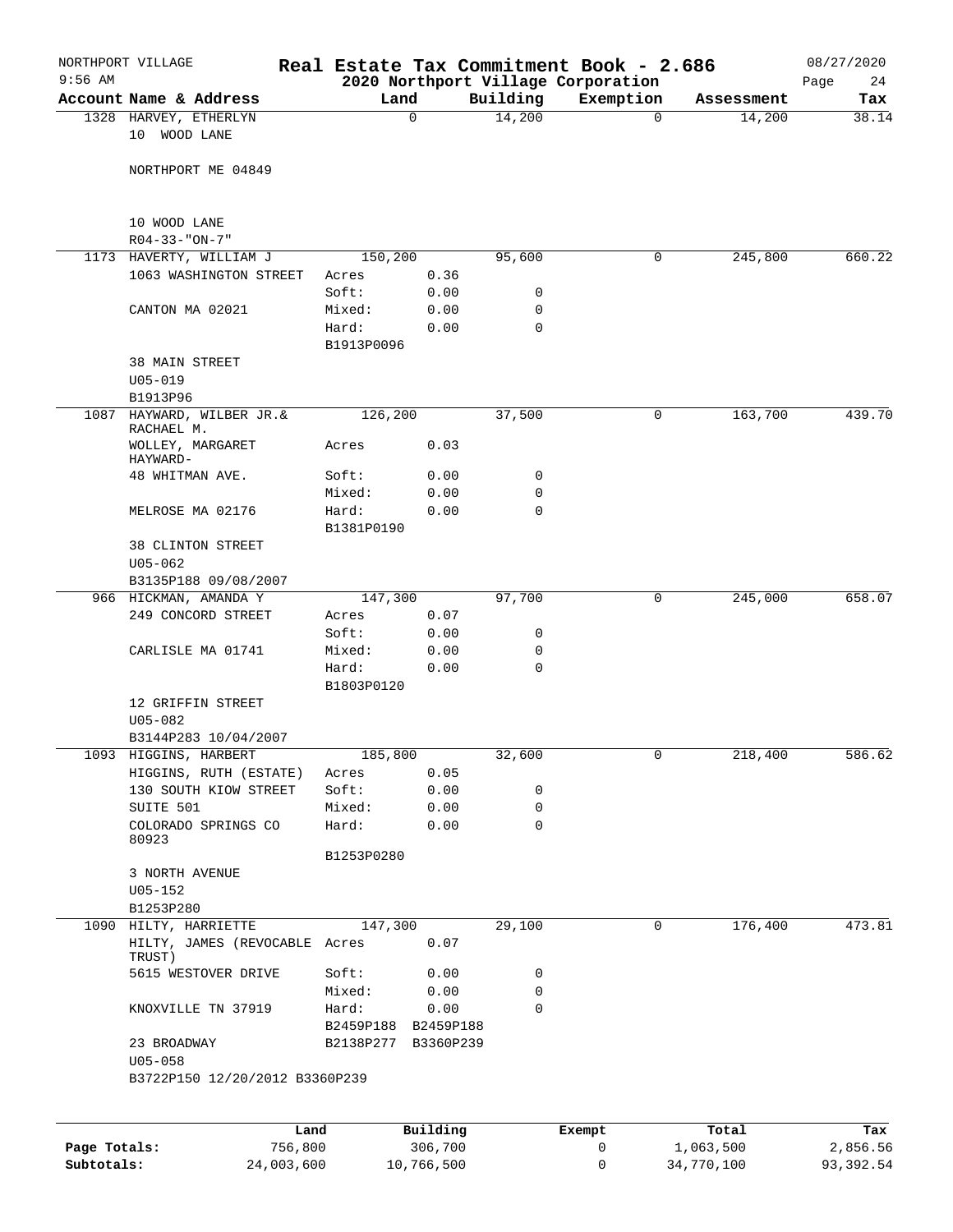NORTHPORT VILLAGE — Real Estate Tax Commitment Book - 2.686 — 08/27/2020
9:56 AM — 2020 Northport Village Corporation

| Account Name & Address | Land | | Building | Exemption | Assessment | Tax |
|---|---|---|---|---|---|---|
| 1328 HARVEY, ETHERLYN | 0 | | 14,200 | 0 | 14,200 | 38.14 |
| 10 WOOD LANE | | | | | | |
| NORTHPORT ME 04849 | | | | | | |
| 10 WOOD LANE | | | | | | |
| R04-33-"ON-7" | | | | | | |
| 1173 HAVERTY, WILLIAM J | 150,200 | | 95,600 | 0 | 245,800 | 660.22 |
| 1063 WASHINGTON STREET | Acres | 0.36 | | | | |
| | Soft: | 0.00 | 0 | | | |
| CANTON MA 02021 | Mixed: | 0.00 | 0 | | | |
| | Hard: | 0.00 | 0 | | | |
| | B1913P0096 | | | | | |
| 38 MAIN STREET | | | | | | |
| U05-019 | | | | | | |
| B1913P96 | | | | | | |
| 1087 HAYWARD, WILBER JR.& RACHAEL M. | 126,200 | | 37,500 | 0 | 163,700 | 439.70 |
| WOLLEY, MARGARET HAYWARD- | Acres | 0.03 | | | | |
| 48 WHITMAN AVE. | Soft: | 0.00 | 0 | | | |
| | Mixed: | 0.00 | 0 | | | |
| MELROSE MA 02176 | Hard: | 0.00 | 0 | | | |
| | B1381P0190 | | | | | |
| 38 CLINTON STREET | | | | | | |
| U05-062 | | | | | | |
| B3135P188 09/08/2007 | | | | | | |
| 966 HICKMAN, AMANDA Y | 147,300 | | 97,700 | 0 | 245,000 | 658.07 |
| 249 CONCORD STREET | Acres | 0.07 | | | | |
| | Soft: | 0.00 | 0 | | | |
| CARLISLE MA 01741 | Mixed: | 0.00 | 0 | | | |
| | Hard: | 0.00 | 0 | | | |
| | B1803P0120 | | | | | |
| 12 GRIFFIN STREET | | | | | | |
| U05-082 | | | | | | |
| B3144P283 10/04/2007 | | | | | | |
| 1093 HIGGINS, HARBERT | 185,800 | | 32,600 | 0 | 218,400 | 586.62 |
| HIGGINS, RUTH (ESTATE) | Acres | 0.05 | | | | |
| 130 SOUTH KIOW STREET | Soft: | 0.00 | 0 | | | |
| SUITE 501 | Mixed: | 0.00 | 0 | | | |
| COLORADO SPRINGS CO 80923 | Hard: | 0.00 | 0 | | | |
| | B1253P0280 | | | | | |
| 3 NORTH AVENUE | | | | | | |
| U05-152 | | | | | | |
| B1253P280 | | | | | | |
| 1090 HILTY, HARRIETTE | 147,300 | | 29,100 | 0 | 176,400 | 473.81 |
| HILTY, JAMES (REVOCABLE TRUST) | Acres | 0.07 | | | | |
| 5615 WESTOVER DRIVE | Soft: | 0.00 | 0 | | | |
| | Mixed: | 0.00 | 0 | | | |
| KNOXVILLE TN 37919 | Hard: | 0.00 | 0 | | | |
| | B2459P188 | B2459P188 | | | | |
| 23 BROADWAY | B2138P277 | B3360P239 | | | | |
| U05-058 | | | | | | |
| B3722P150 12/20/2012 B3360P239 | | | | | | |

| | Land | Building | Exempt | Total | Tax |
|---|---|---|---|---|---|
| Page Totals: | 756,800 | 306,700 | 0 | 1,063,500 | 2,856.56 |
| Subtotals: | 24,003,600 | 10,766,500 | 0 | 34,770,100 | 93,392.54 |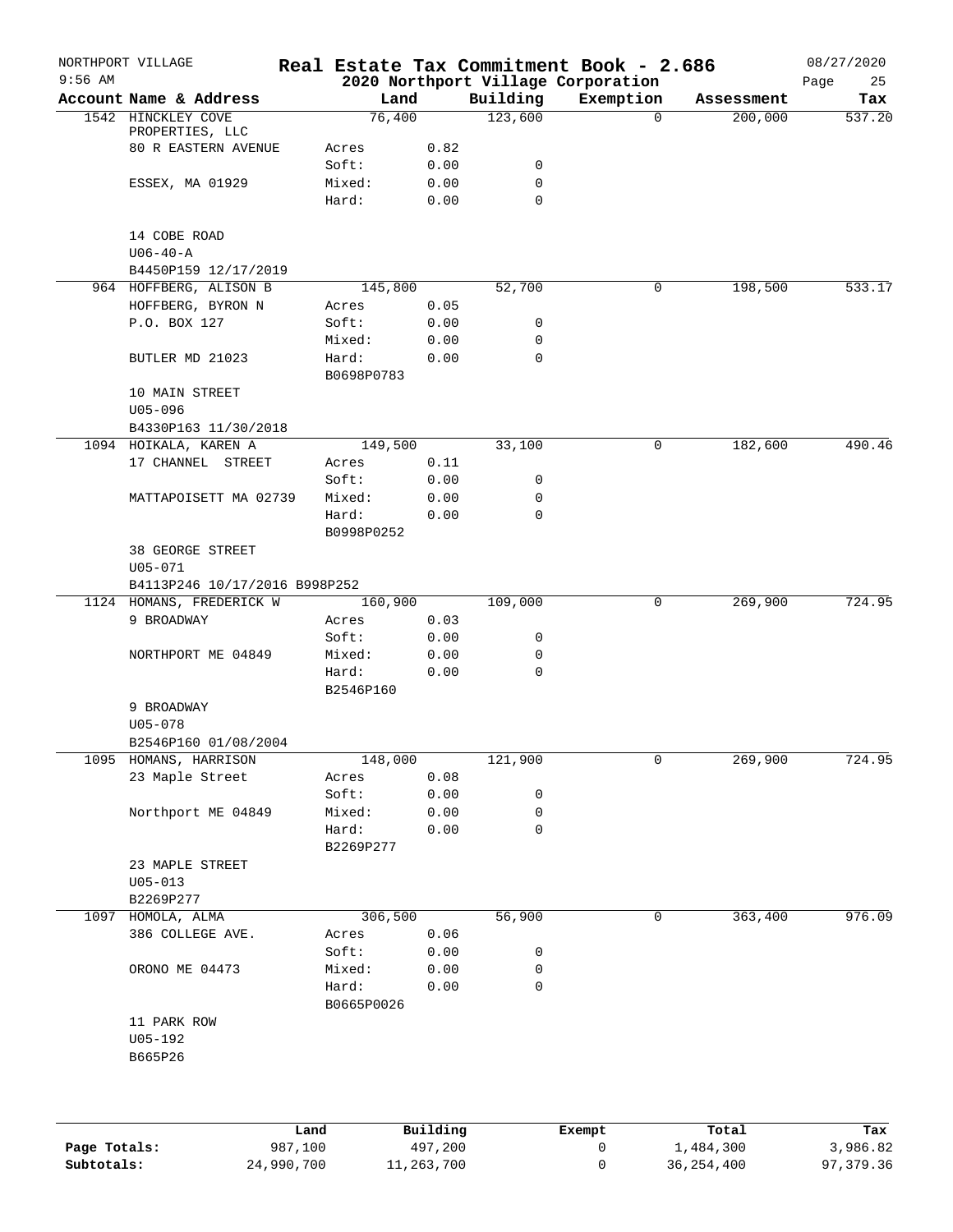NORTHPORT VILLAGE | **Real Estate Tax Commitment Book - 2.686** | 08/27/2020
9:56 AM | **2020 Northport Village Corporation** | Page 25

| Account Name & Address | Land | | Building | Exemption | Assessment | Tax |
|---|---|---|---|---|---|---|
| 1542 HINCKLEY COVE PROPERTIES, LLC | 76,400 | | 123,600 | 0 | 200,000 | 537.20 |
| 80 R EASTERN AVENUE | Acres | 0.82 | | | | |
| | Soft: | 0.00 | 0 | | | |
| ESSEX, MA 01929 | Mixed: | 0.00 | 0 | | | |
| | Hard: | 0.00 | 0 | | | |
| 14 COBE ROAD | | | | | | |
| U06-40-A | | | | | | |
| B4450P159 12/17/2019 | | | | | | |
| 964 HOFFBERG, ALISON B | 145,800 | | 52,700 | 0 | 198,500 | 533.17 |
| HOFFBERG, BYRON N | Acres | 0.05 | | | | |
| P.O. BOX 127 | Soft: | 0.00 | 0 | | | |
| | Mixed: | 0.00 | 0 | | | |
| BUTLER MD 21023 | Hard: | 0.00 | 0 | | | |
| | B0698P0783 | | | | | |
| 10 MAIN STREET | | | | | | |
| U05-096 | | | | | | |
| B4330P163 11/30/2018 | | | | | | |
| 1094 HOIKALA, KAREN A | 149,500 | | 33,100 | 0 | 182,600 | 490.46 |
| 17 CHANNEL STREET | Acres | 0.11 | | | | |
| | Soft: | 0.00 | 0 | | | |
| MATTAPOISETT MA 02739 | Mixed: | 0.00 | 0 | | | |
| | Hard: | 0.00 | 0 | | | |
| | B0998P0252 | | | | | |
| 38 GEORGE STREET | | | | | | |
| U05-071 | | | | | | |
| B4113P246 10/17/2016 B998P252 | | | | | | |
| 1124 HOMANS, FREDERICK W | 160,900 | | 109,000 | 0 | 269,900 | 724.95 |
| 9 BROADWAY | Acres | 0.03 | | | | |
| | Soft: | 0.00 | 0 | | | |
| NORTHPORT ME 04849 | Mixed: | 0.00 | 0 | | | |
| | Hard: | 0.00 | 0 | | | |
| | B2546P160 | | | | | |
| 9 BROADWAY | | | | | | |
| U05-078 | | | | | | |
| B2546P160 01/08/2004 | | | | | | |
| 1095 HOMANS, HARRISON | 148,000 | | 121,900 | 0 | 269,900 | 724.95 |
| 23 Maple Street | Acres | 0.08 | | | | |
| | Soft: | 0.00 | 0 | | | |
| Northport ME 04849 | Mixed: | 0.00 | 0 | | | |
| | Hard: | 0.00 | 0 | | | |
| | B2269P277 | | | | | |
| 23 MAPLE STREET | | | | | | |
| U05-013 | | | | | | |
| B2269P277 | | | | | | |
| 1097 HOMOLA, ALMA | 306,500 | | 56,900 | 0 | 363,400 | 976.09 |
| 386 COLLEGE AVE. | Acres | 0.06 | | | | |
| | Soft: | 0.00 | 0 | | | |
| ORONO ME 04473 | Mixed: | 0.00 | 0 | | | |
| | Hard: | 0.00 | 0 | | | |
| | B0665P0026 | | | | | |
| 11 PARK ROW | | | | | | |
| U05-192 | | | | | | |
| B665P26 | | | | | | |

| | Land | Building | Exempt | Total | Tax |
|---|---|---|---|---|---|
| **Page Totals:** | 987,100 | 497,200 | 0 | 1,484,300 | 3,986.82 |
| **Subtotals:** | 24,990,700 | 11,263,700 | 0 | 36,254,400 | 97,379.36 |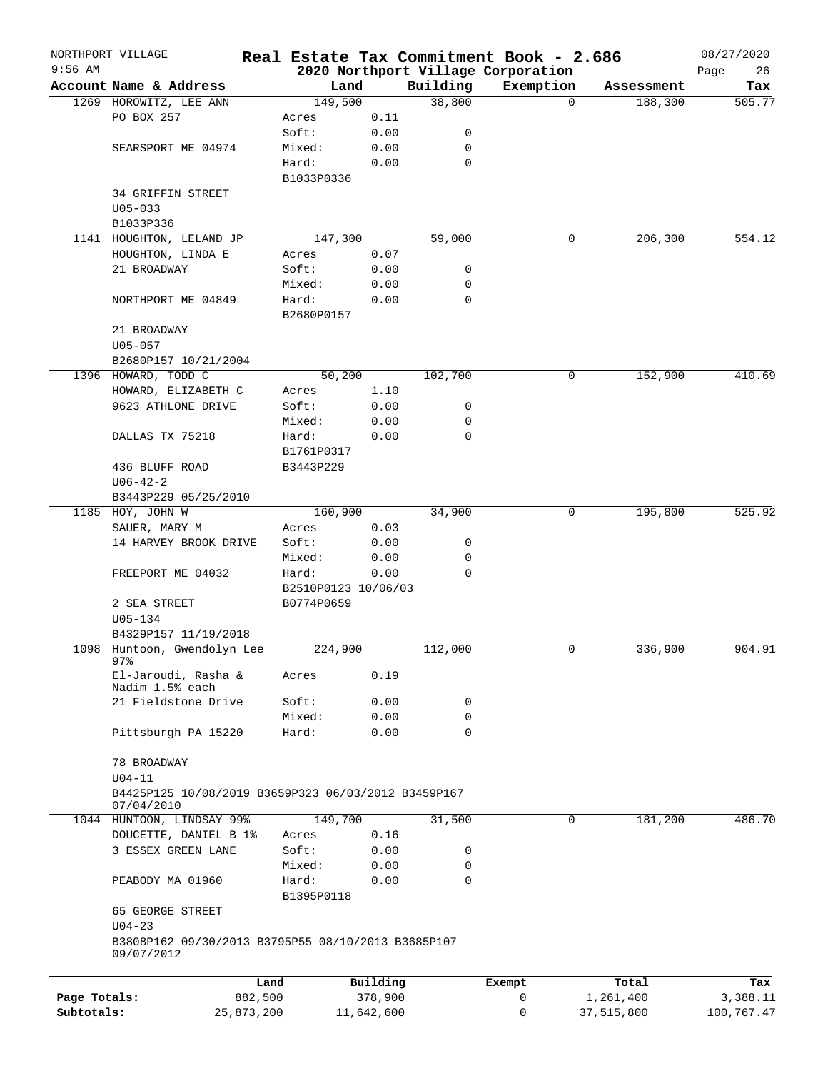NORTHPORT VILLAGE — Real Estate Tax Commitment Book - 2.686 — 08/27/2020
9:56 AM — 2020 Northport Village Corporation

| Account | Name & Address | Land | | Building | Exemption | Assessment | Tax |
|---|---|---|---|---|---|---|---|
| 1269 | HOROWITZ, LEE ANN | 149,500 | | 38,800 | 0 | 188,300 | 505.77 |
| | PO BOX 257 | Acres | 0.11 | | | | |
| | | Soft: | 0.00 | 0 | | | |
| | SEARSPORT ME 04974 | Mixed: | 0.00 | 0 | | | |
| | | Hard: | 0.00 | 0 | | | |
| | | B1033P0336 | | | | | |
| | 34 GRIFFIN STREET | | | | | | |
| | U05-033 | | | | | | |
| | B1033P336 | | | | | | |
| 1141 | HOUGHTON, LELAND JP | 147,300 | | 59,000 | 0 | 206,300 | 554.12 |
| | HOUGHTON, LINDA E | Acres | 0.07 | | | | |
| | 21 BROADWAY | Soft: | 0.00 | 0 | | | |
| | | Mixed: | 0.00 | 0 | | | |
| | NORTHPORT ME 04849 | Hard: | 0.00 | 0 | | | |
| | | B2680P0157 | | | | | |
| | 21 BROADWAY | | | | | | |
| | U05-057 | | | | | | |
| | B2680P157 10/21/2004 | | | | | | |
| 1396 | HOWARD, TODD C | 50,200 | | 102,700 | 0 | 152,900 | 410.69 |
| | HOWARD, ELIZABETH C | Acres | 1.10 | | | | |
| | 9623 ATHLONE DRIVE | Soft: | 0.00 | 0 | | | |
| | | Mixed: | 0.00 | 0 | | | |
| | DALLAS TX 75218 | Hard: | 0.00 | 0 | | | |
| | | B1761P0317 | | | | | |
| | 436 BLUFF ROAD | B3443P229 | | | | | |
| | U06-42-2 | | | | | | |
| | B3443P229 05/25/2010 | | | | | | |
| 1185 | HOY, JOHN W | 160,900 | | 34,900 | 0 | 195,800 | 525.92 |
| | SAUER, MARY M | Acres | 0.03 | | | | |
| | 14 HARVEY BROOK DRIVE | Soft: | 0.00 | 0 | | | |
| | | Mixed: | 0.00 | 0 | | | |
| | FREEPORT ME 04032 | Hard: | 0.00 | 0 | | | |
| | | B2510P0123 10/06/03 | | | | | |
| | 2 SEA STREET | B0774P0659 | | | | | |
| | U05-134 | | | | | | |
| | B4329P157 11/19/2018 | | | | | | |
| 1098 | Huntoon, Gwendolyn Lee 97% | 224,900 | | 112,000 | 0 | 336,900 | 904.91 |
| | El-Jaroudi, Rasha & Nadim 1.5% each | Acres | 0.19 | | | | |
| | 21 Fieldstone Drive | Soft: | 0.00 | 0 | | | |
| | | Mixed: | 0.00 | 0 | | | |
| | Pittsburgh PA 15220 | Hard: | 0.00 | 0 | | | |
| | 78 BROADWAY | | | | | | |
| | U04-11 | | | | | | |
| | B4425P125 10/08/2019 B3659P323 06/03/2012 B3459P167 07/04/2010 | | | | | | |
| 1044 | HUNTOON, LINDSAY 99% | 149,700 | | 31,500 | 0 | 181,200 | 486.70 |
| | DOUCETTE, DANIEL B 1% | Acres | 0.16 | | | | |
| | 3 ESSEX GREEN LANE | Soft: | 0.00 | 0 | | | |
| | | Mixed: | 0.00 | 0 | | | |
| | PEABODY MA 01960 | Hard: | 0.00 | 0 | | | |
| | | B1395P0118 | | | | | |
| | 65 GEORGE STREET | | | | | | |
| | U04-23 | | | | | | |
| | B3808P162 09/30/2013 B3795P55 08/10/2013 B3685P107 09/07/2012 | | | | | | |

| | Land | Building | Exempt | Total | Tax |
|---|---|---|---|---|---|
| Page Totals: | 882,500 | 378,900 | 0 | 1,261,400 | 3,388.11 |
| Subtotals: | 25,873,200 | 11,642,600 | 0 | 37,515,800 | 100,767.47 |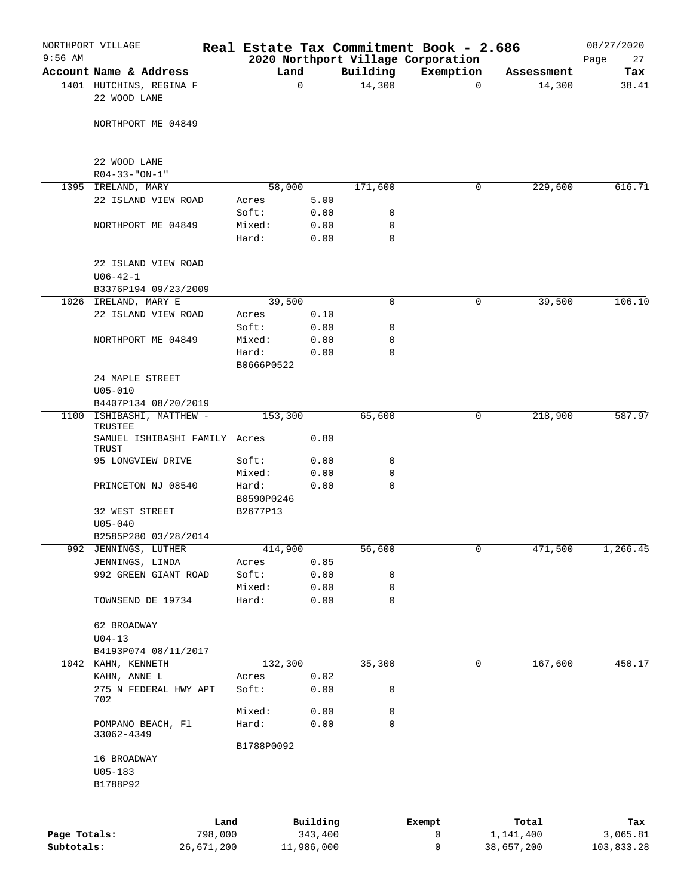NORTHPORT VILLAGE — Real Estate Tax Commitment Book - 2.686 — 08/27/2020
9:56 AM — 2020 Northport Village Corporation

| Account Name & Address | Land | | Building | Exemption | Assessment | Tax |
|---|---|---|---|---|---|---|
| 1401 HUTCHINS, REGINA F | 0 | | 14,300 | 0 | 14,300 | 38.41 |
| 22 WOOD LANE | | | | | | |
| NORTHPORT ME 04849 | | | | | | |
| 22 WOOD LANE | | | | | | |
| R04-33-"ON-1" | | | | | | |
| 1395 IRELAND, MARY | 58,000 | | 171,600 | 0 | 229,600 | 616.71 |
| 22 ISLAND VIEW ROAD | Acres | 5.00 | | | | |
| | Soft: | 0.00 | 0 | | | |
| NORTHPORT ME 04849 | Mixed: | 0.00 | 0 | | | |
| | Hard: | 0.00 | 0 | | | |
| 22 ISLAND VIEW ROAD | | | | | | |
| U06-42-1 | | | | | | |
| B3376P194 09/23/2009 | | | | | | |
| 1026 IRELAND, MARY E | 39,500 | | 0 | 0 | 39,500 | 106.10 |
| 22 ISLAND VIEW ROAD | Acres | 0.10 | | | | |
| | Soft: | 0.00 | 0 | | | |
| NORTHPORT ME 04849 | Mixed: | 0.00 | 0 | | | |
| | Hard: | 0.00 | 0 | | | |
| | B0666P0522 | | | | | |
| 24 MAPLE STREET | | | | | | |
| U05-010 | | | | | | |
| B4407P134 08/20/2019 | | | | | | |
| 1100 ISHIBASHI, MATTHEW - TRUSTEE | 153,300 | | 65,600 | 0 | 218,900 | 587.97 |
| SAMUEL ISHIBASHI FAMILY TRUST | Acres | 0.80 | | | | |
| 95 LONGVIEW DRIVE | Soft: | 0.00 | 0 | | | |
| | Mixed: | 0.00 | 0 | | | |
| PRINCETON NJ 08540 | Hard: | 0.00 | 0 | | | |
| | B0590P0246 | | | | | |
| 32 WEST STREET | B2677P13 | | | | | |
| U05-040 | | | | | | |
| B2585P280 03/28/2014 | | | | | | |
| 992 JENNINGS, LUTHER | 414,900 | | 56,600 | 0 | 471,500 | 1,266.45 |
| JENNINGS, LINDA | Acres | 0.85 | | | | |
| 992 GREEN GIANT ROAD | Soft: | 0.00 | 0 | | | |
| | Mixed: | 0.00 | 0 | | | |
| TOWNSEND DE 19734 | Hard: | 0.00 | 0 | | | |
| 62 BROADWAY | | | | | | |
| U04-13 | | | | | | |
| B4193P074 08/11/2017 | | | | | | |
| 1042 KAHN, KENNETH | 132,300 | | 35,300 | 0 | 167,600 | 450.17 |
| KAHN, ANNE L | Acres | 0.02 | | | | |
| 275 N FEDERAL HWY APT 702 | Soft: | 0.00 | 0 | | | |
| | Mixed: | 0.00 | 0 | | | |
| POMPANO BEACH, Fl 33062-4349 | Hard: | 0.00 | 0 | | | |
| | B1788P0092 | | | | | |
| 16 BROADWAY | | | | | | |
| U05-183 | | | | | | |
| B1788P92 | | | | | | |

| | Land | Building | Exempt | Total | Tax |
|---|---|---|---|---|---|
| Page Totals: | 798,000 | 343,400 | 0 | 1,141,400 | 3,065.81 |
| Subtotals: | 26,671,200 | 11,986,000 | 0 | 38,657,200 | 103,833.28 |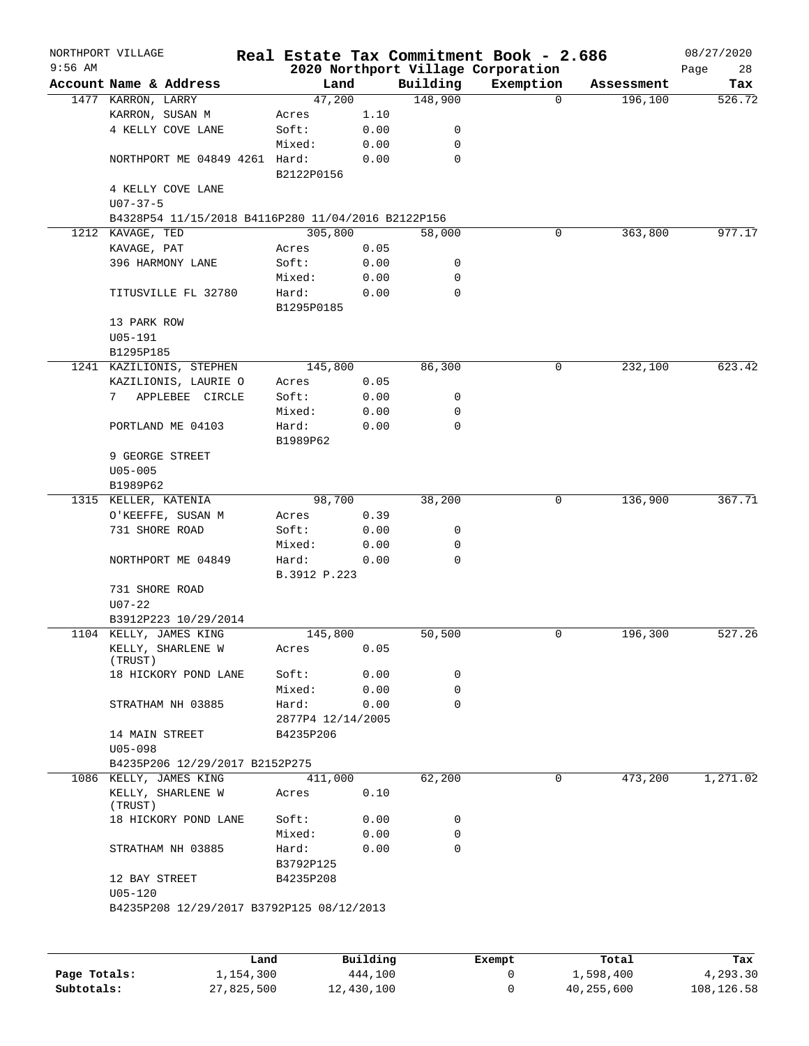NORTHPORT VILLAGE — Real Estate Tax Commitment Book - 2.686 — 08/27/2020
9:56 AM — 2020 Northport Village Corporation — Page 28

| Account Name & Address | Land | | Building | Exemption | Assessment | Tax |
|---|---|---|---|---|---|---|
| 1477 KARRON, LARRY | 47,200 | | 148,900 | 0 | 196,100 | 526.72 |
| KARRON, SUSAN M | Acres | 1.10 | | | | |
| 4 KELLY COVE LANE | Soft: | 0.00 | 0 | | | |
| | Mixed: | 0.00 | 0 | | | |
| NORTHPORT ME 04849 4261 | Hard: | 0.00 | 0 | | | |
| | B2122P0156 | | | | | |
| 4 KELLY COVE LANE | | | | | | |
| U07-37-5 | | | | | | |
| B4328P54 11/15/2018 B4116P280 11/04/2016 B2122P156 | | | | | | |
| 1212 KAVAGE, TED | 305,800 | | 58,000 | 0 | 363,800 | 977.17 |
| KAVAGE, PAT | Acres | 0.05 | | | | |
| 396 HARMONY LANE | Soft: | 0.00 | 0 | | | |
| | Mixed: | 0.00 | 0 | | | |
| TITUSVILLE FL 32780 | Hard: | 0.00 | 0 | | | |
| | B1295P0185 | | | | | |
| 13 PARK ROW | | | | | | |
| U05-191 | | | | | | |
| B1295P185 | | | | | | |
| 1241 KAZILIONIS, STEPHEN | 145,800 | | 86,300 | 0 | 232,100 | 623.42 |
| KAZILIONIS, LAURIE O | Acres | 0.05 | | | | |
| 7 APPLEBEE CIRCLE | Soft: | 0.00 | 0 | | | |
| | Mixed: | 0.00 | 0 | | | |
| PORTLAND ME 04103 | Hard: | 0.00 | 0 | | | |
| | B1989P62 | | | | | |
| 9 GEORGE STREET | | | | | | |
| U05-005 | | | | | | |
| B1989P62 | | | | | | |
| 1315 KELLER, KATENIA | 98,700 | | 38,200 | 0 | 136,900 | 367.71 |
| O'KEEFFE, SUSAN M | Acres | 0.39 | | | | |
| 731 SHORE ROAD | Soft: | 0.00 | 0 | | | |
| | Mixed: | 0.00 | 0 | | | |
| NORTHPORT ME 04849 | Hard: | 0.00 | 0 | | | |
| | B.3912 P.223 | | | | | |
| 731 SHORE ROAD | | | | | | |
| U07-22 | | | | | | |
| B3912P223 10/29/2014 | | | | | | |
| 1104 KELLY, JAMES KING | 145,800 | | 50,500 | 0 | 196,300 | 527.26 |
| KELLY, SHARLENE W (TRUST) | Acres | 0.05 | | | | |
| 18 HICKORY POND LANE | Soft: | 0.00 | 0 | | | |
| | Mixed: | 0.00 | 0 | | | |
| STRATHAM NH 03885 | Hard: | 0.00 | 0 | | | |
| | 2877P4 12/14/2005 | | | | | |
| 14 MAIN STREET | B4235P206 | | | | | |
| U05-098 | | | | | | |
| B4235P206 12/29/2017 B2152P275 | | | | | | |
| 1086 KELLY, JAMES KING | 411,000 | | 62,200 | 0 | 473,200 | 1,271.02 |
| KELLY, SHARLENE W (TRUST) | Acres | 0.10 | | | | |
| 18 HICKORY POND LANE | Soft: | 0.00 | 0 | | | |
| | Mixed: | 0.00 | 0 | | | |
| STRATHAM NH 03885 | Hard: | 0.00 | 0 | | | |
| | B3792P125 | | | | | |
| 12 BAY STREET | B4235P208 | | | | | |
| U05-120 | | | | | | |
| B4235P208 12/29/2017 B3792P125 08/12/2013 | | | | | | |

| | Land | Building | Exempt | Total | Tax |
|---|---|---|---|---|---|
| Page Totals: | 1,154,300 | 444,100 | 0 | 1,598,400 | 4,293.30 |
| Subtotals: | 27,825,500 | 12,430,100 | 0 | 40,255,600 | 108,126.58 |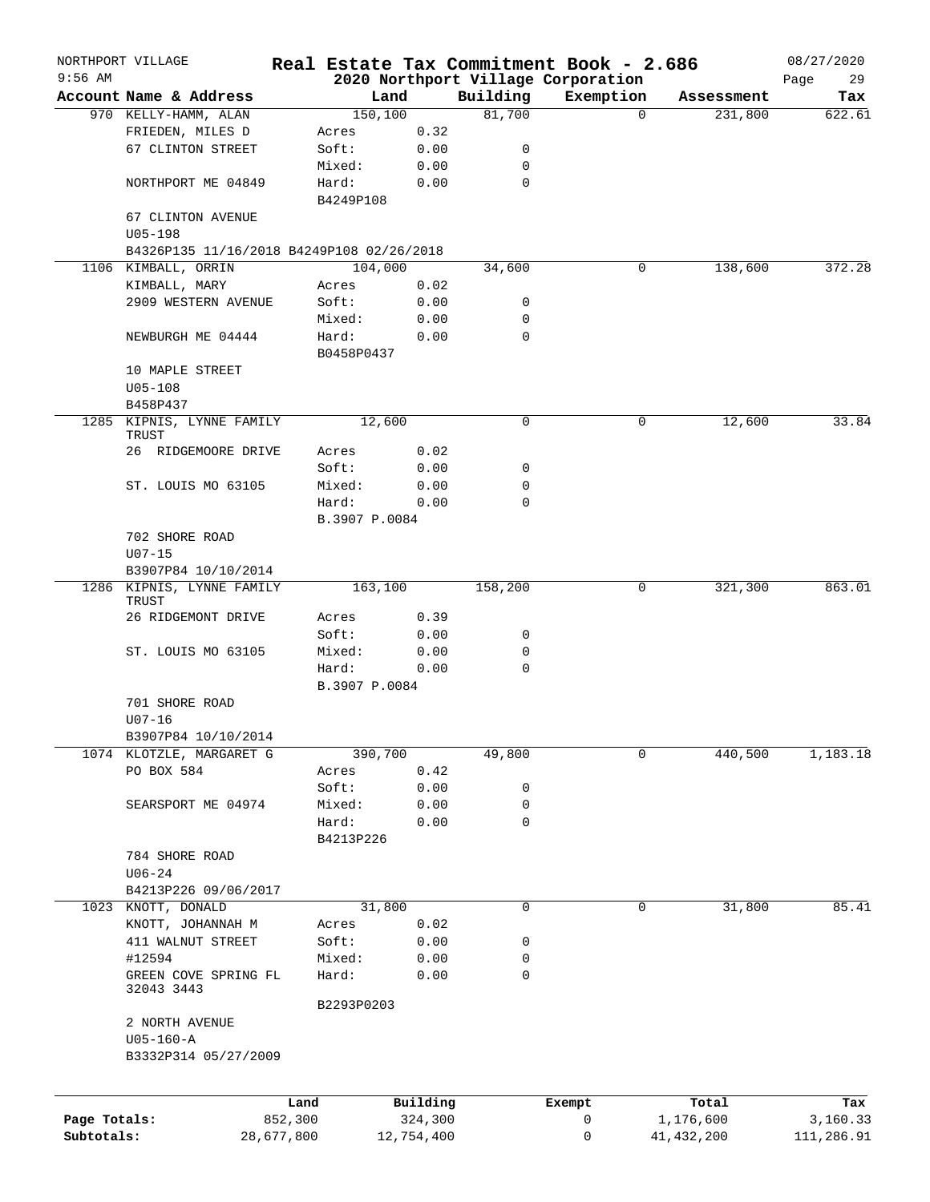NORTHPORT VILLAGE
9:56 AM

# Real Estate Tax Commitment Book - 2.686
## 2020 Northport Village Corporation

08/27/2020
Page 29

| Account Name & Address | Land | | Building | Exemption | Assessment | Tax |
|---|---|---|---|---|---|---|
| 970 KELLY-HAMM, ALAN | 150,100 | | 81,700 | 0 | 231,800 | 622.61 |
| FRIEDEN, MILES D | Acres | 0.32 | | | | |
| 67 CLINTON STREET | Soft: | 0.00 | 0 | | | |
| | Mixed: | 0.00 | 0 | | | |
| NORTHPORT ME 04849 | Hard: | 0.00 | 0 | | | |
| | B4249P108 | | | | | |
| 67 CLINTON AVENUE | | | | | | |
| U05-198 | | | | | | |
| B4326P135 11/16/2018 B4249P108 02/26/2018 | | | | | | |
| 1106 KIMBALL, ORRIN | 104,000 | | 34,600 | 0 | 138,600 | 372.28 |
| KIMBALL, MARY | Acres | 0.02 | | | | |
| 2909 WESTERN AVENUE | Soft: | 0.00 | 0 | | | |
| | Mixed: | 0.00 | 0 | | | |
| NEWBURGH ME 04444 | Hard: | 0.00 | 0 | | | |
| | B0458P0437 | | | | | |
| 10 MAPLE STREET | | | | | | |
| U05-108 | | | | | | |
| B458P437 | | | | | | |
| 1285 KIPNIS, LYNNE FAMILY TRUST | 12,600 | | 0 | 0 | 12,600 | 33.84 |
| 26 RIDGEMOORE DRIVE | Acres | 0.02 | | | | |
| | Soft: | 0.00 | 0 | | | |
| ST. LOUIS MO 63105 | Mixed: | 0.00 | 0 | | | |
| | Hard: | 0.00 | 0 | | | |
| | B.3907 P.0084 | | | | | |
| 702 SHORE ROAD | | | | | | |
| U07-15 | | | | | | |
| B3907P84 10/10/2014 | | | | | | |
| 1286 KIPNIS, LYNNE FAMILY TRUST | 163,100 | | 158,200 | 0 | 321,300 | 863.01 |
| 26 RIDGEMONT DRIVE | Acres | 0.39 | | | | |
| | Soft: | 0.00 | 0 | | | |
| ST. LOUIS MO 63105 | Mixed: | 0.00 | 0 | | | |
| | Hard: | 0.00 | 0 | | | |
| | B.3907 P.0084 | | | | | |
| 701 SHORE ROAD | | | | | | |
| U07-16 | | | | | | |
| B3907P84 10/10/2014 | | | | | | |
| 1074 KLOTZLE, MARGARET G | 390,700 | | 49,800 | 0 | 440,500 | 1,183.18 |
| PO BOX 584 | Acres | 0.42 | | | | |
| | Soft: | 0.00 | 0 | | | |
| SEARSPORT ME 04974 | Mixed: | 0.00 | 0 | | | |
| | Hard: | 0.00 | 0 | | | |
| | B4213P226 | | | | | |
| 784 SHORE ROAD | | | | | | |
| U06-24 | | | | | | |
| B4213P226 09/06/2017 | | | | | | |
| 1023 KNOTT, DONALD | 31,800 | | 0 | 0 | 31,800 | 85.41 |
| KNOTT, JOHANNAH M | Acres | 0.02 | | | | |
| 411 WALNUT STREET | Soft: | 0.00 | 0 | | | |
| #12594 | Mixed: | 0.00 | 0 | | | |
| GREEN COVE SPRING FL 32043 3443 | Hard: | 0.00 | 0 | | | |
| | B2293P0203 | | | | | |
| 2 NORTH AVENUE | | | | | | |
| U05-160-A | | | | | | |
| B3332P314 05/27/2009 | | | | | | |

| | Land | Building | Exempt | Total | Tax |
|---|---|---|---|---|---|
| Page Totals: | 852,300 | 324,300 | 0 | 1,176,600 | 3,160.33 |
| Subtotals: | 28,677,800 | 12,754,400 | 0 | 41,432,200 | 111,286.91 |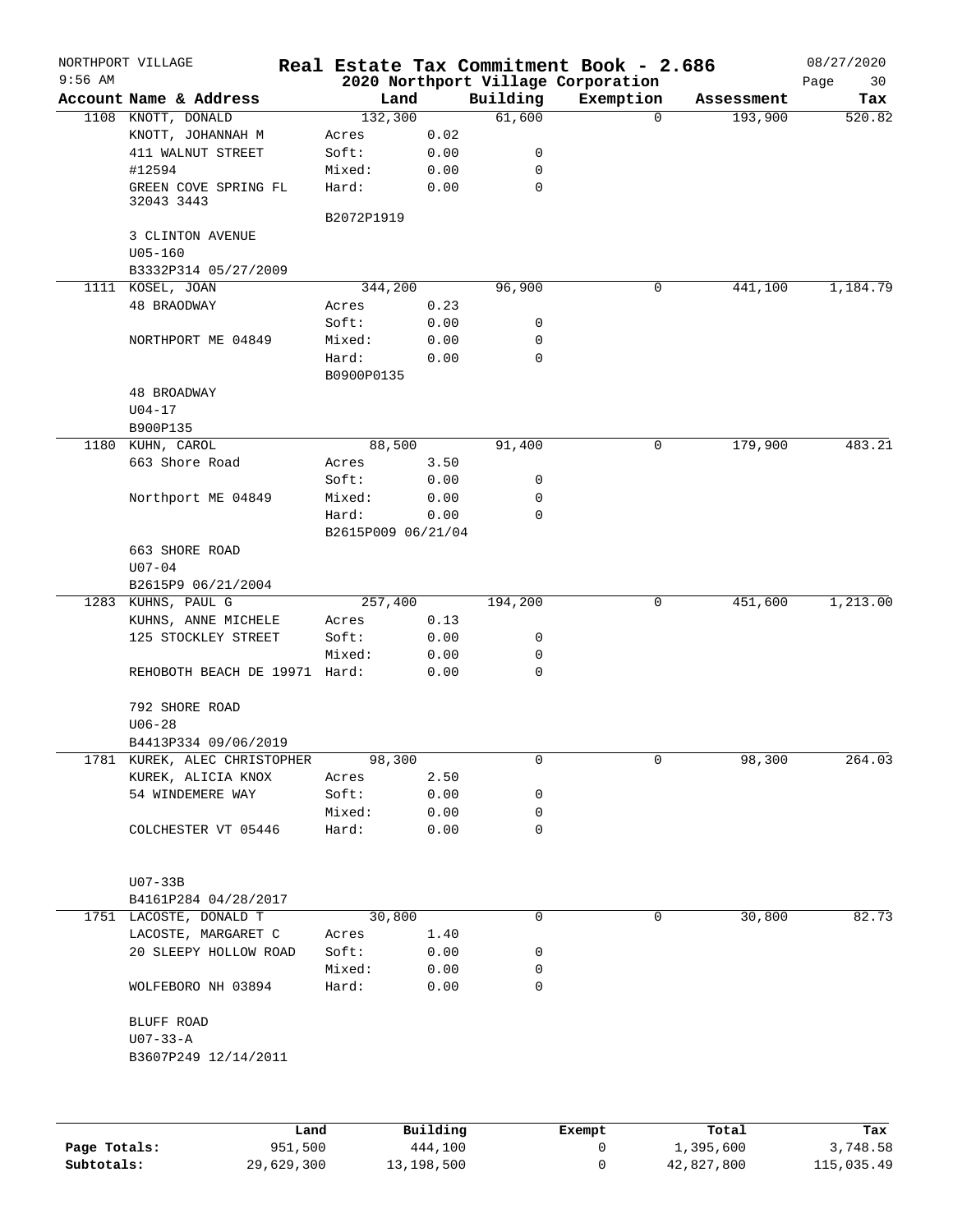NORTHPORT VILLAGE 9:56 AM

# Real Estate Tax Commitment Book - 2.686

## 2020 Northport Village Corporation

08/27/2020

| Account | Name & Address | Land | | Building | Exemption | Assessment | Tax |
|---|---|---|---|---|---|---|---|
| 1108 | KNOTT, DONALD | 132,300 | | 61,600 | 0 | 193,900 | 520.82 |
| | KNOTT, JOHANNAH M | Acres | 0.02 | | | | |
| | 411 WALNUT STREET | Soft: | 0.00 | 0 | | | |
| | #12594 | Mixed: | 0.00 | 0 | | | |
| | GREEN COVE SPRING FL 32043 3443 | Hard: | 0.00 | 0 | | | |
| | | B2072P1919 | | | | | |
| | 3 CLINTON AVENUE | | | | | | |
| | U05-160 | | | | | | |
| | B3332P314 05/27/2009 | | | | | | |
| 1111 | KOSEL, JOAN | 344,200 | | 96,900 | 0 | 441,100 | 1,184.79 |
| | 48 BRAODWAY | Acres | 0.23 | | | | |
| | | Soft: | 0.00 | 0 | | | |
| | NORTHPORT ME 04849 | Mixed: | 0.00 | 0 | | | |
| | | Hard: | 0.00 | 0 | | | |
| | | B0900P0135 | | | | | |
| | 48 BROADWAY | | | | | | |
| | U04-17 | | | | | | |
| | B900P135 | | | | | | |
| 1180 | KUHN, CAROL | 88,500 | | 91,400 | 0 | 179,900 | 483.21 |
| | 663 Shore Road | Acres | 3.50 | | | | |
| | | Soft: | 0.00 | 0 | | | |
| | Northport ME 04849 | Mixed: | 0.00 | 0 | | | |
| | | Hard: | 0.00 | 0 | | | |
| | | B2615P009 06/21/04 | | | | | |
| | 663 SHORE ROAD | | | | | | |
| | U07-04 | | | | | | |
| | B2615P9 06/21/2004 | | | | | | |
| 1283 | KUHNS, PAUL G | 257,400 | | 194,200 | 0 | 451,600 | 1,213.00 |
| | KUHNS, ANNE MICHELE | Acres | 0.13 | | | | |
| | 125 STOCKLEY STREET | Soft: | 0.00 | 0 | | | |
| | | Mixed: | 0.00 | 0 | | | |
| | REHOBOTH BEACH DE 19971 | Hard: | 0.00 | 0 | | | |
| | 792 SHORE ROAD | | | | | | |
| | U06-28 | | | | | | |
| | B4413P334 09/06/2019 | | | | | | |
| 1781 | KUREK, ALEC CHRISTOPHER | 98,300 | | 0 | 0 | 98,300 | 264.03 |
| | KUREK, ALICIA KNOX | Acres | 2.50 | | | | |
| | 54 WINDEMERE WAY | Soft: | 0.00 | 0 | | | |
| | | Mixed: | 0.00 | 0 | | | |
| | COLCHESTER VT 05446 | Hard: | 0.00 | 0 | | | |
| | U07-33B | | | | | | |
| | B4161P284 04/28/2017 | | | | | | |
| 1751 | LACOSTE, DONALD T | 30,800 | | 0 | 0 | 30,800 | 82.73 |
| | LACOSTE, MARGARET C | Acres | 1.40 | | | | |
| | 20 SLEEPY HOLLOW ROAD | Soft: | 0.00 | 0 | | | |
| | | Mixed: | 0.00 | 0 | | | |
| | WOLFEBORO NH 03894 | Hard: | 0.00 | 0 | | | |
| | BLUFF ROAD | | | | | | |
| | U07-33-A | | | | | | |
| | B3607P249 12/14/2011 | | | | | | |

| | Land | Building | Exempt | Total | Tax |
|---|---|---|---|---|---|
| Page Totals: | 951,500 | 444,100 | 0 | 1,395,600 | 3,748.58 |
| Subtotals: | 29,629,300 | 13,198,500 | 0 | 42,827,800 | 115,035.49 |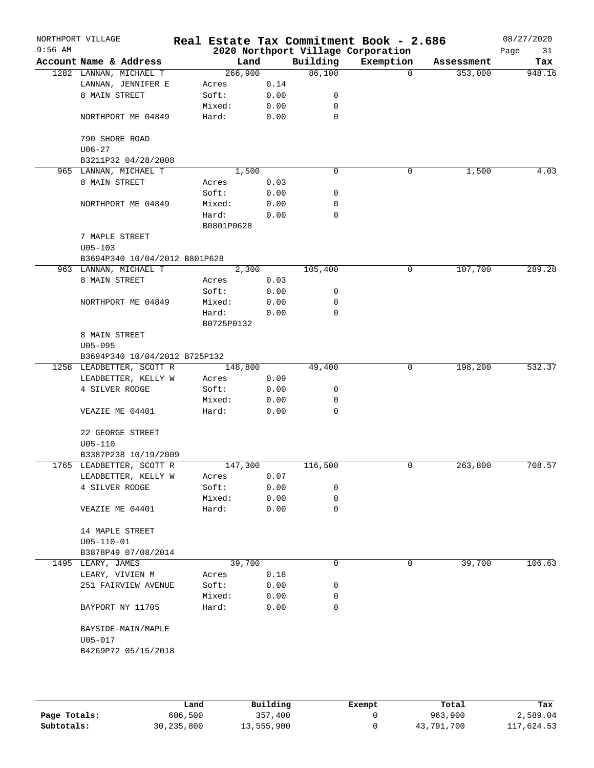NORTHPORT VILLAGE | **Real Estate Tax Commitment Book - 2.686** | 08/27/2020
9:56 AM | **2020 Northport Village Corporation** | Page 31

| Account Name & Address | Land | | Building | Exemption | Assessment | Tax |
|---|---|---|---|---|---|---|
| 1282 LANNAN, MICHAEL T | 266,900 | | 86,100 | 0 | 353,000 | 948.16 |
| LANNAN, JENNIFER E | Acres | 0.14 | | | | |
| 8 MAIN STREET | Soft: | 0.00 | 0 | | | |
| | Mixed: | 0.00 | 0 | | | |
| NORTHPORT ME 04849 | Hard: | 0.00 | 0 | | | |
| 790 SHORE ROAD | | | | | | |
| U06-27 | | | | | | |
| B3211P32 04/28/2008 | | | | | | |
| 965 LANNAN, MICHAEL T | 1,500 | | 0 | 0 | 1,500 | 4.03 |
| 8 MAIN STREET | Acres | 0.03 | | | | |
| | Soft: | 0.00 | 0 | | | |
| NORTHPORT ME 04849 | Mixed: | 0.00 | 0 | | | |
| | Hard: | 0.00 | 0 | | | |
| | B0801P0628 | | | | | |
| 7 MAPLE STREET | | | | | | |
| U05-103 | | | | | | |
| B3694P340 10/04/2012 B801P628 | | | | | | |
| 963 LANNAN, MICHAEL T | 2,300 | | 105,400 | 0 | 107,700 | 289.28 |
| 8 MAIN STREET | Acres | 0.03 | | | | |
| | Soft: | 0.00 | 0 | | | |
| NORTHPORT ME 04849 | Mixed: | 0.00 | 0 | | | |
| | Hard: | 0.00 | 0 | | | |
| | B0725P0132 | | | | | |
| 8 MAIN STREET | | | | | | |
| U05-095 | | | | | | |
| B3694P340 10/04/2012 B725P132 | | | | | | |
| 1258 LEADBETTER, SCOTT R | 148,800 | | 49,400 | 0 | 198,200 | 532.37 |
| LEADBETTER, KELLY W | Acres | 0.09 | | | | |
| 4 SILVER RODGE | Soft: | 0.00 | 0 | | | |
| | Mixed: | 0.00 | 0 | | | |
| VEAZIE ME 04401 | Hard: | 0.00 | 0 | | | |
| 22 GEORGE STREET | | | | | | |
| U05-110 | | | | | | |
| B3387P238 10/19/2009 | | | | | | |
| 1765 LEADBETTER, SCOTT R | 147,300 | | 116,500 | 0 | 263,800 | 708.57 |
| LEADBETTER, KELLY W | Acres | 0.07 | | | | |
| 4 SILVER RODGE | Soft: | 0.00 | 0 | | | |
| | Mixed: | 0.00 | 0 | | | |
| VEAZIE ME 04401 | Hard: | 0.00 | 0 | | | |
| 14 MAPLE STREET | | | | | | |
| U05-110-01 | | | | | | |
| B3878P49 07/08/2014 | | | | | | |
| 1495 LEARY, JAMES | 39,700 | | 0 | 0 | 39,700 | 106.63 |
| LEARY, VIVIEN M | Acres | 0.18 | | | | |
| 251 FAIRVIEW AVENUE | Soft: | 0.00 | 0 | | | |
| | Mixed: | 0.00 | 0 | | | |
| BAYPORT NY 11705 | Hard: | 0.00 | 0 | | | |
| BAYSIDE-MAIN/MAPLE | | | | | | |
| U05-017 | | | | | | |
| B4269P72 05/15/2018 | | | | | | |

| | Land | Building | Exempt | Total | Tax |
|---|---|---|---|---|---|
| **Page Totals:** | 606,500 | 357,400 | 0 | 963,900 | 2,589.04 |
| **Subtotals:** | 30,235,800 | 13,555,900 | 0 | 43,791,700 | 117,624.53 |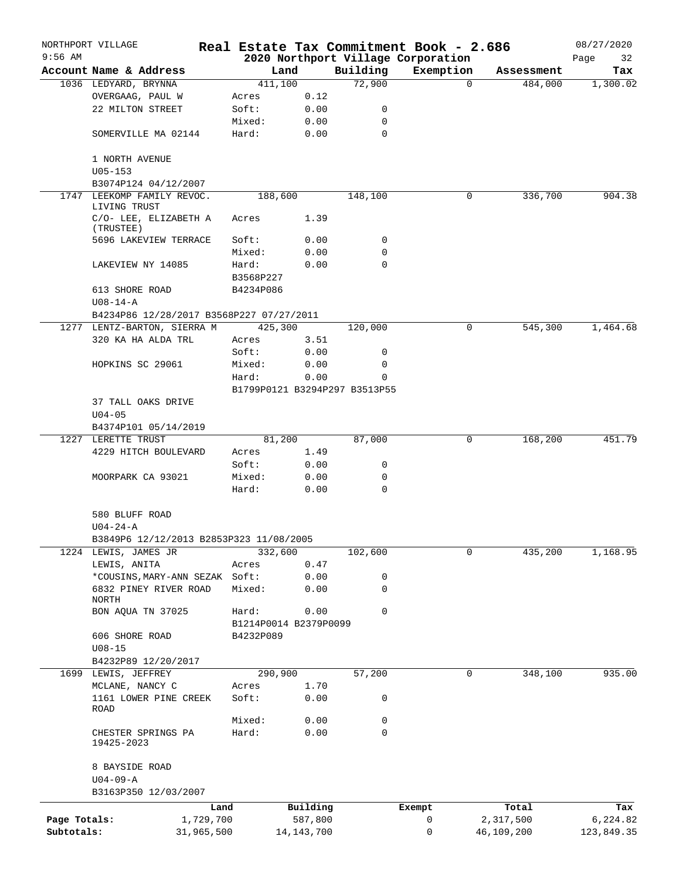NORTHPORT VILLAGE — Real Estate Tax Commitment Book - 2.686 — 08/27/2020
9:56 AM — 2020 Northport Village Corporation

| Account | Name & Address | Land | | Building | Exemption | Assessment | Tax |
|---|---|---|---|---|---|---|---|
| 1036 | LEDYARD, BRYNNA | 411,100 | | 72,900 | 0 | 484,000 | 1,300.02 |
| | OVERGAAG, PAUL W | Acres | 0.12 | | | | |
| | 22 MILTON STREET | Soft: | 0.00 | 0 | | | |
| | | Mixed: | 0.00 | 0 | | | |
| | SOMERVILLE MA 02144 | Hard: | 0.00 | 0 | | | |
| | 1 NORTH AVENUE | | | | | | |
| | U05-153 | | | | | | |
| | B3074P124 04/12/2007 | | | | | | |
| 1747 | LEEKOMP FAMILY REVOC. LIVING TRUST | 188,600 | | 148,100 | 0 | 336,700 | 904.38 |
| | C/O- LEE, ELIZABETH A (TRUSTEE) | Acres | 1.39 | | | | |
| | 5696 LAKEVIEW TERRACE | Soft: | 0.00 | 0 | | | |
| | | Mixed: | 0.00 | 0 | | | |
| | LAKEVIEW NY 14085 | Hard: | 0.00 | 0 | | | |
| | | B3568P227 | | | | | |
| | 613 SHORE ROAD | B4234P086 | | | | | |
| | U08-14-A | | | | | | |
| | B4234P86 12/28/2017 B3568P227 07/27/2011 | | | | | | |
| 1277 | LENTZ-BARTON, SIERRA M | 425,300 | | 120,000 | 0 | 545,300 | 1,464.68 |
| | 320 KA HA ALDA TRL | Acres | 3.51 | | | | |
| | | Soft: | 0.00 | 0 | | | |
| | HOPKINS SC 29061 | Mixed: | 0.00 | 0 | | | |
| | | Hard: | 0.00 | 0 | | | |
| | | B1799P0121 B3294P297 B3513P55 | | | | | |
| | 37 TALL OAKS DRIVE | | | | | | |
| | U04-05 | | | | | | |
| | B4374P101 05/14/2019 | | | | | | |
| 1227 | LERETTE TRUST | 81,200 | | 87,000 | 0 | 168,200 | 451.79 |
| | 4229 HITCH BOULEVARD | Acres | 1.49 | | | | |
| | | Soft: | 0.00 | 0 | | | |
| | MOORPARK CA 93021 | Mixed: | 0.00 | 0 | | | |
| | | Hard: | 0.00 | 0 | | | |
| | 580 BLUFF ROAD | | | | | | |
| | U04-24-A | | | | | | |
| | B3849P6 12/12/2013 B2853P323 11/08/2005 | | | | | | |
| 1224 | LEWIS, JAMES JR | 332,600 | | 102,600 | 0 | 435,200 | 1,168.95 |
| | LEWIS, ANITA | Acres | 0.47 | | | | |
| | *COUSINS,MARY-ANN SEZAK | Soft: | 0.00 | 0 | | | |
| | 6832 PINEY RIVER ROAD NORTH | Mixed: | 0.00 | 0 | | | |
| | BON AQUA TN 37025 | Hard: | 0.00 | 0 | | | |
| | | B1214P0014 B2379P0099 | | | | | |
| | 606 SHORE ROAD | B4232P089 | | | | | |
| | U08-15 | | | | | | |
| | B4232P89 12/20/2017 | | | | | | |
| 1699 | LEWIS, JEFFREY | 290,900 | | 57,200 | 0 | 348,100 | 935.00 |
| | MCLANE, NANCY C | Acres | 1.70 | | | | |
| | 1161 LOWER PINE CREEK ROAD | Soft: | 0.00 | 0 | | | |
| | | Mixed: | 0.00 | 0 | | | |
| | CHESTER SPRINGS PA 19425-2023 | Hard: | 0.00 | 0 | | | |
| | 8 BAYSIDE ROAD | | | | | | |
| | U04-09-A | | | | | | |
| | B3163P350 12/03/2007 | | | | | | |

| | Land | Building | Exempt | Total | Tax |
|---|---|---|---|---|---|
| Page Totals: | 1,729,700 | 587,800 | 0 | 2,317,500 | 6,224.82 |
| Subtotals: | 31,965,500 | 14,143,700 | 0 | 46,109,200 | 123,849.35 |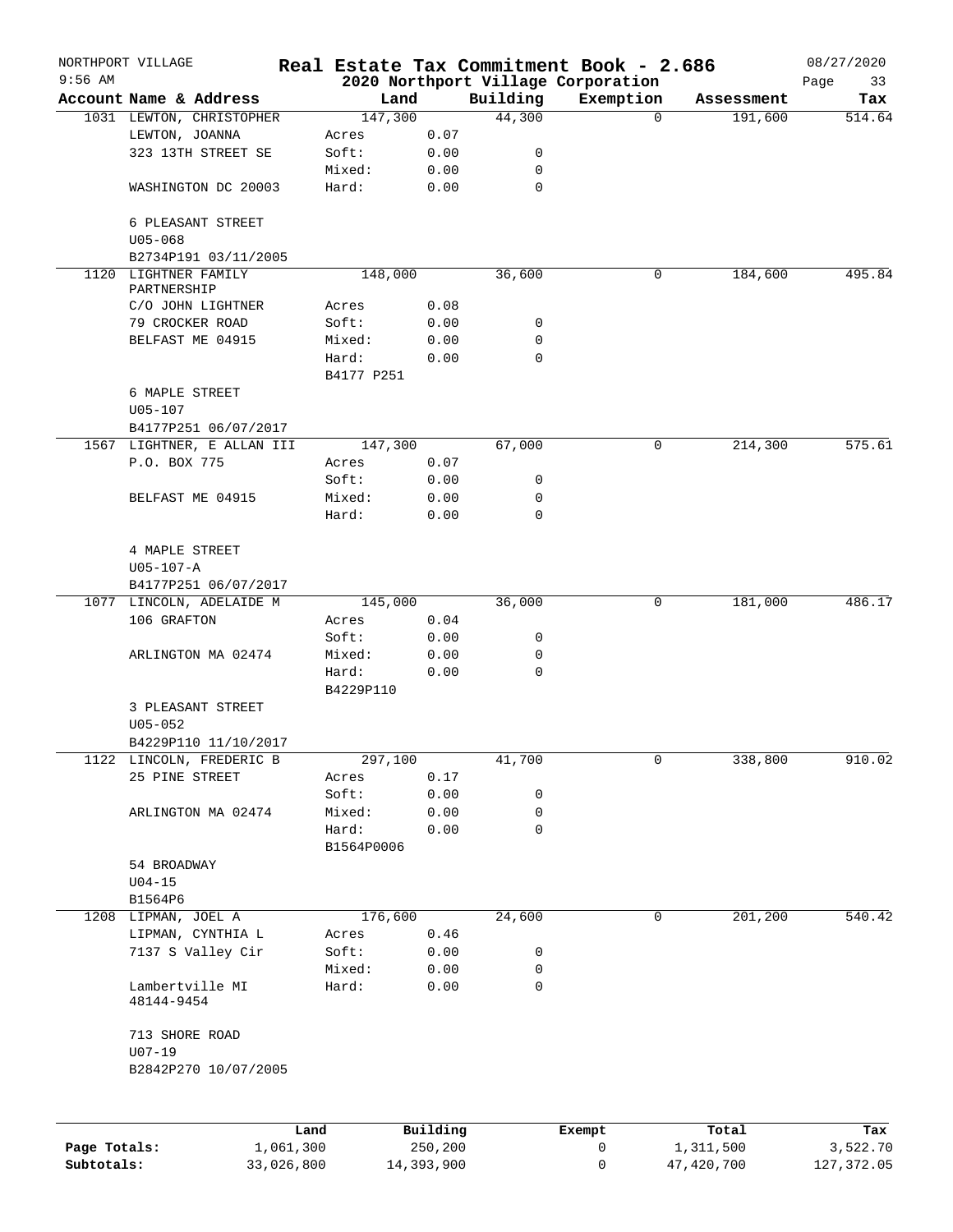NORTHPORT VILLAGE — Real Estate Tax Commitment Book - 2.686 — 08/27/2020

9:56 AM — 2020 Northport Village Corporation

| Account Name & Address | Land | | Building | Exemption | Assessment | Tax |
|---|---|---|---|---|---|---|
| 1031 LEWTON, CHRISTOPHER | 147,300 | | 44,300 | 0 | 191,600 | 514.64 |
| LEWTON, JOANNA | Acres | 0.07 | | | | |
| 323 13TH STREET SE | Soft: | 0.00 | 0 | | | |
| | Mixed: | 0.00 | 0 | | | |
| WASHINGTON DC 20003 | Hard: | 0.00 | 0 | | | |
| 6 PLEASANT STREET | | | | | | |
| U05-068 | | | | | | |
| B2734P191 03/11/2005 | | | | | | |
| 1120 LIGHTNER FAMILY PARTNERSHIP | 148,000 | | 36,600 | 0 | 184,600 | 495.84 |
| C/O JOHN LIGHTNER | Acres | 0.08 | | | | |
| 79 CROCKER ROAD | Soft: | 0.00 | 0 | | | |
| BELFAST ME 04915 | Mixed: | 0.00 | 0 | | | |
| | Hard: | 0.00 | 0 | | | |
| | B4177 P251 | | | | | |
| 6 MAPLE STREET | | | | | | |
| U05-107 | | | | | | |
| B4177P251 06/07/2017 | | | | | | |
| 1567 LIGHTNER, E ALLAN III | 147,300 | | 67,000 | 0 | 214,300 | 575.61 |
| P.O. BOX 775 | Acres | 0.07 | | | | |
| | Soft: | 0.00 | 0 | | | |
| BELFAST ME 04915 | Mixed: | 0.00 | 0 | | | |
| | Hard: | 0.00 | 0 | | | |
| 4 MAPLE STREET | | | | | | |
| U05-107-A | | | | | | |
| B4177P251 06/07/2017 | | | | | | |
| 1077 LINCOLN, ADELAIDE M | 145,000 | | 36,000 | 0 | 181,000 | 486.17 |
| 106 GRAFTON | Acres | 0.04 | | | | |
| | Soft: | 0.00 | 0 | | | |
| ARLINGTON MA 02474 | Mixed: | 0.00 | 0 | | | |
| | Hard: | 0.00 | 0 | | | |
| | B4229P110 | | | | | |
| 3 PLEASANT STREET | | | | | | |
| U05-052 | | | | | | |
| B4229P110 11/10/2017 | | | | | | |
| 1122 LINCOLN, FREDERIC B | 297,100 | | 41,700 | 0 | 338,800 | 910.02 |
| 25 PINE STREET | Acres | 0.17 | | | | |
| | Soft: | 0.00 | 0 | | | |
| ARLINGTON MA 02474 | Mixed: | 0.00 | 0 | | | |
| | Hard: | 0.00 | 0 | | | |
| | B1564P0006 | | | | | |
| 54 BROADWAY | | | | | | |
| U04-15 | | | | | | |
| B1564P6 | | | | | | |
| 1208 LIPMAN, JOEL A | 176,600 | | 24,600 | 0 | 201,200 | 540.42 |
| LIPMAN, CYNTHIA L | Acres | 0.46 | | | | |
| 7137 S Valley Cir | Soft: | 0.00 | 0 | | | |
| | Mixed: | 0.00 | 0 | | | |
| Lambertville MI 48144-9454 | Hard: | 0.00 | 0 | | | |
| 713 SHORE ROAD | | | | | | |
| U07-19 | | | | | | |
| B2842P270 10/07/2005 | | | | | | |

| | Land | Building | Exempt | Total | Tax |
|---|---|---|---|---|---|
| Page Totals: | 1,061,300 | 250,200 | 0 | 1,311,500 | 3,522.70 |
| Subtotals: | 33,026,800 | 14,393,900 | 0 | 47,420,700 | 127,372.05 |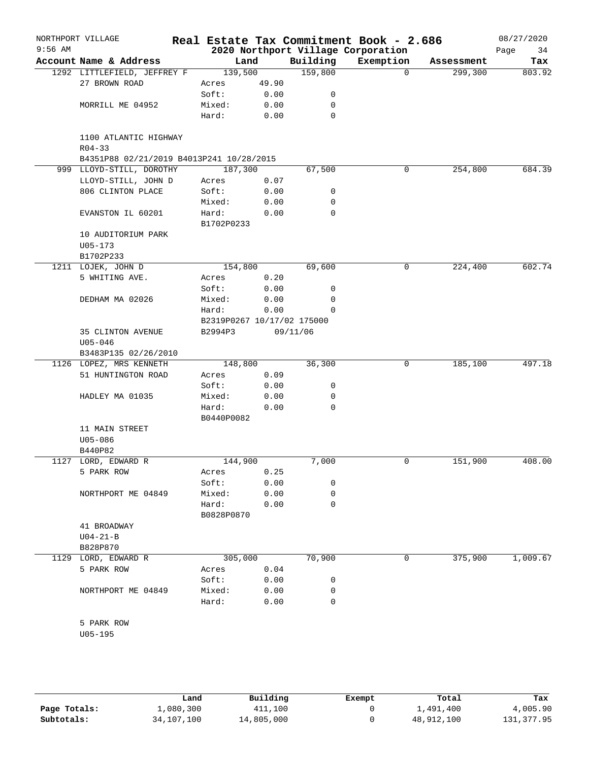NORTHPORT VILLAGE — **Real Estate Tax Commitment Book - 2.686** — 08/27/2020
9:56 AM — **2020 Northport Village Corporation**

| Account Name & Address | | Land | Building | Exemption | Assessment | Tax |
|---|---|---|---|---|---|---|
| 1292 LITTLEFIELD, JEFFREY F | | 139,500 | 159,800 | 0 | 299,300 | 803.92 |
| 27 BROWN ROAD | Acres | 49.90 | | | | |
| | Soft: | 0.00 | 0 | | | |
| MORRILL ME 04952 | Mixed: | 0.00 | 0 | | | |
| | Hard: | 0.00 | 0 | | | |
| 1100 ATLANTIC HIGHWAY | | | | | | |
| R04-33 | | | | | | |
| B4351P88 02/21/2019 B4013P241 10/28/2015 | | | | | | |
| 999 LLOYD-STILL, DOROTHY | | 187,300 | 67,500 | 0 | 254,800 | 684.39 |
| LLOYD-STILL, JOHN D | Acres | 0.07 | | | | |
| 806 CLINTON PLACE | Soft: | 0.00 | 0 | | | |
| | Mixed: | 0.00 | 0 | | | |
| EVANSTON IL 60201 | Hard: | 0.00 | 0 | | | |
| | B1702P0233 | | | | | |
| 10 AUDITORIUM PARK | | | | | | |
| U05-173 | | | | | | |
| B1702P233 | | | | | | |
| 1211 LOJEK, JOHN D | | 154,800 | 69,600 | 0 | 224,400 | 602.74 |
| 5 WHITING AVE. | Acres | 0.20 | | | | |
| | Soft: | 0.00 | 0 | | | |
| DEDHAM MA 02026 | Mixed: | 0.00 | 0 | | | |
| | Hard: | 0.00 | 0 | | | |
| | B2319P0267 10/17/02 175000 | | | | | |
| 35 CLINTON AVENUE | B2994P3 | 09/11/06 | | | | |
| U05-046 | | | | | | |
| B3483P135 02/26/2010 | | | | | | |
| 1126 LOPEZ, MRS KENNETH | | 148,800 | 36,300 | 0 | 185,100 | 497.18 |
| 51 HUNTINGTON ROAD | Acres | 0.09 | | | | |
| | Soft: | 0.00 | 0 | | | |
| HADLEY MA 01035 | Mixed: | 0.00 | 0 | | | |
| | Hard: | 0.00 | 0 | | | |
| | B0440P0082 | | | | | |
| 11 MAIN STREET | | | | | | |
| U05-086 | | | | | | |
| B440P82 | | | | | | |
| 1127 LORD, EDWARD R | | 144,900 | 7,000 | 0 | 151,900 | 408.00 |
| 5 PARK ROW | Acres | 0.25 | | | | |
| | Soft: | 0.00 | 0 | | | |
| NORTHPORT ME 04849 | Mixed: | 0.00 | 0 | | | |
| | Hard: | 0.00 | 0 | | | |
| | B0828P0870 | | | | | |
| 41 BROADWAY | | | | | | |
| U04-21-B | | | | | | |
| B828P870 | | | | | | |
| 1129 LORD, EDWARD R | | 305,000 | 70,900 | 0 | 375,900 | 1,009.67 |
| 5 PARK ROW | Acres | 0.04 | | | | |
| | Soft: | 0.00 | 0 | | | |
| NORTHPORT ME 04849 | Mixed: | 0.00 | 0 | | | |
| | Hard: | 0.00 | 0 | | | |
| 5 PARK ROW | | | | | | |
| U05-195 | | | | | | |

| | Land | Building | Exempt | Total | Tax |
|---|---|---|---|---|---|
| Page Totals: | 1,080,300 | 411,100 | 0 | 1,491,400 | 4,005.90 |
| Subtotals: | 34,107,100 | 14,805,000 | 0 | 48,912,100 | 131,377.95 |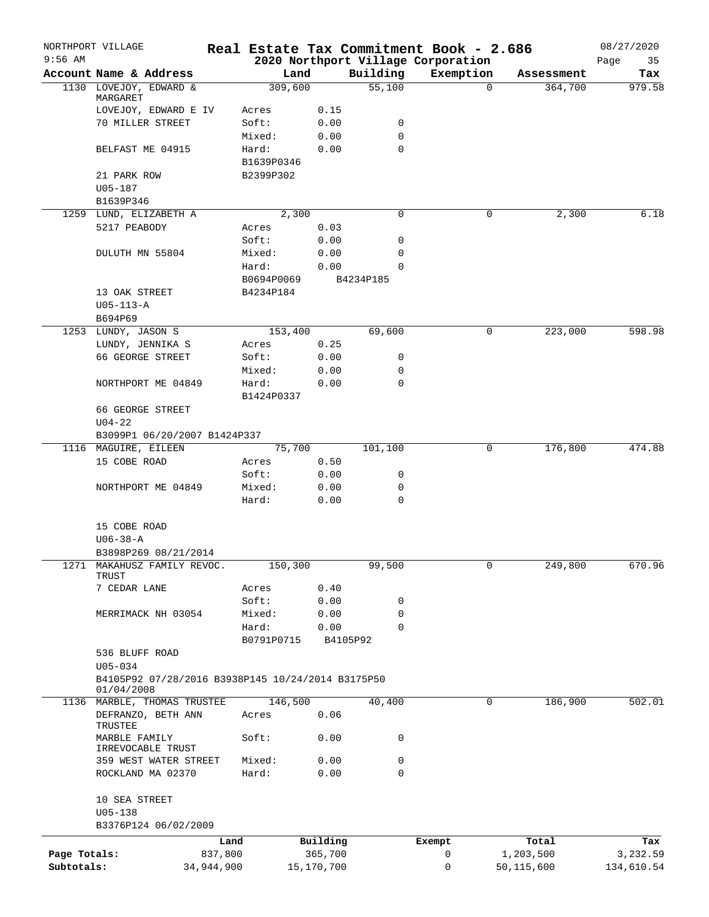NORTHPORT VILLAGE — Real Estate Tax Commitment Book - 2.686 — 08/27/2020
9:56 AM — 2020 Northport Village Corporation

| Account | Name & Address | Land | | Building | Exemption | Assessment | Tax |
|---|---|---|---|---|---|---|---|
| 1130 | LOVEJOY, EDWARD & MARGARET | 309,600 | | 55,100 | 0 | 364,700 | 979.58 |
| | LOVEJOY, EDWARD E IV | Acres | 0.15 | | | | |
| | 70 MILLER STREET | Soft: | 0.00 | 0 | | | |
| | | Mixed: | 0.00 | 0 | | | |
| | BELFAST ME 04915 | Hard: | 0.00 | 0 | | | |
| | | B1639P0346 | | | | | |
| | 21 PARK ROW | B2399P302 | | | | | |
| | U05-187 | | | | | | |
| | B1639P346 | | | | | | |
| 1259 | LUND, ELIZABETH A | 2,300 | | 0 | 0 | 2,300 | 6.18 |
| | 5217 PEABODY | Acres | 0.03 | | | | |
| | | Soft: | 0.00 | 0 | | | |
| | DULUTH MN 55804 | Mixed: | 0.00 | 0 | | | |
| | | Hard: | 0.00 | 0 | | | |
| | | B0694P0069 | B4234P185 | | | | |
| | 13 OAK STREET | B4234P184 | | | | | |
| | U05-113-A | | | | | | |
| | B694P69 | | | | | | |
| 1253 | LUNDY, JASON S | 153,400 | | 69,600 | 0 | 223,000 | 598.98 |
| | LUNDY, JENNIKA S | Acres | 0.25 | | | | |
| | 66 GEORGE STREET | Soft: | 0.00 | 0 | | | |
| | | Mixed: | 0.00 | 0 | | | |
| | NORTHPORT ME 04849 | Hard: | 0.00 | 0 | | | |
| | | B1424P0337 | | | | | |
| | 66 GEORGE STREET | | | | | | |
| | U04-22 | | | | | | |
| | B3099P1 06/20/2007 B1424P337 | | | | | | |
| 1116 | MAGUIRE, EILEEN | 75,700 | | 101,100 | 0 | 176,800 | 474.88 |
| | 15 COBE ROAD | Acres | 0.50 | | | | |
| | | Soft: | 0.00 | 0 | | | |
| | NORTHPORT ME 04849 | Mixed: | 0.00 | 0 | | | |
| | | Hard: | 0.00 | 0 | | | |
| | 15 COBE ROAD | | | | | | |
| | U06-38-A | | | | | | |
| | B3898P269 08/21/2014 | | | | | | |
| 1271 | MAKAHUSZ FAMILY REVOC. TRUST | 150,300 | | 99,500 | 0 | 249,800 | 670.96 |
| | 7 CEDAR LANE | Acres | 0.40 | | | | |
| | | Soft: | 0.00 | 0 | | | |
| | MERRIMACK NH 03054 | Mixed: | 0.00 | 0 | | | |
| | | Hard: | 0.00 | 0 | | | |
| | | B0791P0715 | B4105P92 | | | | |
| | 536 BLUFF ROAD | | | | | | |
| | U05-034 | | | | | | |
| | B4105P92 07/28/2016 B3938P145 10/24/2014 B3175P50 01/04/2008 | | | | | | |
| 1136 | MARBLE, THOMAS TRUSTEE | 146,500 | | 40,400 | 0 | 186,900 | 502.01 |
| | DEFRANZO, BETH ANN TRUSTEE | Acres | 0.06 | | | | |
| | MARBLE FAMILY IRREVOCABLE TRUST | Soft: | 0.00 | 0 | | | |
| | 359 WEST WATER STREET | Mixed: | 0.00 | 0 | | | |
| | ROCKLAND MA 02370 | Hard: | 0.00 | 0 | | | |
| | 10 SEA STREET | | | | | | |
| | U05-138 | | | | | | |
| | B3376P124 06/02/2009 | | | | | | |

| | Land | Building | Exempt | Total | Tax |
|---|---|---|---|---|---|
| Page Totals: | 837,800 | 365,700 | 0 | 1,203,500 | 3,232.59 |
| Subtotals: | 34,944,900 | 15,170,700 | 0 | 50,115,600 | 134,610.54 |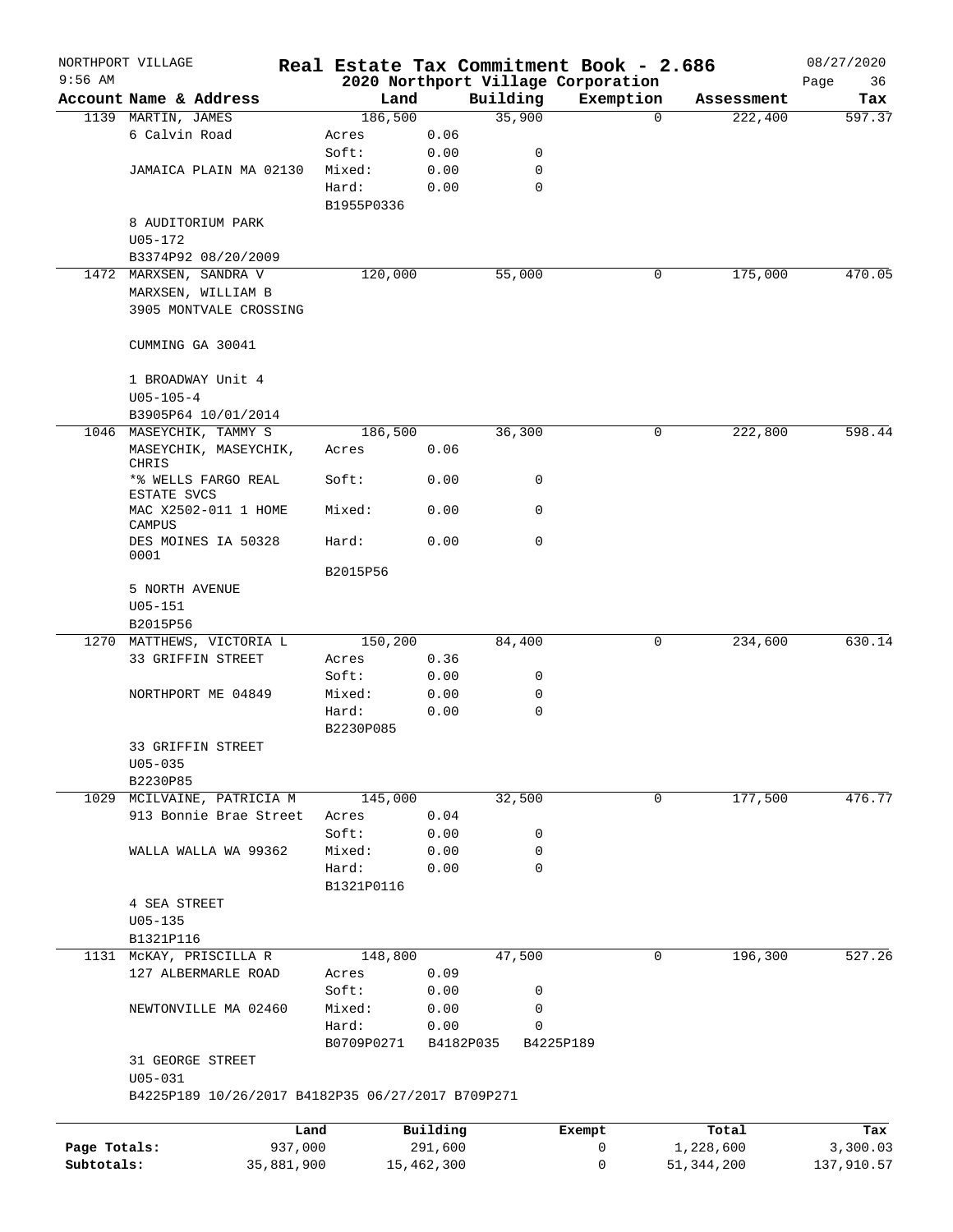NORTHPORT VILLAGE
9:56 AM

# Real Estate Tax Commitment Book - 2.686

## 2020 Northport Village Corporation

08/27/2020

| Account | Name & Address | Land | | Building | Exemption | Assessment | Tax |
|---|---|---|---|---|---|---|---|
| 1139 | MARTIN, JAMES | 186,500 | | 35,900 | 0 | 222,400 | 597.37 |
| | 6 Calvin Road | Acres | 0.06 | | | | |
| | | Soft: | 0.00 | 0 | | | |
| | JAMAICA PLAIN MA 02130 | Mixed: | 0.00 | 0 | | | |
| | | Hard: | 0.00 | 0 | | | |
| | | B1955P0336 | | | | | |
| | 8 AUDITORIUM PARK | | | | | | |
| | U05-172 | | | | | | |
| | B3374P92 08/20/2009 | | | | | | |
| 1472 | MARXSEN, SANDRA V | 120,000 | | 55,000 | 0 | 175,000 | 470.05 |
| | MARXSEN, WILLIAM B | | | | | | |
| | 3905 MONTVALE CROSSING | | | | | | |
| | CUMMING GA 30041 | | | | | | |
| | 1 BROADWAY Unit 4 | | | | | | |
| | U05-105-4 | | | | | | |
| | B3905P64 10/01/2014 | | | | | | |
| 1046 | MASEYCHIK, TAMMY S | 186,500 | | 36,300 | 0 | 222,800 | 598.44 |
| | MASEYCHIK, MASEYCHIK, CHRIS | Acres | 0.06 | | | | |
| | *% WELLS FARGO REAL ESTATE SVCS | Soft: | 0.00 | 0 | | | |
| | MAC X2502-011 1 HOME CAMPUS | Mixed: | 0.00 | 0 | | | |
| | DES MOINES IA 50328 0001 | Hard: | 0.00 | 0 | | | |
| | | B2015P56 | | | | | |
| | 5 NORTH AVENUE | | | | | | |
| | U05-151 | | | | | | |
| | B2015P56 | | | | | | |
| 1270 | MATTHEWS, VICTORIA L | 150,200 | | 84,400 | 0 | 234,600 | 630.14 |
| | 33 GRIFFIN STREET | Acres | 0.36 | | | | |
| | | Soft: | 0.00 | 0 | | | |
| | NORTHPORT ME 04849 | Mixed: | 0.00 | 0 | | | |
| | | Hard: | 0.00 | 0 | | | |
| | | B2230P085 | | | | | |
| | 33 GRIFFIN STREET | | | | | | |
| | U05-035 | | | | | | |
| | B2230P85 | | | | | | |
| 1029 | MCILVAINE, PATRICIA M | 145,000 | | 32,500 | 0 | 177,500 | 476.77 |
| | 913 Bonnie Brae Street | Acres | 0.04 | | | | |
| | | Soft: | 0.00 | 0 | | | |
| | WALLA WALLA WA 99362 | Mixed: | 0.00 | 0 | | | |
| | | Hard: | 0.00 | 0 | | | |
| | | B1321P0116 | | | | | |
| | 4 SEA STREET | | | | | | |
| | U05-135 | | | | | | |
| | B1321P116 | | | | | | |
| 1131 | McKAY, PRISCILLA R | 148,800 | | 47,500 | 0 | 196,300 | 527.26 |
| | 127 ALBERMARLE ROAD | Acres | 0.09 | | | | |
| | | Soft: | 0.00 | 0 | | | |
| | NEWTONVILLE MA 02460 | Mixed: | 0.00 | 0 | | | |
| | | Hard: | 0.00 | 0 | | | |
| | | B0709P0271 | B4182P035 | B4225P189 | | | |
| | 31 GEORGE STREET | | | | | | |
| | U05-031 | | | | | | |
| | B4225P189 10/26/2017 B4182P35 06/27/2017 B709P271 | | | | | | |

| | Land | Building | Exempt | Total | Tax |
|---|---|---|---|---|---|
| Page Totals: | 937,000 | 291,600 | 0 | 1,228,600 | 3,300.03 |
| Subtotals: | 35,881,900 | 15,462,300 | 0 | 51,344,200 | 137,910.57 |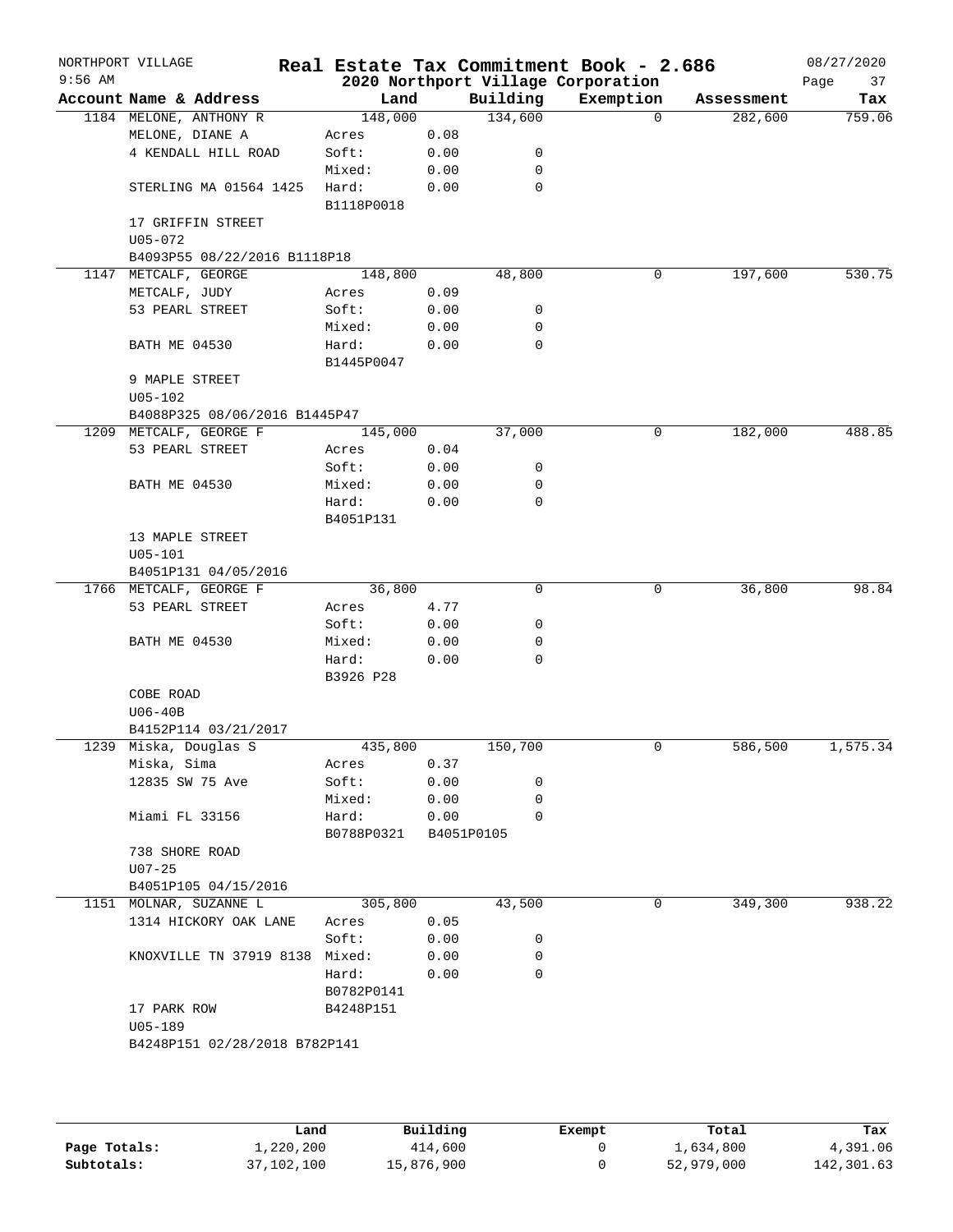NORTHPORT VILLAGE
9:56 AM

# Real Estate Tax Commitment Book - 2.686
## 2020 Northport Village Corporation

08/27/2020
Page 37

| Account Name & Address | Land | | Building | Exemption | Assessment | Tax |
|---|---|---|---|---|---|---|
| 1184 MELONE, ANTHONY R | 148,000 | | 134,600 | 0 | 282,600 | 759.06 |
| MELONE, DIANE A | Acres | 0.08 | | | | |
| 4 KENDALL HILL ROAD | Soft: | 0.00 | 0 | | | |
| | Mixed: | 0.00 | 0 | | | |
| STERLING MA 01564 1425 | Hard: | 0.00 | 0 | | | |
| | B1118P0018 | | | | | |
| 17 GRIFFIN STREET | | | | | | |
| U05-072 | | | | | | |
| B4093P55 08/22/2016 B1118P18 | | | | | | |
| 1147 METCALF, GEORGE | 148,800 | | 48,800 | 0 | 197,600 | 530.75 |
| METCALF, JUDY | Acres | 0.09 | | | | |
| 53 PEARL STREET | Soft: | 0.00 | 0 | | | |
| | Mixed: | 0.00 | 0 | | | |
| BATH ME 04530 | Hard: | 0.00 | 0 | | | |
| | B1445P0047 | | | | | |
| 9 MAPLE STREET | | | | | | |
| U05-102 | | | | | | |
| B4088P325 08/06/2016 B1445P47 | | | | | | |
| 1209 METCALF, GEORGE F | 145,000 | | 37,000 | 0 | 182,000 | 488.85 |
| 53 PEARL STREET | Acres | 0.04 | | | | |
| | Soft: | 0.00 | 0 | | | |
| BATH ME 04530 | Mixed: | 0.00 | 0 | | | |
| | Hard: | 0.00 | 0 | | | |
| | B4051P131 | | | | | |
| 13 MAPLE STREET | | | | | | |
| U05-101 | | | | | | |
| B4051P131 04/05/2016 | | | | | | |
| 1766 METCALF, GEORGE F | 36,800 | | 0 | 0 | 36,800 | 98.84 |
| 53 PEARL STREET | Acres | 4.77 | | | | |
| | Soft: | 0.00 | 0 | | | |
| BATH ME 04530 | Mixed: | 0.00 | 0 | | | |
| | Hard: | 0.00 | 0 | | | |
| | B3926 P28 | | | | | |
| COBE ROAD | | | | | | |
| U06-40B | | | | | | |
| B4152P114 03/21/2017 | | | | | | |
| 1239 Miska, Douglas S | 435,800 | | 150,700 | 0 | 586,500 | 1,575.34 |
| Miska, Sima | Acres | 0.37 | | | | |
| 12835 SW 75 Ave | Soft: | 0.00 | 0 | | | |
| | Mixed: | 0.00 | 0 | | | |
| Miami FL 33156 | Hard: | 0.00 | 0 | | | |
| | B0788P0321 | B4051P0105 | | | | |
| 738 SHORE ROAD | | | | | | |
| U07-25 | | | | | | |
| B4051P105 04/15/2016 | | | | | | |
| 1151 MOLNAR, SUZANNE L | 305,800 | | 43,500 | 0 | 349,300 | 938.22 |
| 1314 HICKORY OAK LANE | Acres | 0.05 | | | | |
| | Soft: | 0.00 | 0 | | | |
| KNOXVILLE TN 37919 8138 | Mixed: | 0.00 | 0 | | | |
| | Hard: | 0.00 | 0 | | | |
| | B0782P0141 | | | | | |
| 17 PARK ROW | B4248P151 | | | | | |
| U05-189 | | | | | | |
| B4248P151 02/28/2018 B782P141 | | | | | | |

| | Land | Building | Exempt | Total | Tax |
|---|---|---|---|---|---|
| **Page Totals:** | 1,220,200 | 414,600 | 0 | 1,634,800 | 4,391.06 |
| **Subtotals:** | 37,102,100 | 15,876,900 | 0 | 52,979,000 | 142,301.63 |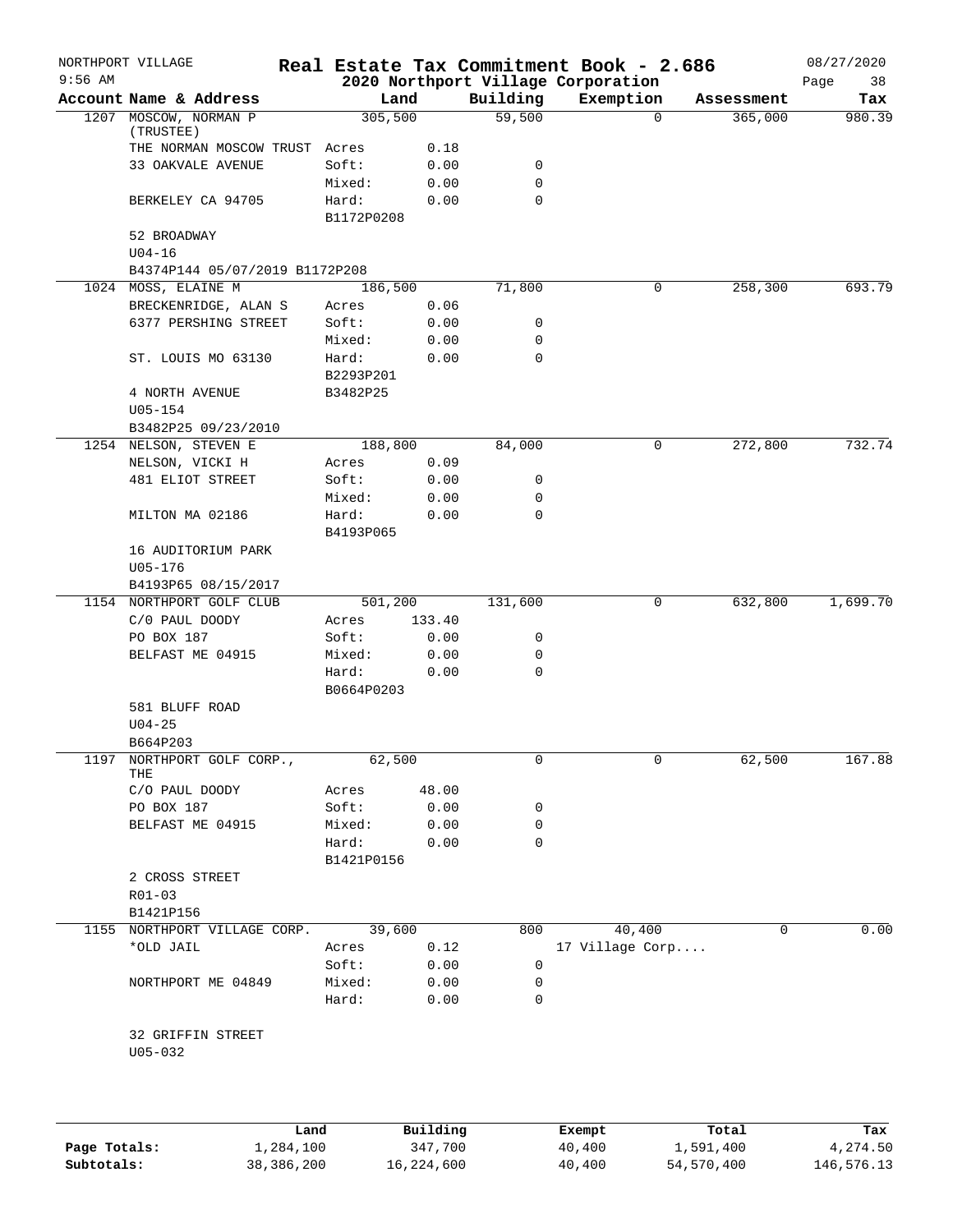# Real Estate Tax Commitment Book - 2.686

NORTHPORT VILLAGE — 9:56 AM — 08/27/2020

## 2020 Northport Village Corporation

| Account Name & Address | Land | | Building | Exemption | Assessment | Tax |
|---|---|---|---|---|---|---|
| 1207 MOSCOW, NORMAN P (TRUSTEE) | 305,500 | | 59,500 | 0 | 365,000 | 980.39 |
| THE NORMAN MOSCOW TRUST | Acres | 0.18 | | | | |
| 33 OAKVALE AVENUE | Soft: | 0.00 | 0 | | | |
| | Mixed: | 0.00 | 0 | | | |
| BERKELEY CA 94705 | Hard: | 0.00 | 0 | | | |
| | B1172P0208 | | | | | |
| 52 BROADWAY | | | | | | |
| U04-16 | | | | | | |
| B4374P144 05/07/2019 B1172P208 | | | | | | |
| 1024 MOSS, ELAINE M | 186,500 | | 71,800 | 0 | 258,300 | 693.79 |
| BRECKENRIDGE, ALAN S | Acres | 0.06 | | | | |
| 6377 PERSHING STREET | Soft: | 0.00 | 0 | | | |
| | Mixed: | 0.00 | 0 | | | |
| ST. LOUIS MO 63130 | Hard: | 0.00 | 0 | | | |
| | B2293P201 | | | | | |
| 4 NORTH AVENUE | B3482P25 | | | | | |
| U05-154 | | | | | | |
| B3482P25 09/23/2010 | | | | | | |
| 1254 NELSON, STEVEN E | 188,800 | | 84,000 | 0 | 272,800 | 732.74 |
| NELSON, VICKI H | Acres | 0.09 | | | | |
| 481 ELIOT STREET | Soft: | 0.00 | 0 | | | |
| | Mixed: | 0.00 | 0 | | | |
| MILTON MA 02186 | Hard: | 0.00 | 0 | | | |
| | B4193P065 | | | | | |
| 16 AUDITORIUM PARK | | | | | | |
| U05-176 | | | | | | |
| B4193P65 08/15/2017 | | | | | | |
| 1154 NORTHPORT GOLF CLUB | 501,200 | | 131,600 | 0 | 632,800 | 1,699.70 |
| C/0 PAUL DOODY | Acres | 133.40 | | | | |
| PO BOX 187 | Soft: | 0.00 | 0 | | | |
| BELFAST ME 04915 | Mixed: | 0.00 | 0 | | | |
| | Hard: | 0.00 | 0 | | | |
| | B0664P0203 | | | | | |
| 581 BLUFF ROAD | | | | | | |
| U04-25 | | | | | | |
| B664P203 | | | | | | |
| 1197 NORTHPORT GOLF CORP., THE | 62,500 | | 0 | 0 | 62,500 | 167.88 |
| C/O PAUL DOODY | Acres | 48.00 | | | | |
| PO BOX 187 | Soft: | 0.00 | 0 | | | |
| BELFAST ME 04915 | Mixed: | 0.00 | 0 | | | |
| | Hard: | 0.00 | 0 | | | |
| | B1421P0156 | | | | | |
| 2 CROSS STREET | | | | | | |
| R01-03 | | | | | | |
| B1421P156 | | | | | | |
| 1155 NORTHPORT VILLAGE CORP. | 39,600 | | 800 | 40,400 | 0 | 0.00 |
| *OLD JAIL | Acres | 0.12 | | 17 Village Corp.... | | |
| | Soft: | 0.00 | 0 | | | |
| NORTHPORT ME 04849 | Mixed: | 0.00 | 0 | | | |
| | Hard: | 0.00 | 0 | | | |
| 32 GRIFFIN STREET | | | | | | |
| U05-032 | | | | | | |

| | Land | Building | Exempt | Total | Tax |
|---|---|---|---|---|---|
| Page Totals: | 1,284,100 | 347,700 | 40,400 | 1,591,400 | 4,274.50 |
| Subtotals: | 38,386,200 | 16,224,600 | 40,400 | 54,570,400 | 146,576.13 |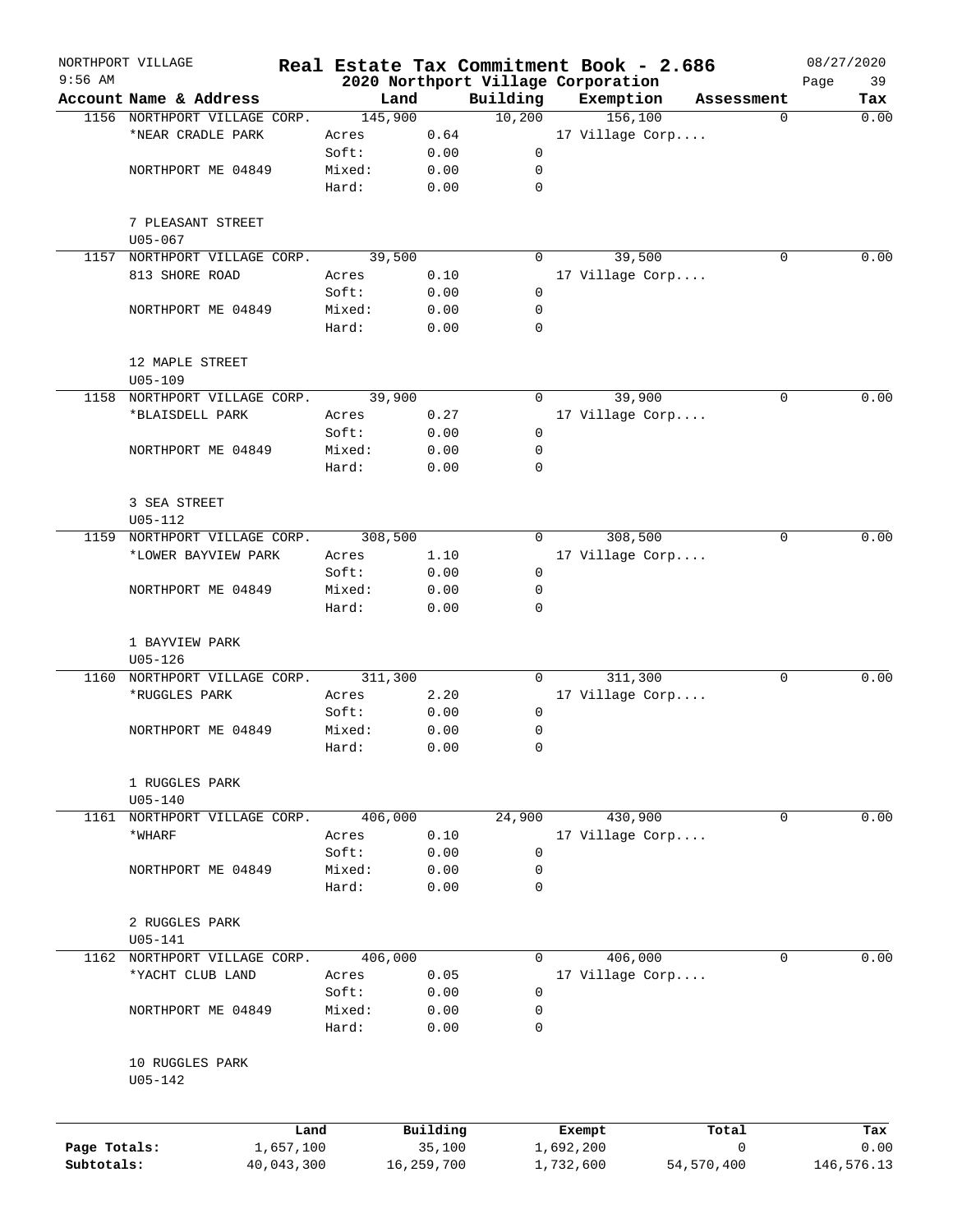NORTHPORT VILLAGE 9:56 AM

# Real Estate Tax Commitment Book - 2.686

## 2020 Northport Village Corporation

08/27/2020

| Account | Name & Address | | Land | Building | Exemption | Assessment | Tax |
|---|---|---|---|---|---|---|---|
| 1156 | NORTHPORT VILLAGE CORP. | | 145,900 | 10,200 | 156,100 | 0 | 0.00 |
| | *NEAR CRADLE PARK | Acres | 0.64 | | 17 Village Corp.... | | |
| | | Soft: | 0.00 | 0 | | | |
| | NORTHPORT ME 04849 | Mixed: | 0.00 | 0 | | | |
| | | Hard: | 0.00 | 0 | | | |
| | 7 PLEASANT STREET | | | | | | |
| | U05-067 | | | | | | |
| 1157 | NORTHPORT VILLAGE CORP. | | 39,500 | 0 | 39,500 | 0 | 0.00 |
| | 813 SHORE ROAD | Acres | 0.10 | | 17 Village Corp.... | | |
| | | Soft: | 0.00 | 0 | | | |
| | NORTHPORT ME 04849 | Mixed: | 0.00 | 0 | | | |
| | | Hard: | 0.00 | 0 | | | |
| | 12 MAPLE STREET | | | | | | |
| | U05-109 | | | | | | |
| 1158 | NORTHPORT VILLAGE CORP. | | 39,900 | 0 | 39,900 | 0 | 0.00 |
| | *BLAISDELL PARK | Acres | 0.27 | | 17 Village Corp.... | | |
| | | Soft: | 0.00 | 0 | | | |
| | NORTHPORT ME 04849 | Mixed: | 0.00 | 0 | | | |
| | | Hard: | 0.00 | 0 | | | |
| | 3 SEA STREET | | | | | | |
| | U05-112 | | | | | | |
| 1159 | NORTHPORT VILLAGE CORP. | | 308,500 | 0 | 308,500 | 0 | 0.00 |
| | *LOWER BAYVIEW PARK | Acres | 1.10 | | 17 Village Corp.... | | |
| | | Soft: | 0.00 | 0 | | | |
| | NORTHPORT ME 04849 | Mixed: | 0.00 | 0 | | | |
| | | Hard: | 0.00 | 0 | | | |
| | 1 BAYVIEW PARK | | | | | | |
| | U05-126 | | | | | | |
| 1160 | NORTHPORT VILLAGE CORP. | | 311,300 | 0 | 311,300 | 0 | 0.00 |
| | *RUGGLES PARK | Acres | 2.20 | | 17 Village Corp.... | | |
| | | Soft: | 0.00 | 0 | | | |
| | NORTHPORT ME 04849 | Mixed: | 0.00 | 0 | | | |
| | | Hard: | 0.00 | 0 | | | |
| | 1 RUGGLES PARK | | | | | | |
| | U05-140 | | | | | | |
| 1161 | NORTHPORT VILLAGE CORP. | | 406,000 | 24,900 | 430,900 | 0 | 0.00 |
| | *WHARF | Acres | 0.10 | | 17 Village Corp.... | | |
| | | Soft: | 0.00 | 0 | | | |
| | NORTHPORT ME 04849 | Mixed: | 0.00 | 0 | | | |
| | | Hard: | 0.00 | 0 | | | |
| | 2 RUGGLES PARK | | | | | | |
| | U05-141 | | | | | | |
| 1162 | NORTHPORT VILLAGE CORP. | | 406,000 | 0 | 406,000 | 0 | 0.00 |
| | *YACHT CLUB LAND | Acres | 0.05 | | 17 Village Corp.... | | |
| | | Soft: | 0.00 | 0 | | | |
| | NORTHPORT ME 04849 | Mixed: | 0.00 | 0 | | | |
| | | Hard: | 0.00 | 0 | | | |
| | 10 RUGGLES PARK | | | | | | |
| | U05-142 | | | | | | |

| | Land | Building | Exempt | Total | Tax |
|---|---|---|---|---|---|
| Page Totals: | 1,657,100 | 35,100 | 1,692,200 | 0 | 0.00 |
| Subtotals: | 40,043,300 | 16,259,700 | 1,732,600 | 54,570,400 | 146,576.13 |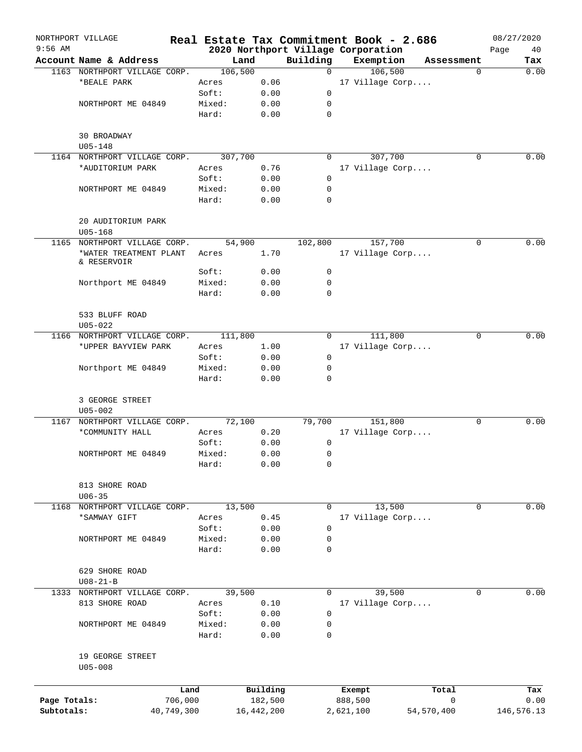NORTHPORT VILLAGE 9:56 AM

# Real Estate Tax Commitment Book - 2.686

## 2020 Northport Village Corporation

08/27/2020

| Account | Name & Address | Land | | Building | Exemption | Assessment | Tax |
|---|---|---|---|---|---|---|---|
| 1163 | NORTHPORT VILLAGE CORP. | 106,500 | | 0 | 106,500 | 0 | 0.00 |
| | *BEALE PARK | Acres | 0.06 | | 17 Village Corp.... | | |
| | | Soft: | 0.00 | 0 | | | |
| | NORTHPORT ME 04849 | Mixed: | 0.00 | 0 | | | |
| | | Hard: | 0.00 | 0 | | | |
| | 30 BROADWAY | | | | | | |
| | U05-148 | | | | | | |
| 1164 | NORTHPORT VILLAGE CORP. | 307,700 | | 0 | 307,700 | 0 | 0.00 |
| | *AUDITORIUM PARK | Acres | 0.76 | | 17 Village Corp.... | | |
| | | Soft: | 0.00 | 0 | | | |
| | NORTHPORT ME 04849 | Mixed: | 0.00 | 0 | | | |
| | | Hard: | 0.00 | 0 | | | |
| | 20 AUDITORIUM PARK | | | | | | |
| | U05-168 | | | | | | |
| 1165 | NORTHPORT VILLAGE CORP. | 54,900 | | 102,800 | 157,700 | 0 | 0.00 |
| | *WATER TREATMENT PLANT & RESERVOIR | Acres | 1.70 | | 17 Village Corp.... | | |
| | | Soft: | 0.00 | 0 | | | |
| | Northport ME 04849 | Mixed: | 0.00 | 0 | | | |
| | | Hard: | 0.00 | 0 | | | |
| | 533 BLUFF ROAD | | | | | | |
| | U05-022 | | | | | | |
| 1166 | NORTHPORT VILLAGE CORP. | 111,800 | | 0 | 111,800 | 0 | 0.00 |
| | *UPPER BAYVIEW PARK | Acres | 1.00 | | 17 Village Corp.... | | |
| | | Soft: | 0.00 | 0 | | | |
| | Northport ME 04849 | Mixed: | 0.00 | 0 | | | |
| | | Hard: | 0.00 | 0 | | | |
| | 3 GEORGE STREET | | | | | | |
| | U05-002 | | | | | | |
| 1167 | NORTHPORT VILLAGE CORP. | 72,100 | | 79,700 | 151,800 | 0 | 0.00 |
| | *COMMUNITY HALL | Acres | 0.20 | | 17 Village Corp.... | | |
| | | Soft: | 0.00 | 0 | | | |
| | NORTHPORT ME 04849 | Mixed: | 0.00 | 0 | | | |
| | | Hard: | 0.00 | 0 | | | |
| | 813 SHORE ROAD | | | | | | |
| | U06-35 | | | | | | |
| 1168 | NORTHPORT VILLAGE CORP. | 13,500 | | 0 | 13,500 | 0 | 0.00 |
| | *SAMWAY GIFT | Acres | 0.45 | | 17 Village Corp.... | | |
| | | Soft: | 0.00 | 0 | | | |
| | NORTHPORT ME 04849 | Mixed: | 0.00 | 0 | | | |
| | | Hard: | 0.00 | 0 | | | |
| | 629 SHORE ROAD | | | | | | |
| | U08-21-B | | | | | | |
| 1333 | NORTHPORT VILLAGE CORP. | 39,500 | | 0 | 39,500 | 0 | 0.00 |
| | 813 SHORE ROAD | Acres | 0.10 | | 17 Village Corp.... | | |
| | | Soft: | 0.00 | 0 | | | |
| | NORTHPORT ME 04849 | Mixed: | 0.00 | 0 | | | |
| | | Hard: | 0.00 | 0 | | | |
| | 19 GEORGE STREET | | | | | | |
| | U05-008 | | | | | | |

| | Land | Building | Exempt | Total | Tax |
|---|---|---|---|---|---|
| Page Totals: | 706,000 | 182,500 | 888,500 | 0 | 0.00 |
| Subtotals: | 40,749,300 | 16,442,200 | 2,621,100 | 54,570,400 | 146,576.13 |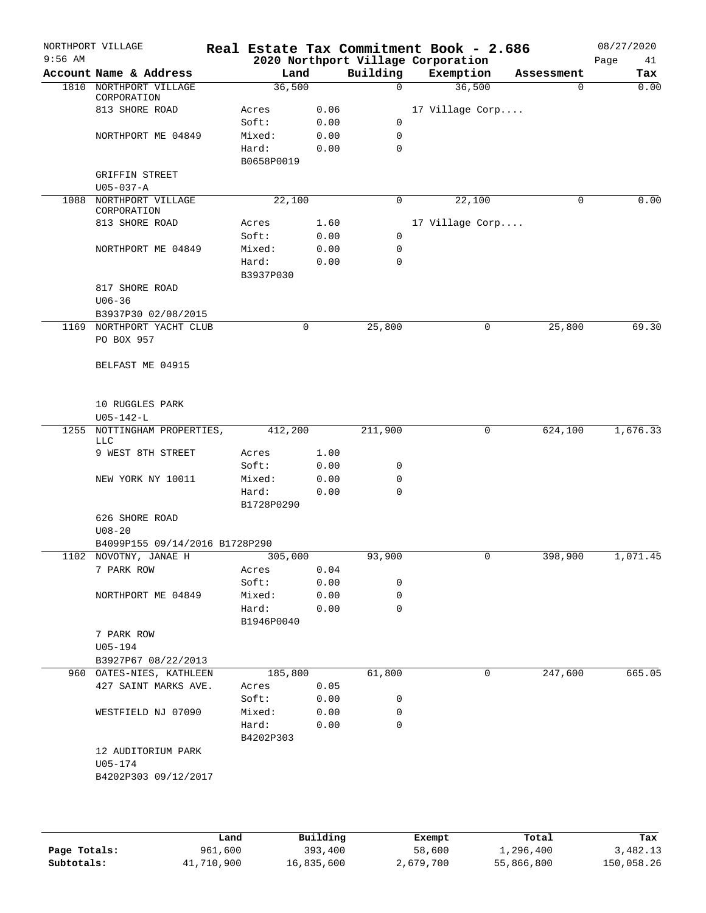NORTHPORT VILLAGE
9:56 AM

# Real Estate Tax Commitment Book - 2.686
## 2020 Northport Village Corporation

08/27/2020

| Account | Name & Address | Land | | Building | Exemption | Assessment | Tax |
|---|---|---|---|---|---|---|---|
| 1810 | NORTHPORT VILLAGE CORPORATION | 36,500 | | 0 | 36,500 | 0 | 0.00 |
| | 813 SHORE ROAD | Acres | 0.06 | | 17 Village Corp.... | | |
| | | Soft: | 0.00 | 0 | | | |
| | NORTHPORT ME 04849 | Mixed: | 0.00 | 0 | | | |
| | | Hard: | 0.00 | 0 | | | |
| | | B0658P0019 | | | | | |
| | GRIFFIN STREET | | | | | | |
| | U05-037-A | | | | | | |
| 1088 | NORTHPORT VILLAGE CORPORATION | 22,100 | | 0 | 22,100 | 0 | 0.00 |
| | 813 SHORE ROAD | Acres | 1.60 | | 17 Village Corp.... | | |
| | | Soft: | 0.00 | 0 | | | |
| | NORTHPORT ME 04849 | Mixed: | 0.00 | 0 | | | |
| | | Hard: | 0.00 | 0 | | | |
| | | B3937P030 | | | | | |
| | 817 SHORE ROAD | | | | | | |
| | U06-36 | | | | | | |
| | B3937P30 02/08/2015 | | | | | | |
| 1169 | NORTHPORT YACHT CLUB | 0 | | 25,800 | 0 | 25,800 | 69.30 |
| | PO BOX 957 | | | | | | |
| | BELFAST ME 04915 | | | | | | |
| | 10 RUGGLES PARK | | | | | | |
| | U05-142-L | | | | | | |
| 1255 | NOTTINGHAM PROPERTIES, LLC | 412,200 | | 211,900 | 0 | 624,100 | 1,676.33 |
| | 9 WEST 8TH STREET | Acres | 1.00 | | | | |
| | | Soft: | 0.00 | 0 | | | |
| | NEW YORK NY 10011 | Mixed: | 0.00 | 0 | | | |
| | | Hard: | 0.00 | 0 | | | |
| | | B1728P0290 | | | | | |
| | 626 SHORE ROAD | | | | | | |
| | U08-20 | | | | | | |
| | B4099P155 09/14/2016 B1728P290 | | | | | | |
| 1102 | NOVOTNY, JANAE H | 305,000 | | 93,900 | 0 | 398,900 | 1,071.45 |
| | 7 PARK ROW | Acres | 0.04 | | | | |
| | | Soft: | 0.00 | 0 | | | |
| | NORTHPORT ME 04849 | Mixed: | 0.00 | 0 | | | |
| | | Hard: | 0.00 | 0 | | | |
| | | B1946P0040 | | | | | |
| | 7 PARK ROW | | | | | | |
| | U05-194 | | | | | | |
| | B3927P67 08/22/2013 | | | | | | |
| 960 | OATES-NIES, KATHLEEN | 185,800 | | 61,800 | 0 | 247,600 | 665.05 |
| | 427 SAINT MARKS AVE. | Acres | 0.05 | | | | |
| | | Soft: | 0.00 | 0 | | | |
| | WESTFIELD NJ 07090 | Mixed: | 0.00 | 0 | | | |
| | | Hard: | 0.00 | 0 | | | |
| | | B4202P303 | | | | | |
| | 12 AUDITORIUM PARK | | | | | | |
| | U05-174 | | | | | | |
| | B4202P303 09/12/2017 | | | | | | |

| | Land | Building | Exempt | Total | Tax |
|---|---|---|---|---|---|
| Page Totals: | 961,600 | 393,400 | 58,600 | 1,296,400 | 3,482.13 |
| Subtotals: | 41,710,900 | 16,835,600 | 2,679,700 | 55,866,800 | 150,058.26 |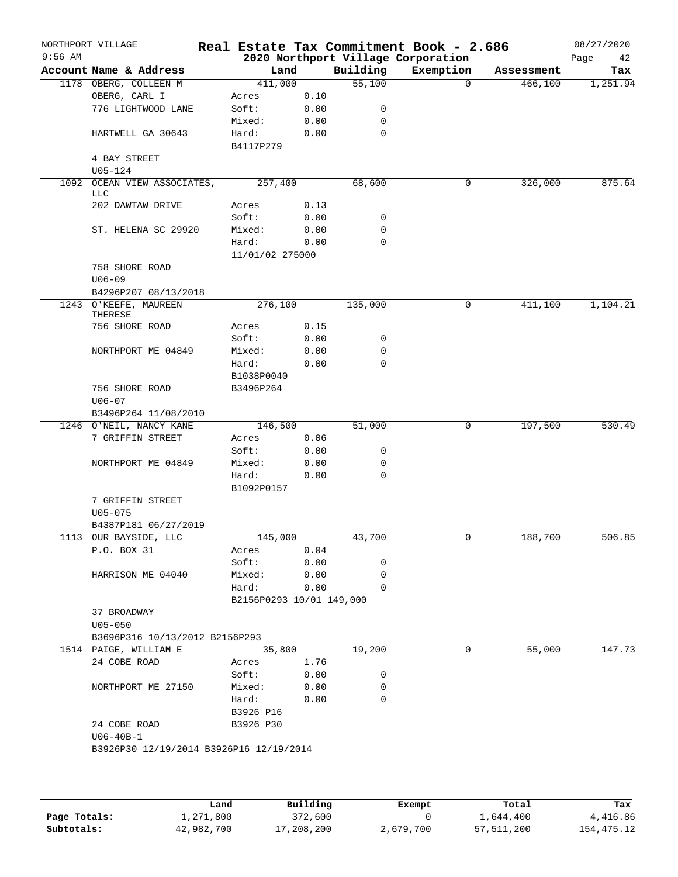NORTHPORT VILLAGE — Real Estate Tax Commitment Book - 2.686 — 08/27/2020
9:56 AM — 2020 Northport Village Corporation

| Account Name & Address | Land | | Building | Exemption | Assessment | Tax |
|---|---|---|---|---|---|---|
| 1178 OBERG, COLLEEN M | 411,000 | | 55,100 | 0 | 466,100 | 1,251.94 |
| OBERG, CARL I | Acres | 0.10 | | | | |
| 776 LIGHTWOOD LANE | Soft: | 0.00 | 0 | | | |
| | Mixed: | 0.00 | 0 | | | |
| HARTWELL GA 30643 | Hard: | 0.00 | 0 | | | |
| | B4117P279 | | | | | |
| 4 BAY STREET | | | | | | |
| U05-124 | | | | | | |
| 1092 OCEAN VIEW ASSOCIATES, LLC | 257,400 | | 68,600 | 0 | 326,000 | 875.64 |
| 202 DAWTAW DRIVE | Acres | 0.13 | | | | |
| | Soft: | 0.00 | 0 | | | |
| ST. HELENA SC 29920 | Mixed: | 0.00 | 0 | | | |
| | Hard: | 0.00 | 0 | | | |
| | 11/01/02 275000 | | | | | |
| 758 SHORE ROAD | | | | | | |
| U06-09 | | | | | | |
| B4296P207 08/13/2018 | | | | | | |
| 1243 O'KEEFE, MAUREEN THERESE | 276,100 | | 135,000 | 0 | 411,100 | 1,104.21 |
| 756 SHORE ROAD | Acres | 0.15 | | | | |
| | Soft: | 0.00 | 0 | | | |
| NORTHPORT ME 04849 | Mixed: | 0.00 | 0 | | | |
| | Hard: | 0.00 | 0 | | | |
| | B1038P0040 | | | | | |
| 756 SHORE ROAD | B3496P264 | | | | | |
| U06-07 | | | | | | |
| B3496P264 11/08/2010 | | | | | | |
| 1246 O'NEIL, NANCY KANE | 146,500 | | 51,000 | 0 | 197,500 | 530.49 |
| 7 GRIFFIN STREET | Acres | 0.06 | | | | |
| | Soft: | 0.00 | 0 | | | |
| NORTHPORT ME 04849 | Mixed: | 0.00 | 0 | | | |
| | Hard: | 0.00 | 0 | | | |
| | B1092P0157 | | | | | |
| 7 GRIFFIN STREET | | | | | | |
| U05-075 | | | | | | |
| B4387P181 06/27/2019 | | | | | | |
| 1113 OUR BAYSIDE, LLC | 145,000 | | 43,700 | 0 | 188,700 | 506.85 |
| P.O. BOX 31 | Acres | 0.04 | | | | |
| | Soft: | 0.00 | 0 | | | |
| HARRISON ME 04040 | Mixed: | 0.00 | 0 | | | |
| | Hard: | 0.00 | 0 | | | |
| | B2156P0293 10/01 149,000 | | | | | |
| 37 BROADWAY | | | | | | |
| U05-050 | | | | | | |
| B3696P316 10/13/2012 B2156P293 | | | | | | |
| 1514 PAIGE, WILLIAM E | 35,800 | | 19,200 | 0 | 55,000 | 147.73 |
| 24 COBE ROAD | Acres | 1.76 | | | | |
| | Soft: | 0.00 | 0 | | | |
| NORTHPORT ME 27150 | Mixed: | 0.00 | 0 | | | |
| | Hard: | 0.00 | 0 | | | |
| | B3926 P16 | | | | | |
| 24 COBE ROAD | B3926 P30 | | | | | |
| U06-40B-1 | | | | | | |
| B3926P30 12/19/2014 B3926P16 12/19/2014 | | | | | | |

| | Land | Building | Exempt | Total | Tax |
|---|---|---|---|---|---|
| Page Totals: | 1,271,800 | 372,600 | 0 | 1,644,400 | 4,416.86 |
| Subtotals: | 42,982,700 | 17,208,200 | 2,679,700 | 57,511,200 | 154,475.12 |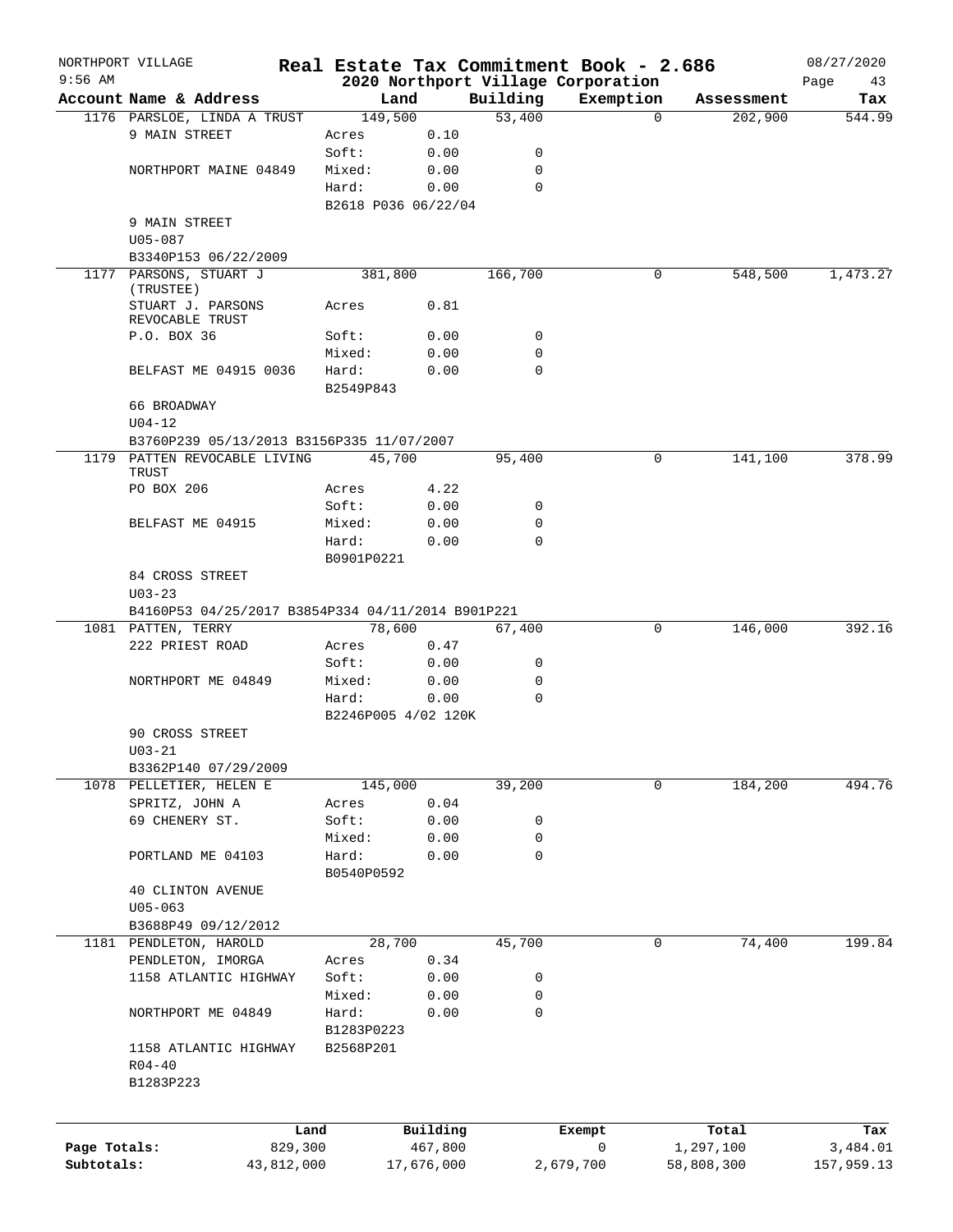NORTHPORT VILLAGE — Real Estate Tax Commitment Book - 2.686 — 08/27/2020
9:56 AM — 2020 Northport Village Corporation — Page 43

| Account Name & Address | | Land | | Building | Exemption | Assessment | Tax |
|---|---|---|---|---|---|---|---|
| 1176 PARSLOE, LINDA A TRUST | | 149,500 | | 53,400 | 0 | 202,900 | 544.99 |
| 9 MAIN STREET | Acres | | 0.10 | | | | |
| | Soft: | | 0.00 | 0 | | | |
| NORTHPORT MAINE 04849 | Mixed: | | 0.00 | 0 | | | |
| | Hard: | | 0.00 | 0 | | | |
| | B2618 P036 06/22/04 | | | | | | |
| 9 MAIN STREET | | | | | | | |
| U05-087 | | | | | | | |
| B3340P153 06/22/2009 | | | | | | | |
| 1177 PARSONS, STUART J (TRUSTEE) | | 381,800 | | 166,700 | 0 | 548,500 | 1,473.27 |
| STUART J. PARSONS REVOCABLE TRUST | Acres | | 0.81 | | | | |
| P.O. BOX 36 | Soft: | | 0.00 | 0 | | | |
| | Mixed: | | 0.00 | 0 | | | |
| BELFAST ME 04915 0036 | Hard: | | 0.00 | 0 | | | |
| | B2549P843 | | | | | | |
| 66 BROADWAY | | | | | | | |
| U04-12 | | | | | | | |
| B3760P239 05/13/2013 B3156P335 11/07/2007 | | | | | | | |
| 1179 PATTEN REVOCABLE LIVING TRUST | | 45,700 | | 95,400 | 0 | 141,100 | 378.99 |
| PO BOX 206 | Acres | | 4.22 | | | | |
| | Soft: | | 0.00 | 0 | | | |
| BELFAST ME 04915 | Mixed: | | 0.00 | 0 | | | |
| | Hard: | | 0.00 | 0 | | | |
| | B0901P0221 | | | | | | |
| 84 CROSS STREET | | | | | | | |
| U03-23 | | | | | | | |
| B4160P53 04/25/2017 B3854P334 04/11/2014 B901P221 | | | | | | | |
| 1081 PATTEN, TERRY | | 78,600 | | 67,400 | 0 | 146,000 | 392.16 |
| 222 PRIEST ROAD | Acres | | 0.47 | | | | |
| | Soft: | | 0.00 | 0 | | | |
| NORTHPORT ME 04849 | Mixed: | | 0.00 | 0 | | | |
| | Hard: | | 0.00 | 0 | | | |
| | B2246P005 4/02 120K | | | | | | |
| 90 CROSS STREET | | | | | | | |
| U03-21 | | | | | | | |
| B3362P140 07/29/2009 | | | | | | | |
| 1078 PELLETIER, HELEN E | | 145,000 | | 39,200 | 0 | 184,200 | 494.76 |
| SPRITZ, JOHN A | Acres | | 0.04 | | | | |
| 69 CHENERY ST. | Soft: | | 0.00 | 0 | | | |
| | Mixed: | | 0.00 | 0 | | | |
| PORTLAND ME 04103 | Hard: | | 0.00 | 0 | | | |
| | B0540P0592 | | | | | | |
| 40 CLINTON AVENUE | | | | | | | |
| U05-063 | | | | | | | |
| B3688P49 09/12/2012 | | | | | | | |
| 1181 PENDLETON, HAROLD | | 28,700 | | 45,700 | 0 | 74,400 | 199.84 |
| PENDLETON, IMORGA | Acres | | 0.34 | | | | |
| 1158 ATLANTIC HIGHWAY | Soft: | | 0.00 | 0 | | | |
| | Mixed: | | 0.00 | 0 | | | |
| NORTHPORT ME 04849 | Hard: | | 0.00 | 0 | | | |
| | B1283P0223 | | | | | | |
| 1158 ATLANTIC HIGHWAY | B2568P201 | | | | | | |
| R04-40 | | | | | | | |
| B1283P223 | | | | | | | |

| | Land | Building | Exempt | Total | Tax |
|---|---|---|---|---|---|
| Page Totals: | 829,300 | 467,800 | 0 | 1,297,100 | 3,484.01 |
| Subtotals: | 43,812,000 | 17,676,000 | 2,679,700 | 58,808,300 | 157,959.13 |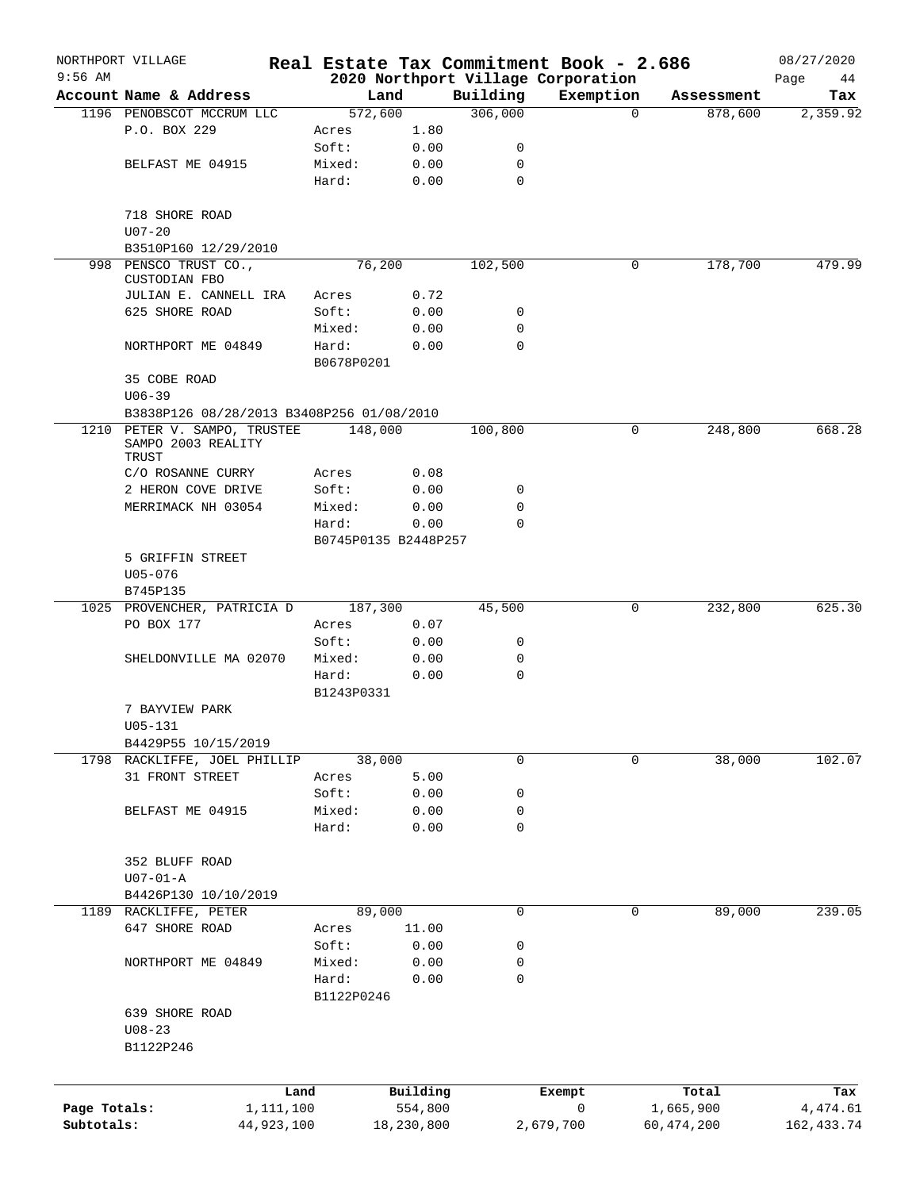NORTHPORT VILLAGE 9:56 AM

# Real Estate Tax Commitment Book - 2.686

## 2020 Northport Village Corporation

08/27/2020

| Account | Name & Address | Land | | Building | Exemption | Assessment | Tax |
|---|---|---|---|---|---|---|---|
| 1196 | PENOBSCOT MCCRUM LLC | 572,600 | | 306,000 | 0 | 878,600 | 2,359.92 |
| | P.O. BOX 229 | Acres | 1.80 | | | | |
| | | Soft: | 0.00 | 0 | | | |
| | BELFAST ME 04915 | Mixed: | 0.00 | 0 | | | |
| | | Hard: | 0.00 | 0 | | | |
| | 718 SHORE ROAD | | | | | | |
| | U07-20 | | | | | | |
| | B3510P160 12/29/2010 | | | | | | |
| 998 | PENSCO TRUST CO., CUSTODIAN FBO | 76,200 | | 102,500 | 0 | 178,700 | 479.99 |
| | JULIAN E. CANNELL IRA | Acres | 0.72 | | | | |
| | 625 SHORE ROAD | Soft: | 0.00 | 0 | | | |
| | | Mixed: | 0.00 | 0 | | | |
| | NORTHPORT ME 04849 | Hard: | 0.00 | 0 | | | |
| | | B0678P0201 | | | | | |
| | 35 COBE ROAD | | | | | | |
| | U06-39 | | | | | | |
| | B3838P126 08/28/2013 B3408P256 01/08/2010 | | | | | | |
| 1210 | PETER V. SAMPO, TRUSTEE SAMPO 2003 REALITY TRUST | 148,000 | | 100,800 | 0 | 248,800 | 668.28 |
| | C/O ROSANNE CURRY | Acres | 0.08 | | | | |
| | 2 HERON COVE DRIVE | Soft: | 0.00 | 0 | | | |
| | MERRIMACK NH 03054 | Mixed: | 0.00 | 0 | | | |
| | | Hard: | 0.00 | 0 | | | |
| | | B0745P0135 B2448P257 | | | | | |
| | 5 GRIFFIN STREET | | | | | | |
| | U05-076 | | | | | | |
| | B745P135 | | | | | | |
| 1025 | PROVENCHER, PATRICIA D | 187,300 | | 45,500 | 0 | 232,800 | 625.30 |
| | PO BOX 177 | Acres | 0.07 | | | | |
| | | Soft: | 0.00 | 0 | | | |
| | SHELDONVILLE MA 02070 | Mixed: | 0.00 | 0 | | | |
| | | Hard: | 0.00 | 0 | | | |
| | | B1243P0331 | | | | | |
| | 7 BAYVIEW PARK | | | | | | |
| | U05-131 | | | | | | |
| | B4429P55 10/15/2019 | | | | | | |
| 1798 | RACKLIFFE, JOEL PHILLIP | 38,000 | | 0 | 0 | 38,000 | 102.07 |
| | 31 FRONT STREET | Acres | 5.00 | | | | |
| | | Soft: | 0.00 | 0 | | | |
| | BELFAST ME 04915 | Mixed: | 0.00 | 0 | | | |
| | | Hard: | 0.00 | 0 | | | |
| | 352 BLUFF ROAD | | | | | | |
| | U07-01-A | | | | | | |
| | B4426P130 10/10/2019 | | | | | | |
| 1189 | RACKLIFFE, PETER | 89,000 | | 0 | 0 | 89,000 | 239.05 |
| | 647 SHORE ROAD | Acres | 11.00 | | | | |
| | | Soft: | 0.00 | 0 | | | |
| | NORTHPORT ME 04849 | Mixed: | 0.00 | 0 | | | |
| | | Hard: | 0.00 | 0 | | | |
| | | B1122P0246 | | | | | |
| | 639 SHORE ROAD | | | | | | |
| | U08-23 | | | | | | |
| | B1122P246 | | | | | | |

| | Land | Building | Exempt | Total | Tax |
|---|---|---|---|---|---|
| Page Totals: | 1,111,100 | 554,800 | 0 | 1,665,900 | 4,474.61 |
| Subtotals: | 44,923,100 | 18,230,800 | 2,679,700 | 60,474,200 | 162,433.74 |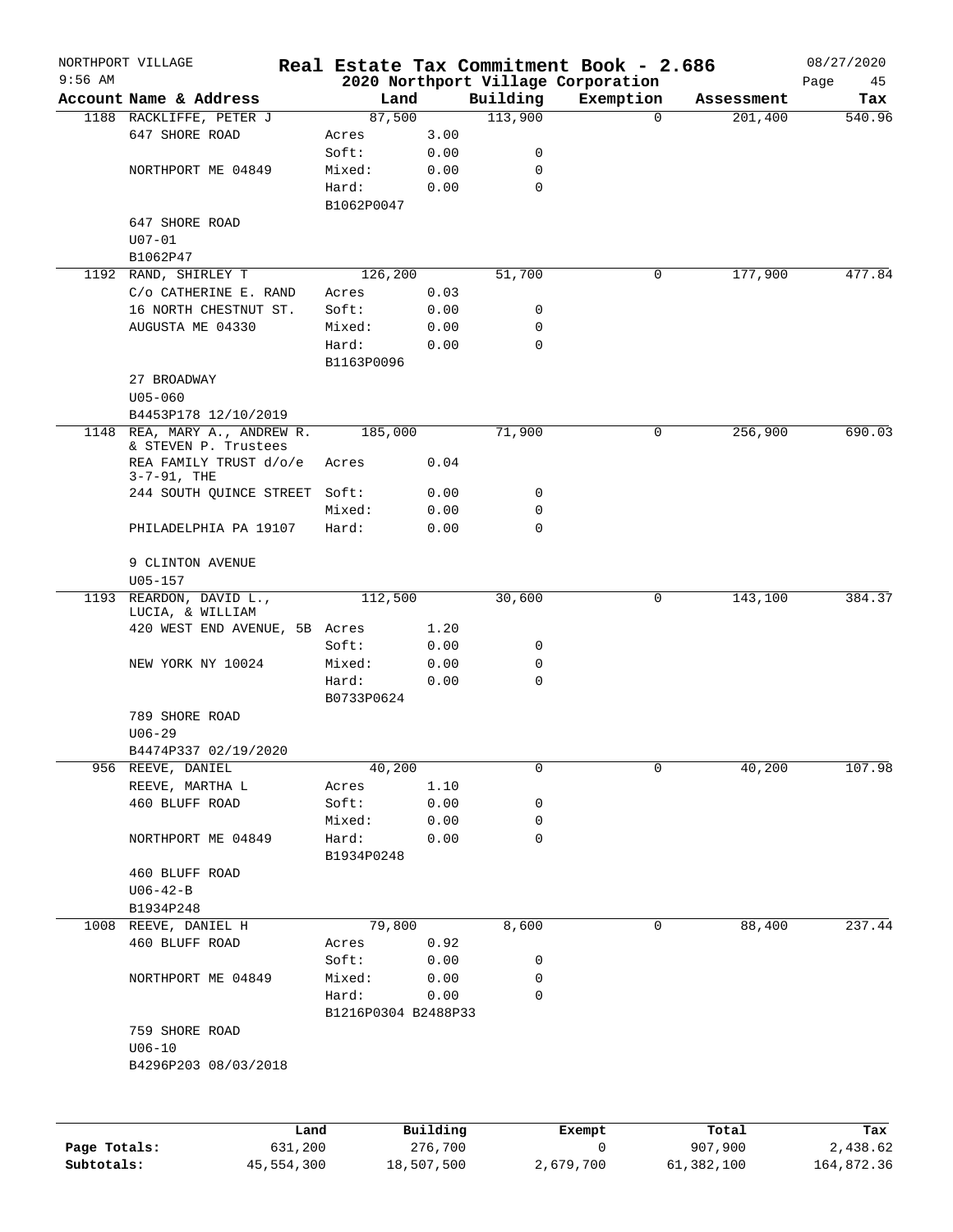# Real Estate Tax Commitment Book - 2.686

NORTHPORT VILLAGE — 9:56 AM — 08/27/2020

## 2020 Northport Village Corporation

| Account Name & Address | Land | | Building | Exemption | Assessment | Tax |
|---|---|---|---|---|---|---|
| 1188 RACKLIFFE, PETER J | 87,500 | | 113,900 | 0 | 201,400 | 540.96 |
| 647 SHORE ROAD | Acres | 3.00 | | | | |
| | Soft: | 0.00 | 0 | | | |
| NORTHPORT ME 04849 | Mixed: | 0.00 | 0 | | | |
| | Hard: | 0.00 | 0 | | | |
| | B1062P0047 | | | | | |
| 647 SHORE ROAD | | | | | | |
| U07-01 | | | | | | |
| B1062P47 | | | | | | |
| 1192 RAND, SHIRLEY T | 126,200 | | 51,700 | 0 | 177,900 | 477.84 |
| C/o CATHERINE E. RAND | Acres | 0.03 | | | | |
| 16 NORTH CHESTNUT ST. | Soft: | 0.00 | 0 | | | |
| AUGUSTA ME 04330 | Mixed: | 0.00 | 0 | | | |
| | Hard: | 0.00 | 0 | | | |
| | B1163P0096 | | | | | |
| 27 BROADWAY | | | | | | |
| U05-060 | | | | | | |
| B4453P178 12/10/2019 | | | | | | |
| 1148 REA, MARY A., ANDREW R. & STEVEN P. Trustees | 185,000 | | 71,900 | 0 | 256,900 | 690.03 |
| REA FAMILY TRUST d/o/e 3-7-91, THE | Acres | 0.04 | | | | |
| 244 SOUTH QUINCE STREET | Soft: | 0.00 | 0 | | | |
| | Mixed: | 0.00 | 0 | | | |
| PHILADELPHIA PA 19107 | Hard: | 0.00 | 0 | | | |
| 9 CLINTON AVENUE | | | | | | |
| U05-157 | | | | | | |
| 1193 REARDON, DAVID L., LUCIA, & WILLIAM | 112,500 | | 30,600 | 0 | 143,100 | 384.37 |
| 420 WEST END AVENUE, 5B | Acres | 1.20 | | | | |
| | Soft: | 0.00 | 0 | | | |
| NEW YORK NY 10024 | Mixed: | 0.00 | 0 | | | |
| | Hard: | 0.00 | 0 | | | |
| | B0733P0624 | | | | | |
| 789 SHORE ROAD | | | | | | |
| U06-29 | | | | | | |
| B4474P337 02/19/2020 | | | | | | |
| 956 REEVE, DANIEL | 40,200 | | 0 | 0 | 40,200 | 107.98 |
| REEVE, MARTHA L | Acres | 1.10 | | | | |
| 460 BLUFF ROAD | Soft: | 0.00 | 0 | | | |
| | Mixed: | 0.00 | 0 | | | |
| NORTHPORT ME 04849 | Hard: | 0.00 | 0 | | | |
| | B1934P0248 | | | | | |
| 460 BLUFF ROAD | | | | | | |
| U06-42-B | | | | | | |
| B1934P248 | | | | | | |
| 1008 REEVE, DANIEL H | 79,800 | | 8,600 | 0 | 88,400 | 237.44 |
| 460 BLUFF ROAD | Acres | 0.92 | | | | |
| | Soft: | 0.00 | 0 | | | |
| NORTHPORT ME 04849 | Mixed: | 0.00 | 0 | | | |
| | Hard: | 0.00 | 0 | | | |
| | B1216P0304 B2488P33 | | | | | |
| 759 SHORE ROAD | | | | | | |
| U06-10 | | | | | | |
| B4296P203 08/03/2018 | | | | | | |

| | Land | Building | Exempt | Total | Tax |
|---|---|---|---|---|---|
| Page Totals: | 631,200 | 276,700 | 0 | 907,900 | 2,438.62 |
| Subtotals: | 45,554,300 | 18,507,500 | 2,679,700 | 61,382,100 | 164,872.36 |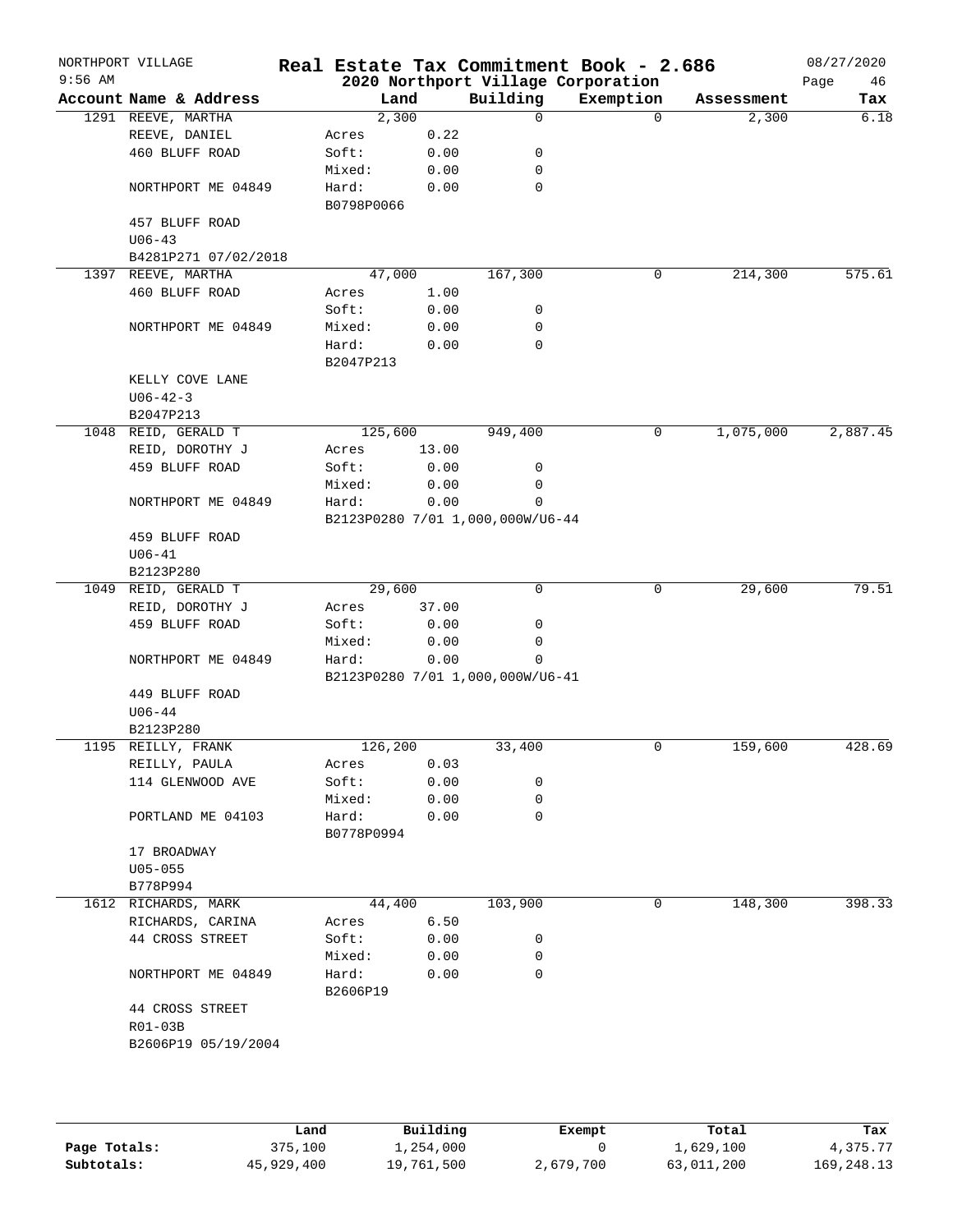NORTHPORT VILLAGE
9:56 AM

# Real Estate Tax Commitment Book - 2.686
## 2020 Northport Village Corporation

08/27/2020
Page 46

| Account Name & Address | Land | | Building | Exemption | Assessment | Tax |
|---|---|---|---|---|---|---|
| 1291 REEVE, MARTHA | 2,300 | | 0 | 0 | 2,300 | 6.18 |
| REEVE, DANIEL | Acres | 0.22 | | | | |
| 460 BLUFF ROAD | Soft: | 0.00 | 0 | | | |
| | Mixed: | 0.00 | 0 | | | |
| NORTHPORT ME 04849 | Hard: | 0.00 | 0 | | | |
| | B0798P0066 | | | | | |
| 457 BLUFF ROAD | | | | | | |
| U06-43 | | | | | | |
| B4281P271 07/02/2018 | | | | | | |
| 1397 REEVE, MARTHA | 47,000 | | 167,300 | 0 | 214,300 | 575.61 |
| 460 BLUFF ROAD | Acres | 1.00 | | | | |
| | Soft: | 0.00 | 0 | | | |
| NORTHPORT ME 04849 | Mixed: | 0.00 | 0 | | | |
| | Hard: | 0.00 | 0 | | | |
| | B2047P213 | | | | | |
| KELLY COVE LANE | | | | | | |
| U06-42-3 | | | | | | |
| B2047P213 | | | | | | |
| 1048 REID, GERALD T | 125,600 | | 949,400 | 0 | 1,075,000 | 2,887.45 |
| REID, DOROTHY J | Acres | 13.00 | | | | |
| 459 BLUFF ROAD | Soft: | 0.00 | 0 | | | |
| | Mixed: | 0.00 | 0 | | | |
| NORTHPORT ME 04849 | Hard: | 0.00 | 0 | | | |
| | B2123P0280 7/01 1,000,000W/U6-44 | | | | | |
| 459 BLUFF ROAD | | | | | | |
| U06-41 | | | | | | |
| B2123P280 | | | | | | |
| 1049 REID, GERALD T | 29,600 | | 0 | 0 | 29,600 | 79.51 |
| REID, DOROTHY J | Acres | 37.00 | | | | |
| 459 BLUFF ROAD | Soft: | 0.00 | 0 | | | |
| | Mixed: | 0.00 | 0 | | | |
| NORTHPORT ME 04849 | Hard: | 0.00 | 0 | | | |
| | B2123P0280 7/01 1,000,000W/U6-41 | | | | | |
| 449 BLUFF ROAD | | | | | | |
| U06-44 | | | | | | |
| B2123P280 | | | | | | |
| 1195 REILLY, FRANK | 126,200 | | 33,400 | 0 | 159,600 | 428.69 |
| REILLY, PAULA | Acres | 0.03 | | | | |
| 114 GLENWOOD AVE | Soft: | 0.00 | 0 | | | |
| | Mixed: | 0.00 | 0 | | | |
| PORTLAND ME 04103 | Hard: | 0.00 | 0 | | | |
| | B0778P0994 | | | | | |
| 17 BROADWAY | | | | | | |
| U05-055 | | | | | | |
| B778P994 | | | | | | |
| 1612 RICHARDS, MARK | 44,400 | | 103,900 | 0 | 148,300 | 398.33 |
| RICHARDS, CARINA | Acres | 6.50 | | | | |
| 44 CROSS STREET | Soft: | 0.00 | 0 | | | |
| | Mixed: | 0.00 | 0 | | | |
| NORTHPORT ME 04849 | Hard: | 0.00 | 0 | | | |
| | B2606P19 | | | | | |
| 44 CROSS STREET | | | | | | |
| R01-03B | | | | | | |
| B2606P19 05/19/2004 | | | | | | |

| | Land | Building | Exempt | Total | Tax |
|---|---|---|---|---|---|
| Page Totals: | 375,100 | 1,254,000 | 0 | 1,629,100 | 4,375.77 |
| Subtotals: | 45,929,400 | 19,761,500 | 2,679,700 | 63,011,200 | 169,248.13 |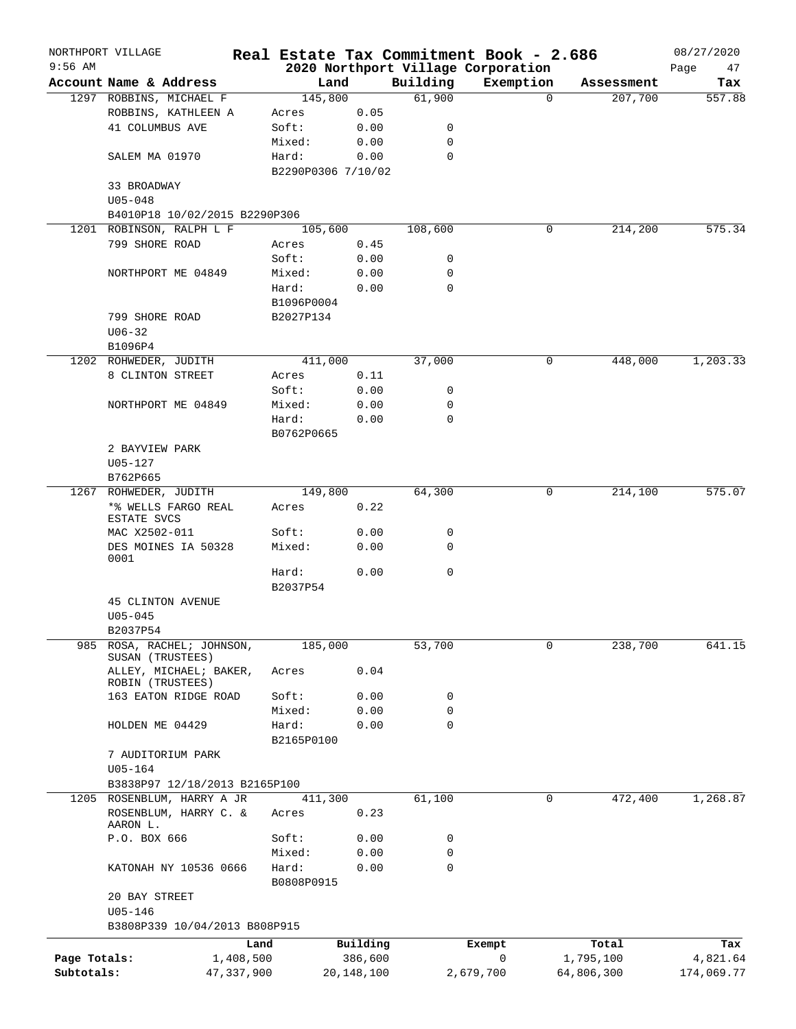NORTHPORT VILLAGE **Real Estate Tax Commitment Book - 2.686** 08/27/2020
9:56 AM **2020 Northport Village Corporation**

| Account Name & Address | Land | | Building | Exemption | Assessment | Tax |
|---|---|---|---|---|---|---|
| 1297 ROBBINS, MICHAEL F | 145,800 | | 61,900 | 0 | 207,700 | 557.88 |
| ROBBINS, KATHLEEN A | Acres | 0.05 | | | | |
| 41 COLUMBUS AVE | Soft: | 0.00 | 0 | | | |
| | Mixed: | 0.00 | 0 | | | |
| SALEM MA 01970 | Hard: | 0.00 | 0 | | | |
| | B2290P0306 7/10/02 | | | | | |
| 33 BROADWAY | | | | | | |
| U05-048 | | | | | | |
| B4010P18 10/02/2015 B2290P306 | | | | | | |
| 1201 ROBINSON, RALPH L F | 105,600 | | 108,600 | 0 | 214,200 | 575.34 |
| 799 SHORE ROAD | Acres | 0.45 | | | | |
| | Soft: | 0.00 | 0 | | | |
| NORTHPORT ME 04849 | Mixed: | 0.00 | 0 | | | |
| | Hard: | 0.00 | 0 | | | |
| | B1096P0004 | | | | | |
| 799 SHORE ROAD | B2027P134 | | | | | |
| U06-32 | | | | | | |
| B1096P4 | | | | | | |
| 1202 ROHWEDER, JUDITH | 411,000 | | 37,000 | 0 | 448,000 | 1,203.33 |
| 8 CLINTON STREET | Acres | 0.11 | | | | |
| | Soft: | 0.00 | 0 | | | |
| NORTHPORT ME 04849 | Mixed: | 0.00 | 0 | | | |
| | Hard: | 0.00 | 0 | | | |
| | B0762P0665 | | | | | |
| 2 BAYVIEW PARK | | | | | | |
| U05-127 | | | | | | |
| B762P665 | | | | | | |
| 1267 ROHWEDER, JUDITH | 149,800 | | 64,300 | 0 | 214,100 | 575.07 |
| *% WELLS FARGO REAL ESTATE SVCS | Acres | 0.22 | | | | |
| MAC X2502-011 | Soft: | 0.00 | 0 | | | |
| DES MOINES IA 50328 0001 | Mixed: | 0.00 | 0 | | | |
| | Hard: | 0.00 | 0 | | | |
| | B2037P54 | | | | | |
| 45 CLINTON AVENUE | | | | | | |
| U05-045 | | | | | | |
| B2037P54 | | | | | | |
| 985 ROSA, RACHEL; JOHNSON, SUSAN (TRUSTEES) | 185,000 | | 53,700 | 0 | 238,700 | 641.15 |
| ALLEY, MICHAEL; BAKER, ROBIN (TRUSTEES) | Acres | 0.04 | | | | |
| 163 EATON RIDGE ROAD | Soft: | 0.00 | 0 | | | |
| | Mixed: | 0.00 | 0 | | | |
| HOLDEN ME 04429 | Hard: | 0.00 | 0 | | | |
| | B2165P0100 | | | | | |
| 7 AUDITORIUM PARK | | | | | | |
| U05-164 | | | | | | |
| B3838P97 12/18/2013 B2165P100 | | | | | | |
| 1205 ROSENBLUM, HARRY A JR | 411,300 | | 61,100 | 0 | 472,400 | 1,268.87 |
| ROSENBLUM, HARRY C. & AARON L. | Acres | 0.23 | | | | |
| P.O. BOX 666 | Soft: | 0.00 | 0 | | | |
| | Mixed: | 0.00 | 0 | | | |
| KATONAH NY 10536 0666 | Hard: | 0.00 | 0 | | | |
| | B0808P0915 | | | | | |
| 20 BAY STREET | | | | | | |
| U05-146 | | | | | | |
| B3808P339 10/04/2013 B808P915 | | | | | | |

| | Land | Building | Exempt | Total | Tax |
|---|---|---|---|---|---|
| Page Totals: | 1,408,500 | 386,600 | 0 | 1,795,100 | 4,821.64 |
| Subtotals: | 47,337,900 | 20,148,100 | 2,679,700 | 64,806,300 | 174,069.77 |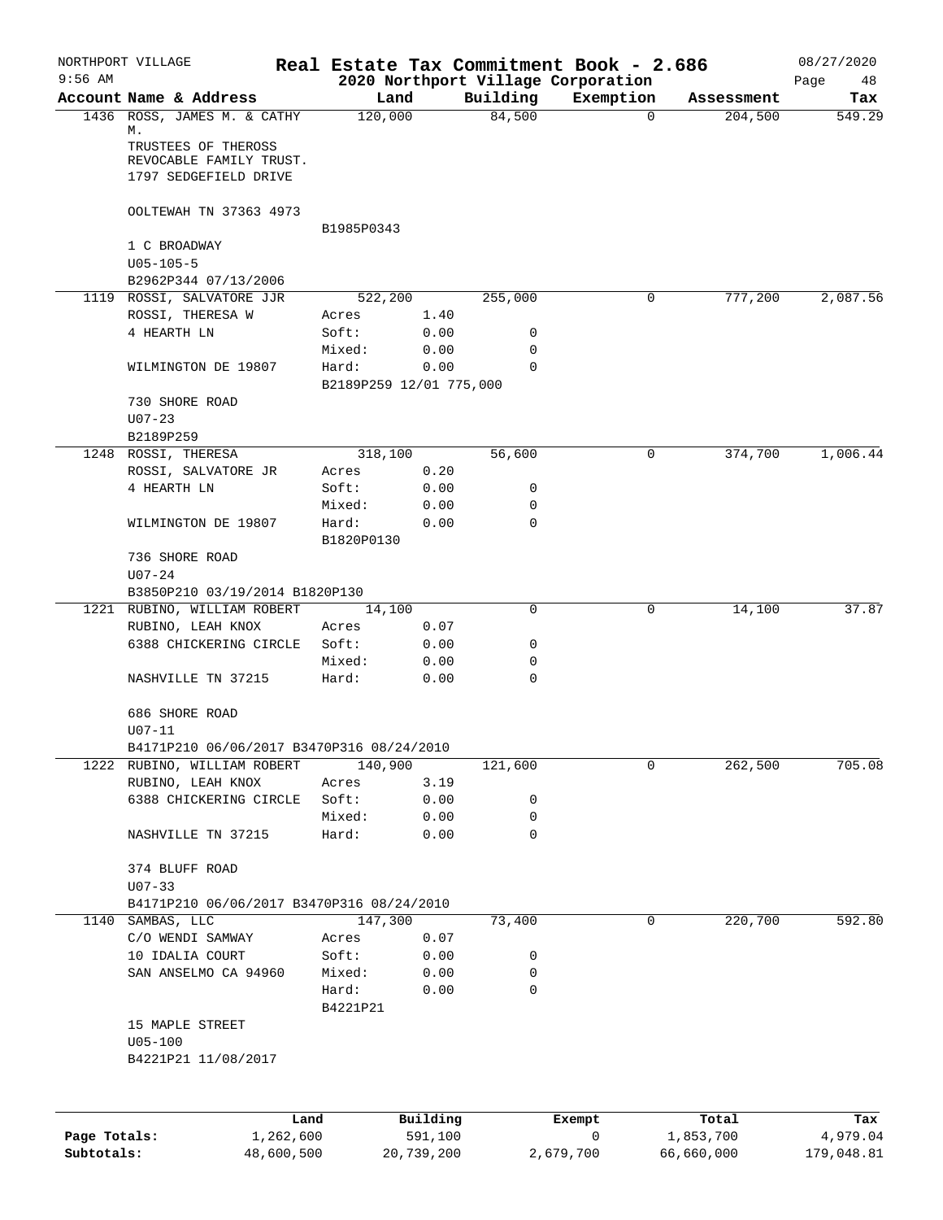NORTHPORT VILLAGE — Real Estate Tax Commitment Book - 2.686 — 08/27/2020
9:56 AM — 2020 Northport Village Corporation

| Account Name & Address | Land | | Building | Exemption | Assessment | Tax |
|---|---|---|---|---|---|---|
| 1436 ROSS, JAMES M. & CATHY M. | 120,000 | | 84,500 | 0 | 204,500 | 549.29 |
| TRUSTEES OF THEROSS | | | | | | |
| REVOCABLE FAMILY TRUST. | | | | | | |
| 1797 SEDGEFIELD DRIVE | | | | | | |
| OOLTEWAH TN 37363 4973 | | | | | | |
| | B1985P0343 | | | | | |
| 1 C BROADWAY | | | | | | |
| U05-105-5 | | | | | | |
| B2962P344 07/13/2006 | | | | | | |
| 1119 ROSSI, SALVATORE JJR | 522,200 | | 255,000 | 0 | 777,200 | 2,087.56 |
| ROSSI, THERESA W | Acres | 1.40 | | | | |
| 4 HEARTH LN | Soft: | 0.00 | 0 | | | |
| | Mixed: | 0.00 | 0 | | | |
| WILMINGTON DE 19807 | Hard: | 0.00 | 0 | | | |
| | B2189P259 12/01 775,000 | | | | | |
| 730 SHORE ROAD | | | | | | |
| U07-23 | | | | | | |
| B2189P259 | | | | | | |
| 1248 ROSSI, THERESA | 318,100 | | 56,600 | 0 | 374,700 | 1,006.44 |
| ROSSI, SALVATORE JR | Acres | 0.20 | | | | |
| 4 HEARTH LN | Soft: | 0.00 | 0 | | | |
| | Mixed: | 0.00 | 0 | | | |
| WILMINGTON DE 19807 | Hard: | 0.00 | 0 | | | |
| | B1820P0130 | | | | | |
| 736 SHORE ROAD | | | | | | |
| U07-24 | | | | | | |
| B3850P210 03/19/2014 B1820P130 | | | | | | |
| 1221 RUBINO, WILLIAM ROBERT | 14,100 | | 0 | 0 | 14,100 | 37.87 |
| RUBINO, LEAH KNOX | Acres | 0.07 | | | | |
| 6388 CHICKERING CIRCLE | Soft: | 0.00 | 0 | | | |
| | Mixed: | 0.00 | 0 | | | |
| NASHVILLE TN 37215 | Hard: | 0.00 | 0 | | | |
| 686 SHORE ROAD | | | | | | |
| U07-11 | | | | | | |
| B4171P210 06/06/2017 B3470P316 08/24/2010 | | | | | | |
| 1222 RUBINO, WILLIAM ROBERT | 140,900 | | 121,600 | 0 | 262,500 | 705.08 |
| RUBINO, LEAH KNOX | Acres | 3.19 | | | | |
| 6388 CHICKERING CIRCLE | Soft: | 0.00 | 0 | | | |
| | Mixed: | 0.00 | 0 | | | |
| NASHVILLE TN 37215 | Hard: | 0.00 | 0 | | | |
| 374 BLUFF ROAD | | | | | | |
| U07-33 | | | | | | |
| B4171P210 06/06/2017 B3470P316 08/24/2010 | | | | | | |
| 1140 SAMBAS, LLC | 147,300 | | 73,400 | 0 | 220,700 | 592.80 |
| C/O WENDI SAMWAY | Acres | 0.07 | | | | |
| 10 IDALIA COURT | Soft: | 0.00 | 0 | | | |
| SAN ANSELMO CA 94960 | Mixed: | 0.00 | 0 | | | |
| | Hard: | 0.00 | 0 | | | |
| | B4221P21 | | | | | |
| 15 MAPLE STREET | | | | | | |
| U05-100 | | | | | | |
| B4221P21 11/08/2017 | | | | | | |

| | Land | Building | Exempt | Total | Tax |
|---|---|---|---|---|---|
| Page Totals: | 1,262,600 | 591,100 | 0 | 1,853,700 | 4,979.04 |
| Subtotals: | 48,600,500 | 20,739,200 | 2,679,700 | 66,660,000 | 179,048.81 |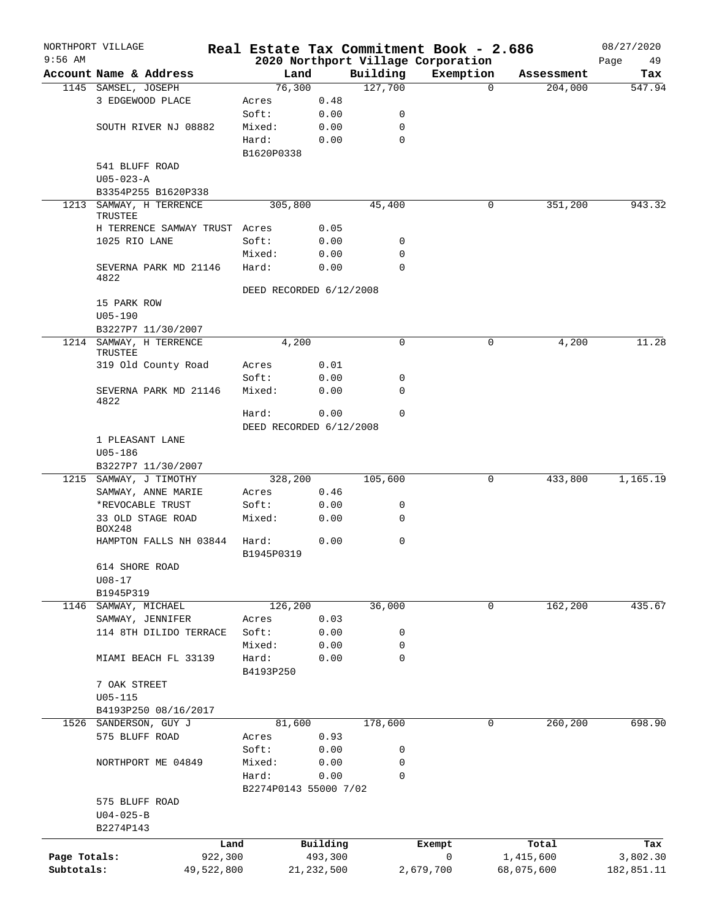NORTHPORT VILLAGE — Real Estate Tax Commitment Book - 2.686 — 08/27/2020

9:56 AM — 2020 Northport Village Corporation — Page 49

| Account | Name & Address | Land | | Building | Exemption | Assessment | Tax |
|---|---|---|---|---|---|---|---|
| 1145 | SAMSEL, JOSEPH | 76,300 | | 127,700 | 0 | 204,000 | 547.94 |
| | 3 EDGEWOOD PLACE | Acres | 0.48 | | | | |
| | | Soft: | 0.00 | 0 | | | |
| | SOUTH RIVER NJ 08882 | Mixed: | 0.00 | 0 | | | |
| | | Hard: | 0.00 | 0 | | | |
| | | B1620P0338 | | | | | |
| | 541 BLUFF ROAD | | | | | | |
| | U05-023-A | | | | | | |
| | B3354P255 B1620P338 | | | | | | |
| 1213 | SAMWAY, H TERRENCE TRUSTEE | 305,800 | | 45,400 | 0 | 351,200 | 943.32 |
| | H TERRENCE SAMWAY TRUST | Acres | 0.05 | | | | |
| | 1025 RIO LANE | Soft: | 0.00 | 0 | | | |
| | | Mixed: | 0.00 | 0 | | | |
| | SEVERNA PARK MD 21146 4822 | Hard: | 0.00 | 0 | | | |
| | | DEED RECORDED 6/12/2008 | | | | | |
| | 15 PARK ROW | | | | | | |
| | U05-190 | | | | | | |
| | B3227P7 11/30/2007 | | | | | | |
| 1214 | SAMWAY, H TERRENCE TRUSTEE | 4,200 | | 0 | 0 | 4,200 | 11.28 |
| | 319 Old County Road | Acres | 0.01 | | | | |
| | | Soft: | 0.00 | 0 | | | |
| | SEVERNA PARK MD 21146 4822 | Mixed: | 0.00 | 0 | | | |
| | | Hard: | 0.00 | 0 | | | |
| | | DEED RECORDED 6/12/2008 | | | | | |
| | 1 PLEASANT LANE | | | | | | |
| | U05-186 | | | | | | |
| | B3227P7 11/30/2007 | | | | | | |
| 1215 | SAMWAY, J TIMOTHY | 328,200 | | 105,600 | 0 | 433,800 | 1,165.19 |
| | SAMWAY, ANNE MARIE | Acres | 0.46 | | | | |
| | *REVOCABLE TRUST | Soft: | 0.00 | 0 | | | |
| | 33 OLD STAGE ROAD BOX248 | Mixed: | 0.00 | 0 | | | |
| | HAMPTON FALLS NH 03844 | Hard: | 0.00 | 0 | | | |
| | | B1945P0319 | | | | | |
| | 614 SHORE ROAD | | | | | | |
| | U08-17 | | | | | | |
| | B1945P319 | | | | | | |
| 1146 | SAMWAY, MICHAEL | 126,200 | | 36,000 | 0 | 162,200 | 435.67 |
| | SAMWAY, JENNIFER | Acres | 0.03 | | | | |
| | 114 8TH DILIDO TERRACE | Soft: | 0.00 | 0 | | | |
| | | Mixed: | 0.00 | 0 | | | |
| | MIAMI BEACH FL 33139 | Hard: | 0.00 | 0 | | | |
| | | B4193P250 | | | | | |
| | 7 OAK STREET | | | | | | |
| | U05-115 | | | | | | |
| | B4193P250 08/16/2017 | | | | | | |
| 1526 | SANDERSON, GUY J | 81,600 | | 178,600 | 0 | 260,200 | 698.90 |
| | 575 BLUFF ROAD | Acres | 0.93 | | | | |
| | | Soft: | 0.00 | 0 | | | |
| | NORTHPORT ME 04849 | Mixed: | 0.00 | 0 | | | |
| | | Hard: | 0.00 | 0 | | | |
| | | B2274P0143 55000 7/02 | | | | | |
| | 575 BLUFF ROAD | | | | | | |
| | U04-025-B | | | | | | |
| | B2274P143 | | | | | | |

| | Land | Building | Exempt | Total | Tax |
|---|---|---|---|---|---|
| Page Totals: | 922,300 | 493,300 | 0 | 1,415,600 | 3,802.30 |
| Subtotals: | 49,522,800 | 21,232,500 | 2,679,700 | 68,075,600 | 182,851.11 |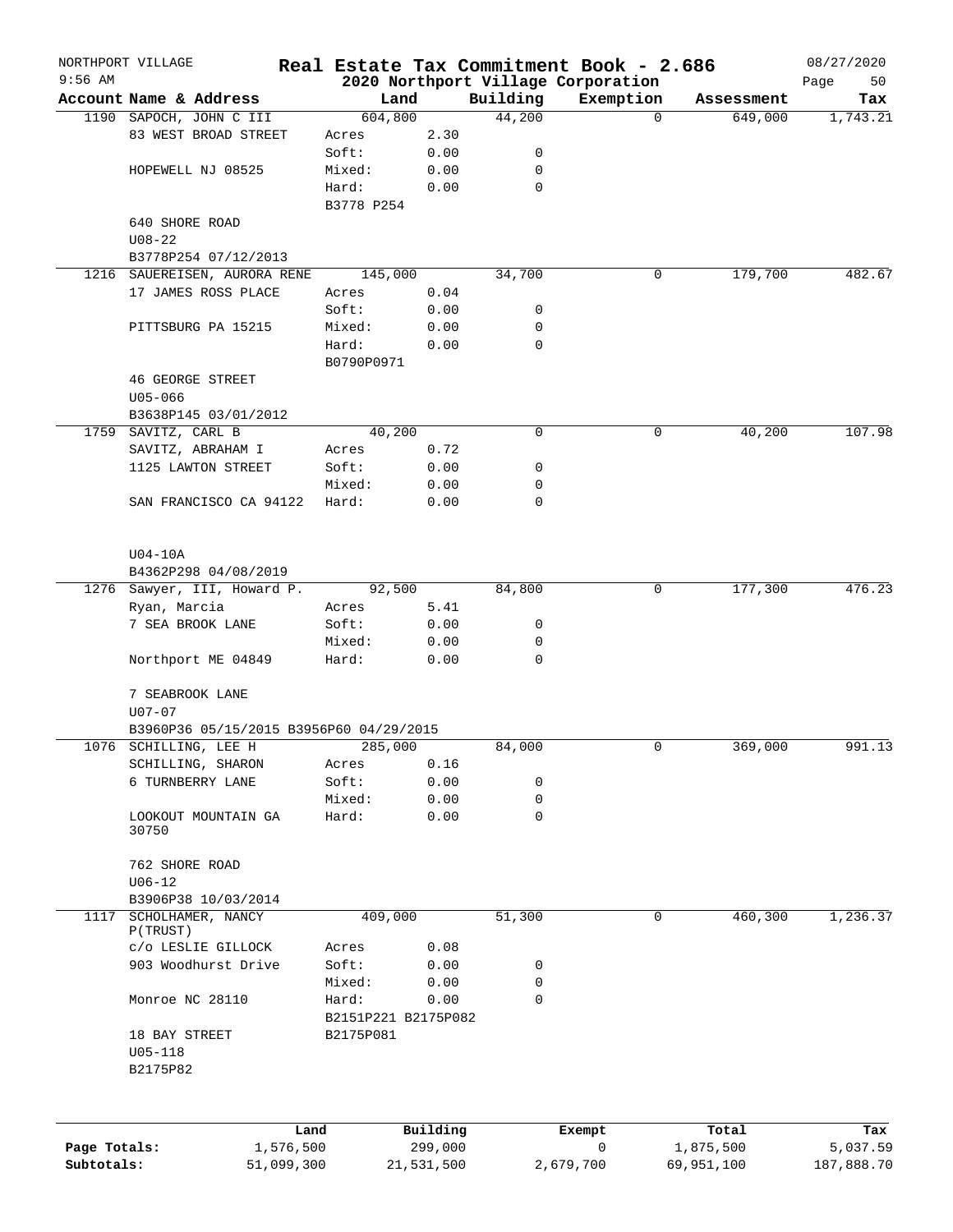NORTHPORT VILLAGE
9:56 AM

# Real Estate Tax Commitment Book - 2.686
## 2020 Northport Village Corporation

08/27/2020
Page 50

| Account Name & Address | Land | | Building | Exemption | Assessment | Tax |
|---|---|---|---|---|---|---|
| 1190 SAPOCH, JOHN C III | 604,800 | | 44,200 | 0 | 649,000 | 1,743.21 |
| 83 WEST BROAD STREET | Acres | 2.30 | | | | |
| | Soft: | 0.00 | 0 | | | |
| HOPEWELL NJ 08525 | Mixed: | 0.00 | 0 | | | |
| | Hard: | 0.00 | 0 | | | |
| | B3778 P254 | | | | | |
| 640 SHORE ROAD | | | | | | |
| U08-22 | | | | | | |
| B3778P254 07/12/2013 | | | | | | |
| 1216 SAUEREISEN, AURORA RENE | 145,000 | | 34,700 | 0 | 179,700 | 482.67 |
| 17 JAMES ROSS PLACE | Acres | 0.04 | | | | |
| | Soft: | 0.00 | 0 | | | |
| PITTSBURG PA 15215 | Mixed: | 0.00 | 0 | | | |
| | Hard: | 0.00 | 0 | | | |
| | B0790P0971 | | | | | |
| 46 GEORGE STREET | | | | | | |
| U05-066 | | | | | | |
| B3638P145 03/01/2012 | | | | | | |
| 1759 SAVITZ, CARL B | 40,200 | | 0 | 0 | 40,200 | 107.98 |
| SAVITZ, ABRAHAM I | Acres | 0.72 | | | | |
| 1125 LAWTON STREET | Soft: | 0.00 | 0 | | | |
| | Mixed: | 0.00 | 0 | | | |
| SAN FRANCISCO CA 94122 | Hard: | 0.00 | 0 | | | |
| U04-10A | | | | | | |
| B4362P298 04/08/2019 | | | | | | |
| 1276 Sawyer, III, Howard P. | 92,500 | | 84,800 | 0 | 177,300 | 476.23 |
| Ryan, Marcia | Acres | 5.41 | | | | |
| 7 SEA BROOK LANE | Soft: | 0.00 | 0 | | | |
| | Mixed: | 0.00 | 0 | | | |
| Northport ME 04849 | Hard: | 0.00 | 0 | | | |
| 7 SEABROOK LANE | | | | | | |
| U07-07 | | | | | | |
| B3960P36 05/15/2015 B3956P60 04/29/2015 | | | | | | |
| 1076 SCHILLING, LEE H | 285,000 | | 84,000 | 0 | 369,000 | 991.13 |
| SCHILLING, SHARON | Acres | 0.16 | | | | |
| 6 TURNBERRY LANE | Soft: | 0.00 | 0 | | | |
| | Mixed: | 0.00 | 0 | | | |
| LOOKOUT MOUNTAIN GA 30750 | Hard: | 0.00 | 0 | | | |
| 762 SHORE ROAD | | | | | | |
| U06-12 | | | | | | |
| B3906P38 10/03/2014 | | | | | | |
| 1117 SCHOLHAMER, NANCY P(TRUST) | 409,000 | | 51,300 | 0 | 460,300 | 1,236.37 |
| c/o LESLIE GILLOCK | Acres | 0.08 | | | | |
| 903 Woodhurst Drive | Soft: | 0.00 | 0 | | | |
| | Mixed: | 0.00 | 0 | | | |
| Monroe NC 28110 | Hard: | 0.00 | 0 | | | |
| | B2151P221 B2175P082 | | | | | |
| 18 BAY STREET | B2175P081 | | | | | |
| U05-118 | | | | | | |
| B2175P82 | | | | | | |

| | Land | Building | Exempt | Total | Tax |
|---|---|---|---|---|---|
| Page Totals: | 1,576,500 | 299,000 | 0 | 1,875,500 | 5,037.59 |
| Subtotals: | 51,099,300 | 21,531,500 | 2,679,700 | 69,951,100 | 187,888.70 |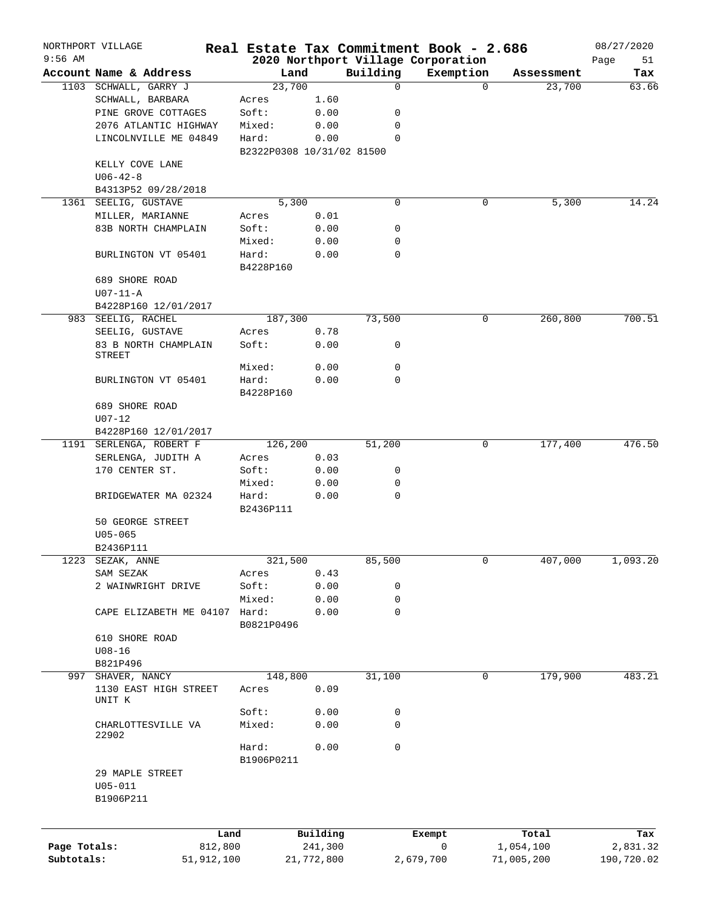NORTHPORT VILLAGE

9:56 AM

# Real Estate Tax Commitment Book - 2.686

## 2020 Northport Village Corporation

08/27/2020

| Account | Name & Address | Land | | Building | Exemption | Assessment | Tax |
|---|---|---|---|---|---|---|---|
| 1103 | SCHWALL, GARRY J | 23,700 | | 0 | 0 | 23,700 | 63.66 |
| | SCHWALL, BARBARA | Acres | 1.60 | | | | |
| | PINE GROVE COTTAGES | Soft: | 0.00 | 0 | | | |
| | 2076 ATLANTIC HIGHWAY | Mixed: | 0.00 | 0 | | | |
| | LINCOLNVILLE ME 04849 | Hard: | 0.00 | 0 | | | |
| | | B2322P0308 10/31/02 81500 | | | | | |
| | KELLY COVE LANE | | | | | | |
| | U06-42-8 | | | | | | |
| | B4313P52 09/28/2018 | | | | | | |
| 1361 | SEELIG, GUSTAVE | 5,300 | | 0 | 0 | 5,300 | 14.24 |
| | MILLER, MARIANNE | Acres | 0.01 | | | | |
| | 83B NORTH CHAMPLAIN | Soft: | 0.00 | 0 | | | |
| | | Mixed: | 0.00 | 0 | | | |
| | BURLINGTON VT 05401 | Hard: | 0.00 | 0 | | | |
| | | B4228P160 | | | | | |
| | 689 SHORE ROAD | | | | | | |
| | U07-11-A | | | | | | |
| | B4228P160 12/01/2017 | | | | | | |
| 983 | SEELIG, RACHEL | 187,300 | | 73,500 | 0 | 260,800 | 700.51 |
| | SEELIG, GUSTAVE | Acres | 0.78 | | | | |
| | 83 B NORTH CHAMPLAIN STREET | Soft: | 0.00 | 0 | | | |
| | | Mixed: | 0.00 | 0 | | | |
| | BURLINGTON VT 05401 | Hard: | 0.00 | 0 | | | |
| | | B4228P160 | | | | | |
| | 689 SHORE ROAD | | | | | | |
| | U07-12 | | | | | | |
| | B4228P160 12/01/2017 | | | | | | |
| 1191 | SERLENGA, ROBERT F | 126,200 | | 51,200 | 0 | 177,400 | 476.50 |
| | SERLENGA, JUDITH A | Acres | 0.03 | | | | |
| | 170 CENTER ST. | Soft: | 0.00 | 0 | | | |
| | | Mixed: | 0.00 | 0 | | | |
| | BRIDGEWATER MA 02324 | Hard: | 0.00 | 0 | | | |
| | | B2436P111 | | | | | |
| | 50 GEORGE STREET | | | | | | |
| | U05-065 | | | | | | |
| | B2436P111 | | | | | | |
| 1223 | SEZAK, ANNE | 321,500 | | 85,500 | 0 | 407,000 | 1,093.20 |
| | SAM SEZAK | Acres | 0.43 | | | | |
| | 2 WAINWRIGHT DRIVE | Soft: | 0.00 | 0 | | | |
| | | Mixed: | 0.00 | 0 | | | |
| | CAPE ELIZABETH ME 04107 | Hard: | 0.00 | 0 | | | |
| | | B0821P0496 | | | | | |
| | 610 SHORE ROAD | | | | | | |
| | U08-16 | | | | | | |
| | B821P496 | | | | | | |
| 997 | SHAVER, NANCY | 148,800 | | 31,100 | 0 | 179,900 | 483.21 |
| | 1130 EAST HIGH STREET UNIT K | Acres | 0.09 | | | | |
| | | Soft: | 0.00 | 0 | | | |
| | CHARLOTTESVILLE VA 22902 | Mixed: | 0.00 | 0 | | | |
| | | Hard: | 0.00 | 0 | | | |
| | | B1906P0211 | | | | | |
| | 29 MAPLE STREET | | | | | | |
| | U05-011 | | | | | | |
| | B1906P211 | | | | | | |

| | Land | Building | Exempt | Total | Tax |
|---|---|---|---|---|---|
| Page Totals: | 812,800 | 241,300 | 0 | 1,054,100 | 2,831.32 |
| Subtotals: | 51,912,100 | 21,772,800 | 2,679,700 | 71,005,200 | 190,720.02 |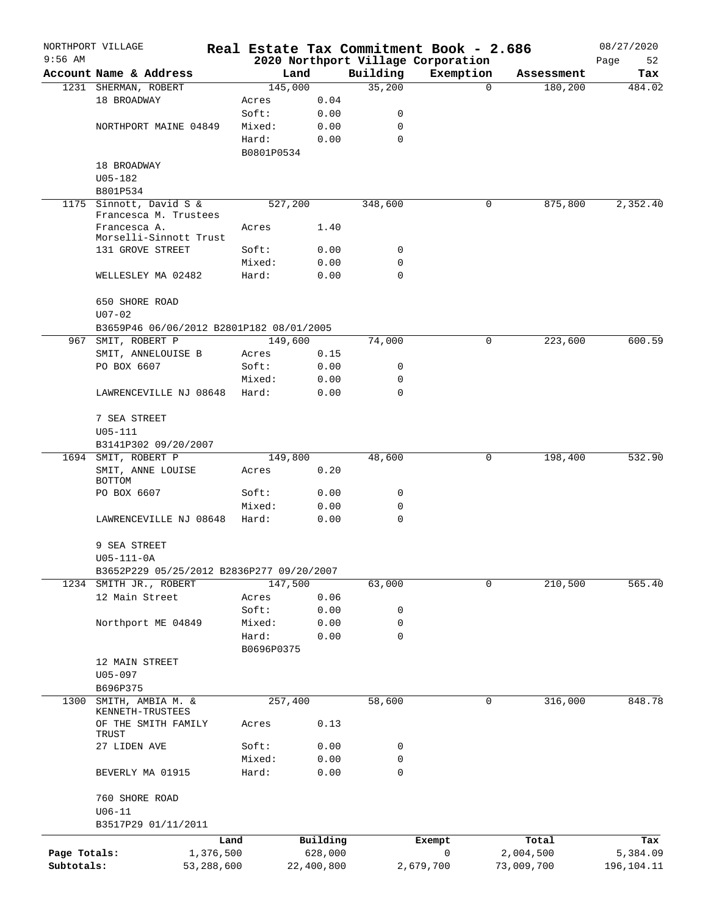NORTHPORT VILLAGE — Real Estate Tax Commitment Book - 2.686 — 08/27/2020

9:56 AM — 2020 Northport Village Corporation

| Account | Name & Address | Land | | Building | Exemption | Assessment | Tax |
|---|---|---|---|---|---|---|---|
| 1231 | SHERMAN, ROBERT | 145,000 | | 35,200 | 0 | 180,200 | 484.02 |
| | 18 BROADWAY | Acres | 0.04 | | | | |
| | | Soft: | 0.00 | 0 | | | |
| | NORTHPORT MAINE 04849 | Mixed: | 0.00 | 0 | | | |
| | | Hard: | 0.00 | 0 | | | |
| | | B0801P0534 | | | | | |
| | 18 BROADWAY | | | | | | |
| | U05-182 | | | | | | |
| | B801P534 | | | | | | |
| 1175 | Sinnott, David S & Francesca M. Trustees | 527,200 | | 348,600 | 0 | 875,800 | 2,352.40 |
| | Francesca A. Morselli-Sinnott Trust | Acres | 1.40 | | | | |
| | 131 GROVE STREET | Soft: | 0.00 | 0 | | | |
| | | Mixed: | 0.00 | 0 | | | |
| | WELLESLEY MA 02482 | Hard: | 0.00 | 0 | | | |
| | 650 SHORE ROAD | | | | | | |
| | U07-02 | | | | | | |
| | B3659P46 06/06/2012 B2801P182 08/01/2005 | | | | | | |
| 967 | SMIT, ROBERT P | 149,600 | | 74,000 | 0 | 223,600 | 600.59 |
| | SMIT, ANNELOUISE B | Acres | 0.15 | | | | |
| | PO BOX 6607 | Soft: | 0.00 | 0 | | | |
| | | Mixed: | 0.00 | 0 | | | |
| | LAWRENCEVILLE NJ 08648 | Hard: | 0.00 | 0 | | | |
| | 7 SEA STREET | | | | | | |
| | U05-111 | | | | | | |
| | B3141P302 09/20/2007 | | | | | | |
| 1694 | SMIT, ROBERT P | 149,800 | | 48,600 | 0 | 198,400 | 532.90 |
| | SMIT, ANNE LOUISE BOTTOM | Acres | 0.20 | | | | |
| | PO BOX 6607 | Soft: | 0.00 | 0 | | | |
| | | Mixed: | 0.00 | 0 | | | |
| | LAWRENCEVILLE NJ 08648 | Hard: | 0.00 | 0 | | | |
| | 9 SEA STREET | | | | | | |
| | U05-111-0A | | | | | | |
| | B3652P229 05/25/2012 B2836P277 09/20/2007 | | | | | | |
| 1234 | SMITH JR., ROBERT | 147,500 | | 63,000 | 0 | 210,500 | 565.40 |
| | 12 Main Street | Acres | 0.06 | | | | |
| | | Soft: | 0.00 | 0 | | | |
| | Northport ME 04849 | Mixed: | 0.00 | 0 | | | |
| | | Hard: | 0.00 | 0 | | | |
| | | B0696P0375 | | | | | |
| | 12 MAIN STREET | | | | | | |
| | U05-097 | | | | | | |
| | B696P375 | | | | | | |
| 1300 | SMITH, AMBIA M. & KENNETH-TRUSTEES | 257,400 | | 58,600 | 0 | 316,000 | 848.78 |
| | OF THE SMITH FAMILY TRUST | Acres | 0.13 | | | | |
| | 27 LIDEN AVE | Soft: | 0.00 | 0 | | | |
| | | Mixed: | 0.00 | 0 | | | |
| | BEVERLY MA 01915 | Hard: | 0.00 | 0 | | | |
| | 760 SHORE ROAD | | | | | | |
| | U06-11 | | | | | | |
| | B3517P29 01/11/2011 | | | | | | |

| | Land | Building | Exempt | Total | Tax |
|---|---|---|---|---|---|
| Page Totals: | 1,376,500 | 628,000 | 0 | 2,004,500 | 5,384.09 |
| Subtotals: | 53,288,600 | 22,400,800 | 2,679,700 | 73,009,700 | 196,104.11 |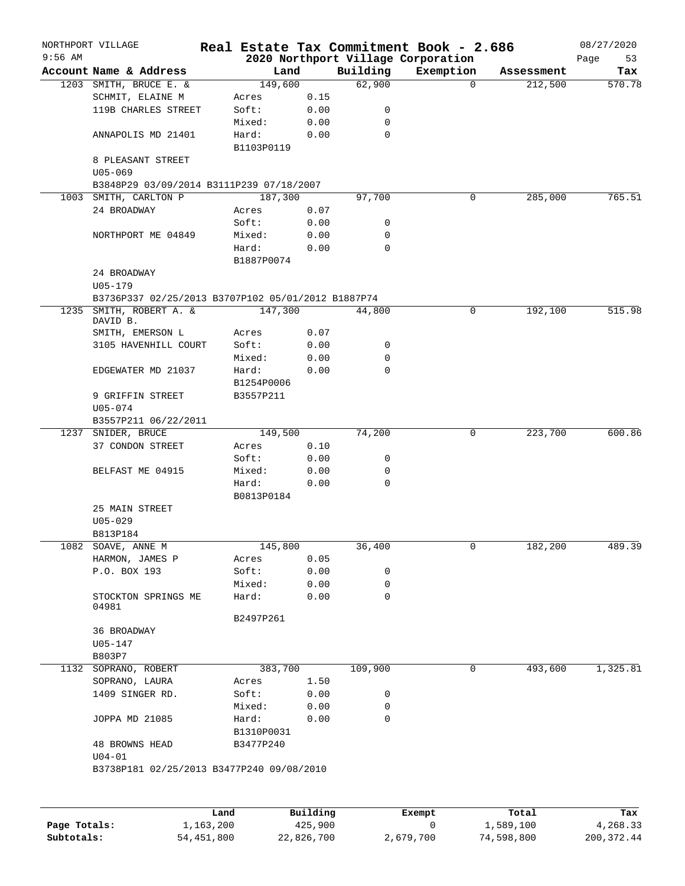NORTHPORT VILLAGE — Real Estate Tax Commitment Book - 2.686 — 08/27/2020

9:56 AM — 2020 Northport Village Corporation

| Account | Name & Address | Land | | Building | Exemption | Assessment | Tax |
|---|---|---|---|---|---|---|---|
| 1203 | SMITH, BRUCE E. & | 149,600 | | 62,900 | 0 | 212,500 | 570.78 |
| | SCHMIT, ELAINE M | Acres | 0.15 | | | | |
| | 119B CHARLES STREET | Soft: | 0.00 | 0 | | | |
| | | Mixed: | 0.00 | 0 | | | |
| | ANNAPOLIS MD 21401 | Hard: | 0.00 | 0 | | | |
| | | B1103P0119 | | | | | |
| | 8 PLEASANT STREET | | | | | | |
| | U05-069 | | | | | | |
| | B3848P29 03/09/2014 B3111P239 07/18/2007 | | | | | | |
| 1003 | SMITH, CARLTON P | 187,300 | | 97,700 | 0 | 285,000 | 765.51 |
| | 24 BROADWAY | Acres | 0.07 | | | | |
| | | Soft: | 0.00 | 0 | | | |
| | NORTHPORT ME 04849 | Mixed: | 0.00 | 0 | | | |
| | | Hard: | 0.00 | 0 | | | |
| | | B1887P0074 | | | | | |
| | 24 BROADWAY | | | | | | |
| | U05-179 | | | | | | |
| | B3736P337 02/25/2013 B3707P102 05/01/2012 B1887P74 | | | | | | |
| 1235 | SMITH, ROBERT A. & DAVID B. | 147,300 | | 44,800 | 0 | 192,100 | 515.98 |
| | SMITH, EMERSON L | Acres | 0.07 | | | | |
| | 3105 HAVENHILL COURT | Soft: | 0.00 | 0 | | | |
| | | Mixed: | 0.00 | 0 | | | |
| | EDGEWATER MD 21037 | Hard: | 0.00 | 0 | | | |
| | | B1254P0006 | | | | | |
| | 9 GRIFFIN STREET | B3557P211 | | | | | |
| | U05-074 | | | | | | |
| | B3557P211 06/22/2011 | | | | | | |
| 1237 | SNIDER, BRUCE | 149,500 | | 74,200 | 0 | 223,700 | 600.86 |
| | 37 CONDON STREET | Acres | 0.10 | | | | |
| | | Soft: | 0.00 | 0 | | | |
| | BELFAST ME 04915 | Mixed: | 0.00 | 0 | | | |
| | | Hard: | 0.00 | 0 | | | |
| | | B0813P0184 | | | | | |
| | 25 MAIN STREET | | | | | | |
| | U05-029 | | | | | | |
| | B813P184 | | | | | | |
| 1082 | SOAVE, ANNE M | 145,800 | | 36,400 | 0 | 182,200 | 489.39 |
| | HARMON, JAMES P | Acres | 0.05 | | | | |
| | P.O. BOX 193 | Soft: | 0.00 | 0 | | | |
| | | Mixed: | 0.00 | 0 | | | |
| | STOCKTON SPRINGS ME 04981 | Hard: | 0.00 | 0 | | | |
| | | B2497P261 | | | | | |
| | 36 BROADWAY | | | | | | |
| | U05-147 | | | | | | |
| | B803P7 | | | | | | |
| 1132 | SOPRANO, ROBERT | 383,700 | | 109,900 | 0 | 493,600 | 1,325.81 |
| | SOPRANO, LAURA | Acres | 1.50 | | | | |
| | 1409 SINGER RD. | Soft: | 0.00 | 0 | | | |
| | | Mixed: | 0.00 | 0 | | | |
| | JOPPA MD 21085 | Hard: | 0.00 | 0 | | | |
| | | B1310P0031 | | | | | |
| | 48 BROWNS HEAD | B3477P240 | | | | | |
| | U04-01 | | | | | | |
| | B3738P181 02/25/2013 B3477P240 09/08/2010 | | | | | | |

| | Land | Building | Exempt | Total | Tax |
|---|---|---|---|---|---|
| Page Totals: | 1,163,200 | 425,900 | 0 | 1,589,100 | 4,268.33 |
| Subtotals: | 54,451,800 | 22,826,700 | 2,679,700 | 74,598,800 | 200,372.44 |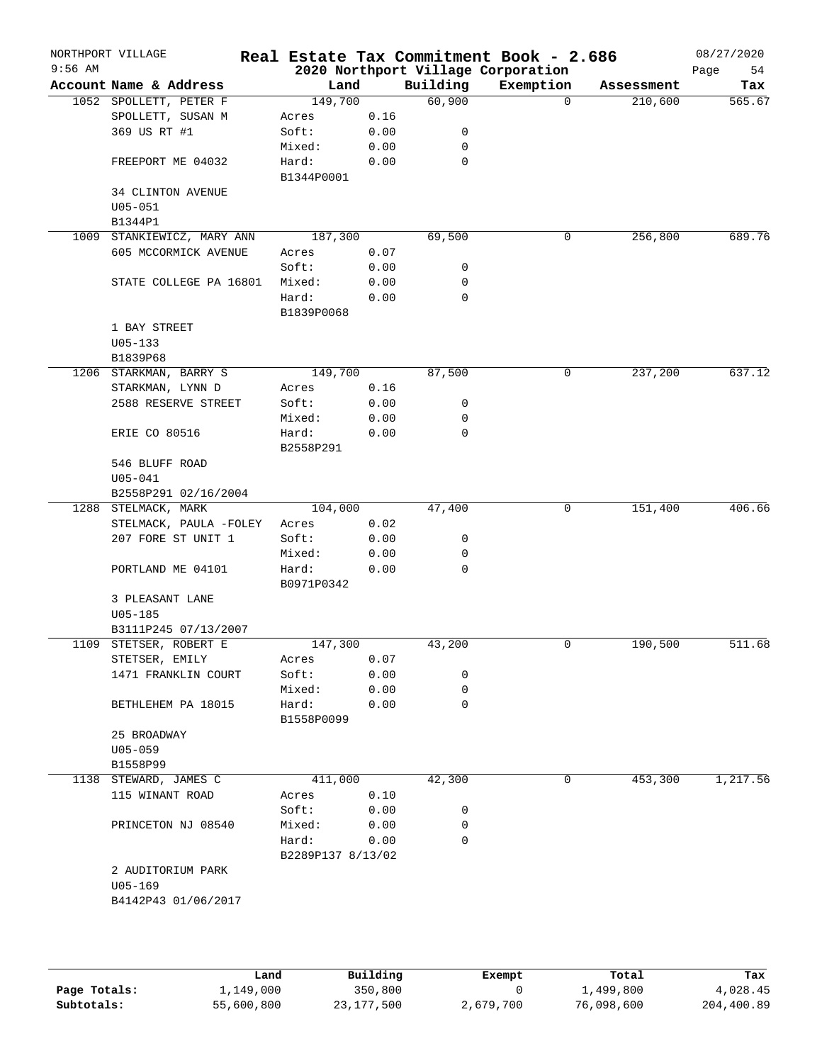# Real Estate Tax Commitment Book - 2.686

## 2020 Northport Village Corporation

NORTHPORT VILLAGE 9:56 AM — 08/27/2020

| Account Name & Address | Land | | Building | Exemption | Assessment | Tax |
|---|---|---|---|---|---|---|
| 1052 SPOLLETT, PETER F | 149,700 | | 60,900 | 0 | 210,600 | 565.67 |
| SPOLLETT, SUSAN M | Acres | 0.16 | | | | |
| 369 US RT #1 | Soft: | 0.00 | 0 | | | |
| | Mixed: | 0.00 | 0 | | | |
| FREEPORT ME 04032 | Hard: | 0.00 | 0 | | | |
| | B1344P0001 | | | | | |
| 34 CLINTON AVENUE | | | | | | |
| U05-051 | | | | | | |
| B1344P1 | | | | | | |
| 1009 STANKIEWICZ, MARY ANN | 187,300 | | 69,500 | 0 | 256,800 | 689.76 |
| 605 MCCORMICK AVENUE | Acres | 0.07 | | | | |
| | Soft: | 0.00 | 0 | | | |
| STATE COLLEGE PA 16801 | Mixed: | 0.00 | 0 | | | |
| | Hard: | 0.00 | 0 | | | |
| | B1839P0068 | | | | | |
| 1 BAY STREET | | | | | | |
| U05-133 | | | | | | |
| B1839P68 | | | | | | |
| 1206 STARKMAN, BARRY S | 149,700 | | 87,500 | 0 | 237,200 | 637.12 |
| STARKMAN, LYNN D | Acres | 0.16 | | | | |
| 2588 RESERVE STREET | Soft: | 0.00 | 0 | | | |
| | Mixed: | 0.00 | 0 | | | |
| ERIE CO 80516 | Hard: | 0.00 | 0 | | | |
| | B2558P291 | | | | | |
| 546 BLUFF ROAD | | | | | | |
| U05-041 | | | | | | |
| B2558P291 02/16/2004 | | | | | | |
| 1288 STELMACK, MARK | 104,000 | | 47,400 | 0 | 151,400 | 406.66 |
| STELMACK, PAULA -FOLEY | Acres | 0.02 | | | | |
| 207 FORE ST UNIT 1 | Soft: | 0.00 | 0 | | | |
| | Mixed: | 0.00 | 0 | | | |
| PORTLAND ME 04101 | Hard: | 0.00 | 0 | | | |
| | B0971P0342 | | | | | |
| 3 PLEASANT LANE | | | | | | |
| U05-185 | | | | | | |
| B3111P245 07/13/2007 | | | | | | |
| 1109 STETSER, ROBERT E | 147,300 | | 43,200 | 0 | 190,500 | 511.68 |
| STETSER, EMILY | Acres | 0.07 | | | | |
| 1471 FRANKLIN COURT | Soft: | 0.00 | 0 | | | |
| | Mixed: | 0.00 | 0 | | | |
| BETHLEHEM PA 18015 | Hard: | 0.00 | 0 | | | |
| | B1558P0099 | | | | | |
| 25 BROADWAY | | | | | | |
| U05-059 | | | | | | |
| B1558P99 | | | | | | |
| 1138 STEWARD, JAMES C | 411,000 | | 42,300 | 0 | 453,300 | 1,217.56 |
| 115 WINANT ROAD | Acres | 0.10 | | | | |
| | Soft: | 0.00 | 0 | | | |
| PRINCETON NJ 08540 | Mixed: | 0.00 | 0 | | | |
| | Hard: | 0.00 | 0 | | | |
| | B2289P137 8/13/02 | | | | | |
| 2 AUDITORIUM PARK | | | | | | |
| U05-169 | | | | | | |
| B4142P43 01/06/2017 | | | | | | |

| | Land | Building | Exempt | Total | Tax |
|---|---|---|---|---|---|
| Page Totals: | 1,149,000 | 350,800 | 0 | 1,499,800 | 4,028.45 |
| Subtotals: | 55,600,800 | 23,177,500 | 2,679,700 | 76,098,600 | 204,400.89 |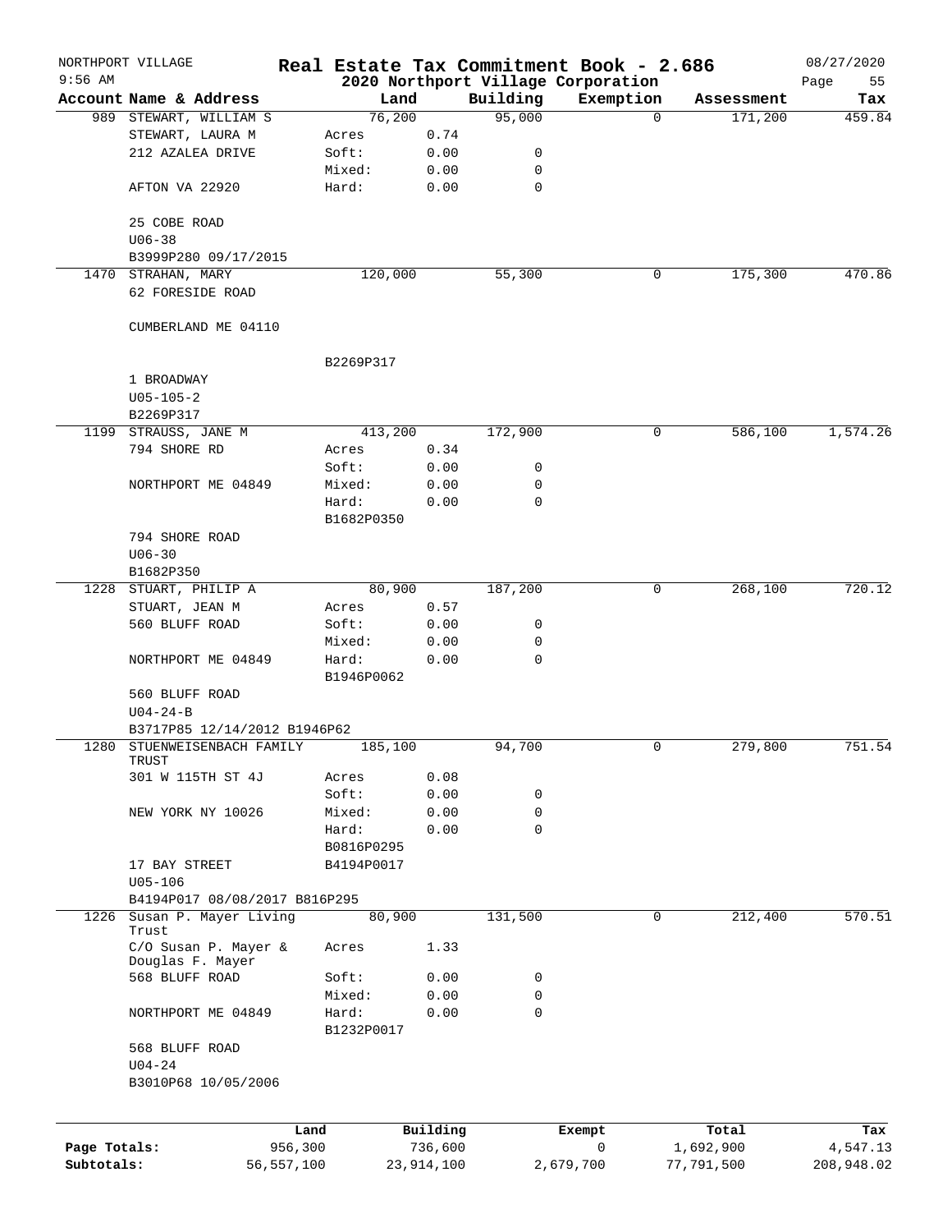NORTHPORT VILLAGE — Real Estate Tax Commitment Book - 2.686 — 08/27/2020
9:56 AM — 2020 Northport Village Corporation — Page 55

| Account | Name & Address | Land | | Building | Exemption | Assessment | Tax |
|---|---|---|---|---|---|---|---|
| 989 | STEWART, WILLIAM S | 76,200 | | 95,000 | 0 | 171,200 | 459.84 |
| | STEWART, LAURA M | Acres | 0.74 | | | | |
| | 212 AZALEA DRIVE | Soft: | 0.00 | 0 | | | |
| | | Mixed: | 0.00 | 0 | | | |
| | AFTON VA 22920 | Hard: | 0.00 | 0 | | | |
| | 25 COBE ROAD | | | | | | |
| | U06-38 | | | | | | |
| | B3999P280 09/17/2015 | | | | | | |
| 1470 | STRAHAN, MARY | 120,000 | | 55,300 | 0 | 175,300 | 470.86 |
| | 62 FORESIDE ROAD | | | | | | |
| | CUMBERLAND ME 04110 | | | | | | |
| | | B2269P317 | | | | | |
| | 1 BROADWAY | | | | | | |
| | U05-105-2 | | | | | | |
| | B2269P317 | | | | | | |
| 1199 | STRAUSS, JANE M | 413,200 | | 172,900 | 0 | 586,100 | 1,574.26 |
| | 794 SHORE RD | Acres | 0.34 | | | | |
| | | Soft: | 0.00 | 0 | | | |
| | NORTHPORT ME 04849 | Mixed: | 0.00 | 0 | | | |
| | | Hard: | 0.00 | 0 | | | |
| | | B1682P0350 | | | | | |
| | 794 SHORE ROAD | | | | | | |
| | U06-30 | | | | | | |
| | B1682P350 | | | | | | |
| 1228 | STUART, PHILIP A | 80,900 | | 187,200 | 0 | 268,100 | 720.12 |
| | STUART, JEAN M | Acres | 0.57 | | | | |
| | 560 BLUFF ROAD | Soft: | 0.00 | 0 | | | |
| | | Mixed: | 0.00 | 0 | | | |
| | NORTHPORT ME 04849 | Hard: | 0.00 | 0 | | | |
| | | B1946P0062 | | | | | |
| | 560 BLUFF ROAD | | | | | | |
| | U04-24-B | | | | | | |
| | B3717P85 12/14/2012 B1946P62 | | | | | | |
| 1280 | STUENWEISENBACH FAMILY TRUST | 185,100 | | 94,700 | 0 | 279,800 | 751.54 |
| | 301 W 115TH ST 4J | Acres | 0.08 | | | | |
| | | Soft: | 0.00 | 0 | | | |
| | NEW YORK NY 10026 | Mixed: | 0.00 | 0 | | | |
| | | Hard: | 0.00 | 0 | | | |
| | | B0816P0295 | | | | | |
| | 17 BAY STREET | B4194P0017 | | | | | |
| | U05-106 | | | | | | |
| | B4194P017 08/08/2017 B816P295 | | | | | | |
| 1226 | Susan P. Mayer Living Trust | 80,900 | | 131,500 | 0 | 212,400 | 570.51 |
| | C/O Susan P. Mayer & Douglas F. Mayer | Acres | 1.33 | | | | |
| | 568 BLUFF ROAD | Soft: | 0.00 | 0 | | | |
| | | Mixed: | 0.00 | 0 | | | |
| | NORTHPORT ME 04849 | Hard: | 0.00 | 0 | | | |
| | | B1232P0017 | | | | | |
| | 568 BLUFF ROAD | | | | | | |
| | U04-24 | | | | | | |
| | B3010P68 10/05/2006 | | | | | | |

| | Land | Building | Exempt | Total | Tax |
|---|---|---|---|---|---|
| Page Totals: | 956,300 | 736,600 | 0 | 1,692,900 | 4,547.13 |
| Subtotals: | 56,557,100 | 23,914,100 | 2,679,700 | 77,791,500 | 208,948.02 |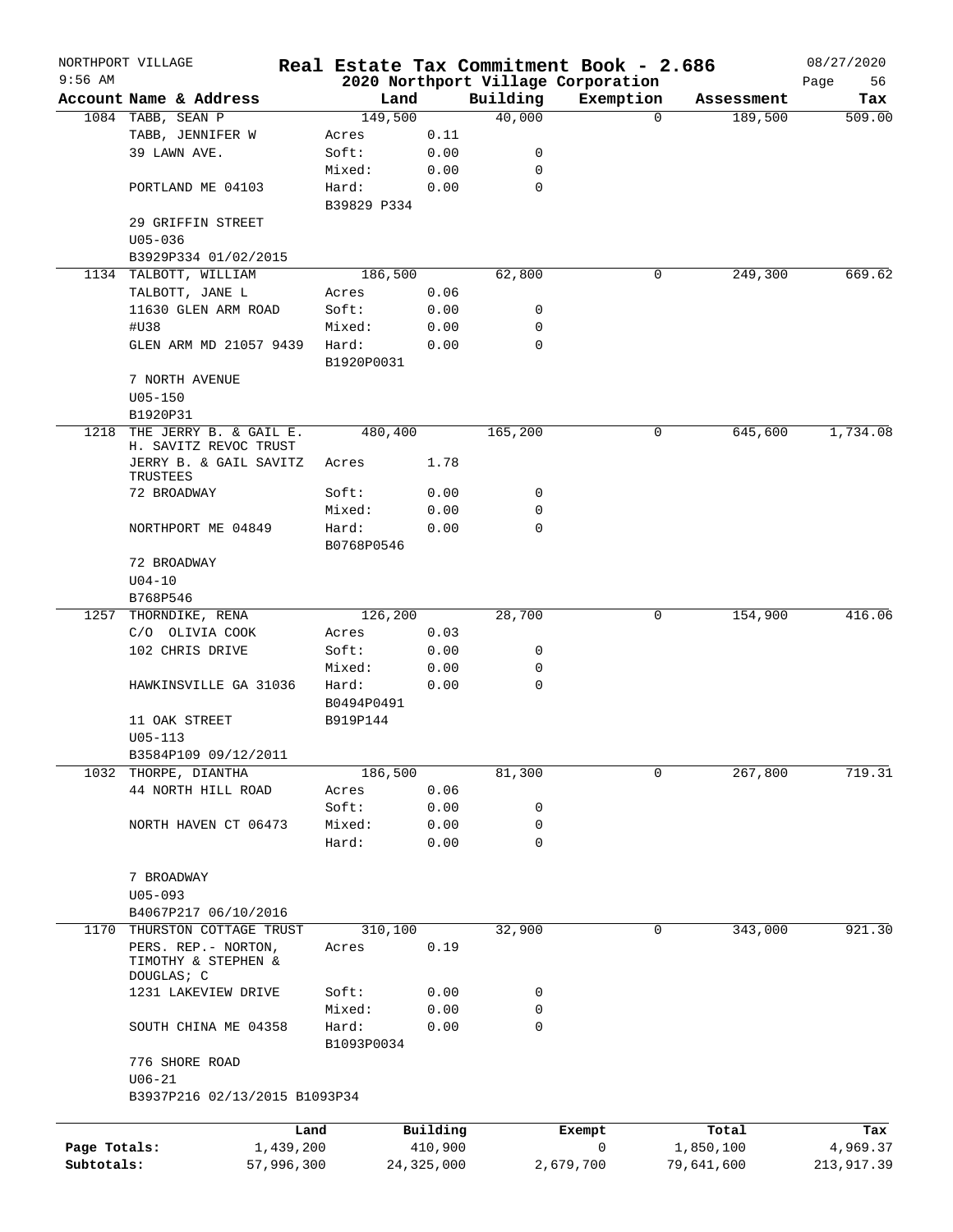NORTHPORT VILLAGE — Real Estate Tax Commitment Book - 2.686 — 08/27/2020
9:56 AM — 2020 Northport Village Corporation

| Account | Name & Address | Land | | Building | Exemption | Assessment | Tax |
|---|---|---|---|---|---|---|---|
| 1084 | TABB, SEAN P | 149,500 | | 40,000 | 0 | 189,500 | 509.00 |
| | TABB, JENNIFER W | Acres | 0.11 | | | | |
| | 39 LAWN AVE. | Soft: | 0.00 | 0 | | | |
| | | Mixed: | 0.00 | 0 | | | |
| | PORTLAND ME 04103 | Hard: | 0.00 | 0 | | | |
| | | B39829 P334 | | | | | |
| | 29 GRIFFIN STREET | | | | | | |
| | U05-036 | | | | | | |
| | B3929P334 01/02/2015 | | | | | | |
| 1134 | TALBOTT, WILLIAM | 186,500 | | 62,800 | 0 | 249,300 | 669.62 |
| | TALBOTT, JANE L | Acres | 0.06 | | | | |
| | 11630 GLEN ARM ROAD | Soft: | 0.00 | 0 | | | |
| | #U38 | Mixed: | 0.00 | 0 | | | |
| | GLEN ARM MD 21057 9439 | Hard: | 0.00 | 0 | | | |
| | | B1920P0031 | | | | | |
| | 7 NORTH AVENUE | | | | | | |
| | U05-150 | | | | | | |
| | B1920P31 | | | | | | |
| 1218 | THE JERRY B. & GAIL E. H. SAVITZ REVOC TRUST | 480,400 | | 165,200 | 0 | 645,600 | 1,734.08 |
| | JERRY B. & GAIL SAVITZ TRUSTEES | Acres | 1.78 | | | | |
| | 72 BROADWAY | Soft: | 0.00 | 0 | | | |
| | | Mixed: | 0.00 | 0 | | | |
| | NORTHPORT ME 04849 | Hard: | 0.00 | 0 | | | |
| | | B0768P0546 | | | | | |
| | 72 BROADWAY | | | | | | |
| | U04-10 | | | | | | |
| | B768P546 | | | | | | |
| 1257 | THORNDIKE, RENA | 126,200 | | 28,700 | 0 | 154,900 | 416.06 |
| | C/O OLIVIA COOK | Acres | 0.03 | | | | |
| | 102 CHRIS DRIVE | Soft: | 0.00 | 0 | | | |
| | | Mixed: | 0.00 | 0 | | | |
| | HAWKINSVILLE GA 31036 | Hard: | 0.00 | 0 | | | |
| | | B0494P0491 | | | | | |
| | 11 OAK STREET | B919P144 | | | | | |
| | U05-113 | | | | | | |
| | B3584P109 09/12/2011 | | | | | | |
| 1032 | THORPE, DIANTHA | 186,500 | | 81,300 | 0 | 267,800 | 719.31 |
| | 44 NORTH HILL ROAD | Acres | 0.06 | | | | |
| | | Soft: | 0.00 | 0 | | | |
| | NORTH HAVEN CT 06473 | Mixed: | 0.00 | 0 | | | |
| | | Hard: | 0.00 | 0 | | | |
| | 7 BROADWAY | | | | | | |
| | U05-093 | | | | | | |
| | B4067P217 06/10/2016 | | | | | | |
| 1170 | THURSTON COTTAGE TRUST | 310,100 | | 32,900 | 0 | 343,000 | 921.30 |
| | PERS. REP.- NORTON, TIMOTHY & STEPHEN & DOUGLAS; C | Acres | 0.19 | | | | |
| | 1231 LAKEVIEW DRIVE | Soft: | 0.00 | 0 | | | |
| | | Mixed: | 0.00 | 0 | | | |
| | SOUTH CHINA ME 04358 | Hard: | 0.00 | 0 | | | |
| | | B1093P0034 | | | | | |
| | 776 SHORE ROAD | | | | | | |
| | U06-21 | | | | | | |
| | B3937P216 02/13/2015 B1093P34 | | | | | | |

| | Land | Building | Exempt | Total | Tax |
|---|---|---|---|---|---|
| Page Totals: | 1,439,200 | 410,900 | 0 | 1,850,100 | 4,969.37 |
| Subtotals: | 57,996,300 | 24,325,000 | 2,679,700 | 79,641,600 | 213,917.39 |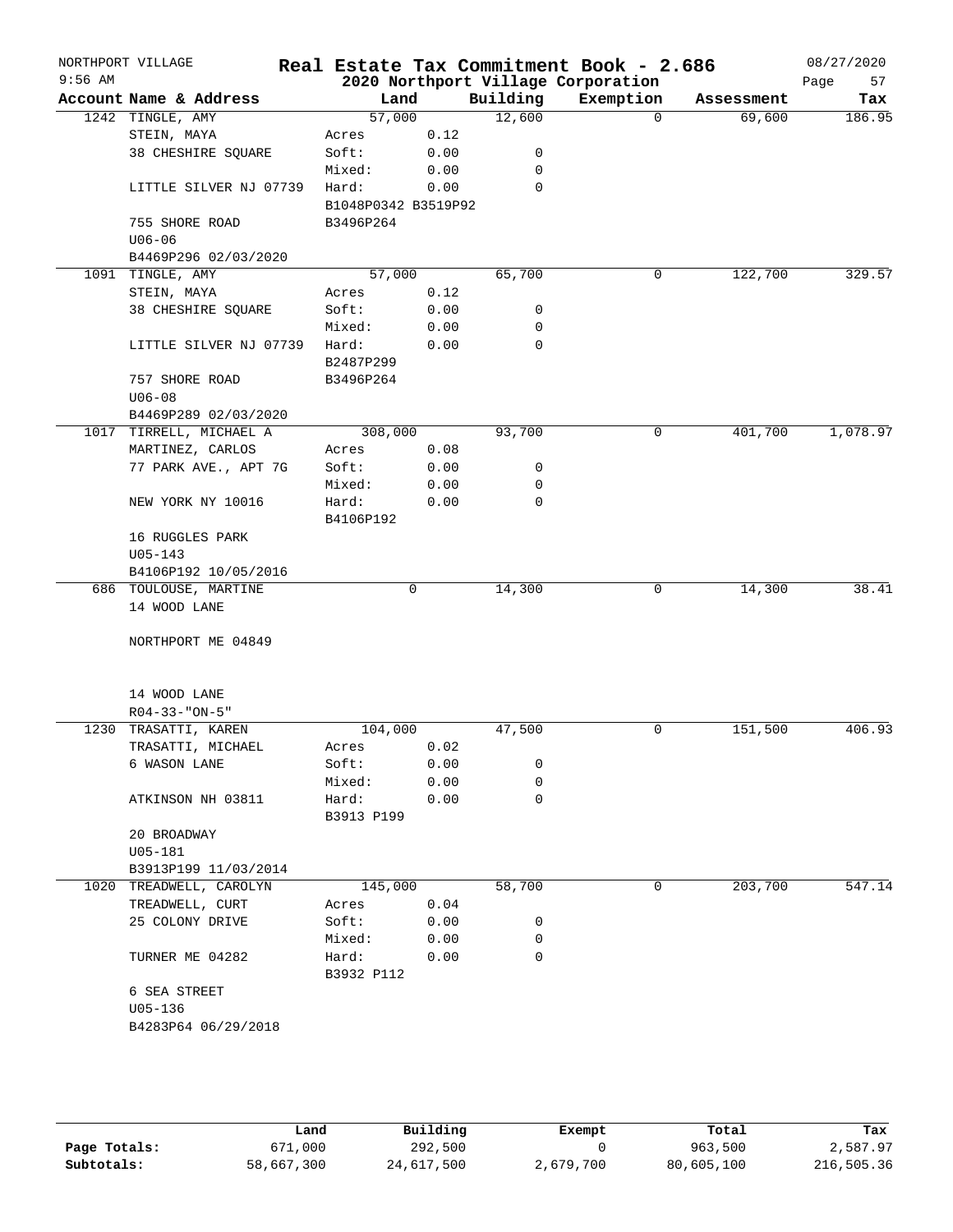NORTHPORT VILLAGE
9:56 AM

# Real Estate Tax Commitment Book - 2.686

## 2020 Northport Village Corporation

08/27/2020

| Account Name & Address | Land | | Building | Exemption | Assessment | Tax |
|---|---|---|---|---|---|---|
| 1242 TINGLE, AMY | 57,000 | | 12,600 | 0 | 69,600 | 186.95 |
| STEIN, MAYA | Acres | 0.12 | | | | |
| 38 CHESHIRE SQUARE | Soft: | 0.00 | 0 | | | |
| | Mixed: | 0.00 | 0 | | | |
| LITTLE SILVER NJ 07739 | Hard: | 0.00 | 0 | | | |
| | B1048P0342 B3519P92 | | | | | |
| 755 SHORE ROAD | B3496P264 | | | | | |
| U06-06 | | | | | | |
| B4469P296 02/03/2020 | | | | | | |
| 1091 TINGLE, AMY | 57,000 | | 65,700 | 0 | 122,700 | 329.57 |
| STEIN, MAYA | Acres | 0.12 | | | | |
| 38 CHESHIRE SQUARE | Soft: | 0.00 | 0 | | | |
| | Mixed: | 0.00 | 0 | | | |
| LITTLE SILVER NJ 07739 | Hard: | 0.00 | 0 | | | |
| | B2487P299 | | | | | |
| 757 SHORE ROAD | B3496P264 | | | | | |
| U06-08 | | | | | | |
| B4469P289 02/03/2020 | | | | | | |
| 1017 TIRRELL, MICHAEL A | 308,000 | | 93,700 | 0 | 401,700 | 1,078.97 |
| MARTINEZ, CARLOS | Acres | 0.08 | | | | |
| 77 PARK AVE., APT 7G | Soft: | 0.00 | 0 | | | |
| | Mixed: | 0.00 | 0 | | | |
| NEW YORK NY 10016 | Hard: | 0.00 | 0 | | | |
| | B4106P192 | | | | | |
| 16 RUGGLES PARK | | | | | | |
| U05-143 | | | | | | |
| B4106P192 10/05/2016 | | | | | | |
| 686 TOULOUSE, MARTINE | 0 | | 14,300 | 0 | 14,300 | 38.41 |
| 14 WOOD LANE | | | | | | |
| NORTHPORT ME 04849 | | | | | | |
| 14 WOOD LANE | | | | | | |
| R04-33-"ON-5" | | | | | | |
| 1230 TRASATTI, KAREN | 104,000 | | 47,500 | 0 | 151,500 | 406.93 |
| TRASATTI, MICHAEL | Acres | 0.02 | | | | |
| 6 WASON LANE | Soft: | 0.00 | 0 | | | |
| | Mixed: | 0.00 | 0 | | | |
| ATKINSON NH 03811 | Hard: | 0.00 | 0 | | | |
| | B3913 P199 | | | | | |
| 20 BROADWAY | | | | | | |
| U05-181 | | | | | | |
| B3913P199 11/03/2014 | | | | | | |
| 1020 TREADWELL, CAROLYN | 145,000 | | 58,700 | 0 | 203,700 | 547.14 |
| TREADWELL, CURT | Acres | 0.04 | | | | |
| 25 COLONY DRIVE | Soft: | 0.00 | 0 | | | |
| | Mixed: | 0.00 | 0 | | | |
| TURNER ME 04282 | Hard: | 0.00 | 0 | | | |
| | B3932 P112 | | | | | |
| 6 SEA STREET | | | | | | |
| U05-136 | | | | | | |
| B4283P64 06/29/2018 | | | | | | |

| | Land | Building | Exempt | Total | Tax |
|---|---|---|---|---|---|
| Page Totals: | 671,000 | 292,500 | 0 | 963,500 | 2,587.97 |
| Subtotals: | 58,667,300 | 24,617,500 | 2,679,700 | 80,605,100 | 216,505.36 |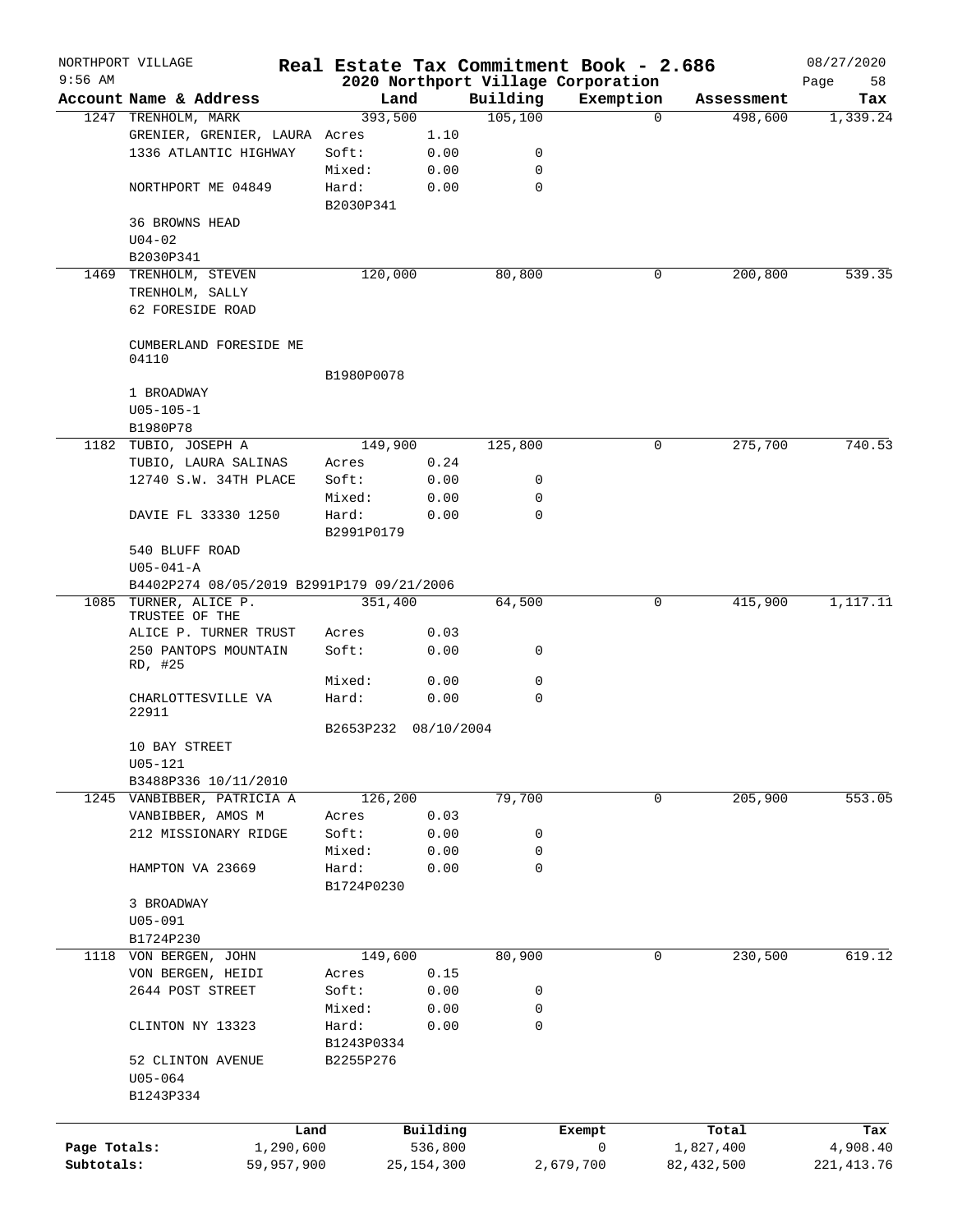NORTHPORT VILLAGE | Real Estate Tax Commitment Book - 2.686 | 08/27/2020
9:56 AM | 2020 Northport Village Corporation

| Account | Name & Address | Land | | Building | Exemption | Assessment | Tax |
|---|---|---|---|---|---|---|---|
| 1247 | TRENHOLM, MARK | 393,500 | | 105,100 | 0 | 498,600 | 1,339.24 |
| | GRENIER, GRENIER, LAURA | Acres | 1.10 | | | | |
| | 1336 ATLANTIC HIGHWAY | Soft: | 0.00 | 0 | | | |
| | | Mixed: | 0.00 | 0 | | | |
| | NORTHPORT ME 04849 | Hard: | 0.00 | 0 | | | |
| | | B2030P341 | | | | | |
| | 36 BROWNS HEAD | | | | | | |
| | U04-02 | | | | | | |
| | B2030P341 | | | | | | |
| 1469 | TRENHOLM, STEVEN | 120,000 | | 80,800 | 0 | 200,800 | 539.35 |
| | TRENHOLM, SALLY | | | | | | |
| | 62 FORESIDE ROAD | | | | | | |
| | CUMBERLAND FORESIDE ME 04110 | | | | | | |
| | | B1980P0078 | | | | | |
| | 1 BROADWAY | | | | | | |
| | U05-105-1 | | | | | | |
| | B1980P78 | | | | | | |
| 1182 | TUBIO, JOSEPH A | 149,900 | | 125,800 | 0 | 275,700 | 740.53 |
| | TUBIO, LAURA SALINAS | Acres | 0.24 | | | | |
| | 12740 S.W. 34TH PLACE | Soft: | 0.00 | 0 | | | |
| | | Mixed: | 0.00 | 0 | | | |
| | DAVIE FL 33330 1250 | Hard: | 0.00 | 0 | | | |
| | | B2991P0179 | | | | | |
| | 540 BLUFF ROAD | | | | | | |
| | U05-041-A | | | | | | |
| | B4402P274 08/05/2019 B2991P179 09/21/2006 | | | | | | |
| 1085 | TURNER, ALICE P. TRUSTEE OF THE | 351,400 | | 64,500 | 0 | 415,900 | 1,117.11 |
| | ALICE P. TURNER TRUST | Acres | 0.03 | | | | |
| | 250 PANTOPS MOUNTAIN RD, #25 | Soft: | 0.00 | 0 | | | |
| | | Mixed: | 0.00 | 0 | | | |
| | CHARLOTTESVILLE VA 22911 | Hard: | 0.00 | 0 | | | |
| | | B2653P232 | 08/10/2004 | | | | |
| | 10 BAY STREET | | | | | | |
| | U05-121 | | | | | | |
| | B3488P336 10/11/2010 | | | | | | |
| 1245 | VANBIBBER, PATRICIA A | 126,200 | | 79,700 | 0 | 205,900 | 553.05 |
| | VANBIBBER, AMOS M | Acres | 0.03 | | | | |
| | 212 MISSIONARY RIDGE | Soft: | 0.00 | 0 | | | |
| | | Mixed: | 0.00 | 0 | | | |
| | HAMPTON VA 23669 | Hard: | 0.00 | 0 | | | |
| | | B1724P0230 | | | | | |
| | 3 BROADWAY | | | | | | |
| | U05-091 | | | | | | |
| | B1724P230 | | | | | | |
| 1118 | VON BERGEN, JOHN | 149,600 | | 80,900 | 0 | 230,500 | 619.12 |
| | VON BERGEN, HEIDI | Acres | 0.15 | | | | |
| | 2644 POST STREET | Soft: | 0.00 | 0 | | | |
| | | Mixed: | 0.00 | 0 | | | |
| | CLINTON NY 13323 | Hard: | 0.00 | 0 | | | |
| | | B1243P0334 | | | | | |
| | 52 CLINTON AVENUE | B2255P276 | | | | | |
| | U05-064 | | | | | | |
| | B1243P334 | | | | | | |

| | Land | Building | Exempt | Total | Tax |
|---|---|---|---|---|---|
| Page Totals: | 1,290,600 | 536,800 | 0 | 1,827,400 | 4,908.40 |
| Subtotals: | 59,957,900 | 25,154,300 | 2,679,700 | 82,432,500 | 221,413.76 |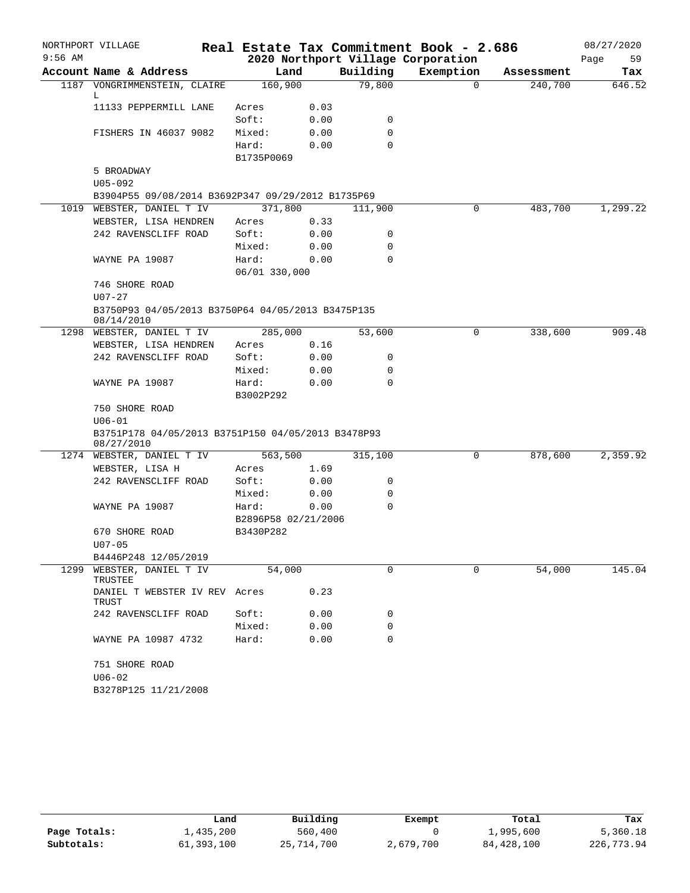NORTHPORT VILLAGE — Real Estate Tax Commitment Book - 2.686 — 08/27/2020

9:56 AM — 2020 Northport Village Corporation

| Account Name & Address | Land | | Building | Exemption | Assessment | Tax |
|---|---|---|---|---|---|---|
| 1187 VONGRIMMENSTEIN, CLAIRE L | 160,900 | | 79,800 | 0 | 240,700 | 646.52 |
| 11133 PEPPERMILL LANE | Acres | 0.03 | | | | |
| | Soft: | 0.00 | 0 | | | |
| FISHERS IN 46037 9082 | Mixed: | 0.00 | 0 | | | |
| | Hard: | 0.00 | 0 | | | |
| | B1735P0069 | | | | | |
| 5 BROADWAY | | | | | | |
| U05-092 | | | | | | |
| B3904P55 09/08/2014 B3692P347 09/29/2012 B1735P69 | | | | | | |
| 1019 WEBSTER, DANIEL T IV | 371,800 | | 111,900 | 0 | 483,700 | 1,299.22 |
| WEBSTER, LISA HENDREN | Acres | 0.33 | | | | |
| 242 RAVENSCLIFF ROAD | Soft: | 0.00 | 0 | | | |
| | Mixed: | 0.00 | 0 | | | |
| WAYNE PA 19087 | Hard: | 0.00 | 0 | | | |
| | 06/01 330,000 | | | | | |
| 746 SHORE ROAD | | | | | | |
| U07-27 | | | | | | |
| B3750P93 04/05/2013 B3750P64 04/05/2013 B3475P135 08/14/2010 | | | | | | |
| 1298 WEBSTER, DANIEL T IV | 285,000 | | 53,600 | 0 | 338,600 | 909.48 |
| WEBSTER, LISA HENDREN | Acres | 0.16 | | | | |
| 242 RAVENSCLIFF ROAD | Soft: | 0.00 | 0 | | | |
| | Mixed: | 0.00 | 0 | | | |
| WAYNE PA 19087 | Hard: | 0.00 | 0 | | | |
| | B3002P292 | | | | | |
| 750 SHORE ROAD | | | | | | |
| U06-01 | | | | | | |
| B3751P178 04/05/2013 B3751P150 04/05/2013 B3478P93 08/27/2010 | | | | | | |
| 1274 WEBSTER, DANIEL T IV | 563,500 | | 315,100 | 0 | 878,600 | 2,359.92 |
| WEBSTER, LISA H | Acres | 1.69 | | | | |
| 242 RAVENSCLIFF ROAD | Soft: | 0.00 | 0 | | | |
| | Mixed: | 0.00 | 0 | | | |
| WAYNE PA 19087 | Hard: | 0.00 | 0 | | | |
| | B2896P58 02/21/2006 | | | | | |
| 670 SHORE ROAD | B3430P282 | | | | | |
| U07-05 | | | | | | |
| B4446P248 12/05/2019 | | | | | | |
| 1299 WEBSTER, DANIEL T IV TRUSTEE | 54,000 | | 0 | 0 | 54,000 | 145.04 |
| DANIEL T WEBSTER IV REV TRUST | Acres | 0.23 | | | | |
| 242 RAVENSCLIFF ROAD | Soft: | 0.00 | 0 | | | |
| | Mixed: | 0.00 | 0 | | | |
| WAYNE PA 10987 4732 | Hard: | 0.00 | 0 | | | |
| 751 SHORE ROAD | | | | | | |
| U06-02 | | | | | | |
| B3278P125 11/21/2008 | | | | | | |

| | Land | Building | Exempt | Total | Tax |
|---|---|---|---|---|---|
| Page Totals: | 1,435,200 | 560,400 | 0 | 1,995,600 | 5,360.18 |
| Subtotals: | 61,393,100 | 25,714,700 | 2,679,700 | 84,428,100 | 226,773.94 |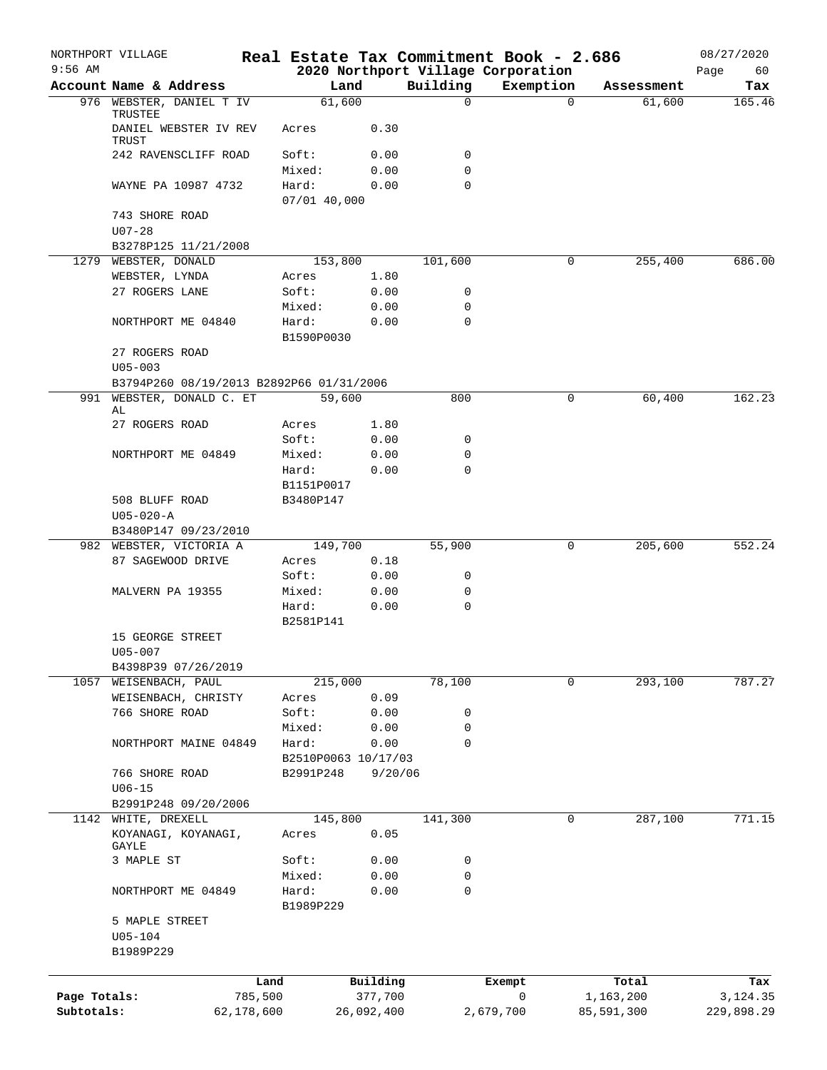NORTHPORT VILLAGE | Real Estate Tax Commitment Book - 2.686 | 08/27/2020
9:56 AM | 2020 Northport Village Corporation

| Account Name & Address | Land | | Building | Exemption | Assessment | Tax |
|---|---|---|---|---|---|---|
| 976 WEBSTER, DANIEL T IV TRUSTEE | 61,600 | | 0 | 0 | 61,600 | 165.46 |
| DANIEL WEBSTER IV REV TRUST | Acres | 0.30 | | | | |
| 242 RAVENSCLIFF ROAD | Soft: | 0.00 | 0 | | | |
| | Mixed: | 0.00 | 0 | | | |
| WAYNE PA 10987 4732 | Hard: | 0.00 | 0 | | | |
| | 07/01 40,000 | | | | | |
| 743 SHORE ROAD | | | | | | |
| U07-28 | | | | | | |
| B3278P125 11/21/2008 | | | | | | |
| 1279 WEBSTER, DONALD | 153,800 | | 101,600 | 0 | 255,400 | 686.00 |
| WEBSTER, LYNDA | Acres | 1.80 | | | | |
| 27 ROGERS LANE | Soft: | 0.00 | 0 | | | |
| | Mixed: | 0.00 | 0 | | | |
| NORTHPORT ME 04840 | Hard: | 0.00 | 0 | | | |
| | B1590P0030 | | | | | |
| 27 ROGERS ROAD | | | | | | |
| U05-003 | | | | | | |
| B3794P260 08/19/2013 B2892P66 01/31/2006 | | | | | | |
| 991 WEBSTER, DONALD C. ET AL | 59,600 | | 800 | 0 | 60,400 | 162.23 |
| 27 ROGERS ROAD | Acres | 1.80 | | | | |
| | Soft: | 0.00 | 0 | | | |
| NORTHPORT ME 04849 | Mixed: | 0.00 | 0 | | | |
| | Hard: | 0.00 | 0 | | | |
| | B1151P0017 | | | | | |
| 508 BLUFF ROAD | B3480P147 | | | | | |
| U05-020-A | | | | | | |
| B3480P147 09/23/2010 | | | | | | |
| 982 WEBSTER, VICTORIA A | 149,700 | | 55,900 | 0 | 205,600 | 552.24 |
| 87 SAGEWOOD DRIVE | Acres | 0.18 | | | | |
| | Soft: | 0.00 | 0 | | | |
| MALVERN PA 19355 | Mixed: | 0.00 | 0 | | | |
| | Hard: | 0.00 | 0 | | | |
| | B2581P141 | | | | | |
| 15 GEORGE STREET | | | | | | |
| U05-007 | | | | | | |
| B4398P39 07/26/2019 | | | | | | |
| 1057 WEISENBACH, PAUL | 215,000 | | 78,100 | 0 | 293,100 | 787.27 |
| WEISENBACH, CHRISTY | Acres | 0.09 | | | | |
| 766 SHORE ROAD | Soft: | 0.00 | 0 | | | |
| | Mixed: | 0.00 | 0 | | | |
| NORTHPORT MAINE 04849 | Hard: | 0.00 | 0 | | | |
| | B2510P0063 10/17/03 | | | | | |
| 766 SHORE ROAD | B2991P248 | 9/20/06 | | | | |
| U06-15 | | | | | | |
| B2991P248 09/20/2006 | | | | | | |
| 1142 WHITE, DREXELL | 145,800 | | 141,300 | 0 | 287,100 | 771.15 |
| KOYANAGI, KOYANAGI, GAYLE | Acres | 0.05 | | | | |
| 3 MAPLE ST | Soft: | 0.00 | 0 | | | |
| | Mixed: | 0.00 | 0 | | | |
| NORTHPORT ME 04849 | Hard: | 0.00 | 0 | | | |
| | B1989P229 | | | | | |
| 5 MAPLE STREET | | | | | | |
| U05-104 | | | | | | |
| B1989P229 | | | | | | |

| | Land | Building | Exempt | Total | Tax |
|---|---|---|---|---|---|
| Page Totals: | 785,500 | 377,700 | 0 | 1,163,200 | 3,124.35 |
| Subtotals: | 62,178,600 | 26,092,400 | 2,679,700 | 85,591,300 | 229,898.29 |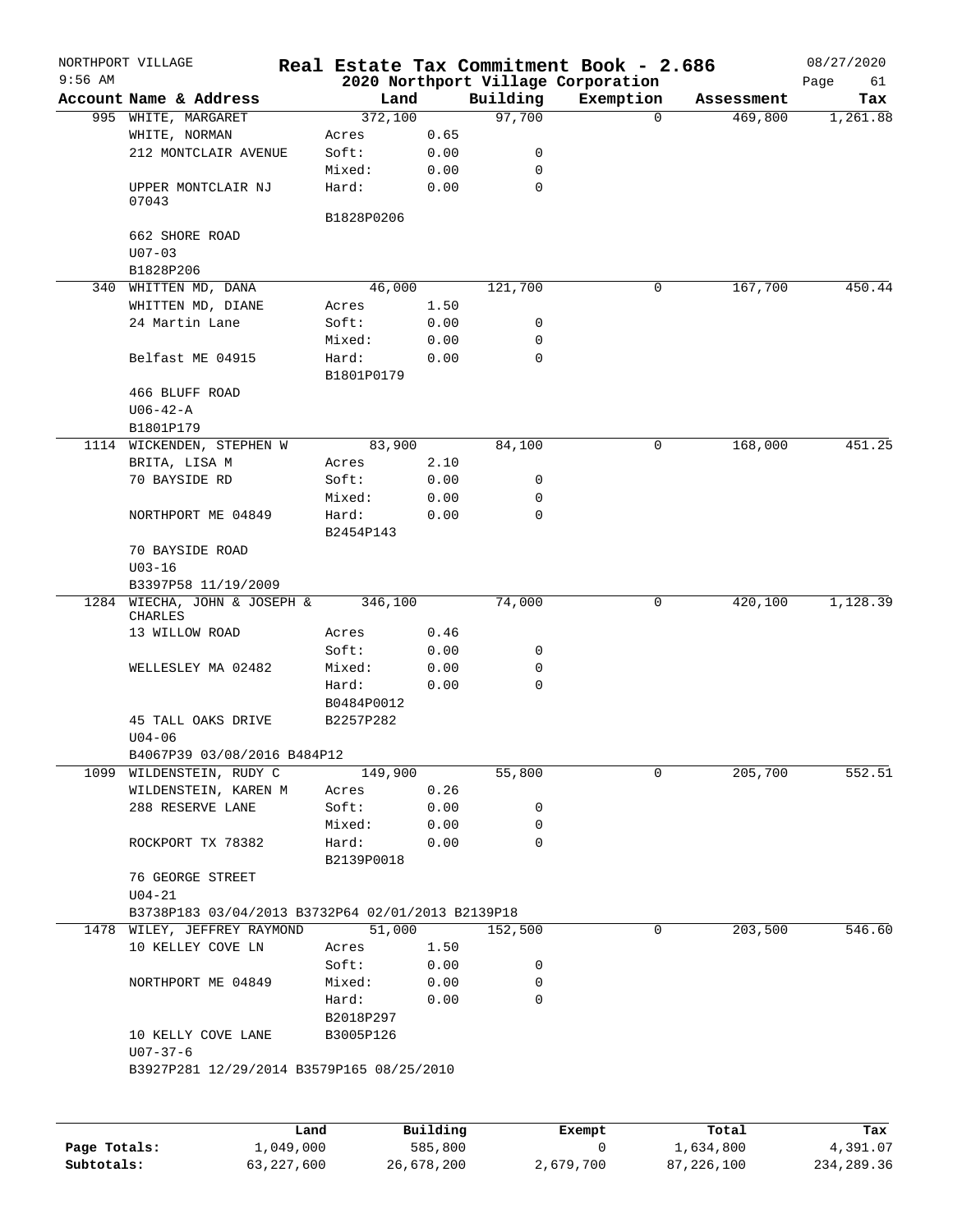NORTHPORT VILLAGE | Real Estate Tax Commitment Book - 2.686 | 08/27/2020
9:56 AM | 2020 Northport Village Corporation

| Account Name & Address | Land | | Building | Exemption | Assessment | Tax |
|---|---|---|---|---|---|---|
| 995 WHITE, MARGARET | 372,100 | | 97,700 | 0 | 469,800 | 1,261.88 |
| WHITE, NORMAN | Acres | 0.65 | | | | |
| 212 MONTCLAIR AVENUE | Soft: | 0.00 | 0 | | | |
| | Mixed: | 0.00 | 0 | | | |
| UPPER MONTCLAIR NJ 07043 | Hard: | 0.00 | 0 | | | |
| | B1828P0206 | | | | | |
| 662 SHORE ROAD | | | | | | |
| U07-03 | | | | | | |
| B1828P206 | | | | | | |
| 340 WHITTEN MD, DANA | 46,000 | | 121,700 | 0 | 167,700 | 450.44 |
| WHITTEN MD, DIANE | Acres | 1.50 | | | | |
| 24 Martin Lane | Soft: | 0.00 | 0 | | | |
| | Mixed: | 0.00 | 0 | | | |
| Belfast ME 04915 | Hard: | 0.00 | 0 | | | |
| | B1801P0179 | | | | | |
| 466 BLUFF ROAD | | | | | | |
| U06-42-A | | | | | | |
| B1801P179 | | | | | | |
| 1114 WICKENDEN, STEPHEN W | 83,900 | | 84,100 | 0 | 168,000 | 451.25 |
| BRITA, LISA M | Acres | 2.10 | | | | |
| 70 BAYSIDE RD | Soft: | 0.00 | 0 | | | |
| | Mixed: | 0.00 | 0 | | | |
| NORTHPORT ME 04849 | Hard: | 0.00 | 0 | | | |
| | B2454P143 | | | | | |
| 70 BAYSIDE ROAD | | | | | | |
| U03-16 | | | | | | |
| B3397P58 11/19/2009 | | | | | | |
| 1284 WIECHA, JOHN & JOSEPH & CHARLES | 346,100 | | 74,000 | 0 | 420,100 | 1,128.39 |
| 13 WILLOW ROAD | Acres | 0.46 | | | | |
| | Soft: | 0.00 | 0 | | | |
| WELLESLEY MA 02482 | Mixed: | 0.00 | 0 | | | |
| | Hard: | 0.00 | 0 | | | |
| | B0484P0012 | | | | | |
| 45 TALL OAKS DRIVE | B2257P282 | | | | | |
| U04-06 | | | | | | |
| B4067P39 03/08/2016 B484P12 | | | | | | |
| 1099 WILDENSTEIN, RUDY C | 149,900 | | 55,800 | 0 | 205,700 | 552.51 |
| WILDENSTEIN, KAREN M | Acres | 0.26 | | | | |
| 288 RESERVE LANE | Soft: | 0.00 | 0 | | | |
| | Mixed: | 0.00 | 0 | | | |
| ROCKPORT TX 78382 | Hard: | 0.00 | 0 | | | |
| | B2139P0018 | | | | | |
| 76 GEORGE STREET | | | | | | |
| U04-21 | | | | | | |
| B3738P183 03/04/2013 B3732P64 02/01/2013 B2139P18 | | | | | | |
| 1478 WILEY, JEFFREY RAYMOND | 51,000 | | 152,500 | 0 | 203,500 | 546.60 |
| 10 KELLEY COVE LN | Acres | 1.50 | | | | |
| | Soft: | 0.00 | 0 | | | |
| NORTHPORT ME 04849 | Mixed: | 0.00 | 0 | | | |
| | Hard: | 0.00 | 0 | | | |
| | B2018P297 | | | | | |
| 10 KELLY COVE LANE | B3005P126 | | | | | |
| U07-37-6 | | | | | | |
| B3927P281 12/29/2014 B3579P165 08/25/2010 | | | | | | |

| | Land | Building | Exempt | Total | Tax |
|---|---|---|---|---|---|
| Page Totals: | 1,049,000 | 585,800 | 0 | 1,634,800 | 4,391.07 |
| Subtotals: | 63,227,600 | 26,678,200 | 2,679,700 | 87,226,100 | 234,289.36 |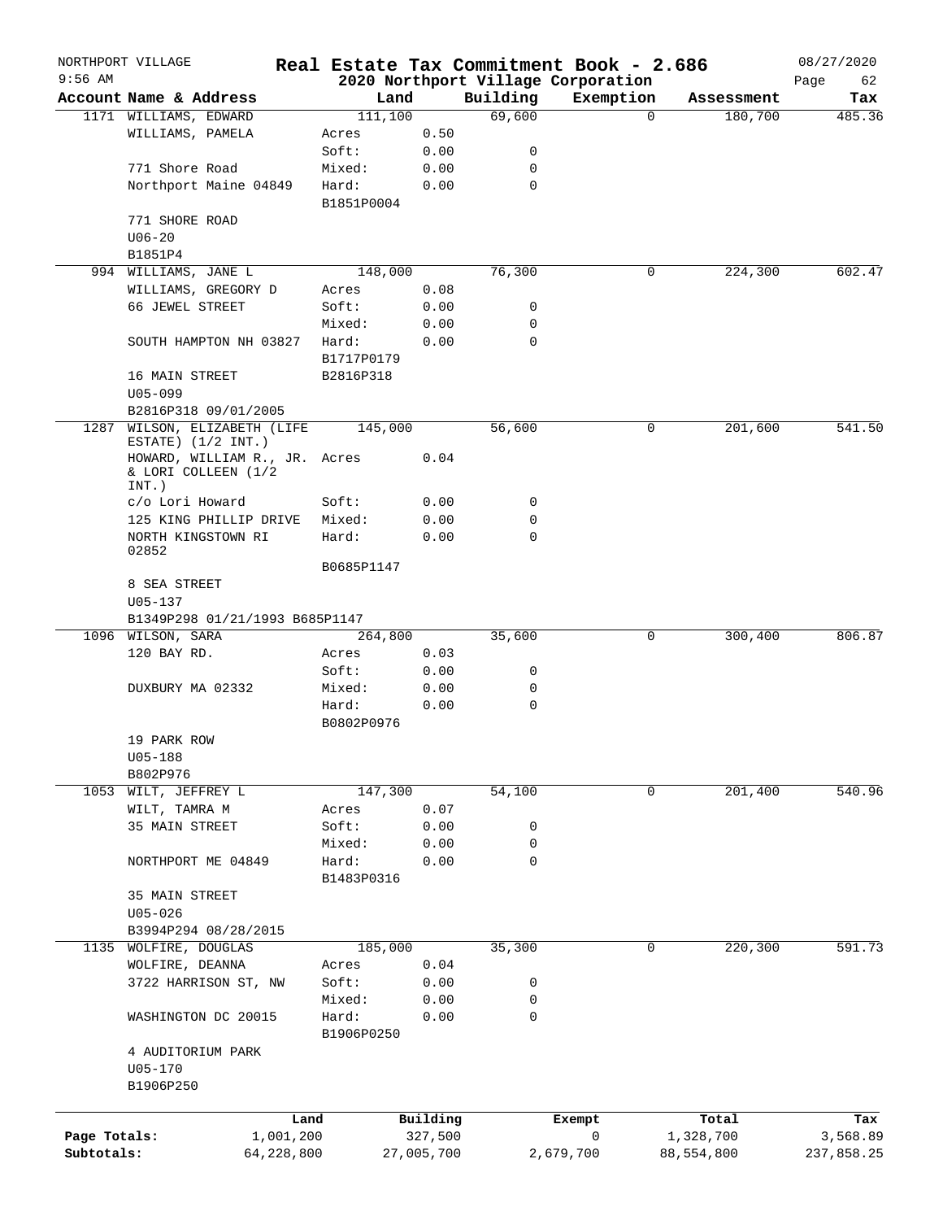NORTHPORT VILLAGE
9:56 AM

# Real Estate Tax Commitment Book - 2.686
## 2020 Northport Village Corporation

08/27/2020

| Account Name & Address | Land | | Building | Exemption | Assessment | Tax |
|---|---|---|---|---|---|---|
| 1171 WILLIAMS, EDWARD | 111,100 | | 69,600 | 0 | 180,700 | 485.36 |
| WILLIAMS, PAMELA | Acres | 0.50 | | | | |
| | Soft: | 0.00 | 0 | | | |
| 771 Shore Road | Mixed: | 0.00 | 0 | | | |
| Northport Maine 04849 | Hard: | 0.00 | 0 | | | |
| | B1851P0004 | | | | | |
| 771 SHORE ROAD | | | | | | |
| U06-20 | | | | | | |
| B1851P4 | | | | | | |
| 994 WILLIAMS, JANE L | 148,000 | | 76,300 | 0 | 224,300 | 602.47 |
| WILLIAMS, GREGORY D | Acres | 0.08 | | | | |
| 66 JEWEL STREET | Soft: | 0.00 | 0 | | | |
| | Mixed: | 0.00 | 0 | | | |
| SOUTH HAMPTON NH 03827 | Hard: | 0.00 | 0 | | | |
| | B1717P0179 | | | | | |
| 16 MAIN STREET | B2816P318 | | | | | |
| U05-099 | | | | | | |
| B2816P318 09/01/2005 | | | | | | |
| 1287 WILSON, ELIZABETH (LIFE ESTATE) (1/2 INT.) | 145,000 | | 56,600 | 0 | 201,600 | 541.50 |
| HOWARD, WILLIAM R., JR. & LORI COLLEEN (1/2 INT.) | Acres | 0.04 | | | | |
| c/o Lori Howard | Soft: | 0.00 | 0 | | | |
| 125 KING PHILLIP DRIVE | Mixed: | 0.00 | 0 | | | |
| NORTH KINGSTOWN RI 02852 | Hard: | 0.00 | 0 | | | |
| | B0685P1147 | | | | | |
| 8 SEA STREET | | | | | | |
| U05-137 | | | | | | |
| B1349P298 01/21/1993 B685P1147 | | | | | | |
| 1096 WILSON, SARA | 264,800 | | 35,600 | 0 | 300,400 | 806.87 |
| 120 BAY RD. | Acres | 0.03 | | | | |
| | Soft: | 0.00 | 0 | | | |
| DUXBURY MA 02332 | Mixed: | 0.00 | 0 | | | |
| | Hard: | 0.00 | 0 | | | |
| | B0802P0976 | | | | | |
| 19 PARK ROW | | | | | | |
| U05-188 | | | | | | |
| B802P976 | | | | | | |
| 1053 WILT, JEFFREY L | 147,300 | | 54,100 | 0 | 201,400 | 540.96 |
| WILT, TAMRA M | Acres | 0.07 | | | | |
| 35 MAIN STREET | Soft: | 0.00 | 0 | | | |
| | Mixed: | 0.00 | 0 | | | |
| NORTHPORT ME 04849 | Hard: | 0.00 | 0 | | | |
| | B1483P0316 | | | | | |
| 35 MAIN STREET | | | | | | |
| U05-026 | | | | | | |
| B3994P294 08/28/2015 | | | | | | |
| 1135 WOLFIRE, DOUGLAS | 185,000 | | 35,300 | 0 | 220,300 | 591.73 |
| WOLFIRE, DEANNA | Acres | 0.04 | | | | |
| 3722 HARRISON ST, NW | Soft: | 0.00 | 0 | | | |
| | Mixed: | 0.00 | 0 | | | |
| WASHINGTON DC 20015 | Hard: | 0.00 | 0 | | | |
| | B1906P0250 | | | | | |
| 4 AUDITORIUM PARK | | | | | | |
| U05-170 | | | | | | |
| B1906P250 | | | | | | |

| | Land | Building | Exempt | Total | Tax |
|---|---|---|---|---|---|
| Page Totals: | 1,001,200 | 327,500 | 0 | 1,328,700 | 3,568.89 |
| Subtotals: | 64,228,800 | 27,005,700 | 2,679,700 | 88,554,800 | 237,858.25 |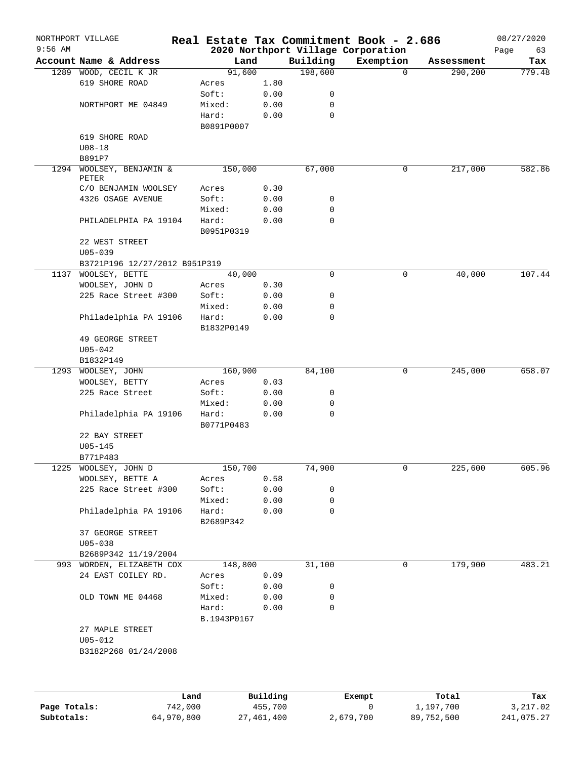# Real Estate Tax Commitment Book - 2.686

NORTHPORT VILLAGE — 9:56 AM — 2020 Northport Village Corporation — 08/27/2020 — Page 63

| Account | Name & Address | Land | | Building | Exemption | Assessment | Tax |
|---|---|---|---|---|---|---|---|
| 1289 | WOOD, CECIL K JR | 91,600 | | 198,600 | 0 | 290,200 | 779.48 |
| | 619 SHORE ROAD | Acres | 1.80 | | | | |
| | | Soft: | 0.00 | 0 | | | |
| | NORTHPORT ME 04849 | Mixed: | 0.00 | 0 | | | |
| | | Hard: | 0.00 | 0 | | | |
| | | B0891P0007 | | | | | |
| | 619 SHORE ROAD | | | | | | |
| | U08-18 | | | | | | |
| | B891P7 | | | | | | |
| 1294 | WOOLSEY, BENJAMIN & PETER | 150,000 | | 67,000 | 0 | 217,000 | 582.86 |
| | C/O BENJAMIN WOOLSEY | Acres | 0.30 | | | | |
| | 4326 OSAGE AVENUE | Soft: | 0.00 | 0 | | | |
| | | Mixed: | 0.00 | 0 | | | |
| | PHILADELPHIA PA 19104 | Hard: | 0.00 | 0 | | | |
| | | B0951P0319 | | | | | |
| | 22 WEST STREET | | | | | | |
| | U05-039 | | | | | | |
| | B3721P196 12/27/2012 B951P319 | | | | | | |
| 1137 | WOOLSEY, BETTE | 40,000 | | 0 | 0 | 40,000 | 107.44 |
| | WOOLSEY, JOHN D | Acres | 0.30 | | | | |
| | 225 Race Street #300 | Soft: | 0.00 | 0 | | | |
| | | Mixed: | 0.00 | 0 | | | |
| | Philadelphia PA 19106 | Hard: | 0.00 | 0 | | | |
| | | B1832P0149 | | | | | |
| | 49 GEORGE STREET | | | | | | |
| | U05-042 | | | | | | |
| | B1832P149 | | | | | | |
| 1293 | WOOLSEY, JOHN | 160,900 | | 84,100 | 0 | 245,000 | 658.07 |
| | WOOLSEY, BETTY | Acres | 0.03 | | | | |
| | 225 Race Street | Soft: | 0.00 | 0 | | | |
| | | Mixed: | 0.00 | 0 | | | |
| | Philadelphia PA 19106 | Hard: | 0.00 | 0 | | | |
| | | B0771P0483 | | | | | |
| | 22 BAY STREET | | | | | | |
| | U05-145 | | | | | | |
| | B771P483 | | | | | | |
| 1225 | WOOLSEY, JOHN D | 150,700 | | 74,900 | 0 | 225,600 | 605.96 |
| | WOOLSEY, BETTE A | Acres | 0.58 | | | | |
| | 225 Race Street #300 | Soft: | 0.00 | 0 | | | |
| | | Mixed: | 0.00 | 0 | | | |
| | Philadelphia PA 19106 | Hard: | 0.00 | 0 | | | |
| | | B2689P342 | | | | | |
| | 37 GEORGE STREET | | | | | | |
| | U05-038 | | | | | | |
| | B2689P342 11/19/2004 | | | | | | |
| 993 | WORDEN, ELIZABETH COX | 148,800 | | 31,100 | 0 | 179,900 | 483.21 |
| | 24 EAST COILEY RD. | Acres | 0.09 | | | | |
| | | Soft: | 0.00 | 0 | | | |
| | OLD TOWN ME 04468 | Mixed: | 0.00 | 0 | | | |
| | | Hard: | 0.00 | 0 | | | |
| | | B.1943P0167 | | | | | |
| | 27 MAPLE STREET | | | | | | |
| | U05-012 | | | | | | |
| | B3182P268 01/24/2008 | | | | | | |

| | Land | Building | Exempt | Total | Tax |
|---|---|---|---|---|---|
| Page Totals: | 742,000 | 455,700 | 0 | 1,197,700 | 3,217.02 |
| Subtotals: | 64,970,800 | 27,461,400 | 2,679,700 | 89,752,500 | 241,075.27 |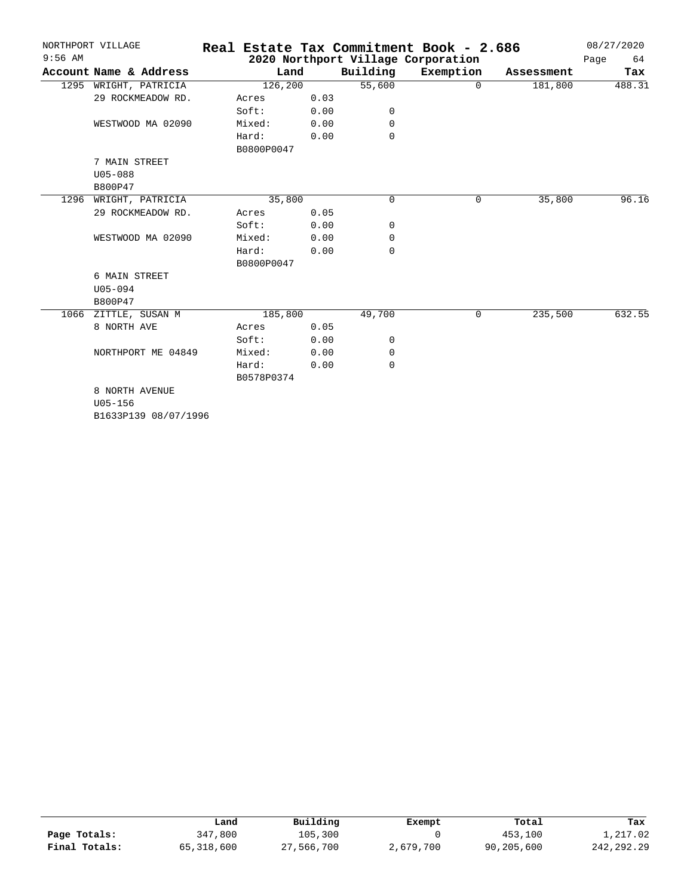NORTHPORT VILLAGE
9:56 AM

# Real Estate Tax Commitment Book - 2.686
## 2020 Northport Village Corporation

08/27/2020

| Account Name & Address | Land | | Building | Exemption | Assessment | Tax |
|---|---|---|---|---|---|---|
| 1295 WRIGHT, PATRICIA | 126,200 | | 55,600 | 0 | 181,800 | 488.31 |
| 29 ROCKMEADOW RD. | Acres | 0.03 | | | | |
| | Soft: | 0.00 | 0 | | | |
| WESTWOOD MA 02090 | Mixed: | 0.00 | 0 | | | |
| | Hard: | 0.00 | 0 | | | |
| | B0800P0047 | | | | | |
| 7 MAIN STREET | | | | | | |
| U05-088 | | | | | | |
| B800P47 | | | | | | |
| 1296 WRIGHT, PATRICIA | 35,800 | | 0 | 0 | 35,800 | 96.16 |
| 29 ROCKMEADOW RD. | Acres | 0.05 | | | | |
| | Soft: | 0.00 | 0 | | | |
| WESTWOOD MA 02090 | Mixed: | 0.00 | 0 | | | |
| | Hard: | 0.00 | 0 | | | |
| | B0800P0047 | | | | | |
| 6 MAIN STREET | | | | | | |
| U05-094 | | | | | | |
| B800P47 | | | | | | |
| 1066 ZITTLE, SUSAN M | 185,800 | | 49,700 | 0 | 235,500 | 632.55 |
| 8 NORTH AVE | Acres | 0.05 | | | | |
| | Soft: | 0.00 | 0 | | | |
| NORTHPORT ME 04849 | Mixed: | 0.00 | 0 | | | |
| | Hard: | 0.00 | 0 | | | |
| | B0578P0374 | | | | | |
| 8 NORTH AVENUE | | | | | | |
| U05-156 | | | | | | |
| B1633P139 08/07/1996 | | | | | | |

| | Land | Building | Exempt | Total | Tax |
|---|---|---|---|---|---|
| Page Totals: | 347,800 | 105,300 | 0 | 453,100 | 1,217.02 |
| Final Totals: | 65,318,600 | 27,566,700 | 2,679,700 | 90,205,600 | 242,292.29 |